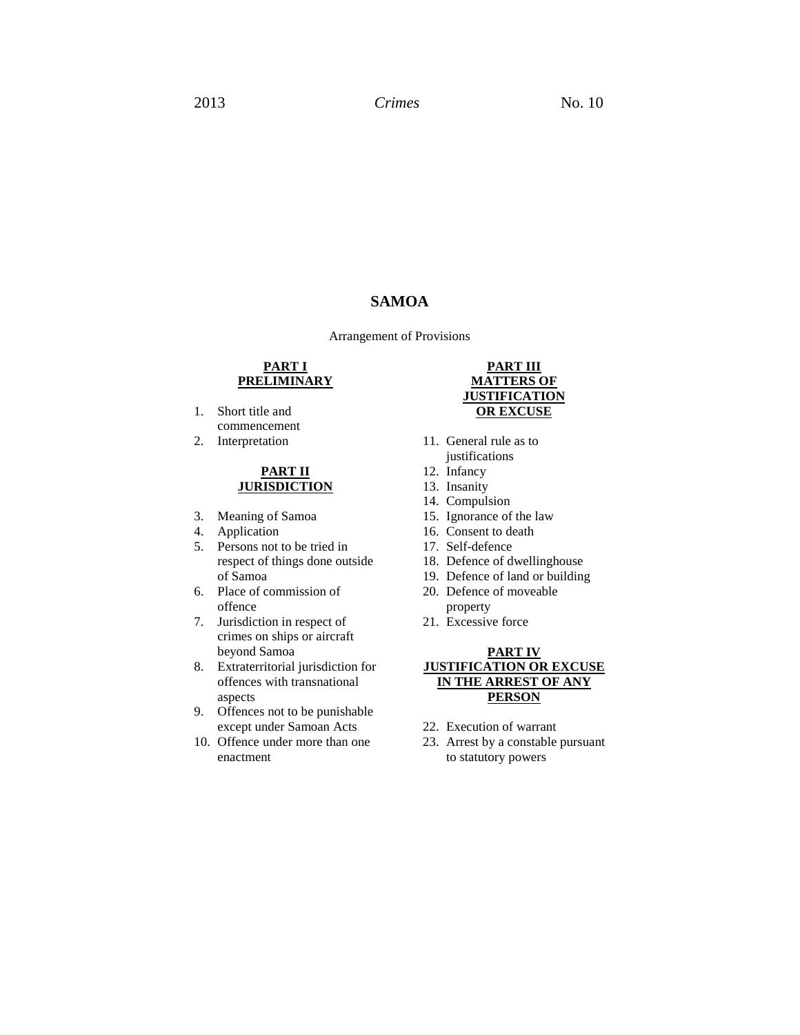2013 *Crimes* No. 10

# SAMOA

Arrangement of Provisions

## PART I
## PRELIMINARY

1. Short title and commencement
2. Interpretation

## PART II
## JURISDICTION

3. Meaning of Samoa
4. Application
5. Persons not to be tried in respect of things done outside of Samoa
6. Place of commission of offence
7. Jurisdiction in respect of crimes on ships or aircraft beyond Samoa
8. Extraterritorial jurisdiction for offences with transnational aspects
9. Offences not to be punishable except under Samoan Acts
10. Offence under more than one enactment

## PART III
## MATTERS OF JUSTIFICATION OR EXCUSE

11. General rule as to justifications
12. Infancy
13. Insanity
14. Compulsion
15. Ignorance of the law
16. Consent to death
17. Self-defence
18. Defence of dwellinghouse
19. Defence of land or building
20. Defence of moveable property
21. Excessive force

## PART IV
## JUSTIFICATION OR EXCUSE IN THE ARREST OF ANY PERSON

22. Execution of warrant
23. Arrest by a constable pursuant to statutory powers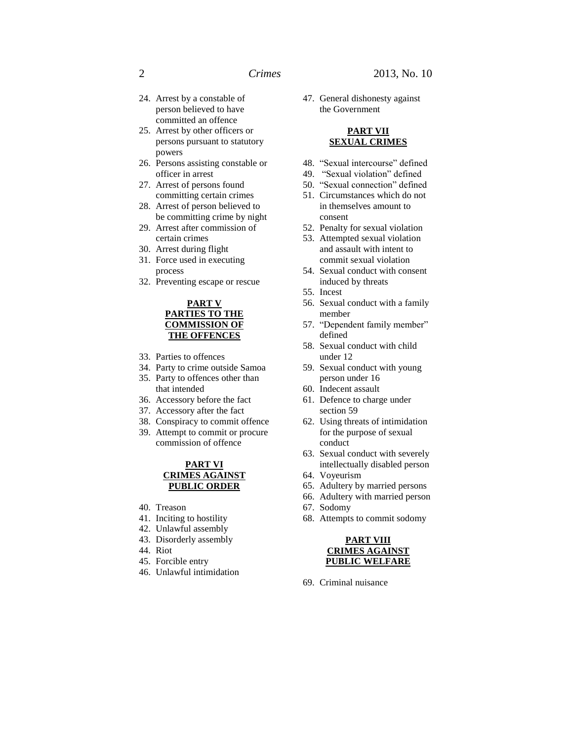24. Arrest by a constable of person believed to have committed an offence
25. Arrest by other officers or persons pursuant to statutory powers
26. Persons assisting constable or officer in arrest
27. Arrest of persons found committing certain crimes
28. Arrest of person believed to be committing crime by night
29. Arrest after commission of certain crimes
30. Arrest during flight
31. Force used in executing process
32. Preventing escape or rescue

**PART V**
**PARTIES TO THE COMMISSION OF THE OFFENCES**

33. Parties to offences
34. Party to crime outside Samoa
35. Party to offences other than that intended
36. Accessory before the fact
37. Accessory after the fact
38. Conspiracy to commit offence
39. Attempt to commit or procure commission of offence

**PART VI**
**CRIMES AGAINST PUBLIC ORDER**

40. Treason
41. Inciting to hostility
42. Unlawful assembly
43. Disorderly assembly
44. Riot
45. Forcible entry
46. Unlawful intimidation
47. General dishonesty against the Government

**PART VII**
**SEXUAL CRIMES**

48. "Sexual intercourse" defined
49. "Sexual violation" defined
50. "Sexual connection" defined
51. Circumstances which do not in themselves amount to consent
52. Penalty for sexual violation
53. Attempted sexual violation and assault with intent to commit sexual violation
54. Sexual conduct with consent induced by threats
55. Incest
56. Sexual conduct with a family member
57. "Dependent family member" defined
58. Sexual conduct with child under 12
59. Sexual conduct with young person under 16
60. Indecent assault
61. Defence to charge under section 59
62. Using threats of intimidation for the purpose of sexual conduct
63. Sexual conduct with severely intellectually disabled person
64. Voyeurism
65. Adultery by married persons
66. Adultery with married person
67. Sodomy
68. Attempts to commit sodomy

**PART VIII**
**CRIMES AGAINST PUBLIC WELFARE**

69. Criminal nuisance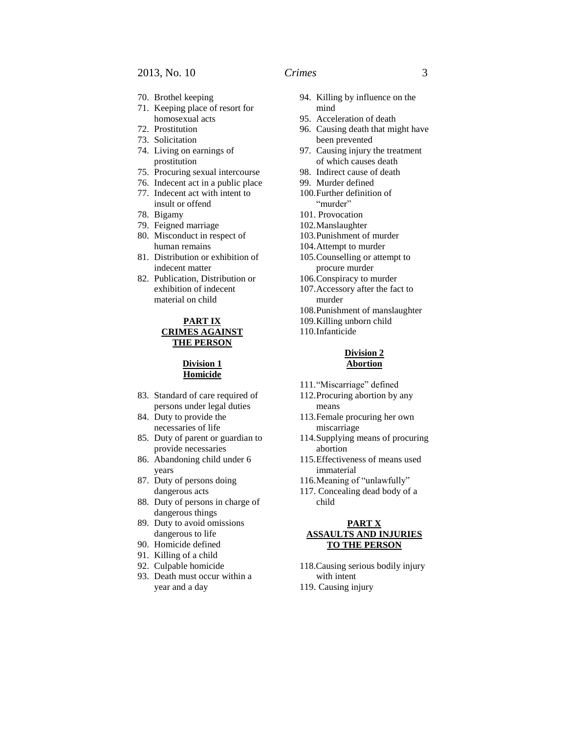70. Brothel keeping
71. Keeping place of resort for homosexual acts
72. Prostitution
73. Solicitation
74. Living on earnings of prostitution
75. Procuring sexual intercourse
76. Indecent act in a public place
77. Indecent act with intent to insult or offend
78. Bigamy
79. Feigned marriage
80. Misconduct in respect of human remains
81. Distribution or exhibition of indecent matter
82. Publication, Distribution or exhibition of indecent material on child

**PART IX**
**CRIMES AGAINST THE PERSON**

**Division 1**
**Homicide**

83. Standard of care required of persons under legal duties
84. Duty to provide the necessaries of life
85. Duty of parent or guardian to provide necessaries
86. Abandoning child under 6 years
87. Duty of persons doing dangerous acts
88. Duty of persons in charge of dangerous things
89. Duty to avoid omissions dangerous to life
90. Homicide defined
91. Killing of a child
92. Culpable homicide
93. Death must occur within a year and a day
94. Killing by influence on the mind
95. Acceleration of death
96. Causing death that might have been prevented
97. Causing injury the treatment of which causes death
98. Indirect cause of death
99. Murder defined
100. Further definition of "murder"
101. Provocation
102. Manslaughter
103. Punishment of murder
104. Attempt to murder
105. Counselling or attempt to procure murder
106. Conspiracy to murder
107. Accessory after the fact to murder
108. Punishment of manslaughter
109. Killing unborn child
110. Infanticide

**Division 2**
**Abortion**

111. "Miscarriage" defined
112. Procuring abortion by any means
113. Female procuring her own miscarriage
114. Supplying means of procuring abortion
115. Effectiveness of means used immaterial
116. Meaning of "unlawfully"
117. Concealing dead body of a child

**PART X**
**ASSAULTS AND INJURIES TO THE PERSON**

118. Causing serious bodily injury with intent
119. Causing injury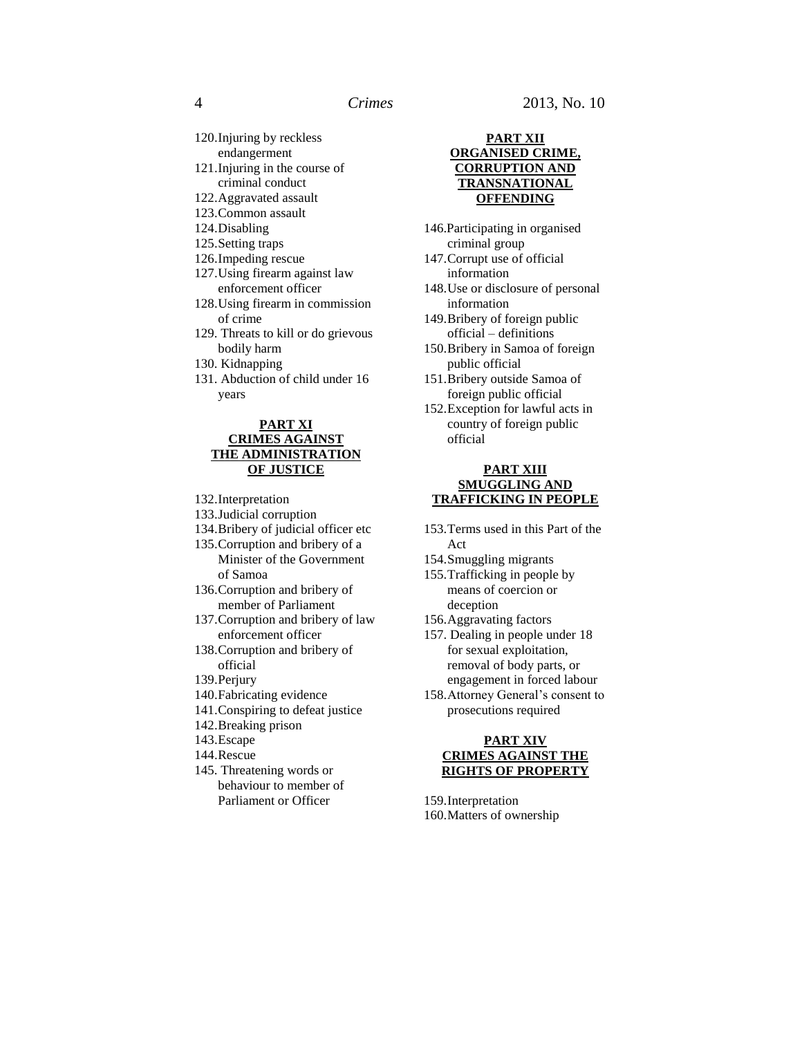120. Injuring by reckless endangerment
121. Injuring in the course of criminal conduct
122. Aggravated assault
123. Common assault
124. Disabling
125. Setting traps
126. Impeding rescue
127. Using firearm against law enforcement officer
128. Using firearm in commission of crime
129. Threats to kill or do grievous bodily harm
130. Kidnapping
131. Abduction of child under 16 years

**PART XI**
**CRIMES AGAINST THE ADMINISTRATION OF JUSTICE**

132. Interpretation
133. Judicial corruption
134. Bribery of judicial officer etc
135. Corruption and bribery of a Minister of the Government of Samoa
136. Corruption and bribery of member of Parliament
137. Corruption and bribery of law enforcement officer
138. Corruption and bribery of official
139. Perjury
140. Fabricating evidence
141. Conspiring to defeat justice
142. Breaking prison
143. Escape
144. Rescue
145. Threatening words or behaviour to member of Parliament or Officer

**PART XII**
**ORGANISED CRIME, CORRUPTION AND TRANSNATIONAL OFFENDING**

146. Participating in organised criminal group
147. Corrupt use of official information
148. Use or disclosure of personal information
149. Bribery of foreign public official – definitions
150. Bribery in Samoa of foreign public official
151. Bribery outside Samoa of foreign public official
152. Exception for lawful acts in country of foreign public official

**PART XIII**
**SMUGGLING AND TRAFFICKING IN PEOPLE**

153. Terms used in this Part of the Act
154. Smuggling migrants
155. Trafficking in people by means of coercion or deception
156. Aggravating factors
157. Dealing in people under 18 for sexual exploitation, removal of body parts, or engagement in forced labour
158. Attorney General's consent to prosecutions required

**PART XIV**
**CRIMES AGAINST THE RIGHTS OF PROPERTY**

159. Interpretation
160. Matters of ownership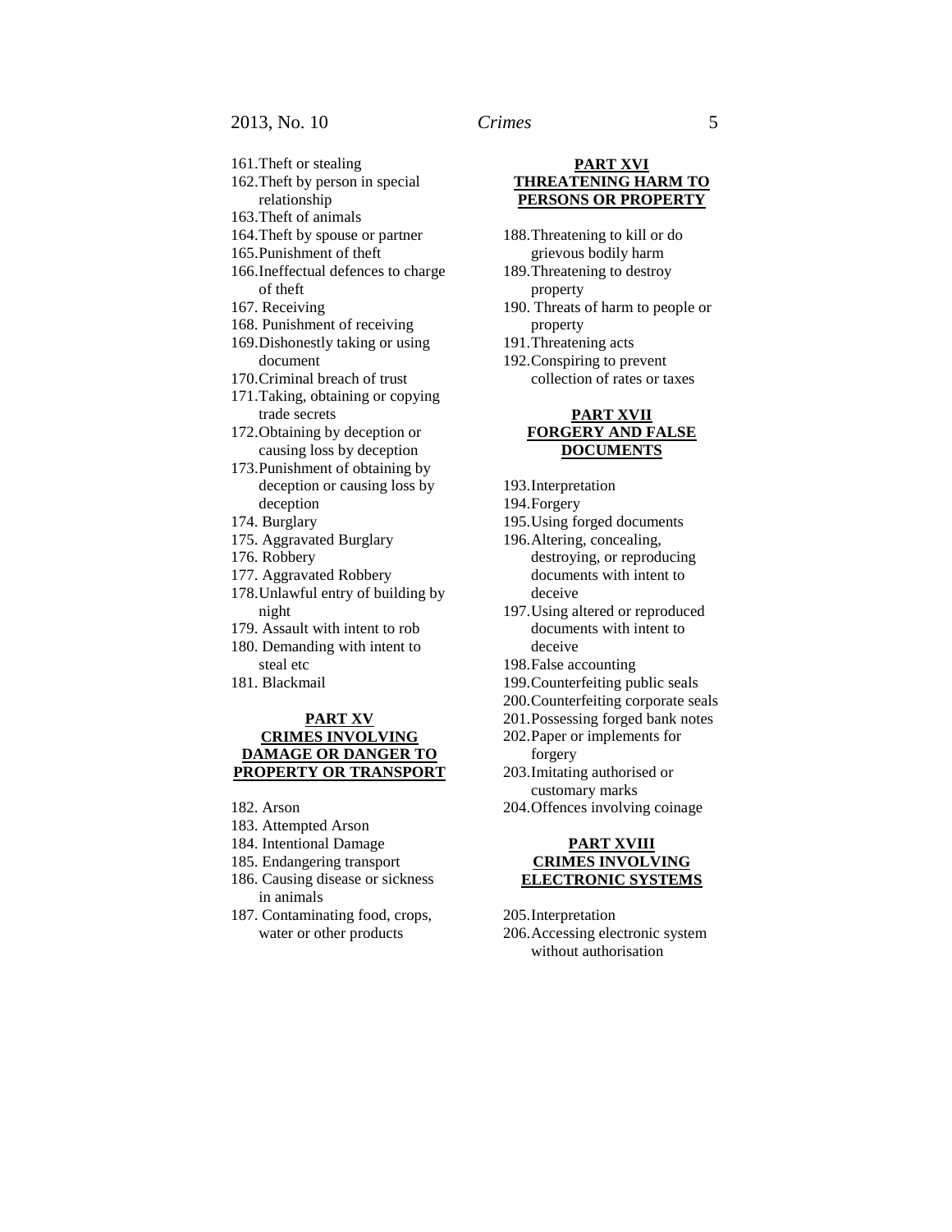161. Theft or stealing
162. Theft by person in special relationship
163. Theft of animals
164. Theft by spouse or partner
165. Punishment of theft
166. Ineffectual defences to charge of theft
167. Receiving
168. Punishment of receiving
169. Dishonestly taking or using document
170. Criminal breach of trust
171. Taking, obtaining or copying trade secrets
172. Obtaining by deception or causing loss by deception
173. Punishment of obtaining by deception or causing loss by deception
174. Burglary
175. Aggravated Burglary
176. Robbery
177. Aggravated Robbery
178. Unlawful entry of building by night
179. Assault with intent to rob
180. Demanding with intent to steal etc
181. Blackmail

## PART XV
## CRIMES INVOLVING DAMAGE OR DANGER TO PROPERTY OR TRANSPORT

182. Arson
183. Attempted Arson
184. Intentional Damage
185. Endangering transport
186. Causing disease or sickness in animals
187. Contaminating food, crops, water or other products

## PART XVI
## THREATENING HARM TO PERSONS OR PROPERTY

188. Threatening to kill or do grievous bodily harm
189. Threatening to destroy property
190. Threats of harm to people or property
191. Threatening acts
192. Conspiring to prevent collection of rates or taxes

## PART XVII
## FORGERY AND FALSE DOCUMENTS

193. Interpretation
194. Forgery
195. Using forged documents
196. Altering, concealing, destroying, or reproducing documents with intent to deceive
197. Using altered or reproduced documents with intent to deceive
198. False accounting
199. Counterfeiting public seals
200. Counterfeiting corporate seals
201. Possessing forged bank notes
202. Paper or implements for forgery
203. Imitating authorised or customary marks
204. Offences involving coinage

## PART XVIII
## CRIMES INVOLVING ELECTRONIC SYSTEMS

205. Interpretation
206. Accessing electronic system without authorisation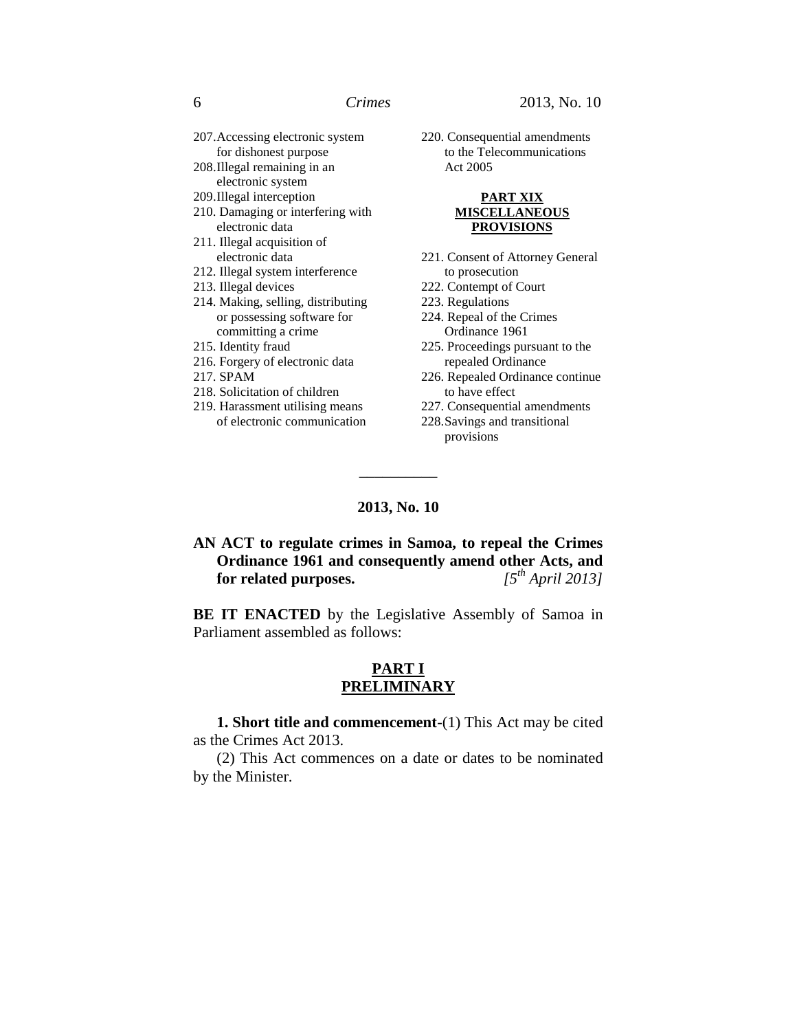207. Accessing electronic system for dishonest purpose
208. Illegal remaining in an electronic system
209. Illegal interception
210. Damaging or interfering with electronic data
211. Illegal acquisition of electronic data
212. Illegal system interference
213. Illegal devices
214. Making, selling, distributing or possessing software for committing a crime
215. Identity fraud
216. Forgery of electronic data
217. SPAM
218. Solicitation of children
219. Harassment utilising means of electronic communication
220. Consequential amendments to the Telecommunications Act 2005

**PART XIX**
**MISCELLANEOUS PROVISIONS**

221. Consent of Attorney General to prosecution
222. Contempt of Court
223. Regulations
224. Repeal of the Crimes Ordinance 1961
225. Proceedings pursuant to the repealed Ordinance
226. Repealed Ordinance continue to have effect
227. Consequential amendments
228. Savings and transitional provisions

---

**2013, No. 10**

**AN ACT to regulate crimes in Samoa, to repeal the Crimes Ordinance 1961 and consequently amend other Acts, and for related purposes.** *[5th April 2013]*

**BE IT ENACTED** by the Legislative Assembly of Samoa in Parliament assembled as follows:

## PART I
## PRELIMINARY

**1. Short title and commencement**-(1) This Act may be cited as the Crimes Act 2013.

(2) This Act commences on a date or dates to be nominated by the Minister.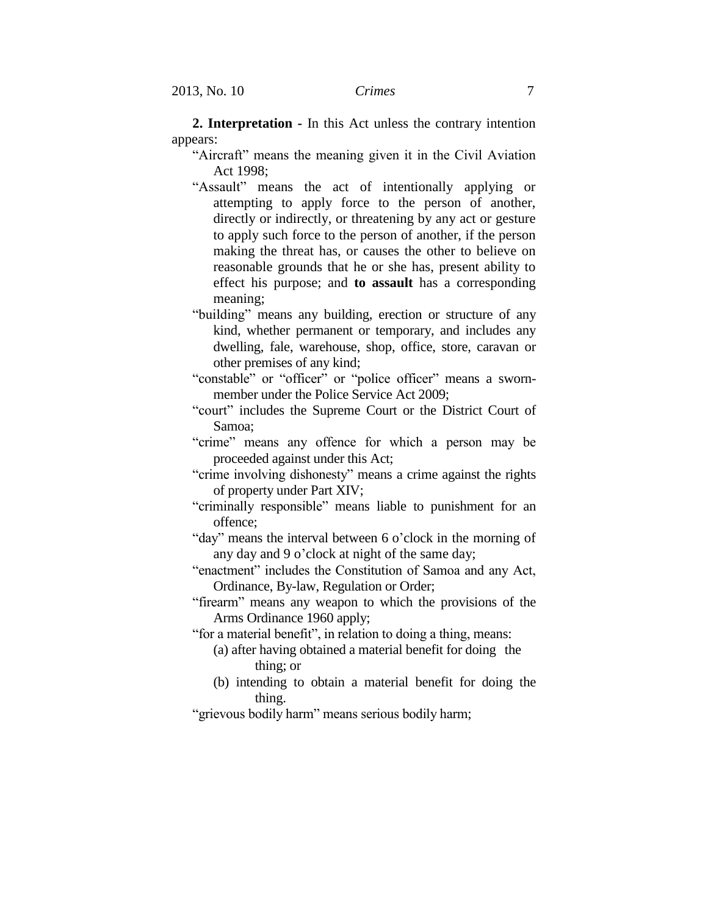**2. Interpretation -** In this Act unless the contrary intention appears:

"Aircraft" means the meaning given it in the Civil Aviation Act 1998;

"Assault" means the act of intentionally applying or attempting to apply force to the person of another, directly or indirectly, or threatening by any act or gesture to apply such force to the person of another, if the person making the threat has, or causes the other to believe on reasonable grounds that he or she has, present ability to effect his purpose; and **to assault** has a corresponding meaning;

"building" means any building, erection or structure of any kind, whether permanent or temporary, and includes any dwelling, fale, warehouse, shop, office, store, caravan or other premises of any kind;

"constable" or "officer" or "police officer" means a sworn-member under the Police Service Act 2009;

"court" includes the Supreme Court or the District Court of Samoa;

"crime" means any offence for which a person may be proceeded against under this Act;

"crime involving dishonesty" means a crime against the rights of property under Part XIV;

"criminally responsible" means liable to punishment for an offence;

"day" means the interval between 6 o'clock in the morning of any day and 9 o'clock at night of the same day;

"enactment" includes the Constitution of Samoa and any Act, Ordinance, By-law, Regulation or Order;

"firearm" means any weapon to which the provisions of the Arms Ordinance 1960 apply;

"for a material benefit", in relation to doing a thing, means:

(a) after having obtained a material benefit for doing the thing; or

(b) intending to obtain a material benefit for doing the thing.

"grievous bodily harm" means serious bodily harm;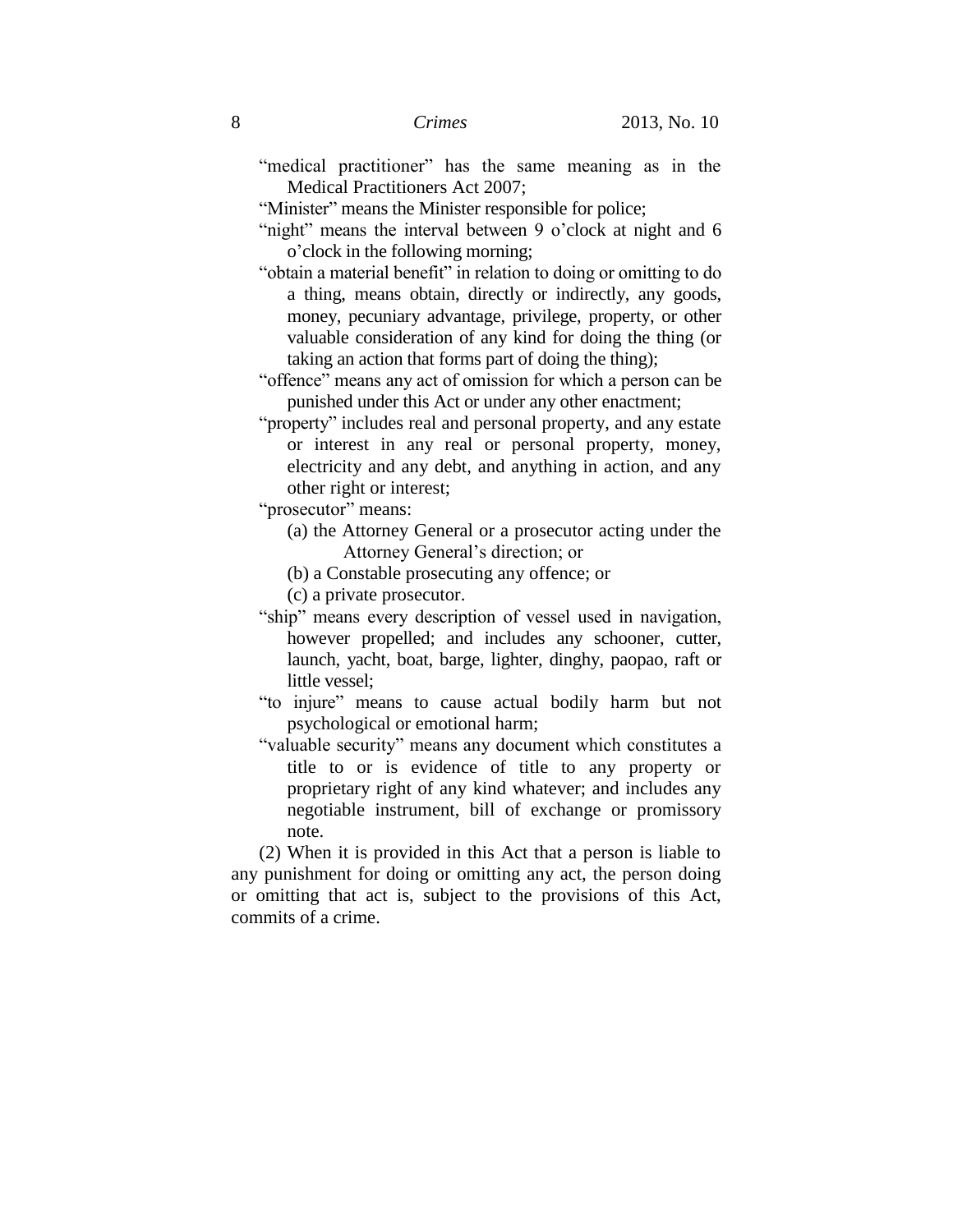"medical practitioner" has the same meaning as in the Medical Practitioners Act 2007;

"Minister" means the Minister responsible for police;

"night" means the interval between 9 o'clock at night and 6 o'clock in the following morning;

"obtain a material benefit" in relation to doing or omitting to do a thing, means obtain, directly or indirectly, any goods, money, pecuniary advantage, privilege, property, or other valuable consideration of any kind for doing the thing (or taking an action that forms part of doing the thing);

"offence" means any act of omission for which a person can be punished under this Act or under any other enactment;

"property" includes real and personal property, and any estate or interest in any real or personal property, money, electricity and any debt, and anything in action, and any other right or interest;

"prosecutor" means:

(a) the Attorney General or a prosecutor acting under the Attorney General's direction; or

(b) a Constable prosecuting any offence; or

(c) a private prosecutor.

"ship" means every description of vessel used in navigation, however propelled; and includes any schooner, cutter, launch, yacht, boat, barge, lighter, dinghy, paopao, raft or little vessel;

"to injure" means to cause actual bodily harm but not psychological or emotional harm;

"valuable security" means any document which constitutes a title to or is evidence of title to any property or proprietary right of any kind whatever; and includes any negotiable instrument, bill of exchange or promissory note.

(2) When it is provided in this Act that a person is liable to any punishment for doing or omitting any act, the person doing or omitting that act is, subject to the provisions of this Act, commits of a crime.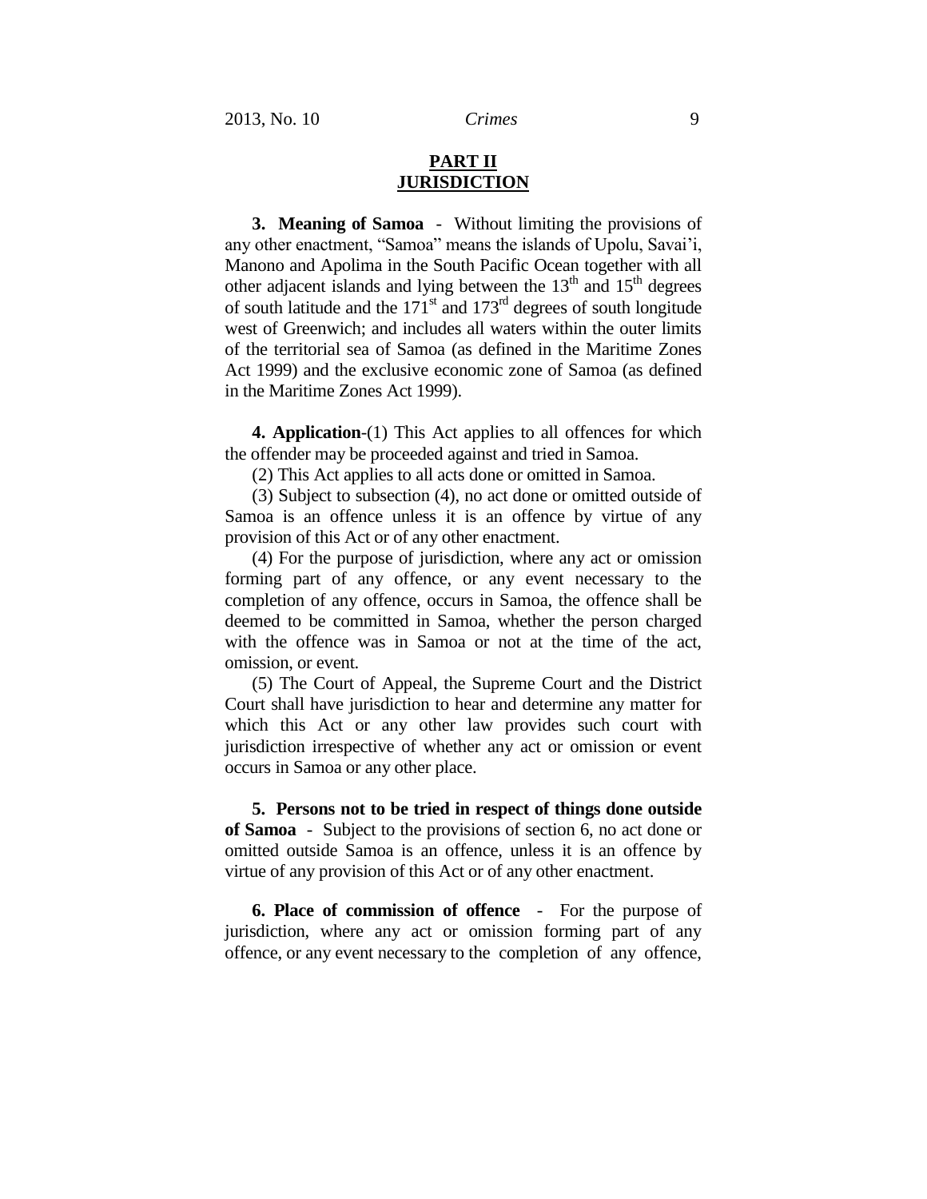## PART II
## JURISDICTION

**3. Meaning of Samoa** - Without limiting the provisions of any other enactment, "Samoa" means the islands of Upolu, Savai'i, Manono and Apolima in the South Pacific Ocean together with all other adjacent islands and lying between the 13th and 15th degrees of south latitude and the 171st and 173rd degrees of south longitude west of Greenwich; and includes all waters within the outer limits of the territorial sea of Samoa (as defined in the Maritime Zones Act 1999) and the exclusive economic zone of Samoa (as defined in the Maritime Zones Act 1999).

**4. Application**-(1) This Act applies to all offences for which the offender may be proceeded against and tried in Samoa.

(2) This Act applies to all acts done or omitted in Samoa.

(3) Subject to subsection (4), no act done or omitted outside of Samoa is an offence unless it is an offence by virtue of any provision of this Act or of any other enactment.

(4) For the purpose of jurisdiction, where any act or omission forming part of any offence, or any event necessary to the completion of any offence, occurs in Samoa, the offence shall be deemed to be committed in Samoa, whether the person charged with the offence was in Samoa or not at the time of the act, omission, or event.

(5) The Court of Appeal, the Supreme Court and the District Court shall have jurisdiction to hear and determine any matter for which this Act or any other law provides such court with jurisdiction irrespective of whether any act or omission or event occurs in Samoa or any other place.

**5. Persons not to be tried in respect of things done outside of Samoa** - Subject to the provisions of section 6, no act done or omitted outside Samoa is an offence, unless it is an offence by virtue of any provision of this Act or of any other enactment.

**6. Place of commission of offence** - For the purpose of jurisdiction, where any act or omission forming part of any offence, or any event necessary to the completion of any offence,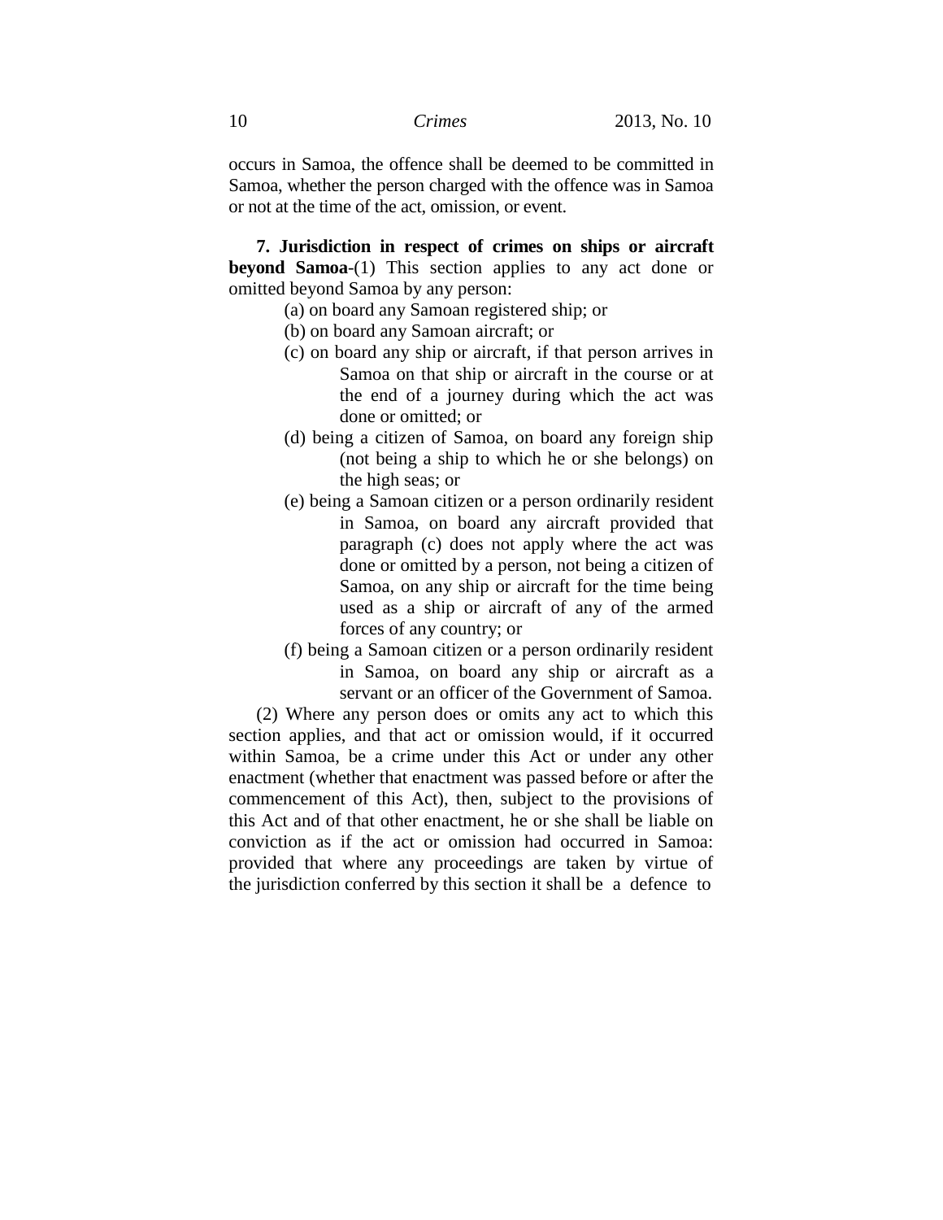occurs in Samoa, the offence shall be deemed to be committed in Samoa, whether the person charged with the offence was in Samoa or not at the time of the act, omission, or event.

**7. Jurisdiction in respect of crimes on ships or aircraft beyond Samoa**-(1) This section applies to any act done or omitted beyond Samoa by any person:

(a) on board any Samoan registered ship; or

(b) on board any Samoan aircraft; or

(c) on board any ship or aircraft, if that person arrives in Samoa on that ship or aircraft in the course or at the end of a journey during which the act was done or omitted; or

(d) being a citizen of Samoa, on board any foreign ship (not being a ship to which he or she belongs) on the high seas; or

(e) being a Samoan citizen or a person ordinarily resident in Samoa, on board any aircraft provided that paragraph (c) does not apply where the act was done or omitted by a person, not being a citizen of Samoa, on any ship or aircraft for the time being used as a ship or aircraft of any of the armed forces of any country; or

(f) being a Samoan citizen or a person ordinarily resident in Samoa, on board any ship or aircraft as a servant or an officer of the Government of Samoa.

(2) Where any person does or omits any act to which this section applies, and that act or omission would, if it occurred within Samoa, be a crime under this Act or under any other enactment (whether that enactment was passed before or after the commencement of this Act), then, subject to the provisions of this Act and of that other enactment, he or she shall be liable on conviction as if the act or omission had occurred in Samoa: provided that where any proceedings are taken by virtue of the jurisdiction conferred by this section it shall be a defence to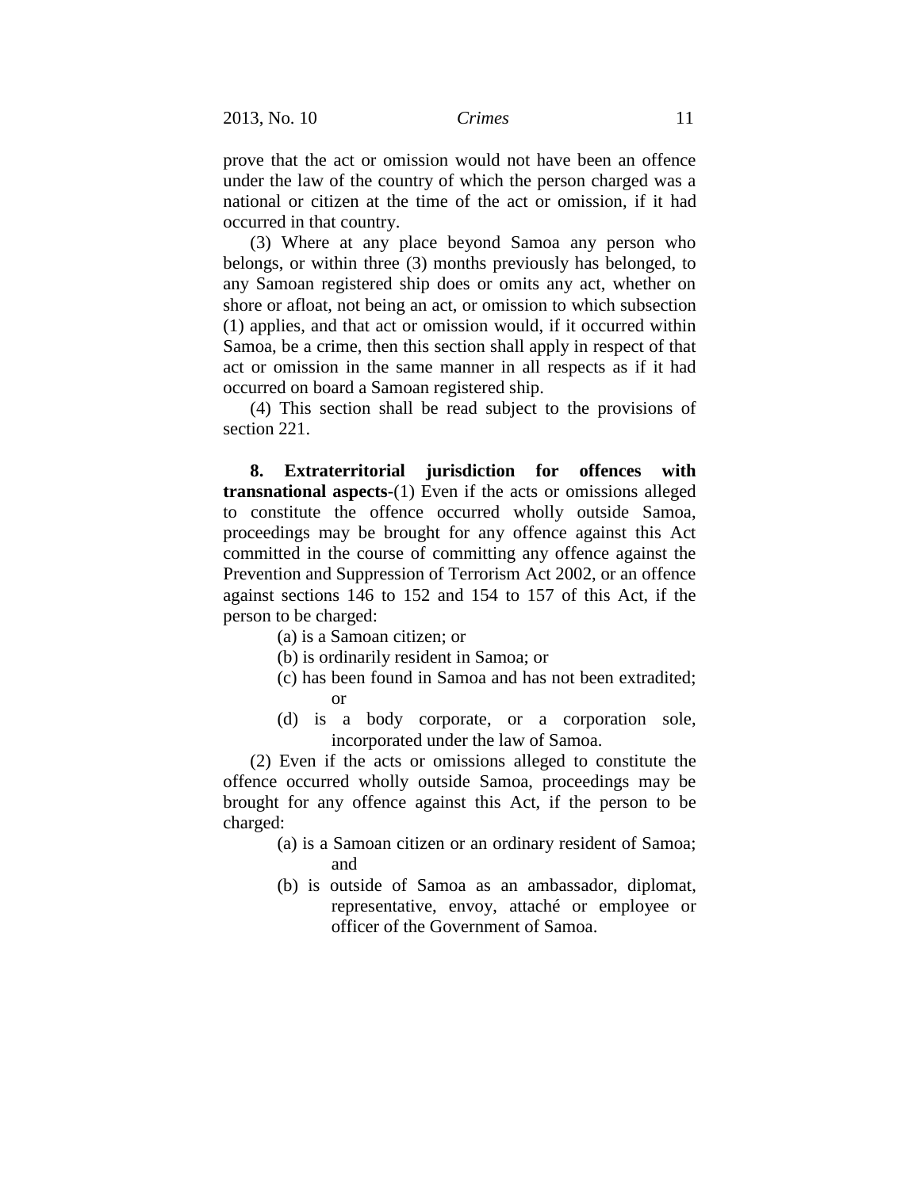prove that the act or omission would not have been an offence under the law of the country of which the person charged was a national or citizen at the time of the act or omission, if it had occurred in that country.

(3) Where at any place beyond Samoa any person who belongs, or within three (3) months previously has belonged, to any Samoan registered ship does or omits any act, whether on shore or afloat, not being an act, or omission to which subsection (1) applies, and that act or omission would, if it occurred within Samoa, be a crime, then this section shall apply in respect of that act or omission in the same manner in all respects as if it had occurred on board a Samoan registered ship.

(4) This section shall be read subject to the provisions of section 221.

**8. Extraterritorial jurisdiction for offences with transnational aspects**-(1) Even if the acts or omissions alleged to constitute the offence occurred wholly outside Samoa, proceedings may be brought for any offence against this Act committed in the course of committing any offence against the Prevention and Suppression of Terrorism Act 2002, or an offence against sections 146 to 152 and 154 to 157 of this Act, if the person to be charged:

(a) is a Samoan citizen; or

(b) is ordinarily resident in Samoa; or

(c) has been found in Samoa and has not been extradited; or

(d) is a body corporate, or a corporation sole, incorporated under the law of Samoa.

(2) Even if the acts or omissions alleged to constitute the offence occurred wholly outside Samoa, proceedings may be brought for any offence against this Act, if the person to be charged:

(a) is a Samoan citizen or an ordinary resident of Samoa; and

(b) is outside of Samoa as an ambassador, diplomat, representative, envoy, attaché or employee or officer of the Government of Samoa.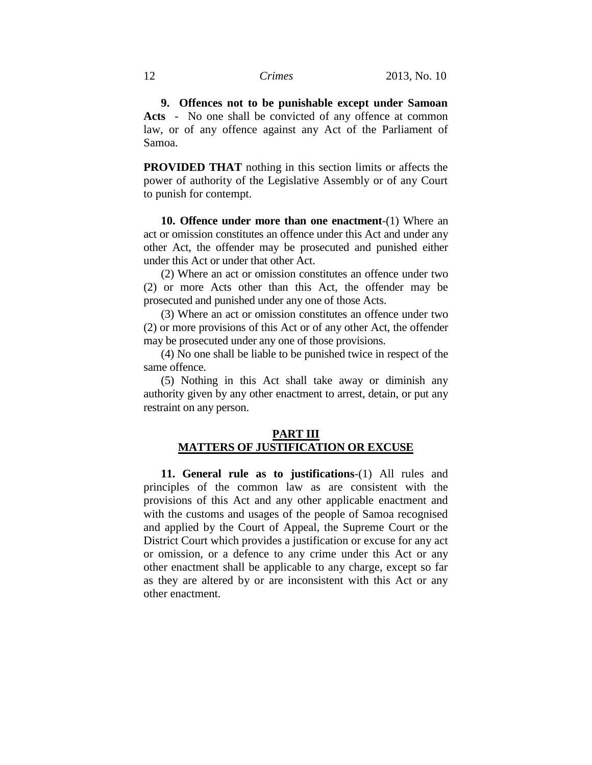**9. Offences not to be punishable except under Samoan Acts** - No one shall be convicted of any offence at common law, or of any offence against any Act of the Parliament of Samoa.

**PROVIDED THAT** nothing in this section limits or affects the power of authority of the Legislative Assembly or of any Court to punish for contempt.

**10. Offence under more than one enactment**-(1) Where an act or omission constitutes an offence under this Act and under any other Act, the offender may be prosecuted and punished either under this Act or under that other Act.

(2) Where an act or omission constitutes an offence under two (2) or more Acts other than this Act, the offender may be prosecuted and punished under any one of those Acts.

(3) Where an act or omission constitutes an offence under two (2) or more provisions of this Act or of any other Act, the offender may be prosecuted under any one of those provisions.

(4) No one shall be liable to be punished twice in respect of the same offence.

(5) Nothing in this Act shall take away or diminish any authority given by any other enactment to arrest, detain, or put any restraint on any person.

## PART III
## MATTERS OF JUSTIFICATION OR EXCUSE

**11. General rule as to justifications**-(1) All rules and principles of the common law as are consistent with the provisions of this Act and any other applicable enactment and with the customs and usages of the people of Samoa recognised and applied by the Court of Appeal, the Supreme Court or the District Court which provides a justification or excuse for any act or omission, or a defence to any crime under this Act or any other enactment shall be applicable to any charge, except so far as they are altered by or are inconsistent with this Act or any other enactment.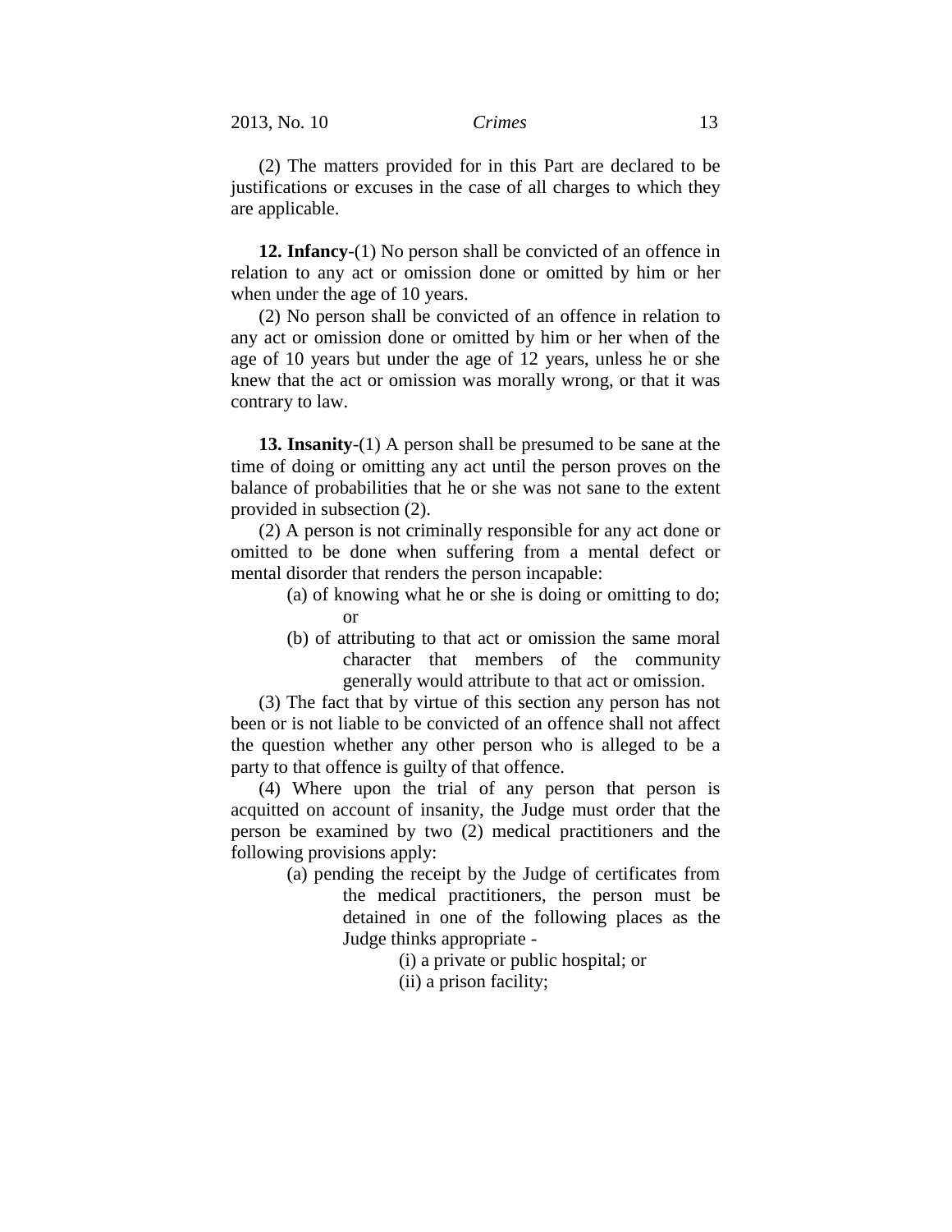(2) The matters provided for in this Part are declared to be justifications or excuses in the case of all charges to which they are applicable.

**12. Infancy**-(1) No person shall be convicted of an offence in relation to any act or omission done or omitted by him or her when under the age of 10 years.

(2) No person shall be convicted of an offence in relation to any act or omission done or omitted by him or her when of the age of 10 years but under the age of 12 years, unless he or she knew that the act or omission was morally wrong, or that it was contrary to law.

**13. Insanity**-(1) A person shall be presumed to be sane at the time of doing or omitting any act until the person proves on the balance of probabilities that he or she was not sane to the extent provided in subsection (2).

(2) A person is not criminally responsible for any act done or omitted to be done when suffering from a mental defect or mental disorder that renders the person incapable:

(a) of knowing what he or she is doing or omitting to do; or

(b) of attributing to that act or omission the same moral character that members of the community generally would attribute to that act or omission.

(3) The fact that by virtue of this section any person has not been or is not liable to be convicted of an offence shall not affect the question whether any other person who is alleged to be a party to that offence is guilty of that offence.

(4) Where upon the trial of any person that person is acquitted on account of insanity, the Judge must order that the person be examined by two (2) medical practitioners and the following provisions apply:

(a) pending the receipt by the Judge of certificates from the medical practitioners, the person must be detained in one of the following places as the Judge thinks appropriate -

(i) a private or public hospital; or

(ii) a prison facility;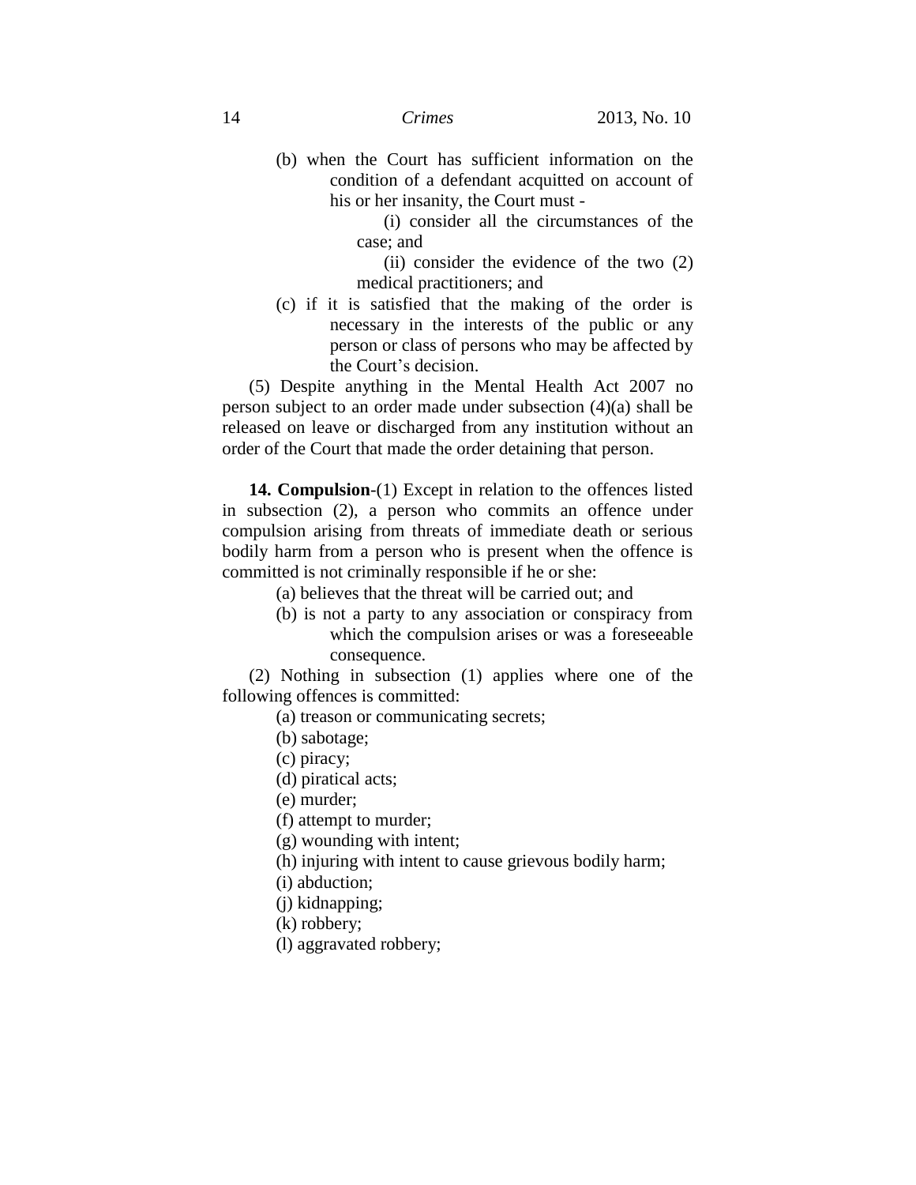(b) when the Court has sufficient information on the condition of a defendant acquitted on account of his or her insanity, the Court must -

(i) consider all the circumstances of the case; and

(ii) consider the evidence of the two (2) medical practitioners; and

(c) if it is satisfied that the making of the order is necessary in the interests of the public or any person or class of persons who may be affected by the Court's decision.

(5) Despite anything in the Mental Health Act 2007 no person subject to an order made under subsection (4)(a) shall be released on leave or discharged from any institution without an order of the Court that made the order detaining that person.

**14. Compulsion**-(1) Except in relation to the offences listed in subsection (2), a person who commits an offence under compulsion arising from threats of immediate death or serious bodily harm from a person who is present when the offence is committed is not criminally responsible if he or she:

(a) believes that the threat will be carried out; and

(b) is not a party to any association or conspiracy from which the compulsion arises or was a foreseeable consequence.

(2) Nothing in subsection (1) applies where one of the following offences is committed:

(a) treason or communicating secrets;

(b) sabotage;

(c) piracy;

(d) piratical acts;

(e) murder;

(f) attempt to murder;

(g) wounding with intent;

(h) injuring with intent to cause grievous bodily harm;

(i) abduction;

(j) kidnapping;

(k) robbery;

(l) aggravated robbery;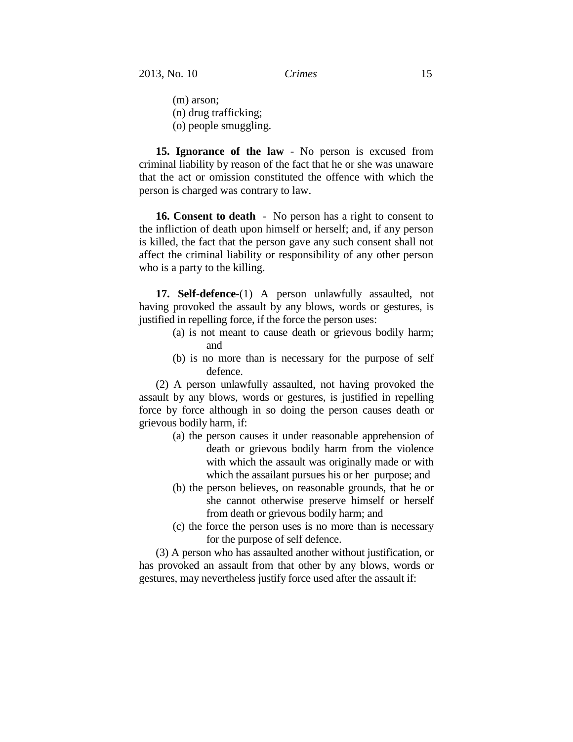(m) arson;
(n) drug trafficking;
(o) people smuggling.

**15. Ignorance of the law** - No person is excused from criminal liability by reason of the fact that he or she was unaware that the act or omission constituted the offence with which the person is charged was contrary to law.

**16. Consent to death** - No person has a right to consent to the infliction of death upon himself or herself; and, if any person is killed, the fact that the person gave any such consent shall not affect the criminal liability or responsibility of any other person who is a party to the killing.

**17. Self-defence**-(1) A person unlawfully assaulted, not having provoked the assault by any blows, words or gestures, is justified in repelling force, if the force the person uses:

(a) is not meant to cause death or grievous bodily harm; and

(b) is no more than is necessary for the purpose of self defence.

(2) A person unlawfully assaulted, not having provoked the assault by any blows, words or gestures, is justified in repelling force by force although in so doing the person causes death or grievous bodily harm, if:

(a) the person causes it under reasonable apprehension of death or grievous bodily harm from the violence with which the assault was originally made or with which the assailant pursues his or her purpose; and

(b) the person believes, on reasonable grounds, that he or she cannot otherwise preserve himself or herself from death or grievous bodily harm; and

(c) the force the person uses is no more than is necessary for the purpose of self defence.

(3) A person who has assaulted another without justification, or has provoked an assault from that other by any blows, words or gestures, may nevertheless justify force used after the assault if: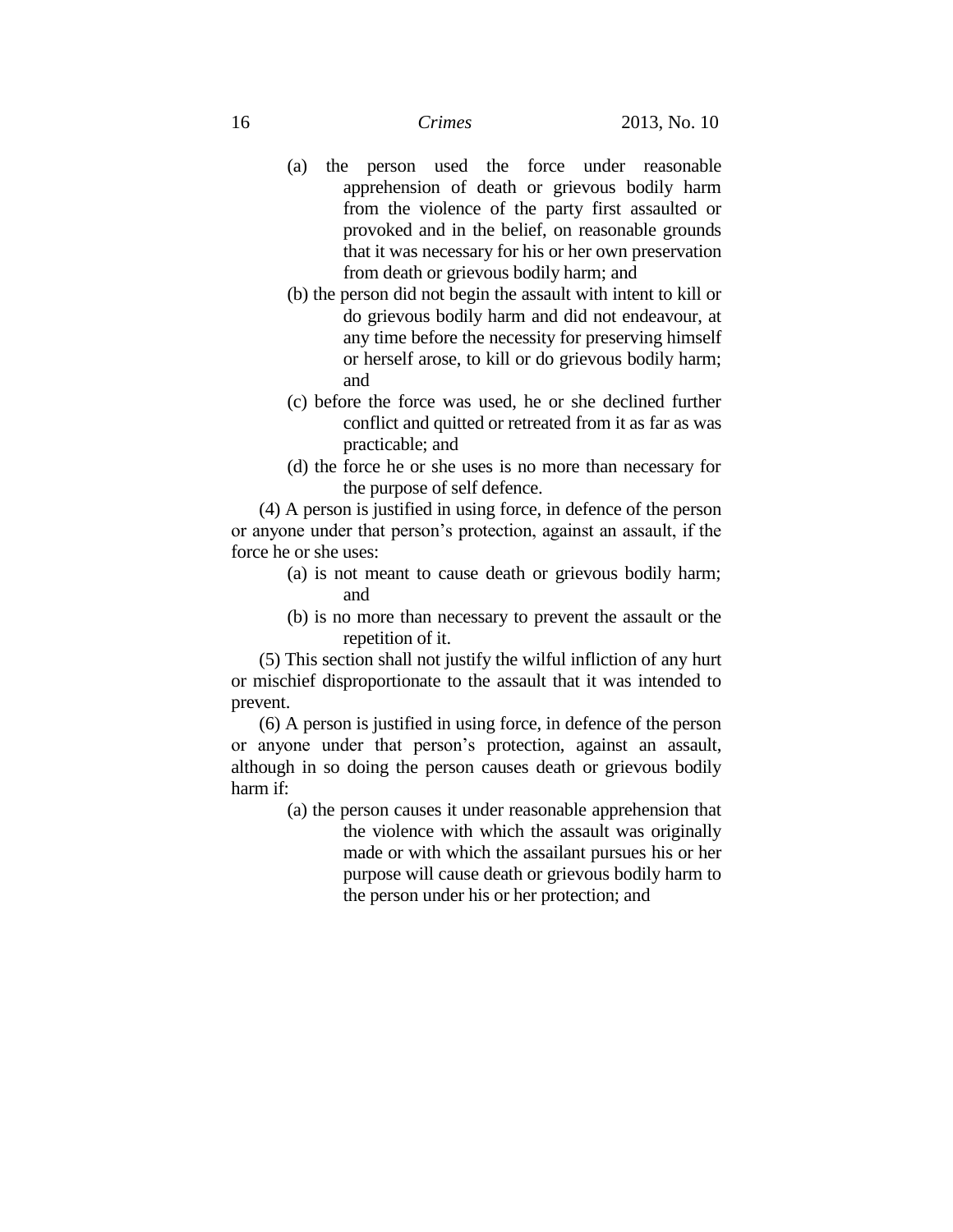(a) the person used the force under reasonable apprehension of death or grievous bodily harm from the violence of the party first assaulted or provoked and in the belief, on reasonable grounds that it was necessary for his or her own preservation from death or grievous bodily harm; and

(b) the person did not begin the assault with intent to kill or do grievous bodily harm and did not endeavour, at any time before the necessity for preserving himself or herself arose, to kill or do grievous bodily harm; and

(c) before the force was used, he or she declined further conflict and quitted or retreated from it as far as was practicable; and

(d) the force he or she uses is no more than necessary for the purpose of self defence.

(4) A person is justified in using force, in defence of the person or anyone under that person's protection, against an assault, if the force he or she uses:

(a) is not meant to cause death or grievous bodily harm; and

(b) is no more than necessary to prevent the assault or the repetition of it.

(5) This section shall not justify the wilful infliction of any hurt or mischief disproportionate to the assault that it was intended to prevent.

(6) A person is justified in using force, in defence of the person or anyone under that person's protection, against an assault, although in so doing the person causes death or grievous bodily harm if:

(a) the person causes it under reasonable apprehension that the violence with which the assault was originally made or with which the assailant pursues his or her purpose will cause death or grievous bodily harm to the person under his or her protection; and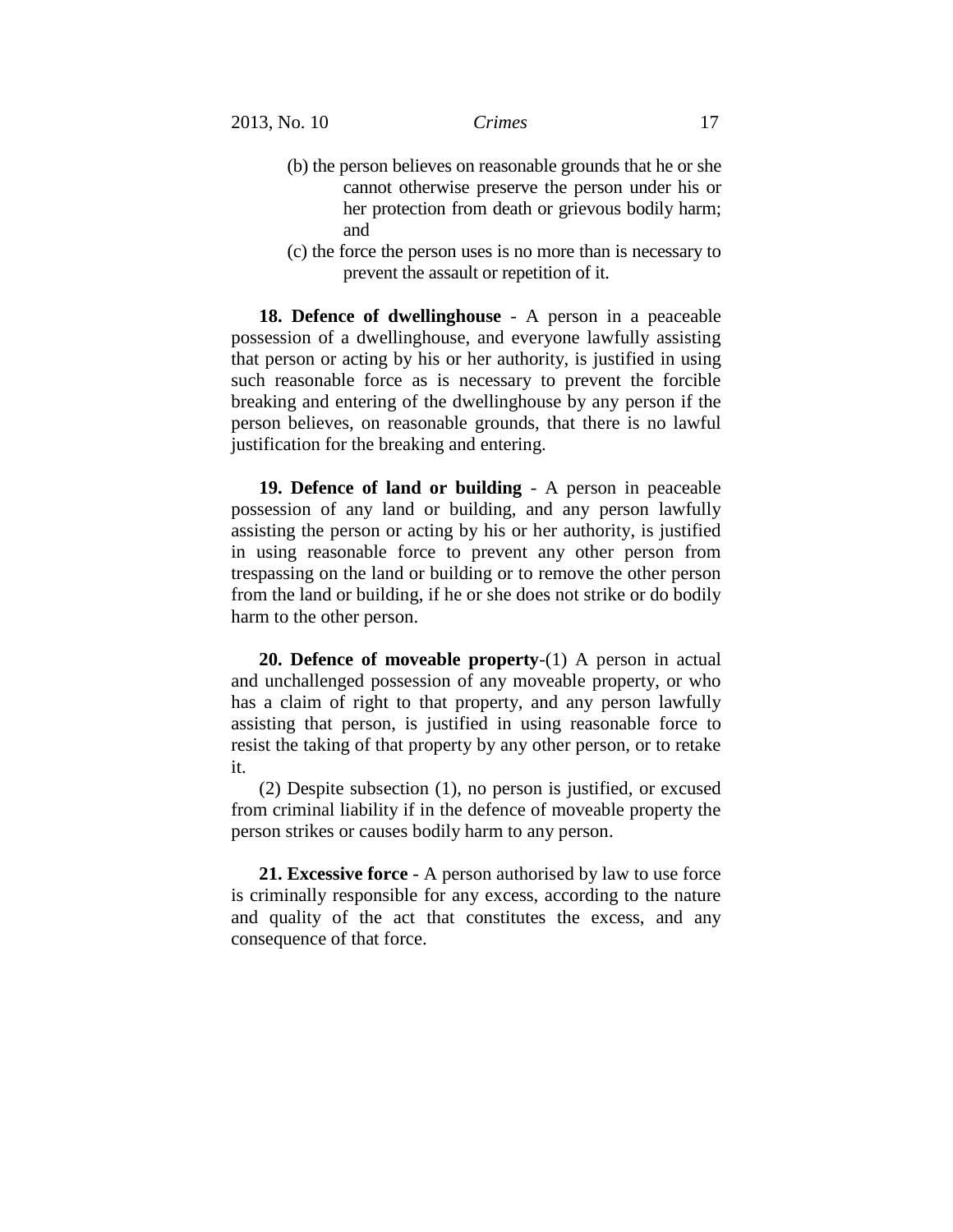(b) the person believes on reasonable grounds that he or she cannot otherwise preserve the person under his or her protection from death or grievous bodily harm; and

(c) the force the person uses is no more than is necessary to prevent the assault or repetition of it.

**18. Defence of dwellinghouse** - A person in a peaceable possession of a dwellinghouse, and everyone lawfully assisting that person or acting by his or her authority, is justified in using such reasonable force as is necessary to prevent the forcible breaking and entering of the dwellinghouse by any person if the person believes, on reasonable grounds, that there is no lawful justification for the breaking and entering.

**19. Defence of land or building** - A person in peaceable possession of any land or building, and any person lawfully assisting the person or acting by his or her authority, is justified in using reasonable force to prevent any other person from trespassing on the land or building or to remove the other person from the land or building, if he or she does not strike or do bodily harm to the other person.

**20. Defence of moveable property**-(1) A person in actual and unchallenged possession of any moveable property, or who has a claim of right to that property, and any person lawfully assisting that person, is justified in using reasonable force to resist the taking of that property by any other person, or to retake it.

(2) Despite subsection (1), no person is justified, or excused from criminal liability if in the defence of moveable property the person strikes or causes bodily harm to any person.

**21. Excessive force** - A person authorised by law to use force is criminally responsible for any excess, according to the nature and quality of the act that constitutes the excess, and any consequence of that force.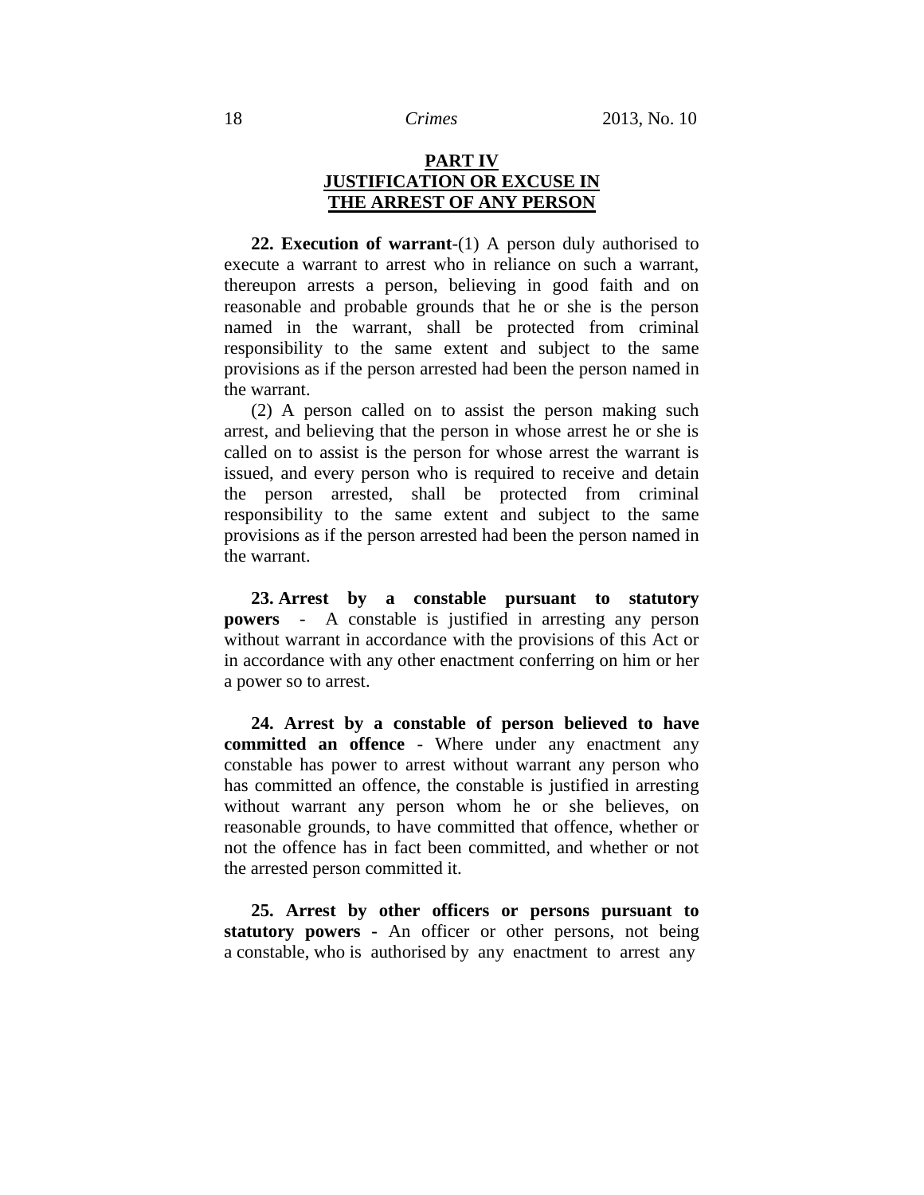## PART IV
## JUSTIFICATION OR EXCUSE IN THE ARREST OF ANY PERSON

**22. Execution of warrant**-(1) A person duly authorised to execute a warrant to arrest who in reliance on such a warrant, thereupon arrests a person, believing in good faith and on reasonable and probable grounds that he or she is the person named in the warrant, shall be protected from criminal responsibility to the same extent and subject to the same provisions as if the person arrested had been the person named in the warrant.

(2) A person called on to assist the person making such arrest, and believing that the person in whose arrest he or she is called on to assist is the person for whose arrest the warrant is issued, and every person who is required to receive and detain the person arrested, shall be protected from criminal responsibility to the same extent and subject to the same provisions as if the person arrested had been the person named in the warrant.

**23. Arrest by a constable pursuant to statutory powers** - A constable is justified in arresting any person without warrant in accordance with the provisions of this Act or in accordance with any other enactment conferring on him or her a power so to arrest.

**24. Arrest by a constable of person believed to have committed an offence** - Where under any enactment any constable has power to arrest without warrant any person who has committed an offence, the constable is justified in arresting without warrant any person whom he or she believes, on reasonable grounds, to have committed that offence, whether or not the offence has in fact been committed, and whether or not the arrested person committed it.

**25. Arrest by other officers or persons pursuant to statutory powers -** An officer or other persons, not being a constable, who is authorised by any enactment to arrest any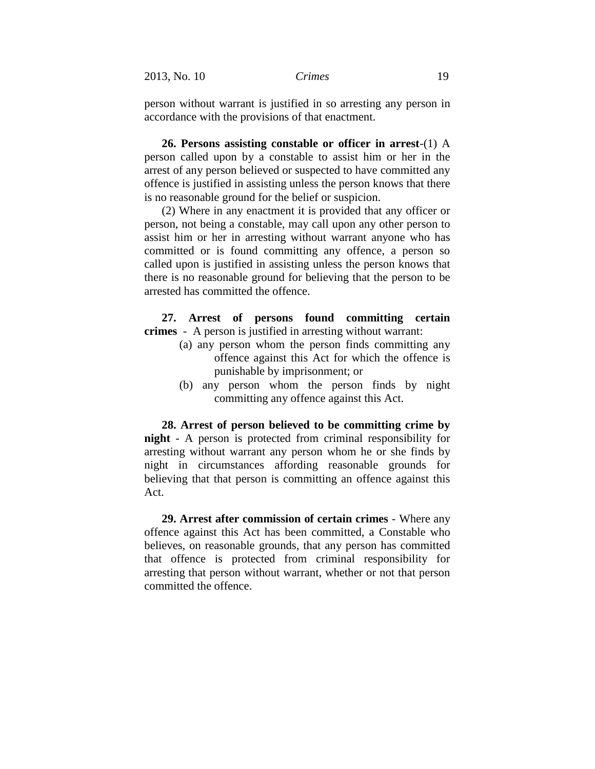person without warrant is justified in so arresting any person in accordance with the provisions of that enactment.

**26. Persons assisting constable or officer in arrest**-(1) A person called upon by a constable to assist him or her in the arrest of any person believed or suspected to have committed any offence is justified in assisting unless the person knows that there is no reasonable ground for the belief or suspicion.

(2) Where in any enactment it is provided that any officer or person, not being a constable, may call upon any other person to assist him or her in arresting without warrant anyone who has committed or is found committing any offence, a person so called upon is justified in assisting unless the person knows that there is no reasonable ground for believing that the person to be arrested has committed the offence.

**27. Arrest of persons found committing certain crimes** - A person is justified in arresting without warrant:

(a) any person whom the person finds committing any offence against this Act for which the offence is punishable by imprisonment; or

(b) any person whom the person finds by night committing any offence against this Act.

**28. Arrest of person believed to be committing crime by night** - A person is protected from criminal responsibility for arresting without warrant any person whom he or she finds by night in circumstances affording reasonable grounds for believing that that person is committing an offence against this Act.

**29. Arrest after commission of certain crimes** - Where any offence against this Act has been committed, a Constable who believes, on reasonable grounds, that any person has committed that offence is protected from criminal responsibility for arresting that person without warrant, whether or not that person committed the offence.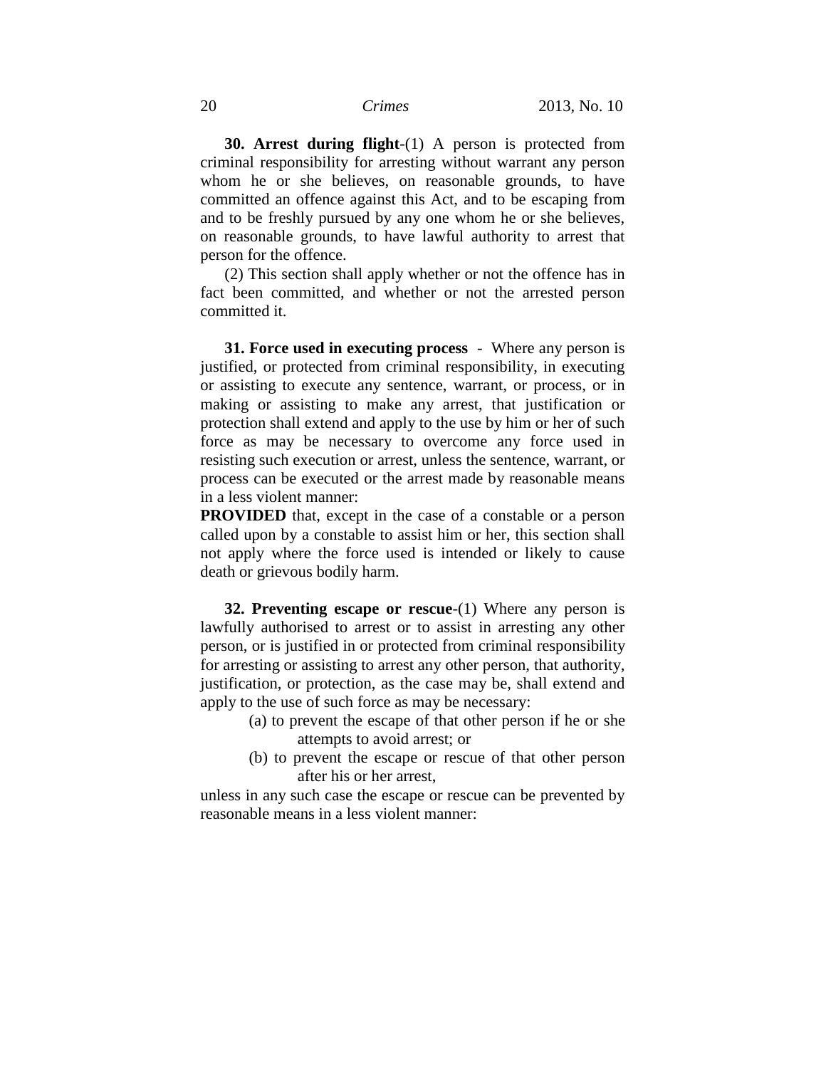**30. Arrest during flight**-(1) A person is protected from criminal responsibility for arresting without warrant any person whom he or she believes, on reasonable grounds, to have committed an offence against this Act, and to be escaping from and to be freshly pursued by any one whom he or she believes, on reasonable grounds, to have lawful authority to arrest that person for the offence.

(2) This section shall apply whether or not the offence has in fact been committed, and whether or not the arrested person committed it.

**31. Force used in executing process** - Where any person is justified, or protected from criminal responsibility, in executing or assisting to execute any sentence, warrant, or process, or in making or assisting to make any arrest, that justification or protection shall extend and apply to the use by him or her of such force as may be necessary to overcome any force used in resisting such execution or arrest, unless the sentence, warrant, or process can be executed or the arrest made by reasonable means in a less violent manner:

**PROVIDED** that, except in the case of a constable or a person called upon by a constable to assist him or her, this section shall not apply where the force used is intended or likely to cause death or grievous bodily harm.

**32. Preventing escape or rescue**-(1) Where any person is lawfully authorised to arrest or to assist in arresting any other person, or is justified in or protected from criminal responsibility for arresting or assisting to arrest any other person, that authority, justification, or protection, as the case may be, shall extend and apply to the use of such force as may be necessary:

(a) to prevent the escape of that other person if he or she attempts to avoid arrest; or

(b) to prevent the escape or rescue of that other person after his or her arrest,

unless in any such case the escape or rescue can be prevented by reasonable means in a less violent manner: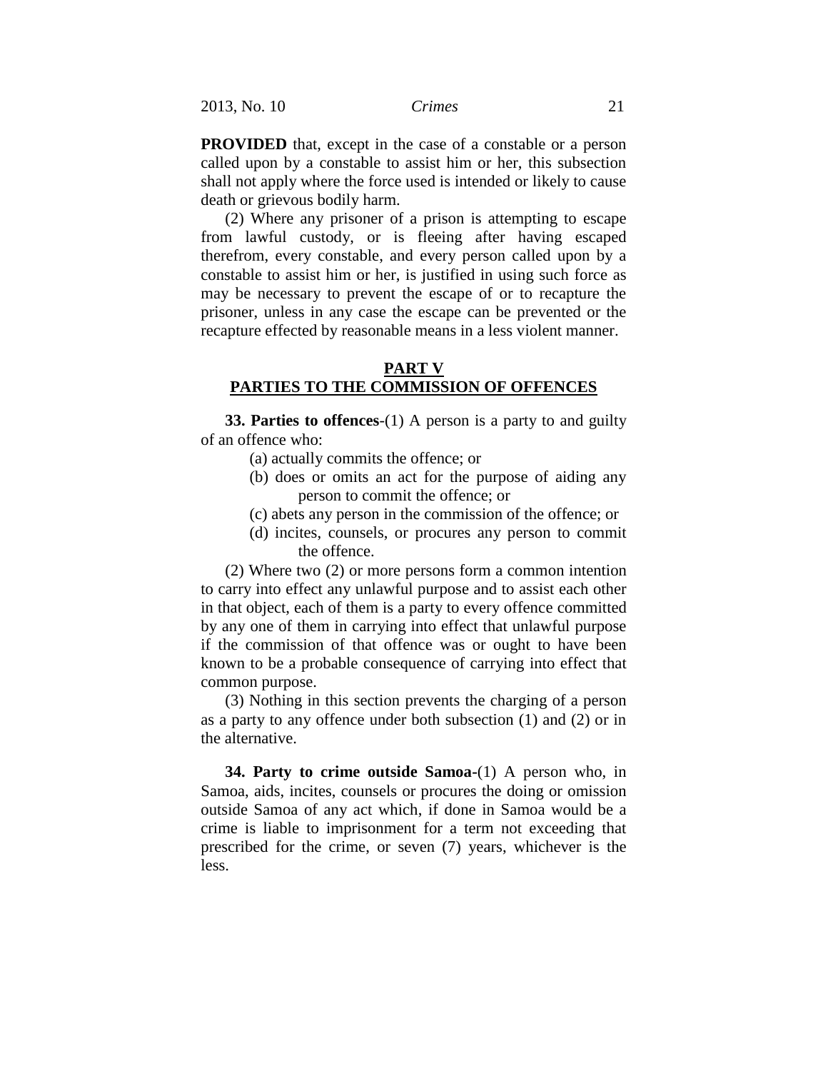**PROVIDED** that, except in the case of a constable or a person called upon by a constable to assist him or her, this subsection shall not apply where the force used is intended or likely to cause death or grievous bodily harm.

(2) Where any prisoner of a prison is attempting to escape from lawful custody, or is fleeing after having escaped therefrom, every constable, and every person called upon by a constable to assist him or her, is justified in using such force as may be necessary to prevent the escape of or to recapture the prisoner, unless in any case the escape can be prevented or the recapture effected by reasonable means in a less violent manner.

## PART V
## PARTIES TO THE COMMISSION OF OFFENCES

**33. Parties to offences**-(1) A person is a party to and guilty of an offence who:

(a) actually commits the offence; or
(b) does or omits an act for the purpose of aiding any person to commit the offence; or
(c) abets any person in the commission of the offence; or
(d) incites, counsels, or procures any person to commit the offence.

(2) Where two (2) or more persons form a common intention to carry into effect any unlawful purpose and to assist each other in that object, each of them is a party to every offence committed by any one of them in carrying into effect that unlawful purpose if the commission of that offence was or ought to have been known to be a probable consequence of carrying into effect that common purpose.

(3) Nothing in this section prevents the charging of a person as a party to any offence under both subsection (1) and (2) or in the alternative.

**34. Party to crime outside Samoa**-(1) A person who, in Samoa, aids, incites, counsels or procures the doing or omission outside Samoa of any act which, if done in Samoa would be a crime is liable to imprisonment for a term not exceeding that prescribed for the crime, or seven (7) years, whichever is the less.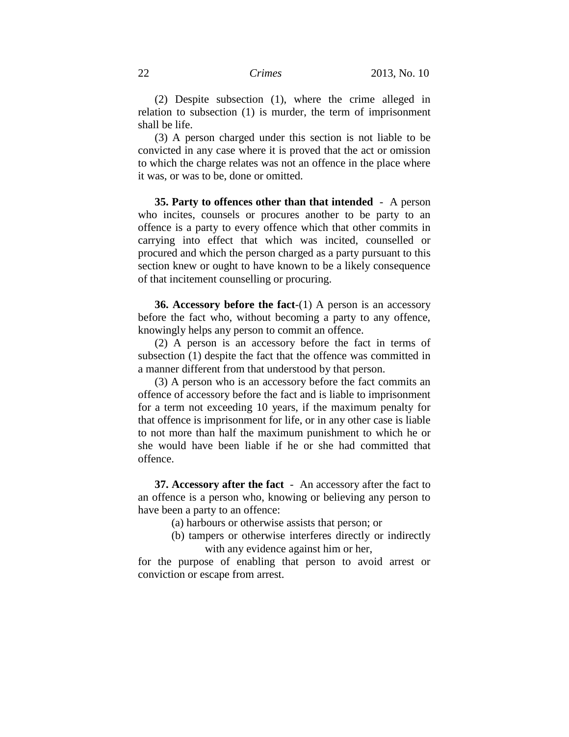(2) Despite subsection (1), where the crime alleged in relation to subsection (1) is murder, the term of imprisonment shall be life.

(3) A person charged under this section is not liable to be convicted in any case where it is proved that the act or omission to which the charge relates was not an offence in the place where it was, or was to be, done or omitted.

**35. Party to offences other than that intended** - A person who incites, counsels or procures another to be party to an offence is a party to every offence which that other commits in carrying into effect that which was incited, counselled or procured and which the person charged as a party pursuant to this section knew or ought to have known to be a likely consequence of that incitement counselling or procuring.

**36. Accessory before the fact**-(1) A person is an accessory before the fact who, without becoming a party to any offence, knowingly helps any person to commit an offence.

(2) A person is an accessory before the fact in terms of subsection (1) despite the fact that the offence was committed in a manner different from that understood by that person.

(3) A person who is an accessory before the fact commits an offence of accessory before the fact and is liable to imprisonment for a term not exceeding 10 years, if the maximum penalty for that offence is imprisonment for life, or in any other case is liable to not more than half the maximum punishment to which he or she would have been liable if he or she had committed that offence.

**37. Accessory after the fact** - An accessory after the fact to an offence is a person who, knowing or believing any person to have been a party to an offence:

(a) harbours or otherwise assists that person; or

(b) tampers or otherwise interferes directly or indirectly with any evidence against him or her,

for the purpose of enabling that person to avoid arrest or conviction or escape from arrest.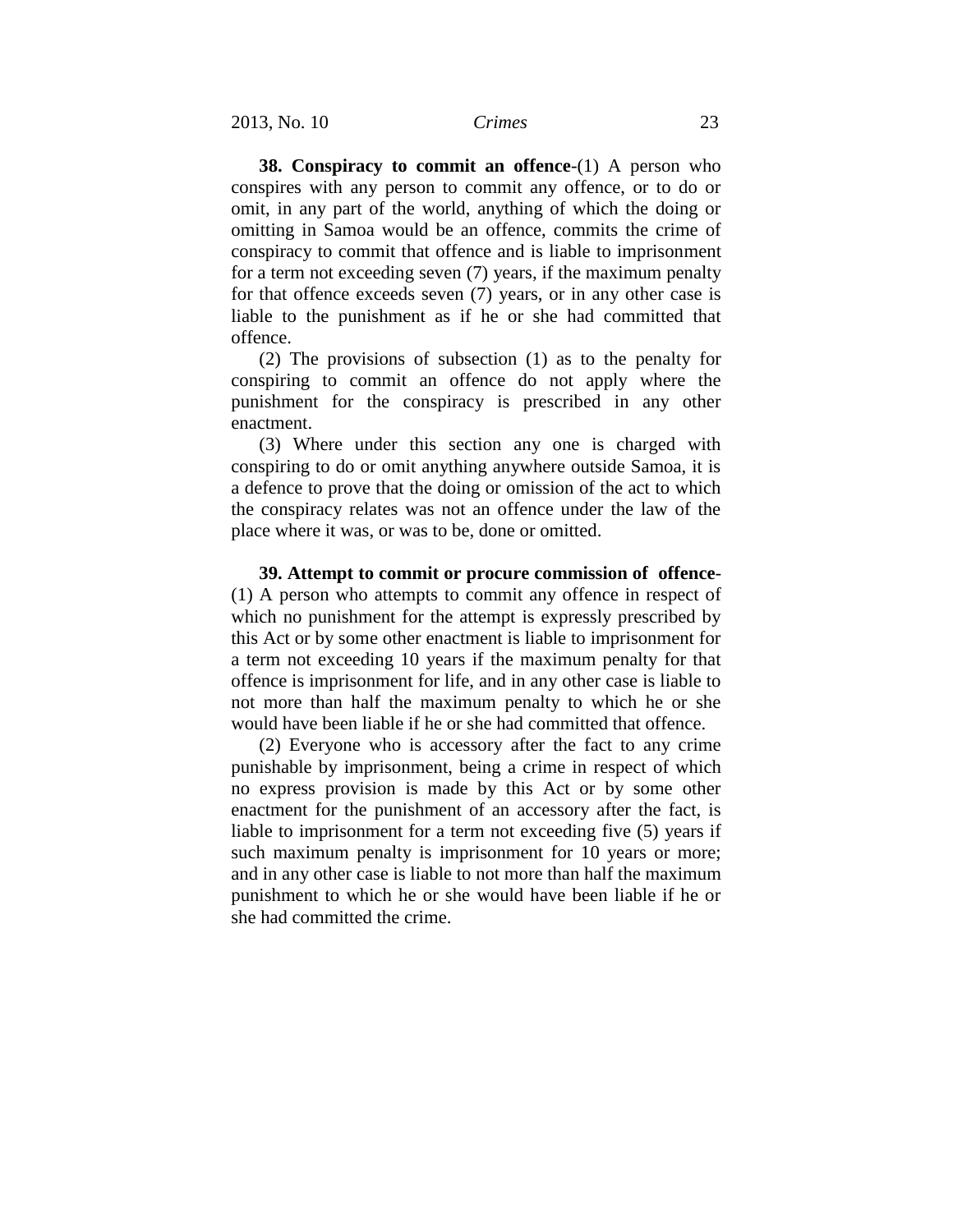**38. Conspiracy to commit an offence**-(1) A person who conspires with any person to commit any offence, or to do or omit, in any part of the world, anything of which the doing or omitting in Samoa would be an offence, commits the crime of conspiracy to commit that offence and is liable to imprisonment for a term not exceeding seven (7) years, if the maximum penalty for that offence exceeds seven (7) years, or in any other case is liable to the punishment as if he or she had committed that offence.

(2) The provisions of subsection (1) as to the penalty for conspiring to commit an offence do not apply where the punishment for the conspiracy is prescribed in any other enactment.

(3) Where under this section any one is charged with conspiring to do or omit anything anywhere outside Samoa, it is a defence to prove that the doing or omission of the act to which the conspiracy relates was not an offence under the law of the place where it was, or was to be, done or omitted.

**39. Attempt to commit or procure commission of offence**-(1) A person who attempts to commit any offence in respect of which no punishment for the attempt is expressly prescribed by this Act or by some other enactment is liable to imprisonment for a term not exceeding 10 years if the maximum penalty for that offence is imprisonment for life, and in any other case is liable to not more than half the maximum penalty to which he or she would have been liable if he or she had committed that offence.

(2) Everyone who is accessory after the fact to any crime punishable by imprisonment, being a crime in respect of which no express provision is made by this Act or by some other enactment for the punishment of an accessory after the fact, is liable to imprisonment for a term not exceeding five (5) years if such maximum penalty is imprisonment for 10 years or more; and in any other case is liable to not more than half the maximum punishment to which he or she would have been liable if he or she had committed the crime.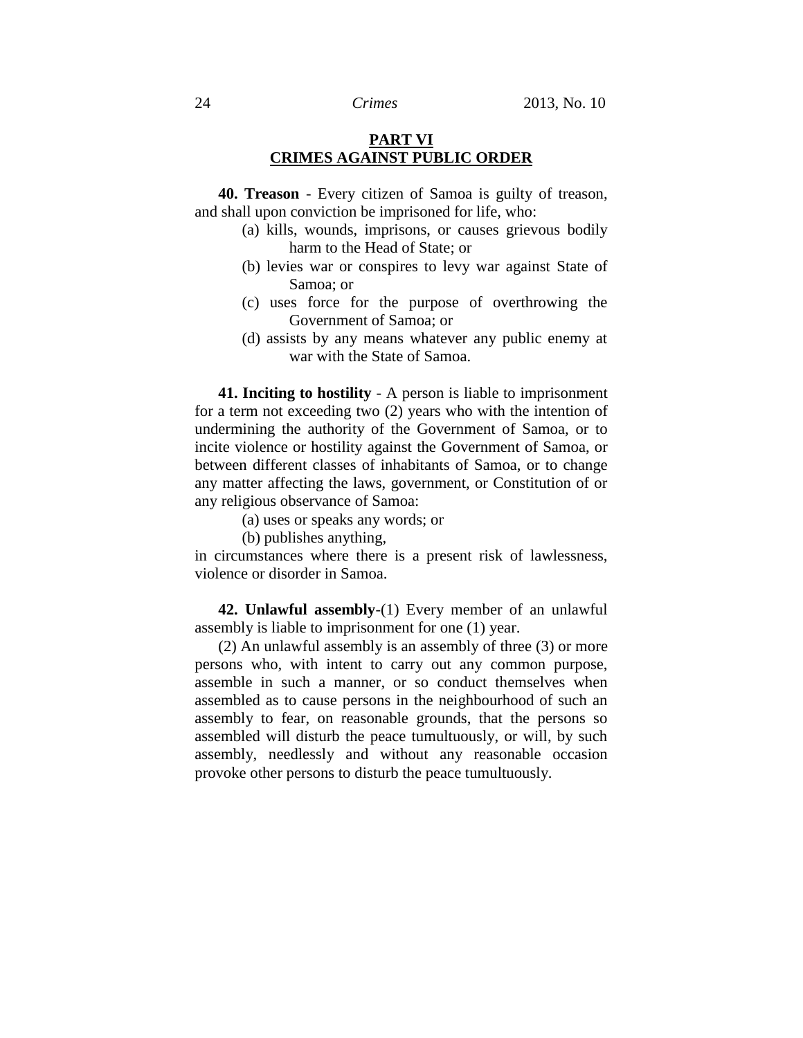## PART VI
## CRIMES AGAINST PUBLIC ORDER

**40. Treason** - Every citizen of Samoa is guilty of treason, and shall upon conviction be imprisoned for life, who:

(a) kills, wounds, imprisons, or causes grievous bodily harm to the Head of State; or

(b) levies war or conspires to levy war against State of Samoa; or

(c) uses force for the purpose of overthrowing the Government of Samoa; or

(d) assists by any means whatever any public enemy at war with the State of Samoa.

**41. Inciting to hostility** - A person is liable to imprisonment for a term not exceeding two (2) years who with the intention of undermining the authority of the Government of Samoa, or to incite violence or hostility against the Government of Samoa, or between different classes of inhabitants of Samoa, or to change any matter affecting the laws, government, or Constitution of or any religious observance of Samoa:

(a) uses or speaks any words; or

(b) publishes anything,

in circumstances where there is a present risk of lawlessness, violence or disorder in Samoa.

**42. Unlawful assembly**-(1) Every member of an unlawful assembly is liable to imprisonment for one (1) year.

(2) An unlawful assembly is an assembly of three (3) or more persons who, with intent to carry out any common purpose, assemble in such a manner, or so conduct themselves when assembled as to cause persons in the neighbourhood of such an assembly to fear, on reasonable grounds, that the persons so assembled will disturb the peace tumultuously, or will, by such assembly, needlessly and without any reasonable occasion provoke other persons to disturb the peace tumultuously.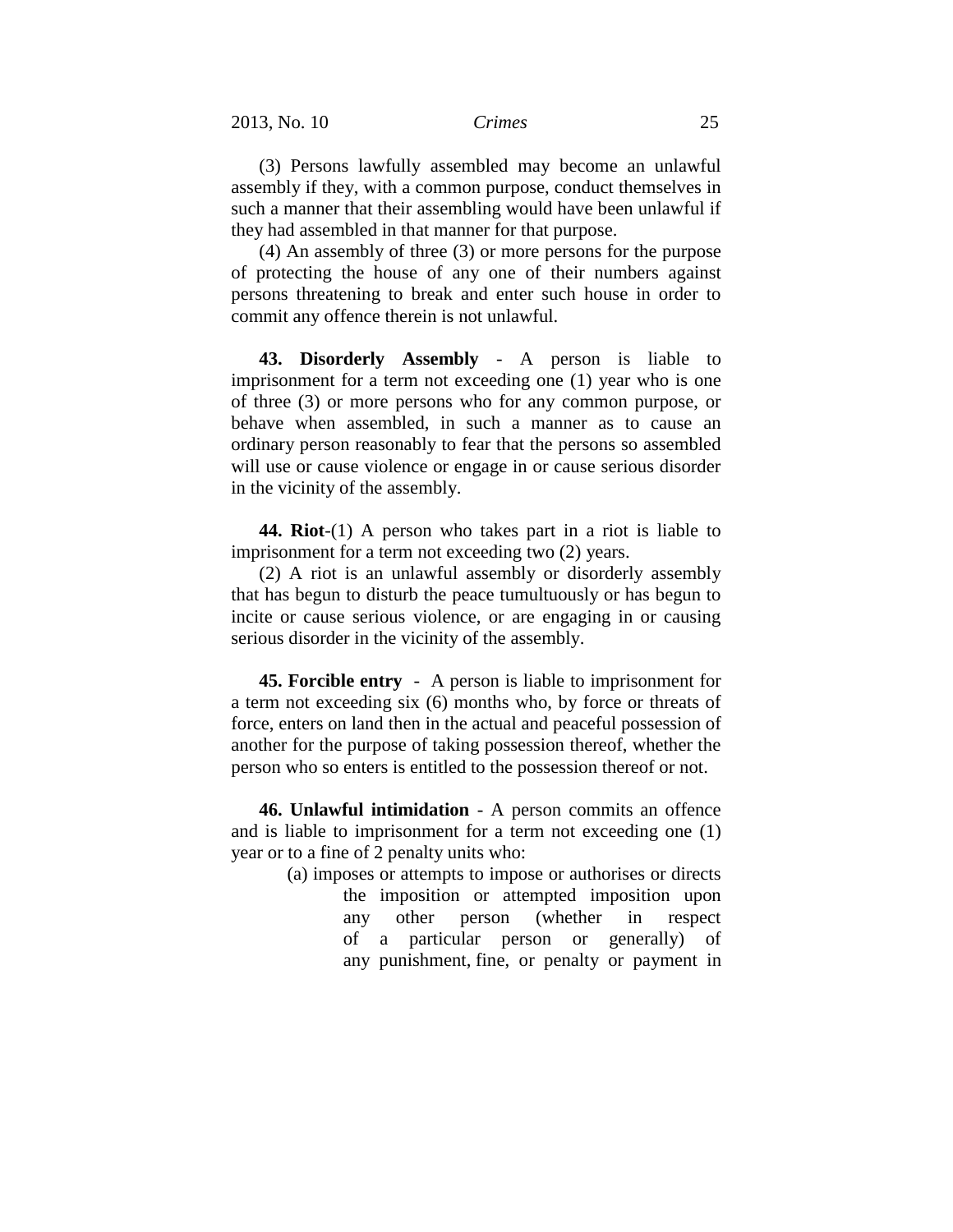(3) Persons lawfully assembled may become an unlawful assembly if they, with a common purpose, conduct themselves in such a manner that their assembling would have been unlawful if they had assembled in that manner for that purpose.

(4) An assembly of three (3) or more persons for the purpose of protecting the house of any one of their numbers against persons threatening to break and enter such house in order to commit any offence therein is not unlawful.

**43. Disorderly Assembly** - A person is liable to imprisonment for a term not exceeding one (1) year who is one of three (3) or more persons who for any common purpose, or behave when assembled, in such a manner as to cause an ordinary person reasonably to fear that the persons so assembled will use or cause violence or engage in or cause serious disorder in the vicinity of the assembly.

**44. Riot**-(1) A person who takes part in a riot is liable to imprisonment for a term not exceeding two (2) years.

(2) A riot is an unlawful assembly or disorderly assembly that has begun to disturb the peace tumultuously or has begun to incite or cause serious violence, or are engaging in or causing serious disorder in the vicinity of the assembly.

**45. Forcible entry** - A person is liable to imprisonment for a term not exceeding six (6) months who, by force or threats of force, enters on land then in the actual and peaceful possession of another for the purpose of taking possession thereof, whether the person who so enters is entitled to the possession thereof or not.

**46. Unlawful intimidation** - A person commits an offence and is liable to imprisonment for a term not exceeding one (1) year or to a fine of 2 penalty units who:

(a) imposes or attempts to impose or authorises or directs the imposition or attempted imposition upon any other person (whether in respect of a particular person or generally) of any punishment, fine, or penalty or payment in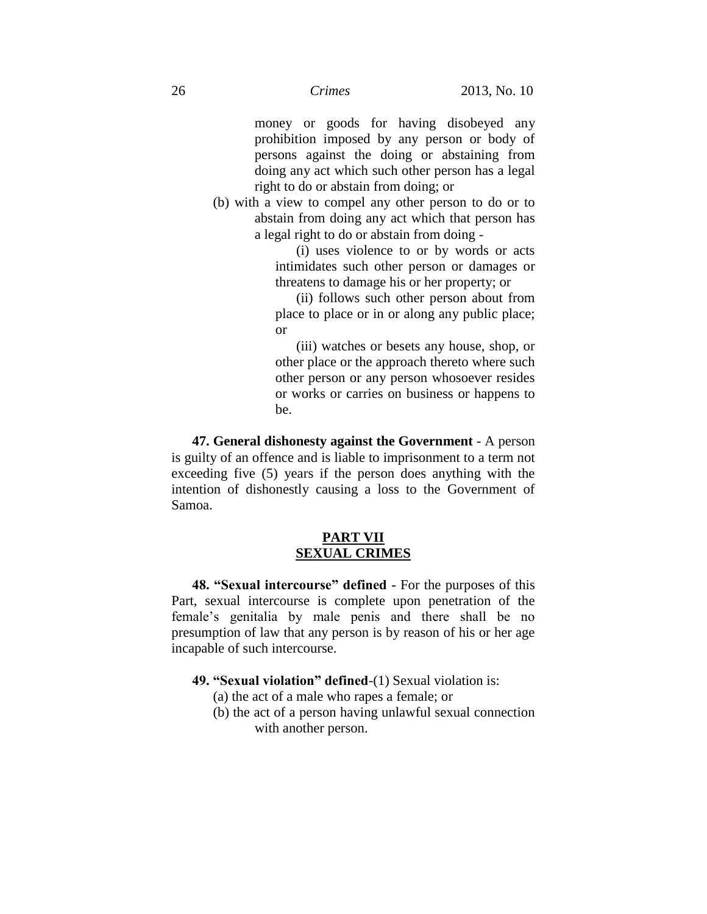money or goods for having disobeyed any prohibition imposed by any person or body of persons against the doing or abstaining from doing any act which such other person has a legal right to do or abstain from doing; or

(b) with a view to compel any other person to do or to abstain from doing any act which that person has a legal right to do or abstain from doing -

(i) uses violence to or by words or acts intimidates such other person or damages or threatens to damage his or her property; or

(ii) follows such other person about from place to place or in or along any public place; or

(iii) watches or besets any house, shop, or other place or the approach thereto where such other person or any person whosoever resides or works or carries on business or happens to be.

**47. General dishonesty against the Government** - A person is guilty of an offence and is liable to imprisonment to a term not exceeding five (5) years if the person does anything with the intention of dishonestly causing a loss to the Government of Samoa.

## PART VII
## SEXUAL CRIMES

**48. "Sexual intercourse" defined -** For the purposes of this Part, sexual intercourse is complete upon penetration of the female's genitalia by male penis and there shall be no presumption of law that any person is by reason of his or her age incapable of such intercourse.

**49. "Sexual violation" defined**-(1) Sexual violation is:

(a) the act of a male who rapes a female; or

(b) the act of a person having unlawful sexual connection with another person.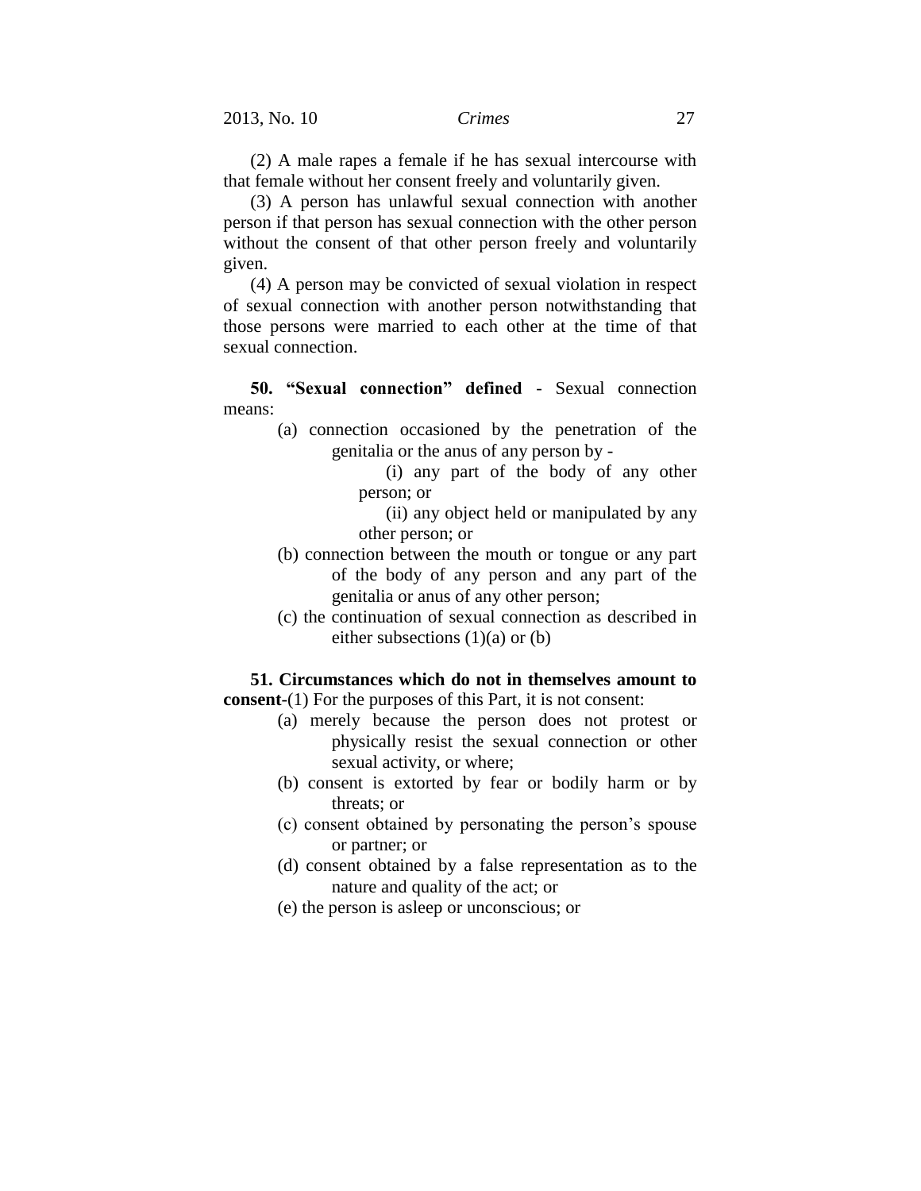(2) A male rapes a female if he has sexual intercourse with that female without her consent freely and voluntarily given.

(3) A person has unlawful sexual connection with another person if that person has sexual connection with the other person without the consent of that other person freely and voluntarily given.

(4) A person may be convicted of sexual violation in respect of sexual connection with another person notwithstanding that those persons were married to each other at the time of that sexual connection.

**50. "Sexual connection" defined** - Sexual connection means:

- (a) connection occasioned by the penetration of the genitalia or the anus of any person by -
  - (i) any part of the body of any other person; or
  - (ii) any object held or manipulated by any other person; or
- (b) connection between the mouth or tongue or any part of the body of any person and any part of the genitalia or anus of any other person;
- (c) the continuation of sexual connection as described in either subsections (1)(a) or (b)

**51. Circumstances which do not in themselves amount to consent**-(1) For the purposes of this Part, it is not consent:

- (a) merely because the person does not protest or physically resist the sexual connection or other sexual activity, or where;
- (b) consent is extorted by fear or bodily harm or by threats; or
- (c) consent obtained by personating the person's spouse or partner; or
- (d) consent obtained by a false representation as to the nature and quality of the act; or
- (e) the person is asleep or unconscious; or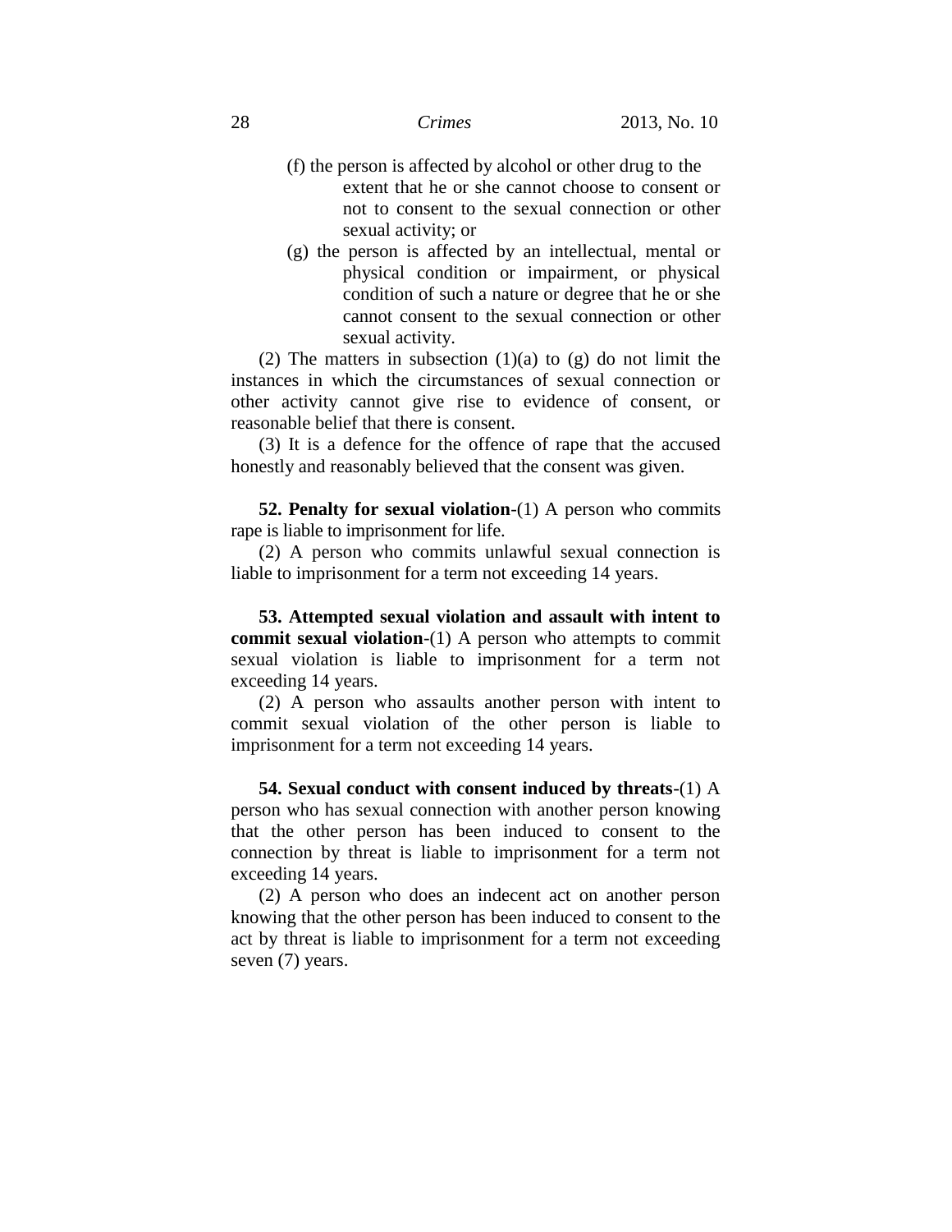(f) the person is affected by alcohol or other drug to the extent that he or she cannot choose to consent or not to consent to the sexual connection or other sexual activity; or

(g) the person is affected by an intellectual, mental or physical condition or impairment, or physical condition of such a nature or degree that he or she cannot consent to the sexual connection or other sexual activity.

(2) The matters in subsection (1)(a) to (g) do not limit the instances in which the circumstances of sexual connection or other activity cannot give rise to evidence of consent, or reasonable belief that there is consent.

(3) It is a defence for the offence of rape that the accused honestly and reasonably believed that the consent was given.

**52. Penalty for sexual violation**-(1) A person who commits rape is liable to imprisonment for life.

(2) A person who commits unlawful sexual connection is liable to imprisonment for a term not exceeding 14 years.

**53. Attempted sexual violation and assault with intent to commit sexual violation**-(1) A person who attempts to commit sexual violation is liable to imprisonment for a term not exceeding 14 years.

(2) A person who assaults another person with intent to commit sexual violation of the other person is liable to imprisonment for a term not exceeding 14 years.

**54. Sexual conduct with consent induced by threats**-(1) A person who has sexual connection with another person knowing that the other person has been induced to consent to the connection by threat is liable to imprisonment for a term not exceeding 14 years.

(2) A person who does an indecent act on another person knowing that the other person has been induced to consent to the act by threat is liable to imprisonment for a term not exceeding seven (7) years.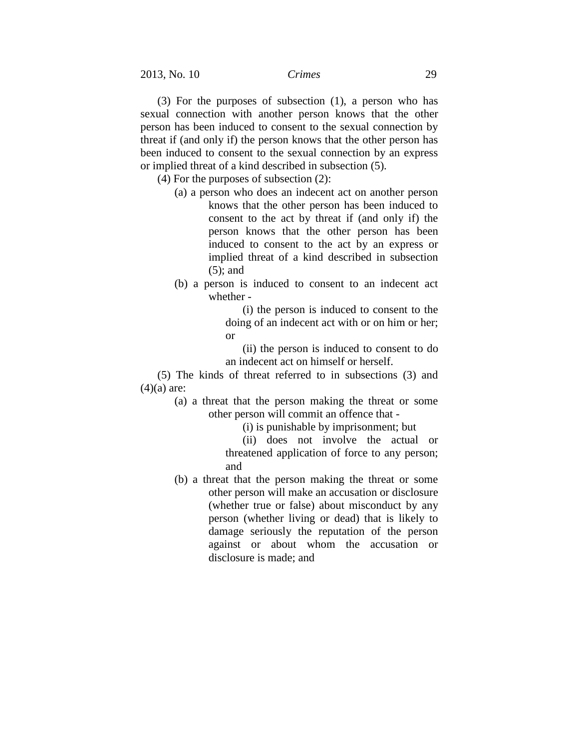(3) For the purposes of subsection (1), a person who has sexual connection with another person knows that the other person has been induced to consent to the sexual connection by threat if (and only if) the person knows that the other person has been induced to consent to the sexual connection by an express or implied threat of a kind described in subsection (5).

(4) For the purposes of subsection (2):

(a) a person who does an indecent act on another person knows that the other person has been induced to consent to the act by threat if (and only if) the person knows that the other person has been induced to consent to the act by an express or implied threat of a kind described in subsection (5); and

(b) a person is induced to consent to an indecent act whether -

(i) the person is induced to consent to the doing of an indecent act with or on him or her; or

(ii) the person is induced to consent to do an indecent act on himself or herself.

(5) The kinds of threat referred to in subsections (3) and (4)(a) are:

(a) a threat that the person making the threat or some other person will commit an offence that -

(i) is punishable by imprisonment; but

(ii) does not involve the actual or threatened application of force to any person; and

(b) a threat that the person making the threat or some other person will make an accusation or disclosure (whether true or false) about misconduct by any person (whether living or dead) that is likely to damage seriously the reputation of the person against or about whom the accusation or disclosure is made; and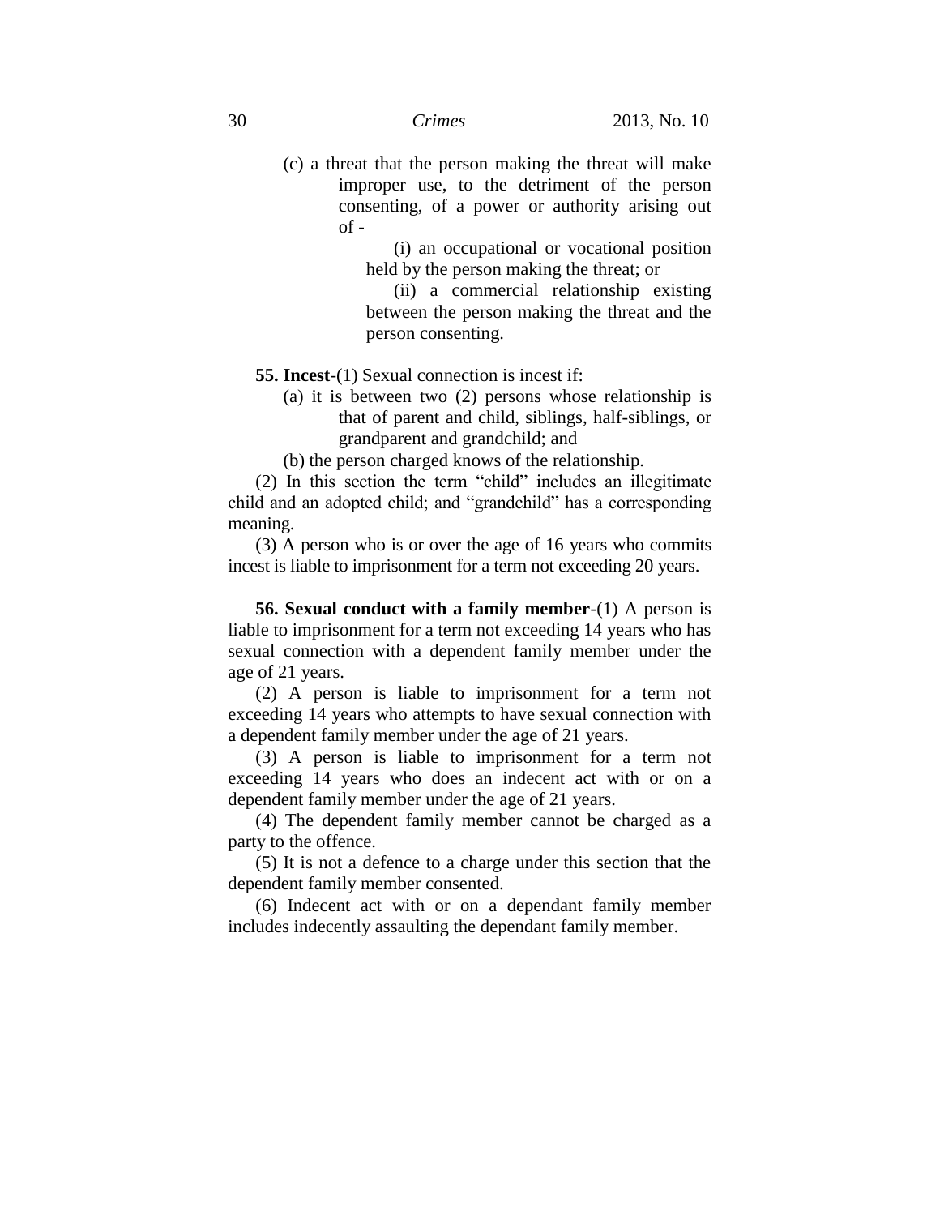(c) a threat that the person making the threat will make improper use, to the detriment of the person consenting, of a power or authority arising out of -

(i) an occupational or vocational position held by the person making the threat; or

(ii) a commercial relationship existing between the person making the threat and the person consenting.

**55. Incest**-(1) Sexual connection is incest if:

(a) it is between two (2) persons whose relationship is that of parent and child, siblings, half-siblings, or grandparent and grandchild; and

(b) the person charged knows of the relationship.

(2) In this section the term "child" includes an illegitimate child and an adopted child; and "grandchild" has a corresponding meaning.

(3) A person who is or over the age of 16 years who commits incest is liable to imprisonment for a term not exceeding 20 years.

**56. Sexual conduct with a family member**-(1) A person is liable to imprisonment for a term not exceeding 14 years who has sexual connection with a dependent family member under the age of 21 years.

(2) A person is liable to imprisonment for a term not exceeding 14 years who attempts to have sexual connection with a dependent family member under the age of 21 years.

(3) A person is liable to imprisonment for a term not exceeding 14 years who does an indecent act with or on a dependent family member under the age of 21 years.

(4) The dependent family member cannot be charged as a party to the offence.

(5) It is not a defence to a charge under this section that the dependent family member consented.

(6) Indecent act with or on a dependant family member includes indecently assaulting the dependant family member.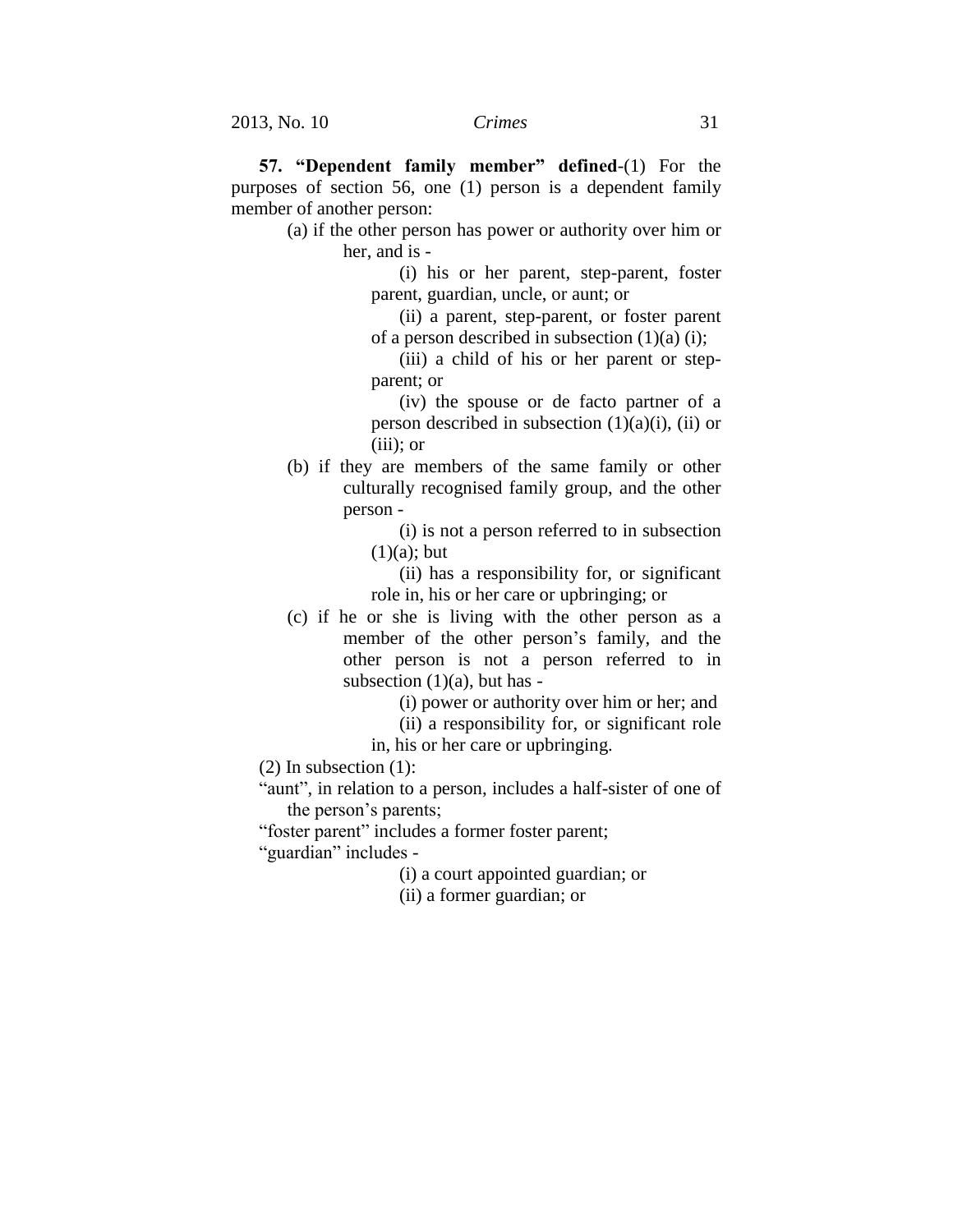**57. "Dependent family member" defined**-(1) For the purposes of section 56, one (1) person is a dependent family member of another person:

(a) if the other person has power or authority over him or her, and is -

(i) his or her parent, step-parent, foster parent, guardian, uncle, or aunt; or

(ii) a parent, step-parent, or foster parent of a person described in subsection (1)(a) (i);

(iii) a child of his or her parent or step-parent; or

(iv) the spouse or de facto partner of a person described in subsection (1)(a)(i), (ii) or (iii); or

(b) if they are members of the same family or other culturally recognised family group, and the other person -

(i) is not a person referred to in subsection (1)(a); but

(ii) has a responsibility for, or significant role in, his or her care or upbringing; or

(c) if he or she is living with the other person as a member of the other person's family, and the other person is not a person referred to in subsection (1)(a), but has -

(i) power or authority over him or her; and

(ii) a responsibility for, or significant role in, his or her care or upbringing.

(2) In subsection (1):

"aunt", in relation to a person, includes a half-sister of one of the person's parents;

"foster parent" includes a former foster parent;

"guardian" includes -

(i) a court appointed guardian; or

(ii) a former guardian; or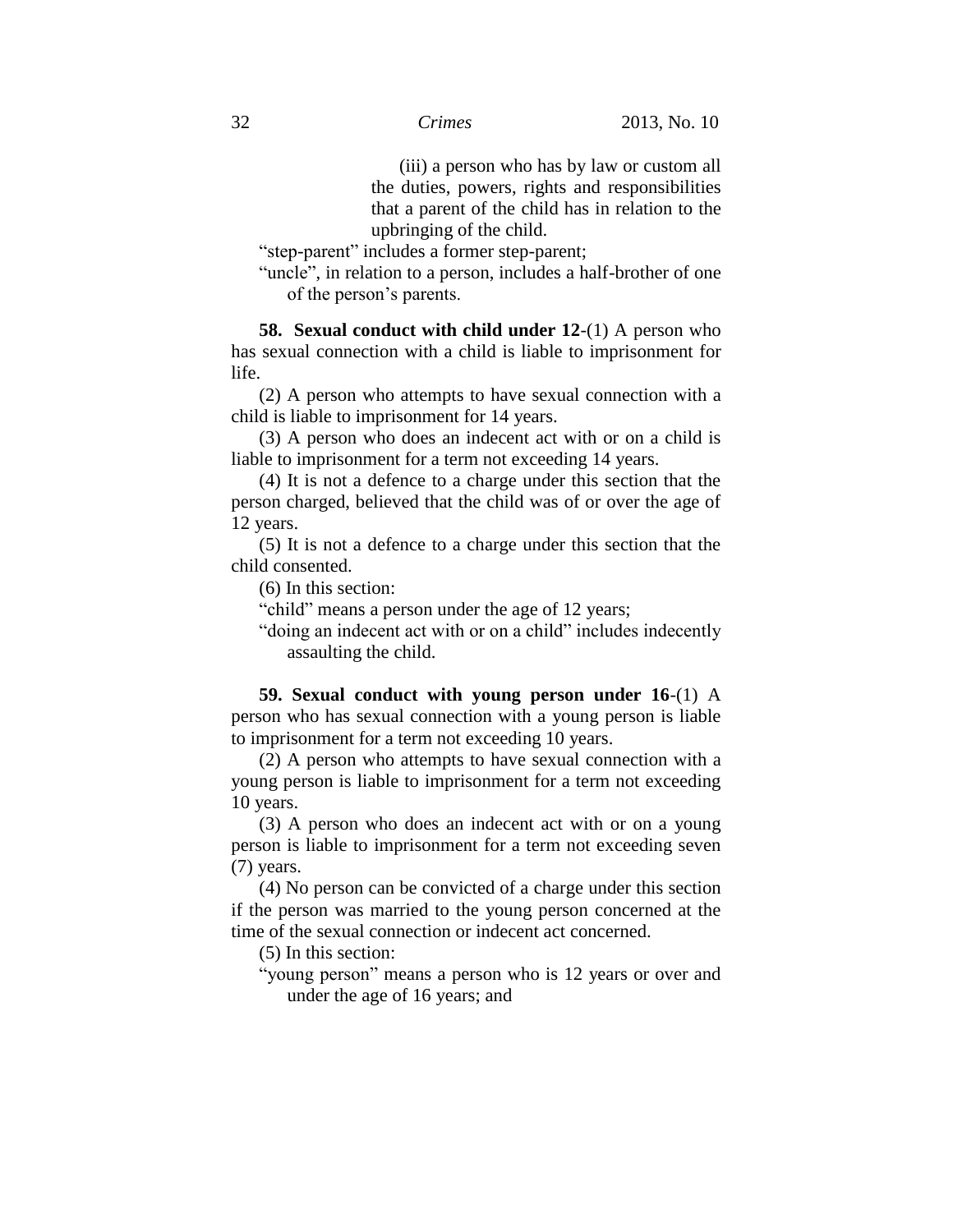(iii) a person who has by law or custom all the duties, powers, rights and responsibilities that a parent of the child has in relation to the upbringing of the child.

"step-parent" includes a former step-parent;

"uncle", in relation to a person, includes a half-brother of one of the person's parents.

**58. Sexual conduct with child under 12**-(1) A person who has sexual connection with a child is liable to imprisonment for life.

(2) A person who attempts to have sexual connection with a child is liable to imprisonment for 14 years.

(3) A person who does an indecent act with or on a child is liable to imprisonment for a term not exceeding 14 years.

(4) It is not a defence to a charge under this section that the person charged, believed that the child was of or over the age of 12 years.

(5) It is not a defence to a charge under this section that the child consented.

(6) In this section:

"child" means a person under the age of 12 years;

"doing an indecent act with or on a child" includes indecently assaulting the child.

**59. Sexual conduct with young person under 16**-(1) A person who has sexual connection with a young person is liable to imprisonment for a term not exceeding 10 years.

(2) A person who attempts to have sexual connection with a young person is liable to imprisonment for a term not exceeding 10 years.

(3) A person who does an indecent act with or on a young person is liable to imprisonment for a term not exceeding seven (7) years.

(4) No person can be convicted of a charge under this section if the person was married to the young person concerned at the time of the sexual connection or indecent act concerned.

(5) In this section:

"young person" means a person who is 12 years or over and under the age of 16 years; and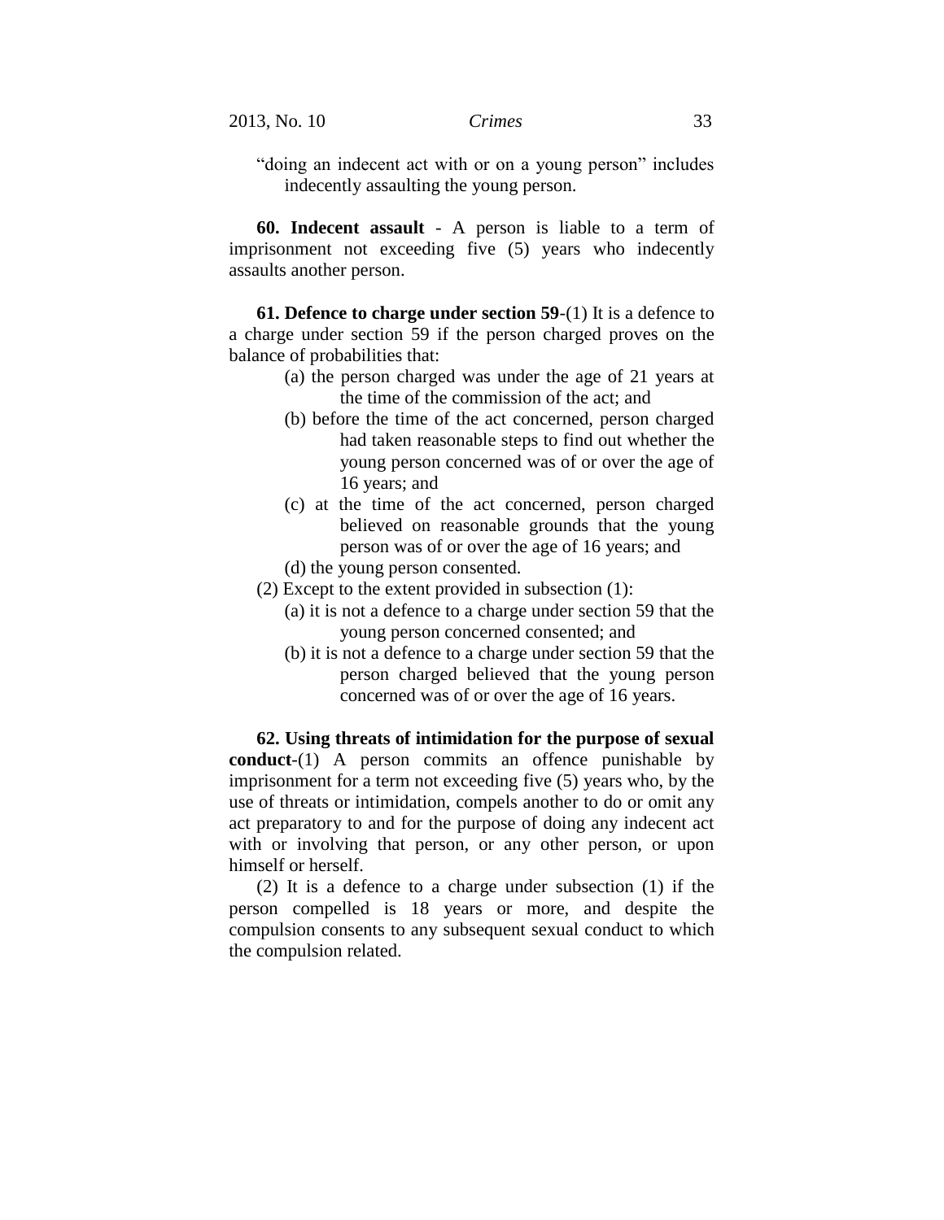"doing an indecent act with or on a young person" includes indecently assaulting the young person.

**60. Indecent assault** - A person is liable to a term of imprisonment not exceeding five (5) years who indecently assaults another person.

**61. Defence to charge under section 59**-(1) It is a defence to a charge under section 59 if the person charged proves on the balance of probabilities that:

(a) the person charged was under the age of 21 years at the time of the commission of the act; and

(b) before the time of the act concerned, person charged had taken reasonable steps to find out whether the young person concerned was of or over the age of 16 years; and

(c) at the time of the act concerned, person charged believed on reasonable grounds that the young person was of or over the age of 16 years; and

(d) the young person consented.

(2) Except to the extent provided in subsection (1):

(a) it is not a defence to a charge under section 59 that the young person concerned consented; and

(b) it is not a defence to a charge under section 59 that the person charged believed that the young person concerned was of or over the age of 16 years.

**62. Using threats of intimidation for the purpose of sexual conduct**-(1) A person commits an offence punishable by imprisonment for a term not exceeding five (5) years who, by the use of threats or intimidation, compels another to do or omit any act preparatory to and for the purpose of doing any indecent act with or involving that person, or any other person, or upon himself or herself.

(2) It is a defence to a charge under subsection (1) if the person compelled is 18 years or more, and despite the compulsion consents to any subsequent sexual conduct to which the compulsion related.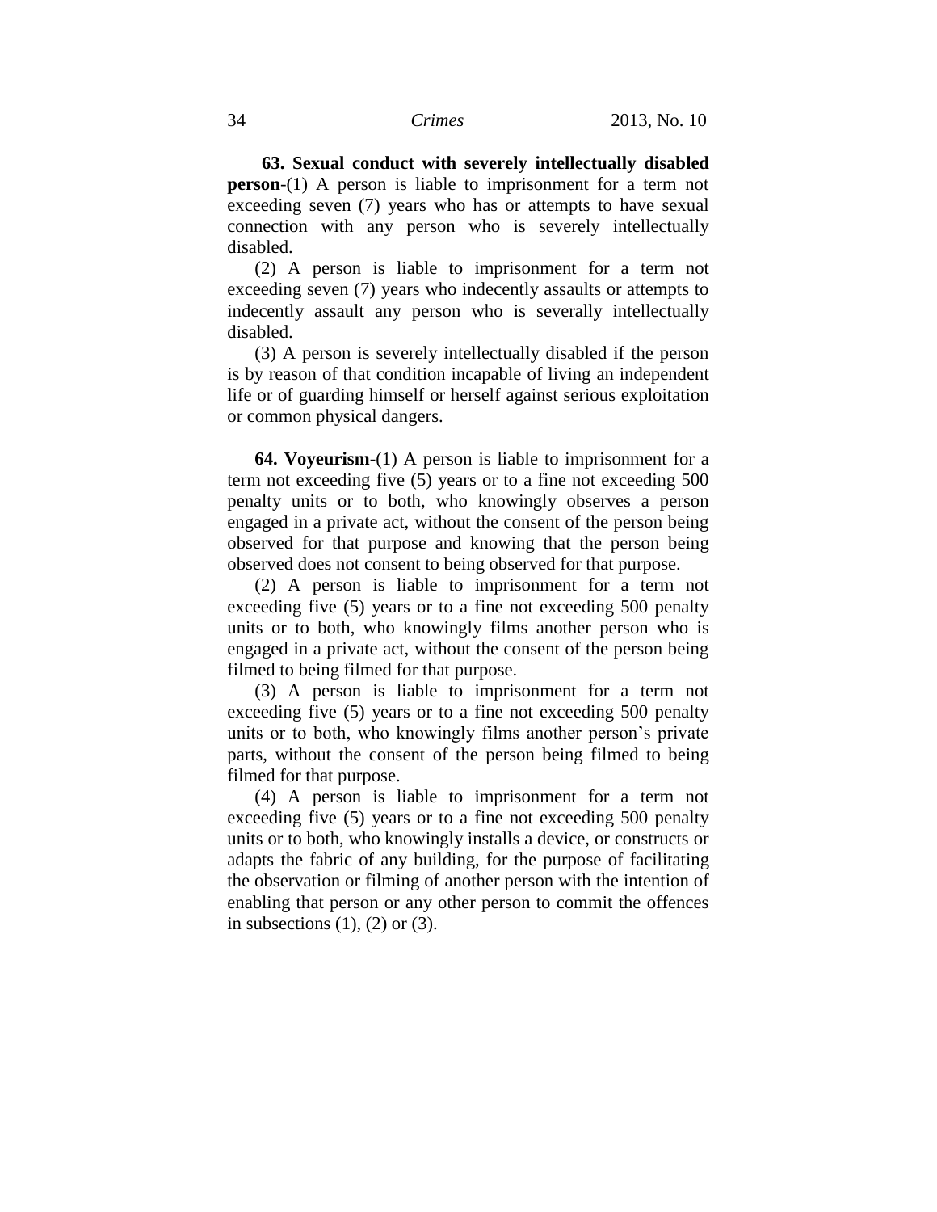**63. Sexual conduct with severely intellectually disabled person**-(1) A person is liable to imprisonment for a term not exceeding seven (7) years who has or attempts to have sexual connection with any person who is severely intellectually disabled.

(2) A person is liable to imprisonment for a term not exceeding seven (7) years who indecently assaults or attempts to indecently assault any person who is severally intellectually disabled.

(3) A person is severely intellectually disabled if the person is by reason of that condition incapable of living an independent life or of guarding himself or herself against serious exploitation or common physical dangers.

**64. Voyeurism**-(1) A person is liable to imprisonment for a term not exceeding five (5) years or to a fine not exceeding 500 penalty units or to both, who knowingly observes a person engaged in a private act, without the consent of the person being observed for that purpose and knowing that the person being observed does not consent to being observed for that purpose.

(2) A person is liable to imprisonment for a term not exceeding five (5) years or to a fine not exceeding 500 penalty units or to both, who knowingly films another person who is engaged in a private act, without the consent of the person being filmed to being filmed for that purpose.

(3) A person is liable to imprisonment for a term not exceeding five (5) years or to a fine not exceeding 500 penalty units or to both, who knowingly films another person's private parts, without the consent of the person being filmed to being filmed for that purpose.

(4) A person is liable to imprisonment for a term not exceeding five (5) years or to a fine not exceeding 500 penalty units or to both, who knowingly installs a device, or constructs or adapts the fabric of any building, for the purpose of facilitating the observation or filming of another person with the intention of enabling that person or any other person to commit the offences in subsections (1), (2) or (3).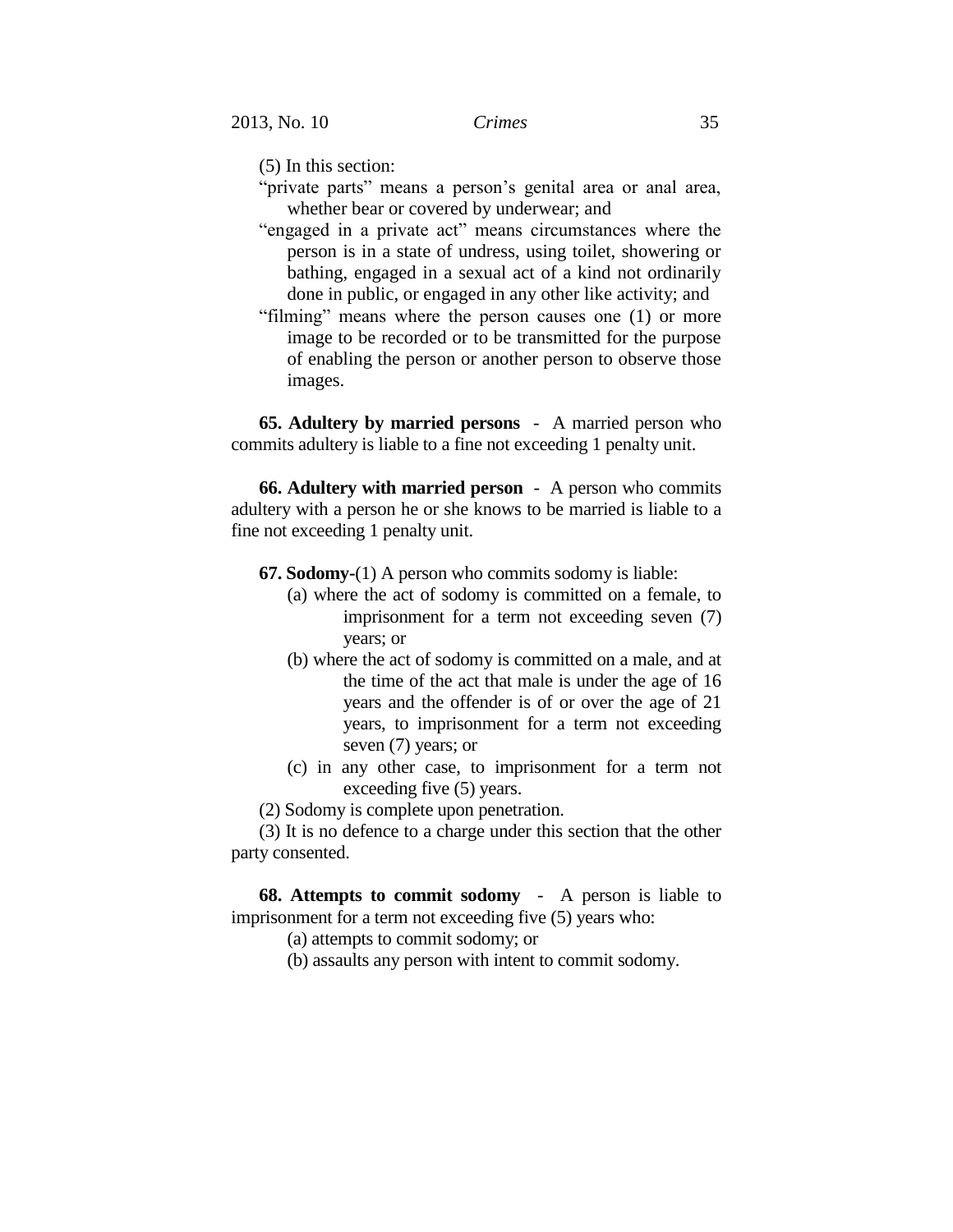(5) In this section:

"private parts" means a person's genital area or anal area, whether bear or covered by underwear; and

"engaged in a private act" means circumstances where the person is in a state of undress, using toilet, showering or bathing, engaged in a sexual act of a kind not ordinarily done in public, or engaged in any other like activity; and

"filming" means where the person causes one (1) or more image to be recorded or to be transmitted for the purpose of enabling the person or another person to observe those images.

**65. Adultery by married persons** - A married person who commits adultery is liable to a fine not exceeding 1 penalty unit.

**66. Adultery with married person** - A person who commits adultery with a person he or she knows to be married is liable to a fine not exceeding 1 penalty unit.

**67. Sodomy**-(1) A person who commits sodomy is liable:

(a) where the act of sodomy is committed on a female, to imprisonment for a term not exceeding seven (7) years; or

(b) where the act of sodomy is committed on a male, and at the time of the act that male is under the age of 16 years and the offender is of or over the age of 21 years, to imprisonment for a term not exceeding seven (7) years; or

(c) in any other case, to imprisonment for a term not exceeding five (5) years.

(2) Sodomy is complete upon penetration.

(3) It is no defence to a charge under this section that the other party consented.

**68. Attempts to commit sodomy** - A person is liable to imprisonment for a term not exceeding five (5) years who:

(a) attempts to commit sodomy; or

(b) assaults any person with intent to commit sodomy.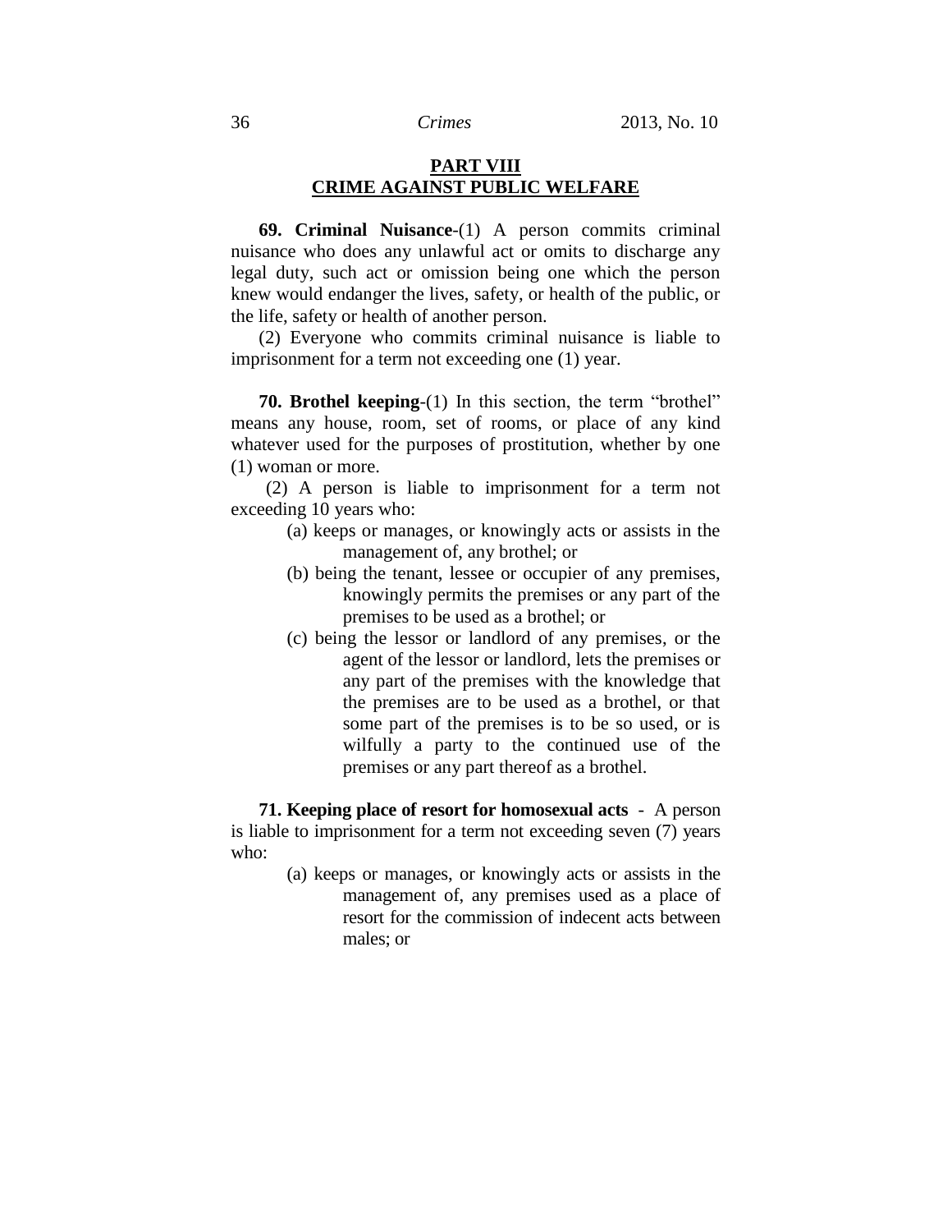## PART VIII
## CRIME AGAINST PUBLIC WELFARE

**69. Criminal Nuisance**-(1) A person commits criminal nuisance who does any unlawful act or omits to discharge any legal duty, such act or omission being one which the person knew would endanger the lives, safety, or health of the public, or the life, safety or health of another person.

(2) Everyone who commits criminal nuisance is liable to imprisonment for a term not exceeding one (1) year.

**70. Brothel keeping**-(1) In this section, the term "brothel" means any house, room, set of rooms, or place of any kind whatever used for the purposes of prostitution, whether by one (1) woman or more.

(2) A person is liable to imprisonment for a term not exceeding 10 years who:

- (a) keeps or manages, or knowingly acts or assists in the management of, any brothel; or
- (b) being the tenant, lessee or occupier of any premises, knowingly permits the premises or any part of the premises to be used as a brothel; or
- (c) being the lessor or landlord of any premises, or the agent of the lessor or landlord, lets the premises or any part of the premises with the knowledge that the premises are to be used as a brothel, or that some part of the premises is to be so used, or is wilfully a party to the continued use of the premises or any part thereof as a brothel.

**71. Keeping place of resort for homosexual acts** - A person is liable to imprisonment for a term not exceeding seven (7) years who:

- (a) keeps or manages, or knowingly acts or assists in the management of, any premises used as a place of resort for the commission of indecent acts between males; or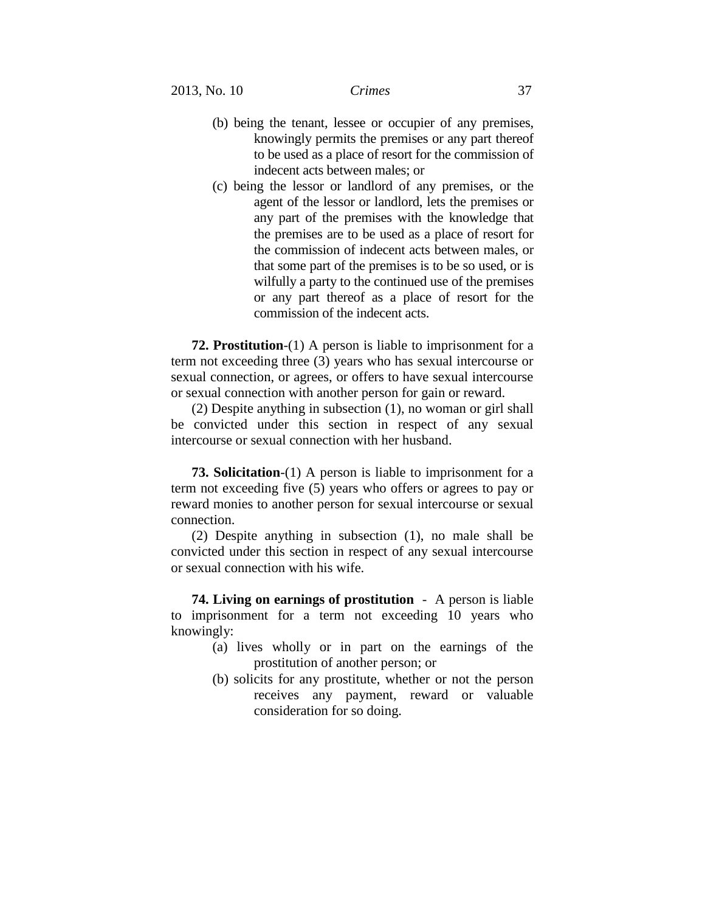(b) being the tenant, lessee or occupier of any premises, knowingly permits the premises or any part thereof to be used as a place of resort for the commission of indecent acts between males; or

(c) being the lessor or landlord of any premises, or the agent of the lessor or landlord, lets the premises or any part of the premises with the knowledge that the premises are to be used as a place of resort for the commission of indecent acts between males, or that some part of the premises is to be so used, or is wilfully a party to the continued use of the premises or any part thereof as a place of resort for the commission of the indecent acts.

**72. Prostitution**-(1) A person is liable to imprisonment for a term not exceeding three (3) years who has sexual intercourse or sexual connection, or agrees, or offers to have sexual intercourse or sexual connection with another person for gain or reward.

(2) Despite anything in subsection (1), no woman or girl shall be convicted under this section in respect of any sexual intercourse or sexual connection with her husband.

**73. Solicitation**-(1) A person is liable to imprisonment for a term not exceeding five (5) years who offers or agrees to pay or reward monies to another person for sexual intercourse or sexual connection.

(2) Despite anything in subsection (1), no male shall be convicted under this section in respect of any sexual intercourse or sexual connection with his wife.

**74. Living on earnings of prostitution** - A person is liable to imprisonment for a term not exceeding 10 years who knowingly:

(a) lives wholly or in part on the earnings of the prostitution of another person; or

(b) solicits for any prostitute, whether or not the person receives any payment, reward or valuable consideration for so doing.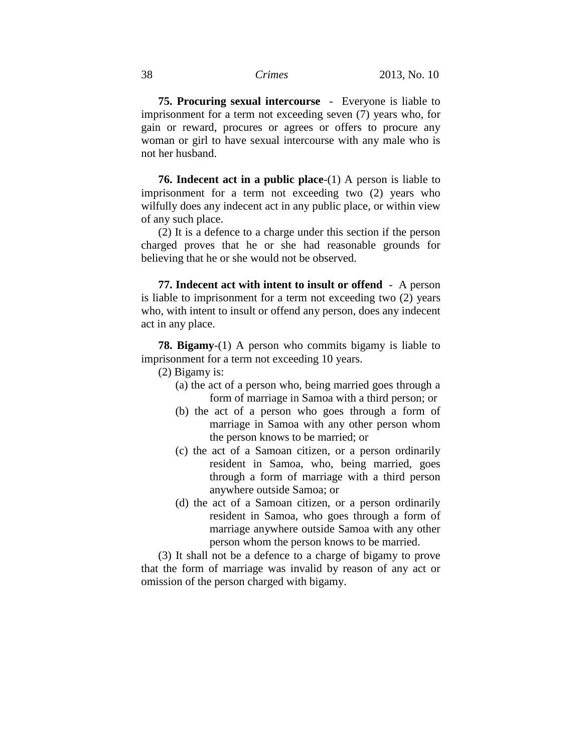**75. Procuring sexual intercourse** - Everyone is liable to imprisonment for a term not exceeding seven (7) years who, for gain or reward, procures or agrees or offers to procure any woman or girl to have sexual intercourse with any male who is not her husband.

**76. Indecent act in a public place**-(1) A person is liable to imprisonment for a term not exceeding two (2) years who wilfully does any indecent act in any public place, or within view of any such place.

(2) It is a defence to a charge under this section if the person charged proves that he or she had reasonable grounds for believing that he or she would not be observed.

**77. Indecent act with intent to insult or offend** - A person is liable to imprisonment for a term not exceeding two (2) years who, with intent to insult or offend any person, does any indecent act in any place.

**78. Bigamy**-(1) A person who commits bigamy is liable to imprisonment for a term not exceeding 10 years.

(2) Bigamy is:

(a) the act of a person who, being married goes through a form of marriage in Samoa with a third person; or

(b) the act of a person who goes through a form of marriage in Samoa with any other person whom the person knows to be married; or

(c) the act of a Samoan citizen, or a person ordinarily resident in Samoa, who, being married, goes through a form of marriage with a third person anywhere outside Samoa; or

(d) the act of a Samoan citizen, or a person ordinarily resident in Samoa, who goes through a form of marriage anywhere outside Samoa with any other person whom the person knows to be married.

(3) It shall not be a defence to a charge of bigamy to prove that the form of marriage was invalid by reason of any act or omission of the person charged with bigamy.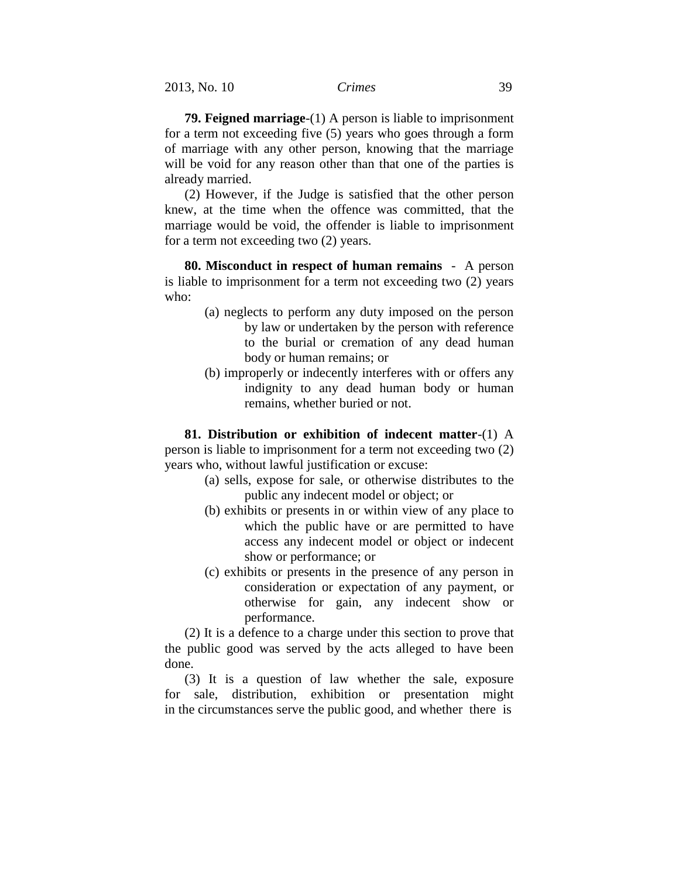**79. Feigned marriage**-(1) A person is liable to imprisonment for a term not exceeding five (5) years who goes through a form of marriage with any other person, knowing that the marriage will be void for any reason other than that one of the parties is already married.

(2) However, if the Judge is satisfied that the other person knew, at the time when the offence was committed, that the marriage would be void, the offender is liable to imprisonment for a term not exceeding two (2) years.

**80. Misconduct in respect of human remains** - A person is liable to imprisonment for a term not exceeding two (2) years who:

(a) neglects to perform any duty imposed on the person by law or undertaken by the person with reference to the burial or cremation of any dead human body or human remains; or

(b) improperly or indecently interferes with or offers any indignity to any dead human body or human remains, whether buried or not.

**81. Distribution or exhibition of indecent matter**-(1) A person is liable to imprisonment for a term not exceeding two (2) years who, without lawful justification or excuse:

(a) sells, expose for sale, or otherwise distributes to the public any indecent model or object; or

(b) exhibits or presents in or within view of any place to which the public have or are permitted to have access any indecent model or object or indecent show or performance; or

(c) exhibits or presents in the presence of any person in consideration or expectation of any payment, or otherwise for gain, any indecent show or performance.

(2) It is a defence to a charge under this section to prove that the public good was served by the acts alleged to have been done.

(3) It is a question of law whether the sale, exposure for sale, distribution, exhibition or presentation might in the circumstances serve the public good, and whether there is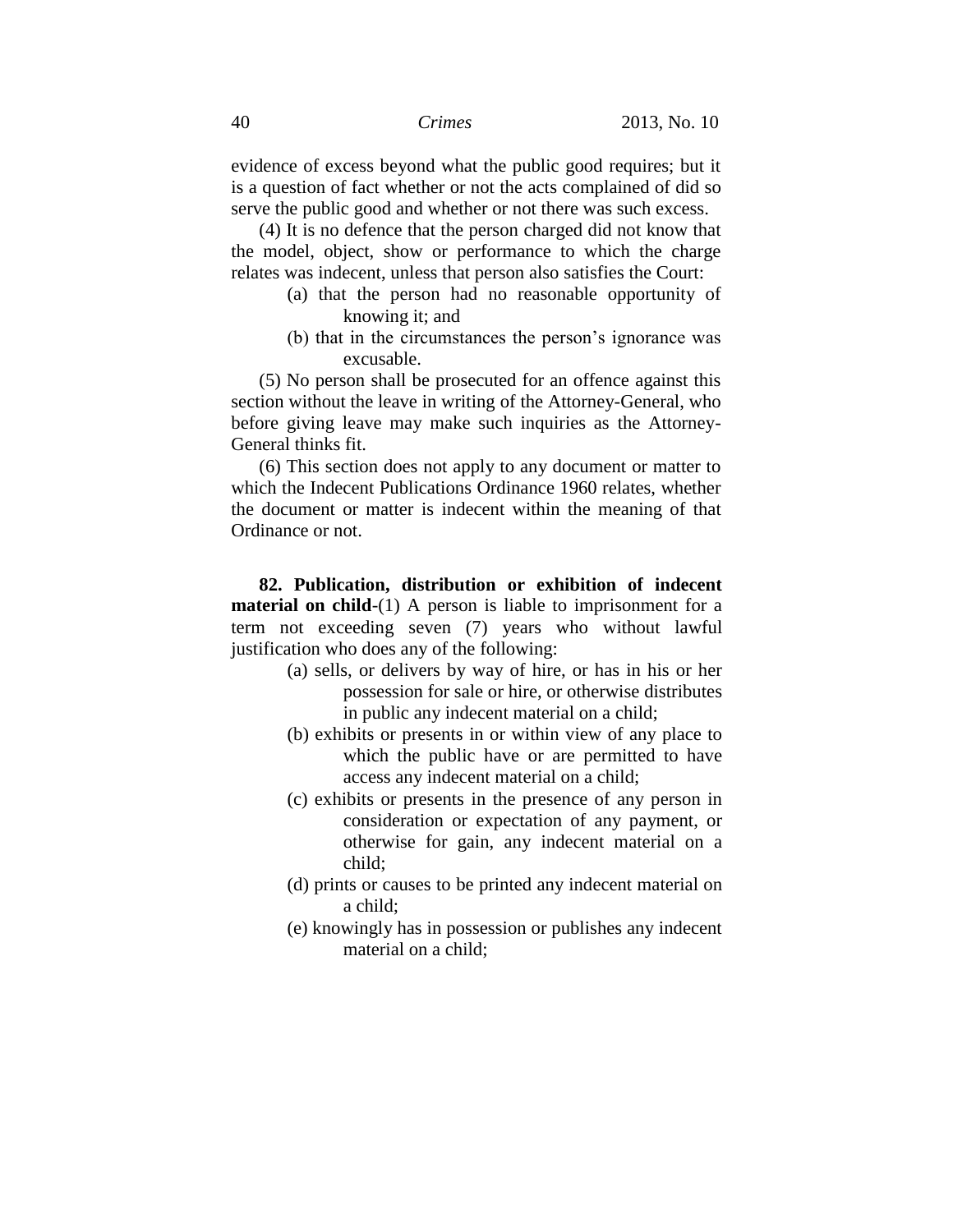evidence of excess beyond what the public good requires; but it is a question of fact whether or not the acts complained of did so serve the public good and whether or not there was such excess.

(4) It is no defence that the person charged did not know that the model, object, show or performance to which the charge relates was indecent, unless that person also satisfies the Court:

- (a) that the person had no reasonable opportunity of knowing it; and
- (b) that in the circumstances the person's ignorance was excusable.

(5) No person shall be prosecuted for an offence against this section without the leave in writing of the Attorney-General, who before giving leave may make such inquiries as the Attorney-General thinks fit.

(6) This section does not apply to any document or matter to which the Indecent Publications Ordinance 1960 relates, whether the document or matter is indecent within the meaning of that Ordinance or not.

**82. Publication, distribution or exhibition of indecent material on child**-(1) A person is liable to imprisonment for a term not exceeding seven (7) years who without lawful justification who does any of the following:

- (a) sells, or delivers by way of hire, or has in his or her possession for sale or hire, or otherwise distributes in public any indecent material on a child;
- (b) exhibits or presents in or within view of any place to which the public have or are permitted to have access any indecent material on a child;
- (c) exhibits or presents in the presence of any person in consideration or expectation of any payment, or otherwise for gain, any indecent material on a child;
- (d) prints or causes to be printed any indecent material on a child;
- (e) knowingly has in possession or publishes any indecent material on a child;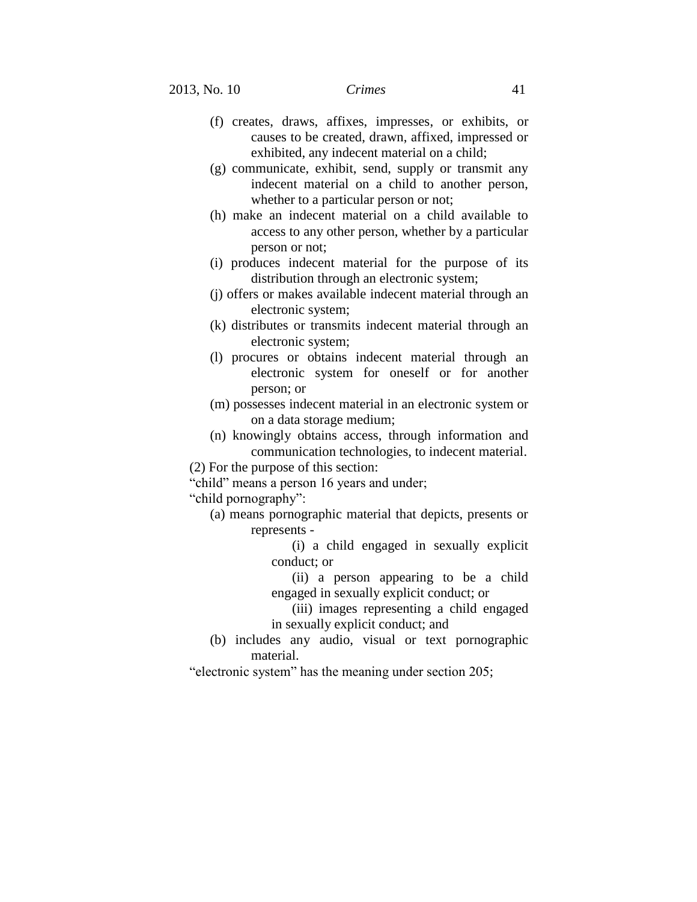(f) creates, draws, affixes, impresses, or exhibits, or causes to be created, drawn, affixed, impressed or exhibited, any indecent material on a child;

(g) communicate, exhibit, send, supply or transmit any indecent material on a child to another person, whether to a particular person or not;

(h) make an indecent material on a child available to access to any other person, whether by a particular person or not;

(i) produces indecent material for the purpose of its distribution through an electronic system;

(j) offers or makes available indecent material through an electronic system;

(k) distributes or transmits indecent material through an electronic system;

(l) procures or obtains indecent material through an electronic system for oneself or for another person; or

(m) possesses indecent material in an electronic system or on a data storage medium;

(n) knowingly obtains access, through information and communication technologies, to indecent material.

(2) For the purpose of this section:

"child" means a person 16 years and under;

"child pornography":

(a) means pornographic material that depicts, presents or represents -

(i) a child engaged in sexually explicit conduct; or

(ii) a person appearing to be a child engaged in sexually explicit conduct; or

(iii) images representing a child engaged in sexually explicit conduct; and

(b) includes any audio, visual or text pornographic material.

"electronic system" has the meaning under section 205;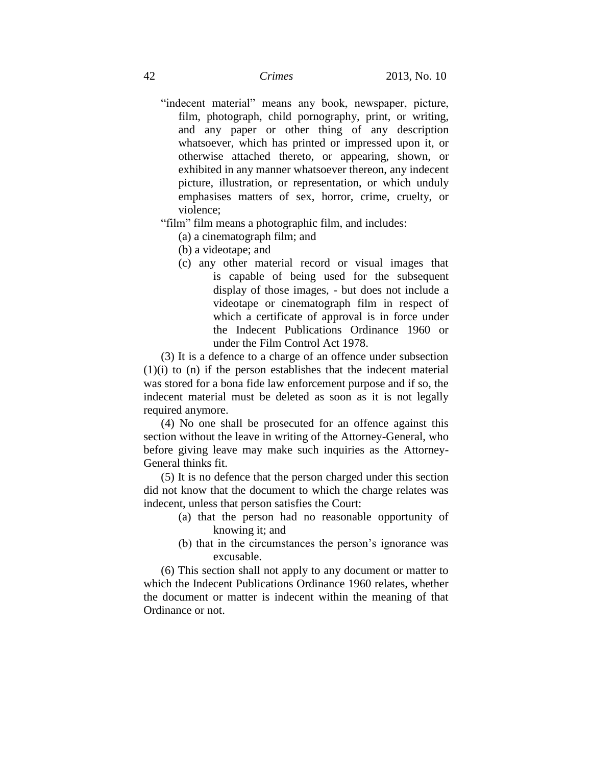"indecent material" means any book, newspaper, picture, film, photograph, child pornography, print, or writing, and any paper or other thing of any description whatsoever, which has printed or impressed upon it, or otherwise attached thereto, or appearing, shown, or exhibited in any manner whatsoever thereon, any indecent picture, illustration, or representation, or which unduly emphasises matters of sex, horror, crime, cruelty, or violence;

"film" film means a photographic film, and includes:

(a) a cinematograph film; and

(b) a videotape; and

(c) any other material record or visual images that is capable of being used for the subsequent display of those images, - but does not include a videotape or cinematograph film in respect of which a certificate of approval is in force under the Indecent Publications Ordinance 1960 or under the Film Control Act 1978.

(3) It is a defence to a charge of an offence under subsection (1)(i) to (n) if the person establishes that the indecent material was stored for a bona fide law enforcement purpose and if so, the indecent material must be deleted as soon as it is not legally required anymore.

(4) No one shall be prosecuted for an offence against this section without the leave in writing of the Attorney-General, who before giving leave may make such inquiries as the Attorney-General thinks fit.

(5) It is no defence that the person charged under this section did not know that the document to which the charge relates was indecent, unless that person satisfies the Court:

(a) that the person had no reasonable opportunity of knowing it; and

(b) that in the circumstances the person's ignorance was excusable.

(6) This section shall not apply to any document or matter to which the Indecent Publications Ordinance 1960 relates, whether the document or matter is indecent within the meaning of that Ordinance or not.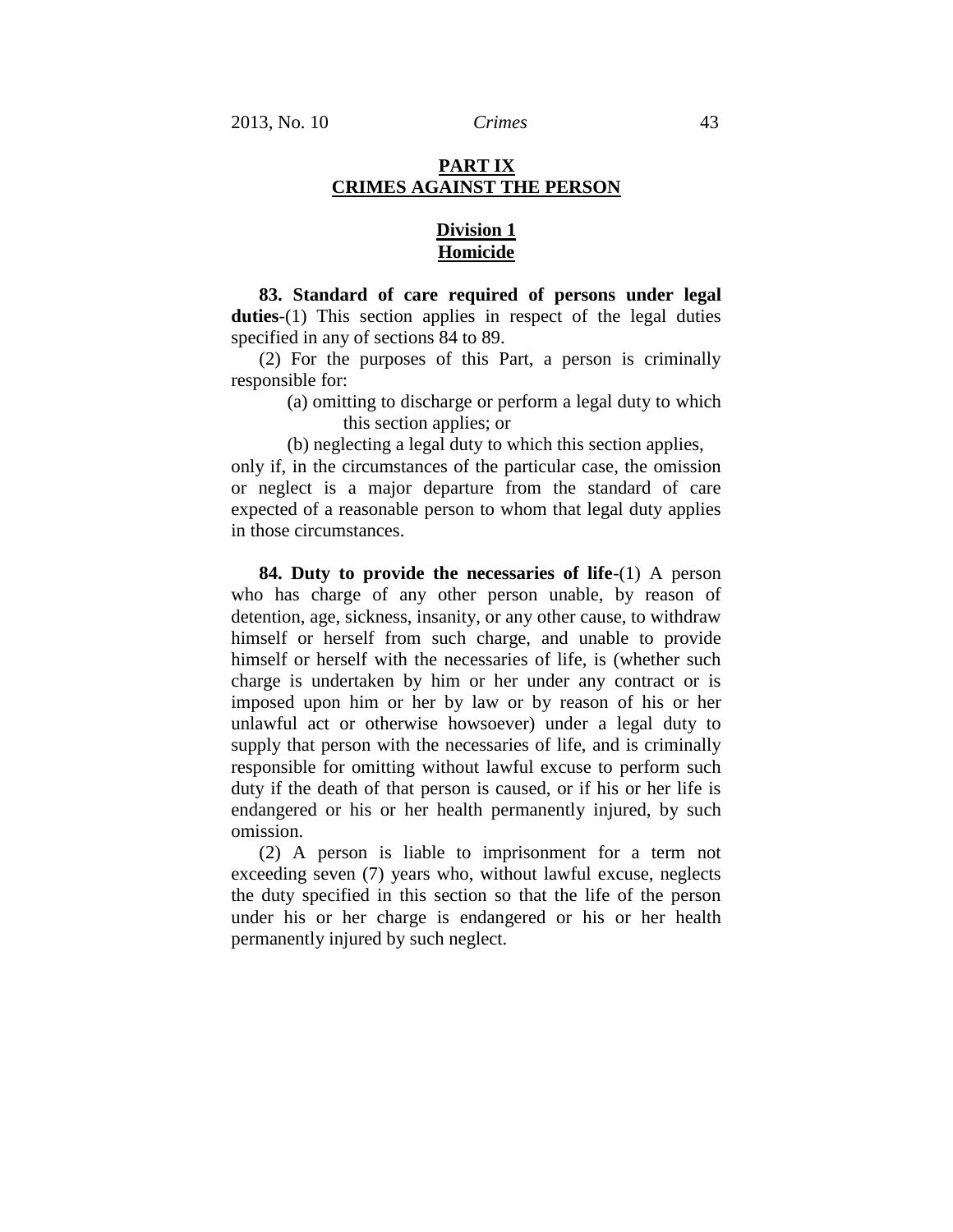## PART IX
## CRIMES AGAINST THE PERSON

### Division 1
### Homicide

**83. Standard of care required of persons under legal duties**-(1) This section applies in respect of the legal duties specified in any of sections 84 to 89.

(2) For the purposes of this Part, a person is criminally responsible for:

(a) omitting to discharge or perform a legal duty to which this section applies; or

(b) neglecting a legal duty to which this section applies,

only if, in the circumstances of the particular case, the omission or neglect is a major departure from the standard of care expected of a reasonable person to whom that legal duty applies in those circumstances.

**84. Duty to provide the necessaries of life**-(1) A person who has charge of any other person unable, by reason of detention, age, sickness, insanity, or any other cause, to withdraw himself or herself from such charge, and unable to provide himself or herself with the necessaries of life, is (whether such charge is undertaken by him or her under any contract or is imposed upon him or her by law or by reason of his or her unlawful act or otherwise howsoever) under a legal duty to supply that person with the necessaries of life, and is criminally responsible for omitting without lawful excuse to perform such duty if the death of that person is caused, or if his or her life is endangered or his or her health permanently injured, by such omission.

(2) A person is liable to imprisonment for a term not exceeding seven (7) years who, without lawful excuse, neglects the duty specified in this section so that the life of the person under his or her charge is endangered or his or her health permanently injured by such neglect.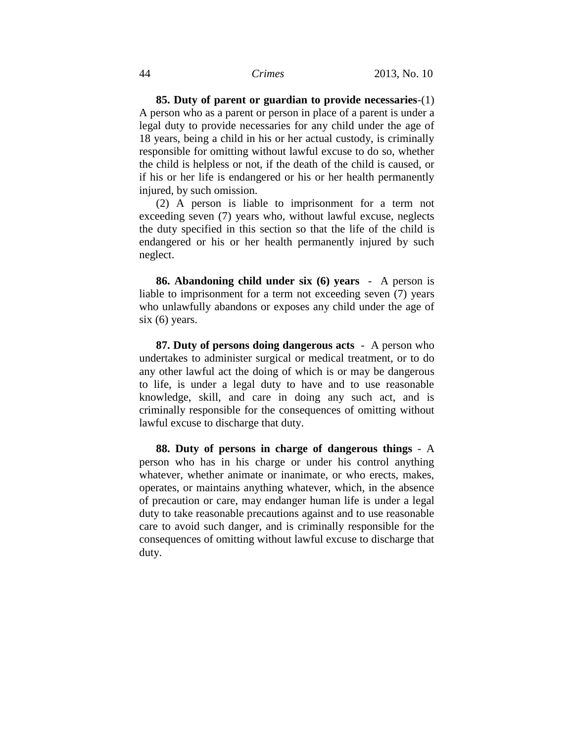**85. Duty of parent or guardian to provide necessaries**-(1) A person who as a parent or person in place of a parent is under a legal duty to provide necessaries for any child under the age of 18 years, being a child in his or her actual custody, is criminally responsible for omitting without lawful excuse to do so, whether the child is helpless or not, if the death of the child is caused, or if his or her life is endangered or his or her health permanently injured, by such omission.

(2) A person is liable to imprisonment for a term not exceeding seven (7) years who, without lawful excuse, neglects the duty specified in this section so that the life of the child is endangered or his or her health permanently injured by such neglect.

**86. Abandoning child under six (6) years** - A person is liable to imprisonment for a term not exceeding seven (7) years who unlawfully abandons or exposes any child under the age of six (6) years.

**87. Duty of persons doing dangerous acts** - A person who undertakes to administer surgical or medical treatment, or to do any other lawful act the doing of which is or may be dangerous to life, is under a legal duty to have and to use reasonable knowledge, skill, and care in doing any such act, and is criminally responsible for the consequences of omitting without lawful excuse to discharge that duty.

**88. Duty of persons in charge of dangerous things** - A person who has in his charge or under his control anything whatever, whether animate or inanimate, or who erects, makes, operates, or maintains anything whatever, which, in the absence of precaution or care, may endanger human life is under a legal duty to take reasonable precautions against and to use reasonable care to avoid such danger, and is criminally responsible for the consequences of omitting without lawful excuse to discharge that duty.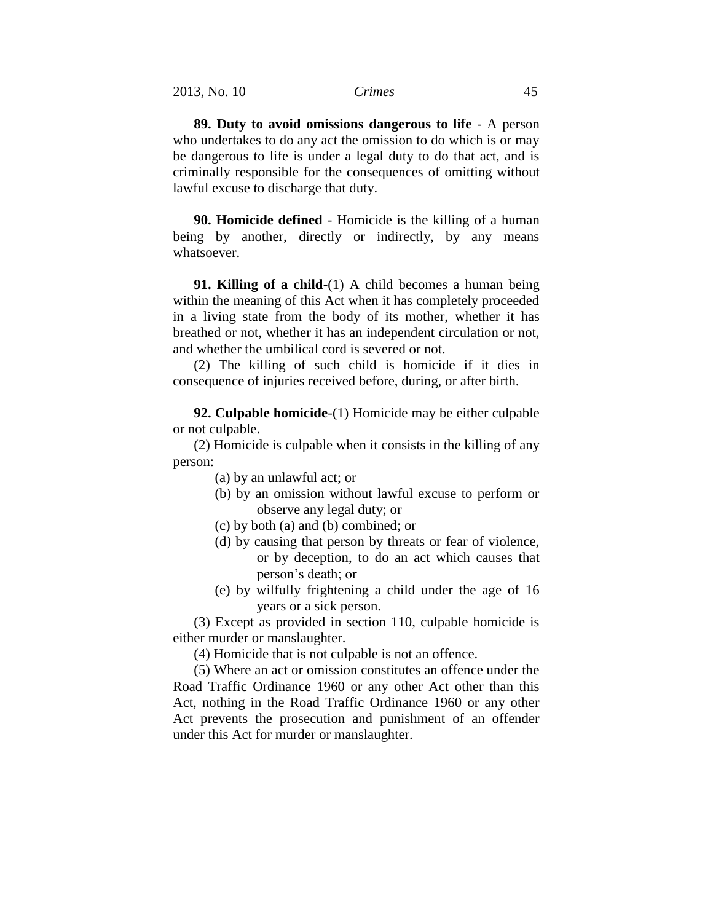**89. Duty to avoid omissions dangerous to life** - A person who undertakes to do any act the omission to do which is or may be dangerous to life is under a legal duty to do that act, and is criminally responsible for the consequences of omitting without lawful excuse to discharge that duty.

**90. Homicide defined** - Homicide is the killing of a human being by another, directly or indirectly, by any means whatsoever.

**91. Killing of a child**-(1) A child becomes a human being within the meaning of this Act when it has completely proceeded in a living state from the body of its mother, whether it has breathed or not, whether it has an independent circulation or not, and whether the umbilical cord is severed or not.

(2) The killing of such child is homicide if it dies in consequence of injuries received before, during, or after birth.

**92. Culpable homicide**-(1) Homicide may be either culpable or not culpable.

(2) Homicide is culpable when it consists in the killing of any person:

(a) by an unlawful act; or

(b) by an omission without lawful excuse to perform or observe any legal duty; or

(c) by both (a) and (b) combined; or

(d) by causing that person by threats or fear of violence, or by deception, to do an act which causes that person's death; or

(e) by wilfully frightening a child under the age of 16 years or a sick person.

(3) Except as provided in section 110, culpable homicide is either murder or manslaughter.

(4) Homicide that is not culpable is not an offence.

(5) Where an act or omission constitutes an offence under the Road Traffic Ordinance 1960 or any other Act other than this Act, nothing in the Road Traffic Ordinance 1960 or any other Act prevents the prosecution and punishment of an offender under this Act for murder or manslaughter.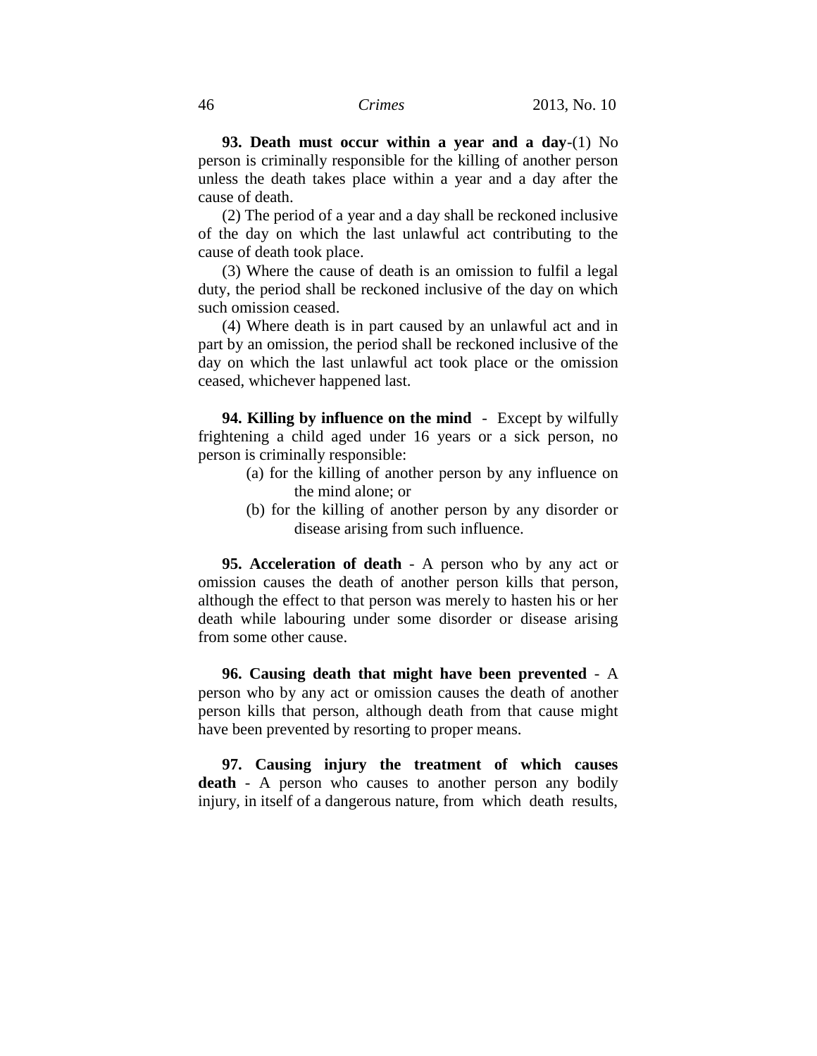**93. Death must occur within a year and a day**-(1) No person is criminally responsible for the killing of another person unless the death takes place within a year and a day after the cause of death.

(2) The period of a year and a day shall be reckoned inclusive of the day on which the last unlawful act contributing to the cause of death took place.

(3) Where the cause of death is an omission to fulfil a legal duty, the period shall be reckoned inclusive of the day on which such omission ceased.

(4) Where death is in part caused by an unlawful act and in part by an omission, the period shall be reckoned inclusive of the day on which the last unlawful act took place or the omission ceased, whichever happened last.

**94. Killing by influence on the mind** - Except by wilfully frightening a child aged under 16 years or a sick person, no person is criminally responsible:

(a) for the killing of another person by any influence on the mind alone; or

(b) for the killing of another person by any disorder or disease arising from such influence.

**95. Acceleration of death** - A person who by any act or omission causes the death of another person kills that person, although the effect to that person was merely to hasten his or her death while labouring under some disorder or disease arising from some other cause.

**96. Causing death that might have been prevented** - A person who by any act or omission causes the death of another person kills that person, although death from that cause might have been prevented by resorting to proper means.

**97. Causing injury the treatment of which causes death** - A person who causes to another person any bodily injury, in itself of a dangerous nature, from which death results,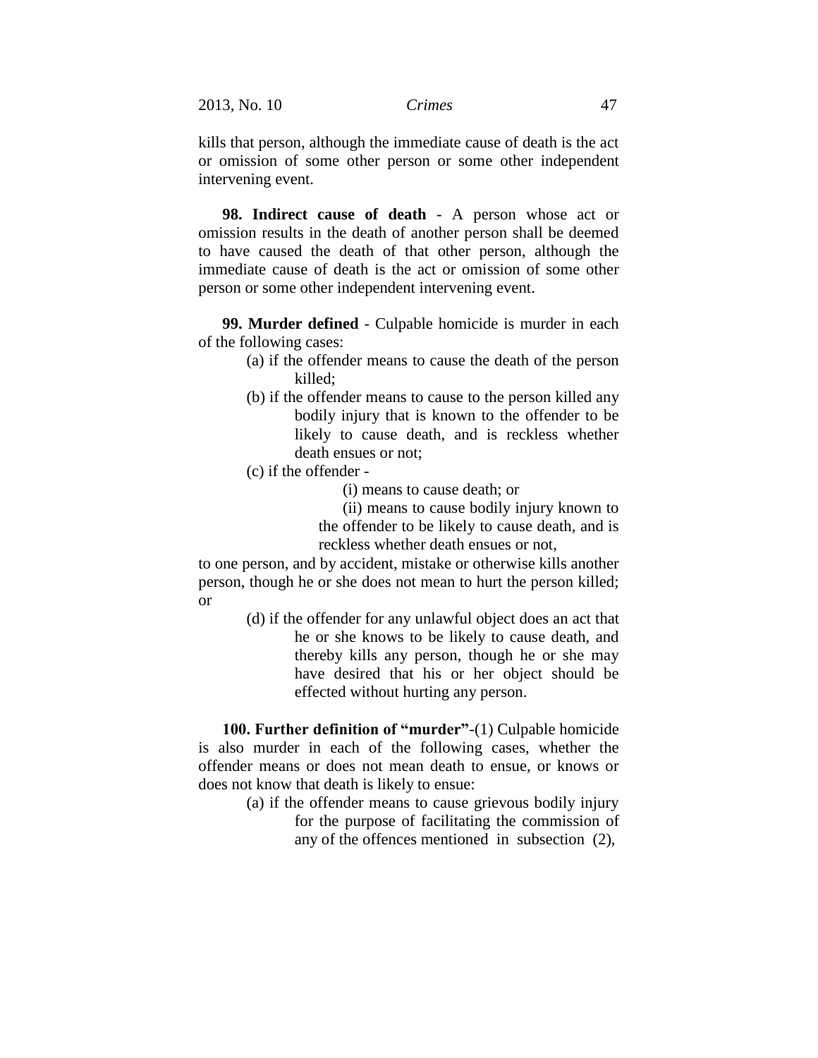kills that person, although the immediate cause of death is the act or omission of some other person or some other independent intervening event.

**98. Indirect cause of death** - A person whose act or omission results in the death of another person shall be deemed to have caused the death of that other person, although the immediate cause of death is the act or omission of some other person or some other independent intervening event.

**99. Murder defined** - Culpable homicide is murder in each of the following cases:

(a) if the offender means to cause the death of the person killed;

(b) if the offender means to cause to the person killed any bodily injury that is known to the offender to be likely to cause death, and is reckless whether death ensues or not;

(c) if the offender -

(i) means to cause death; or

(ii) means to cause bodily injury known to the offender to be likely to cause death, and is reckless whether death ensues or not,

to one person, and by accident, mistake or otherwise kills another person, though he or she does not mean to hurt the person killed; or

(d) if the offender for any unlawful object does an act that he or she knows to be likely to cause death, and thereby kills any person, though he or she may have desired that his or her object should be effected without hurting any person.

**100. Further definition of "murder"**-(1) Culpable homicide is also murder in each of the following cases, whether the offender means or does not mean death to ensue, or knows or does not know that death is likely to ensue:

(a) if the offender means to cause grievous bodily injury for the purpose of facilitating the commission of any of the offences mentioned in subsection (2),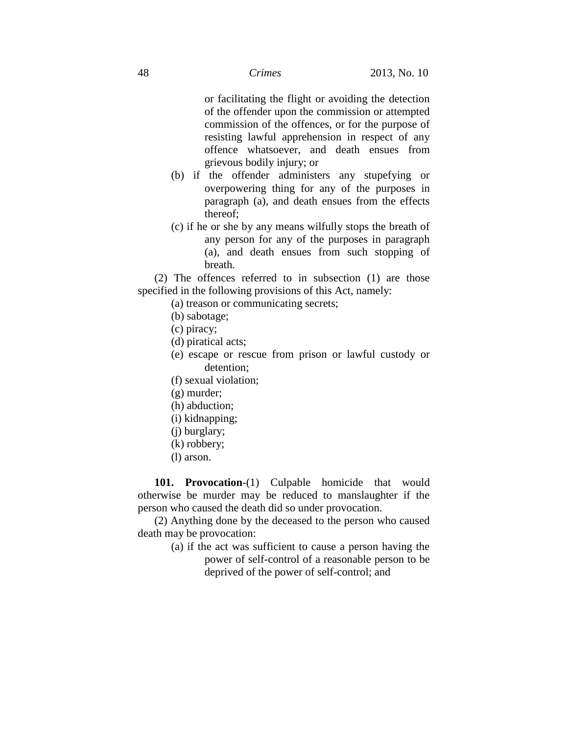or facilitating the flight or avoiding the detection of the offender upon the commission or attempted commission of the offences, or for the purpose of resisting lawful apprehension in respect of any offence whatsoever, and death ensues from grievous bodily injury; or

(b) if the offender administers any stupefying or overpowering thing for any of the purposes in paragraph (a), and death ensues from the effects thereof;

(c) if he or she by any means wilfully stops the breath of any person for any of the purposes in paragraph (a), and death ensues from such stopping of breath.

(2) The offences referred to in subsection (1) are those specified in the following provisions of this Act, namely:

(a) treason or communicating secrets;

(b) sabotage;

(c) piracy;

(d) piratical acts;

(e) escape or rescue from prison or lawful custody or detention;

(f) sexual violation;

(g) murder;

(h) abduction;

(i) kidnapping;

(j) burglary;

(k) robbery;

(l) arson.

**101. Provocation**-(1) Culpable homicide that would otherwise be murder may be reduced to manslaughter if the person who caused the death did so under provocation.

(2) Anything done by the deceased to the person who caused death may be provocation:

(a) if the act was sufficient to cause a person having the power of self-control of a reasonable person to be deprived of the power of self-control; and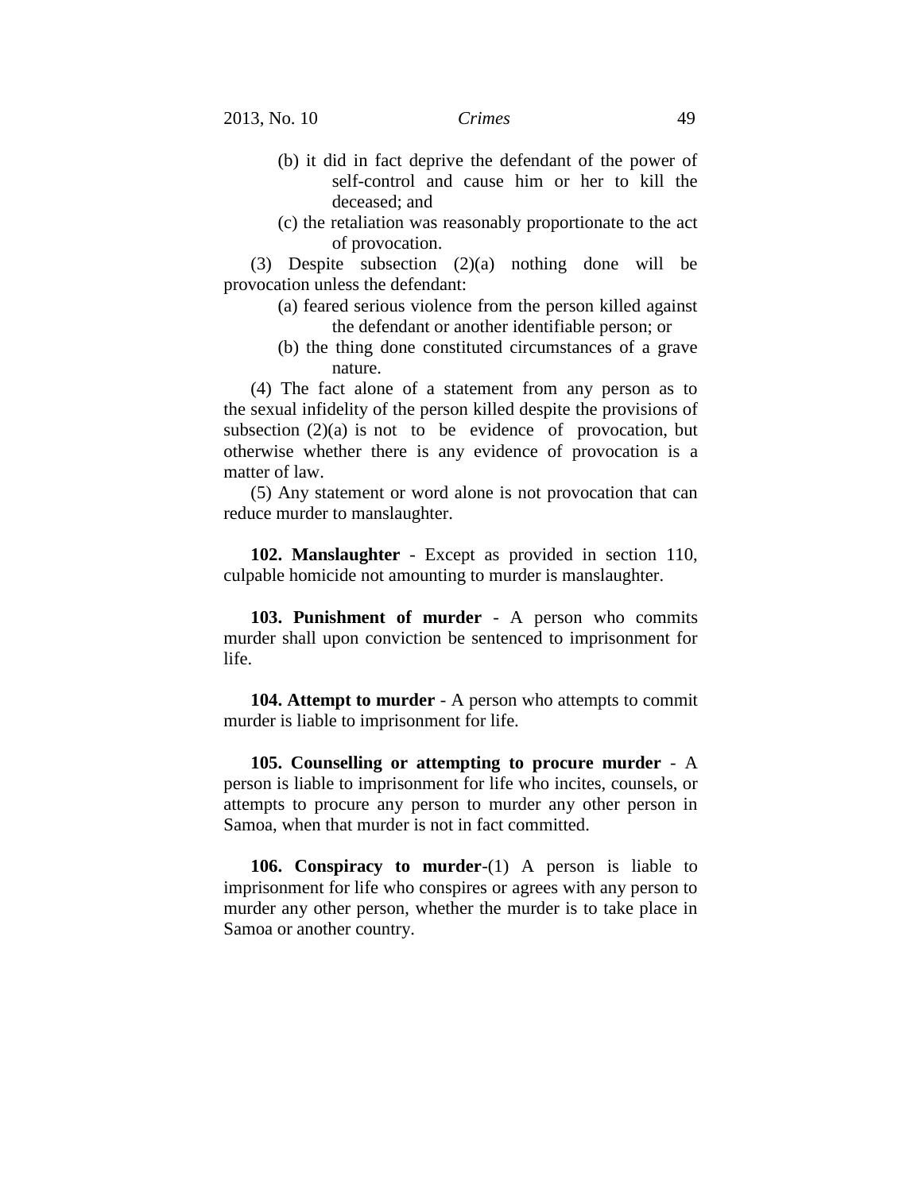(b) it did in fact deprive the defendant of the power of self-control and cause him or her to kill the deceased; and

(c) the retaliation was reasonably proportionate to the act of provocation.

(3) Despite subsection (2)(a) nothing done will be provocation unless the defendant:

(a) feared serious violence from the person killed against the defendant or another identifiable person; or

(b) the thing done constituted circumstances of a grave nature.

(4) The fact alone of a statement from any person as to the sexual infidelity of the person killed despite the provisions of subsection (2)(a) is not to be evidence of provocation, but otherwise whether there is any evidence of provocation is a matter of law.

(5) Any statement or word alone is not provocation that can reduce murder to manslaughter.

**102. Manslaughter** - Except as provided in section 110, culpable homicide not amounting to murder is manslaughter.

**103. Punishment of murder** - A person who commits murder shall upon conviction be sentenced to imprisonment for life.

**104. Attempt to murder** - A person who attempts to commit murder is liable to imprisonment for life.

**105. Counselling or attempting to procure murder** - A person is liable to imprisonment for life who incites, counsels, or attempts to procure any person to murder any other person in Samoa, when that murder is not in fact committed.

**106. Conspiracy to murder**-(1) A person is liable to imprisonment for life who conspires or agrees with any person to murder any other person, whether the murder is to take place in Samoa or another country.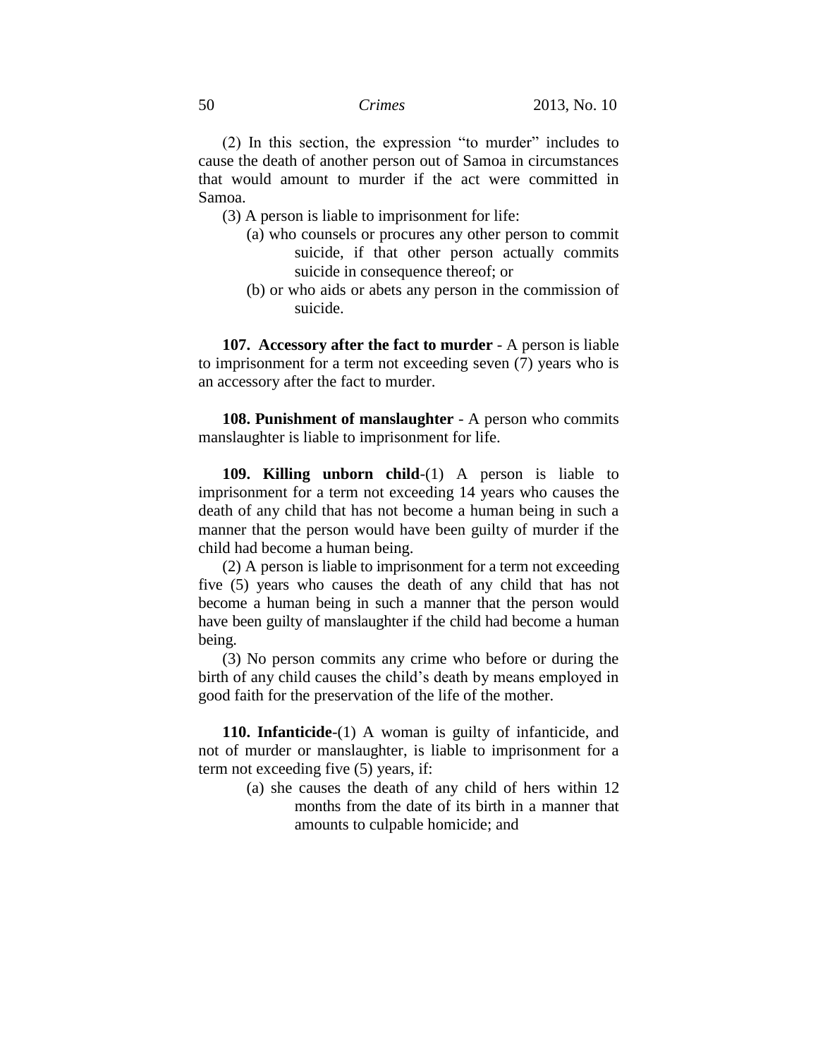(2) In this section, the expression "to murder" includes to cause the death of another person out of Samoa in circumstances that would amount to murder if the act were committed in Samoa.

(3) A person is liable to imprisonment for life:

- (a) who counsels or procures any other person to commit suicide, if that other person actually commits suicide in consequence thereof; or
- (b) or who aids or abets any person in the commission of suicide.

**107. Accessory after the fact to murder** - A person is liable to imprisonment for a term not exceeding seven (7) years who is an accessory after the fact to murder.

**108. Punishment of manslaughter** - A person who commits manslaughter is liable to imprisonment for life.

**109. Killing unborn child**-(1) A person is liable to imprisonment for a term not exceeding 14 years who causes the death of any child that has not become a human being in such a manner that the person would have been guilty of murder if the child had become a human being.

(2) A person is liable to imprisonment for a term not exceeding five (5) years who causes the death of any child that has not become a human being in such a manner that the person would have been guilty of manslaughter if the child had become a human being.

(3) No person commits any crime who before or during the birth of any child causes the child's death by means employed in good faith for the preservation of the life of the mother.

**110. Infanticide**-(1) A woman is guilty of infanticide, and not of murder or manslaughter, is liable to imprisonment for a term not exceeding five (5) years, if:

- (a) she causes the death of any child of hers within 12 months from the date of its birth in a manner that amounts to culpable homicide; and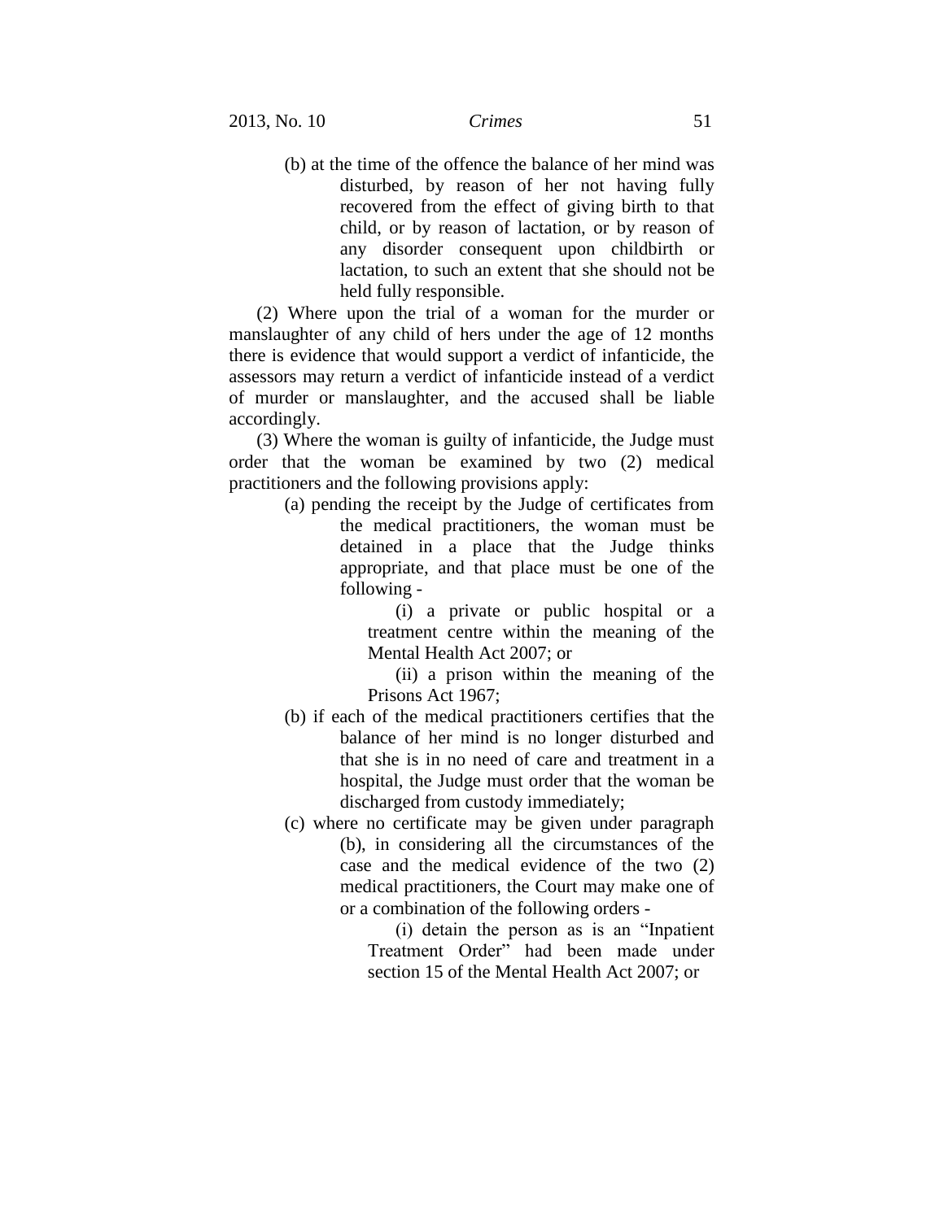(b) at the time of the offence the balance of her mind was disturbed, by reason of her not having fully recovered from the effect of giving birth to that child, or by reason of lactation, or by reason of any disorder consequent upon childbirth or lactation, to such an extent that she should not be held fully responsible.

(2) Where upon the trial of a woman for the murder or manslaughter of any child of hers under the age of 12 months there is evidence that would support a verdict of infanticide, the assessors may return a verdict of infanticide instead of a verdict of murder or manslaughter, and the accused shall be liable accordingly.

(3) Where the woman is guilty of infanticide, the Judge must order that the woman be examined by two (2) medical practitioners and the following provisions apply:

(a) pending the receipt by the Judge of certificates from the medical practitioners, the woman must be detained in a place that the Judge thinks appropriate, and that place must be one of the following -

(i) a private or public hospital or a treatment centre within the meaning of the Mental Health Act 2007; or

(ii) a prison within the meaning of the Prisons Act 1967;

(b) if each of the medical practitioners certifies that the balance of her mind is no longer disturbed and that she is in no need of care and treatment in a hospital, the Judge must order that the woman be discharged from custody immediately;

(c) where no certificate may be given under paragraph (b), in considering all the circumstances of the case and the medical evidence of the two (2) medical practitioners, the Court may make one of or a combination of the following orders -

(i) detain the person as is an "Inpatient Treatment Order" had been made under section 15 of the Mental Health Act 2007; or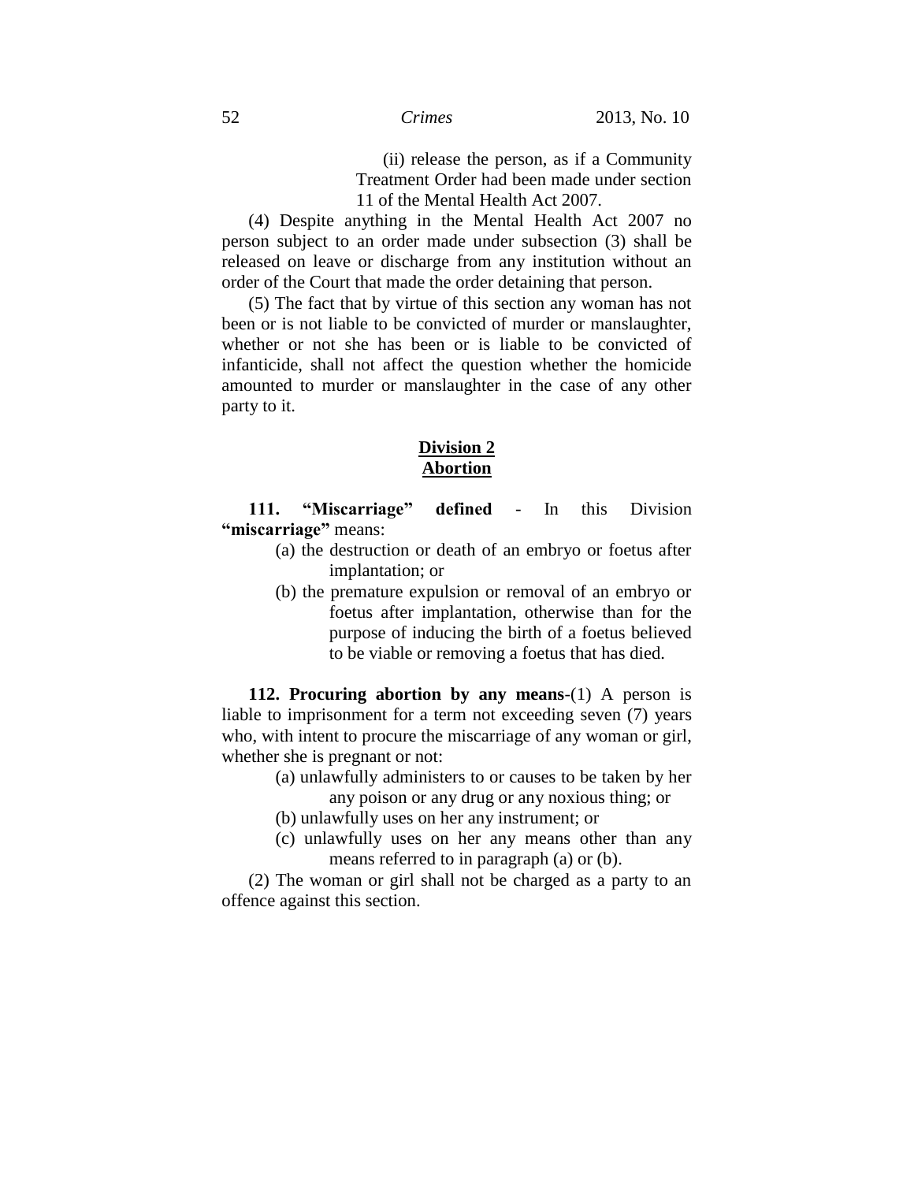(ii) release the person, as if a Community Treatment Order had been made under section 11 of the Mental Health Act 2007.

(4) Despite anything in the Mental Health Act 2007 no person subject to an order made under subsection (3) shall be released on leave or discharge from any institution without an order of the Court that made the order detaining that person.

(5) The fact that by virtue of this section any woman has not been or is not liable to be convicted of murder or manslaughter, whether or not she has been or is liable to be convicted of infanticide, shall not affect the question whether the homicide amounted to murder or manslaughter in the case of any other party to it.

## Division 2
## Abortion

**111. "Miscarriage" defined** - In this Division **"miscarriage"** means:

(a) the destruction or death of an embryo or foetus after implantation; or

(b) the premature expulsion or removal of an embryo or foetus after implantation, otherwise than for the purpose of inducing the birth of a foetus believed to be viable or removing a foetus that has died.

**112. Procuring abortion by any means**-(1) A person is liable to imprisonment for a term not exceeding seven (7) years who, with intent to procure the miscarriage of any woman or girl, whether she is pregnant or not:

(a) unlawfully administers to or causes to be taken by her any poison or any drug or any noxious thing; or

(b) unlawfully uses on her any instrument; or

(c) unlawfully uses on her any means other than any means referred to in paragraph (a) or (b).

(2) The woman or girl shall not be charged as a party to an offence against this section.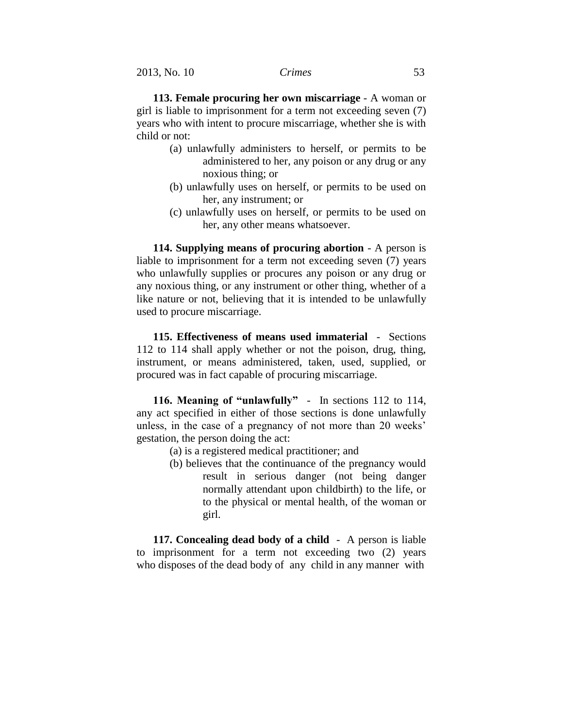**113. Female procuring her own miscarriage** - A woman or girl is liable to imprisonment for a term not exceeding seven (7) years who with intent to procure miscarriage, whether she is with child or not:

(a) unlawfully administers to herself, or permits to be administered to her, any poison or any drug or any noxious thing; or

(b) unlawfully uses on herself, or permits to be used on her, any instrument; or

(c) unlawfully uses on herself, or permits to be used on her, any other means whatsoever.

**114. Supplying means of procuring abortion** - A person is liable to imprisonment for a term not exceeding seven (7) years who unlawfully supplies or procures any poison or any drug or any noxious thing, or any instrument or other thing, whether of a like nature or not, believing that it is intended to be unlawfully used to procure miscarriage.

**115. Effectiveness of means used immaterial** - Sections 112 to 114 shall apply whether or not the poison, drug, thing, instrument, or means administered, taken, used, supplied, or procured was in fact capable of procuring miscarriage.

**116. Meaning of "unlawfully"** - In sections 112 to 114, any act specified in either of those sections is done unlawfully unless, in the case of a pregnancy of not more than 20 weeks' gestation, the person doing the act:

(a) is a registered medical practitioner; and

(b) believes that the continuance of the pregnancy would result in serious danger (not being danger normally attendant upon childbirth) to the life, or to the physical or mental health, of the woman or girl.

**117. Concealing dead body of a child** - A person is liable to imprisonment for a term not exceeding two (2) years who disposes of the dead body of any child in any manner with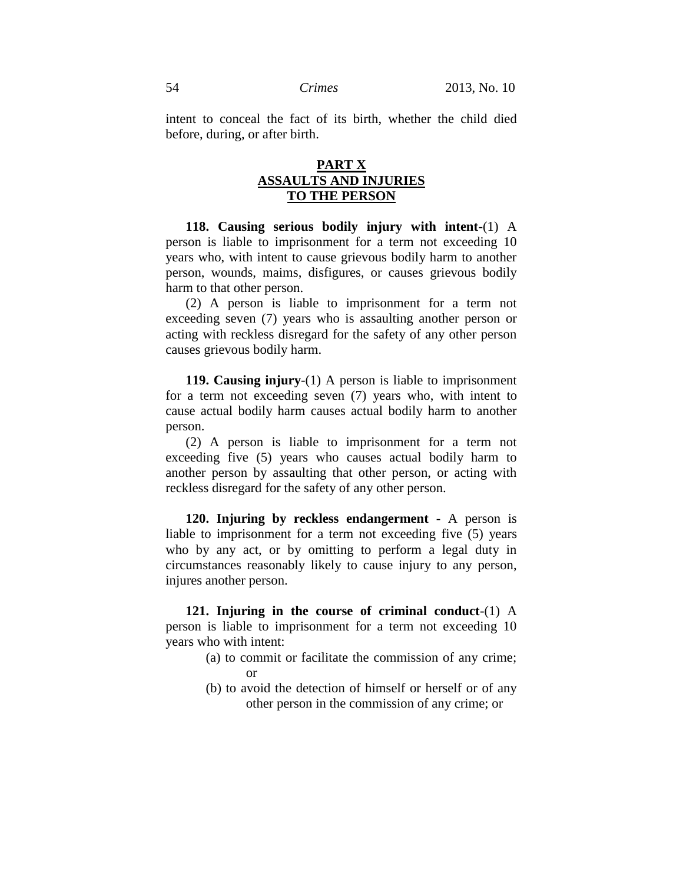intent to conceal the fact of its birth, whether the child died before, during, or after birth.

## PART X
## ASSAULTS AND INJURIES TO THE PERSON

**118. Causing serious bodily injury with intent**-(1) A person is liable to imprisonment for a term not exceeding 10 years who, with intent to cause grievous bodily harm to another person, wounds, maims, disfigures, or causes grievous bodily harm to that other person.

(2) A person is liable to imprisonment for a term not exceeding seven (7) years who is assaulting another person or acting with reckless disregard for the safety of any other person causes grievous bodily harm.

**119. Causing injury**-(1) A person is liable to imprisonment for a term not exceeding seven (7) years who, with intent to cause actual bodily harm causes actual bodily harm to another person.

(2) A person is liable to imprisonment for a term not exceeding five (5) years who causes actual bodily harm to another person by assaulting that other person, or acting with reckless disregard for the safety of any other person.

**120. Injuring by reckless endangerment** - A person is liable to imprisonment for a term not exceeding five (5) years who by any act, or by omitting to perform a legal duty in circumstances reasonably likely to cause injury to any person, injures another person.

**121. Injuring in the course of criminal conduct**-(1) A person is liable to imprisonment for a term not exceeding 10 years who with intent:

(a) to commit or facilitate the commission of any crime; or

(b) to avoid the detection of himself or herself or of any other person in the commission of any crime; or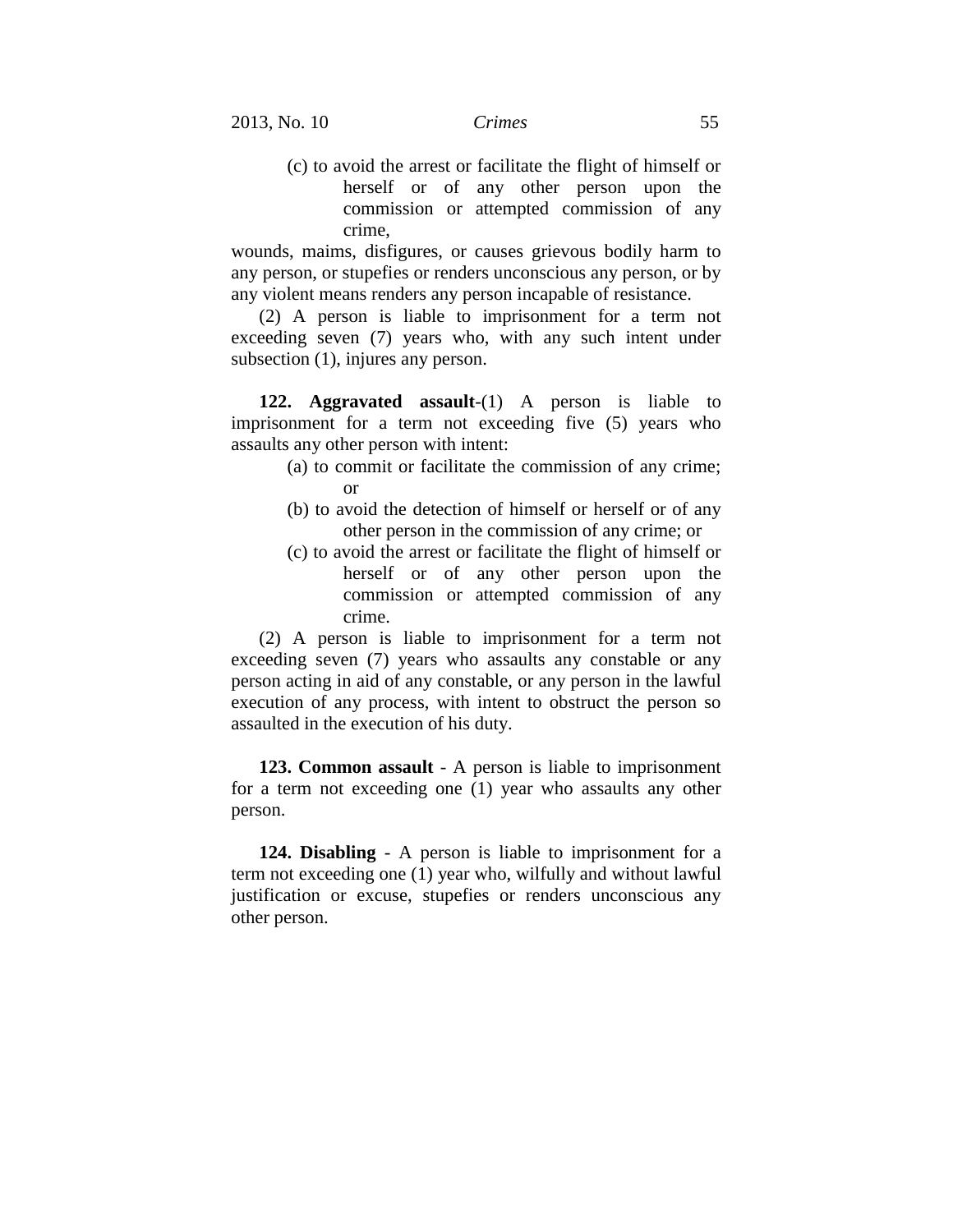(c) to avoid the arrest or facilitate the flight of himself or herself or of any other person upon the commission or attempted commission of any crime,

wounds, maims, disfigures, or causes grievous bodily harm to any person, or stupefies or renders unconscious any person, or by any violent means renders any person incapable of resistance.

(2) A person is liable to imprisonment for a term not exceeding seven (7) years who, with any such intent under subsection (1), injures any person.

**122. Aggravated assault**-(1) A person is liable to imprisonment for a term not exceeding five (5) years who assaults any other person with intent:

(a) to commit or facilitate the commission of any crime; or

(b) to avoid the detection of himself or herself or of any other person in the commission of any crime; or

(c) to avoid the arrest or facilitate the flight of himself or herself or of any other person upon the commission or attempted commission of any crime.

(2) A person is liable to imprisonment for a term not exceeding seven (7) years who assaults any constable or any person acting in aid of any constable, or any person in the lawful execution of any process, with intent to obstruct the person so assaulted in the execution of his duty.

**123. Common assault** - A person is liable to imprisonment for a term not exceeding one (1) year who assaults any other person.

**124. Disabling** - A person is liable to imprisonment for a term not exceeding one (1) year who, wilfully and without lawful justification or excuse, stupefies or renders unconscious any other person.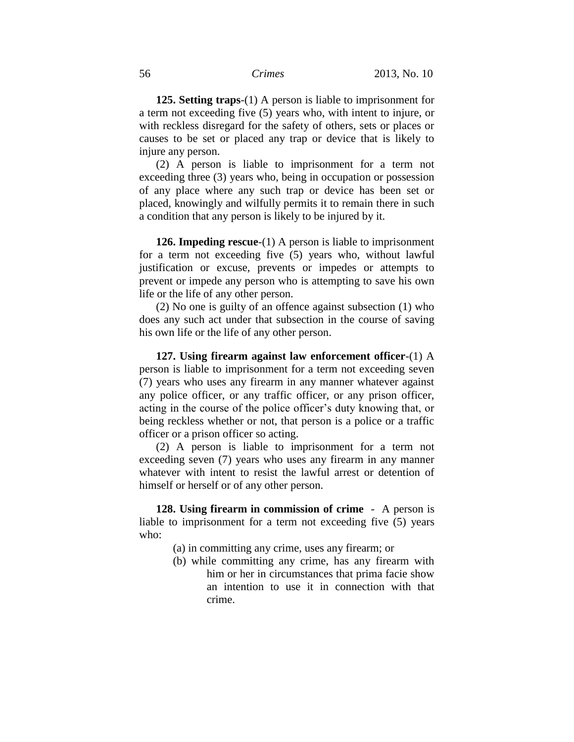**125. Setting traps**-(1) A person is liable to imprisonment for a term not exceeding five (5) years who, with intent to injure, or with reckless disregard for the safety of others, sets or places or causes to be set or placed any trap or device that is likely to injure any person.

(2) A person is liable to imprisonment for a term not exceeding three (3) years who, being in occupation or possession of any place where any such trap or device has been set or placed, knowingly and wilfully permits it to remain there in such a condition that any person is likely to be injured by it.

**126. Impeding rescue**-(1) A person is liable to imprisonment for a term not exceeding five (5) years who, without lawful justification or excuse, prevents or impedes or attempts to prevent or impede any person who is attempting to save his own life or the life of any other person.

(2) No one is guilty of an offence against subsection (1) who does any such act under that subsection in the course of saving his own life or the life of any other person.

**127. Using firearm against law enforcement officer**-(1) A person is liable to imprisonment for a term not exceeding seven (7) years who uses any firearm in any manner whatever against any police officer, or any traffic officer, or any prison officer, acting in the course of the police officer's duty knowing that, or being reckless whether or not, that person is a police or a traffic officer or a prison officer so acting.

(2) A person is liable to imprisonment for a term not exceeding seven (7) years who uses any firearm in any manner whatever with intent to resist the lawful arrest or detention of himself or herself or of any other person.

**128. Using firearm in commission of crime** - A person is liable to imprisonment for a term not exceeding five (5) years who:

(a) in committing any crime, uses any firearm; or

(b) while committing any crime, has any firearm with him or her in circumstances that prima facie show an intention to use it in connection with that crime.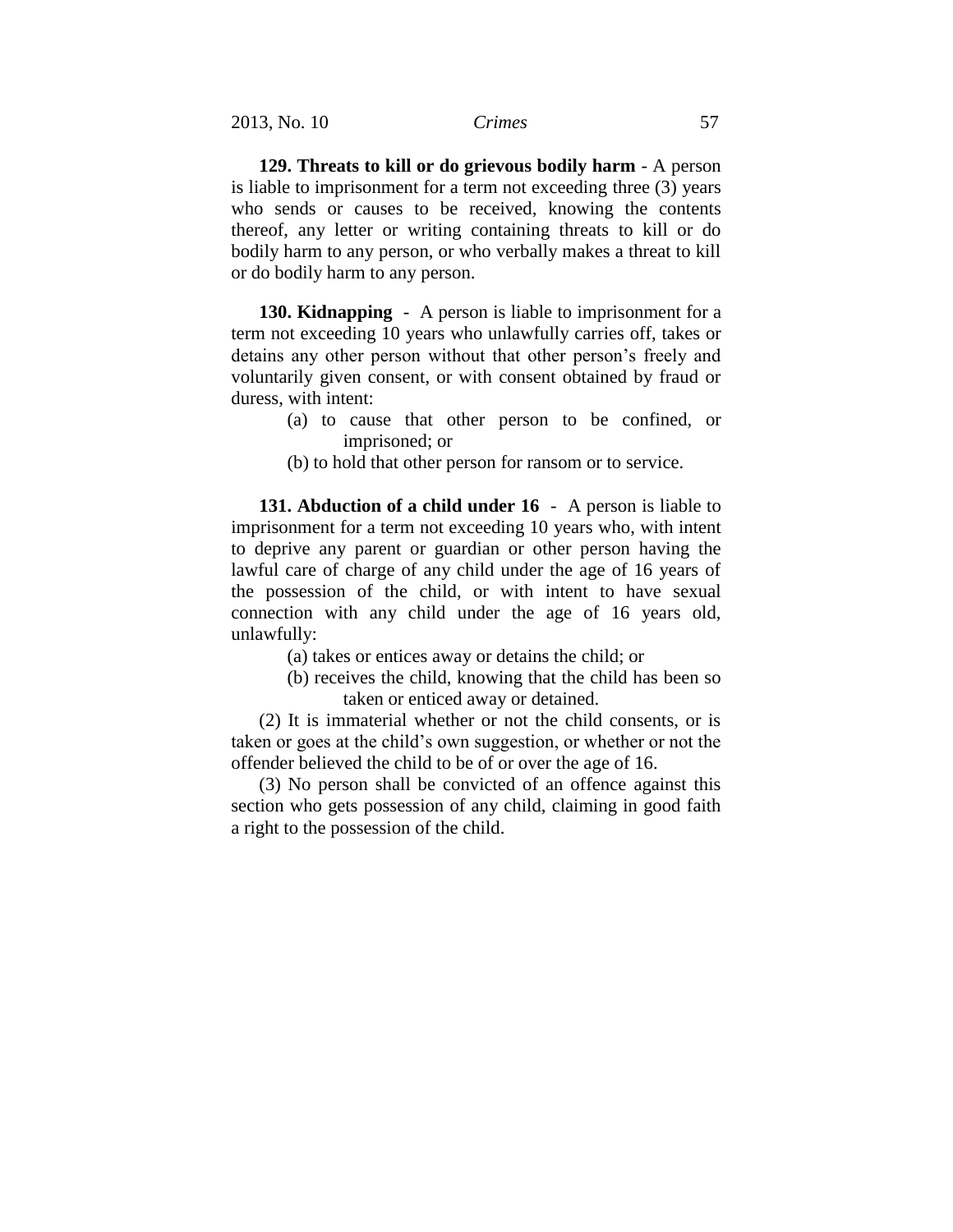**129. Threats to kill or do grievous bodily harm** - A person is liable to imprisonment for a term not exceeding three (3) years who sends or causes to be received, knowing the contents thereof, any letter or writing containing threats to kill or do bodily harm to any person, or who verbally makes a threat to kill or do bodily harm to any person.

**130. Kidnapping** - A person is liable to imprisonment for a term not exceeding 10 years who unlawfully carries off, takes or detains any other person without that other person's freely and voluntarily given consent, or with consent obtained by fraud or duress, with intent:

(a) to cause that other person to be confined, or imprisoned; or

(b) to hold that other person for ransom or to service.

**131. Abduction of a child under 16** - A person is liable to imprisonment for a term not exceeding 10 years who, with intent to deprive any parent or guardian or other person having the lawful care of charge of any child under the age of 16 years of the possession of the child, or with intent to have sexual connection with any child under the age of 16 years old, unlawfully:

(a) takes or entices away or detains the child; or

(b) receives the child, knowing that the child has been so taken or enticed away or detained.

(2) It is immaterial whether or not the child consents, or is taken or goes at the child's own suggestion, or whether or not the offender believed the child to be of or over the age of 16.

(3) No person shall be convicted of an offence against this section who gets possession of any child, claiming in good faith a right to the possession of the child.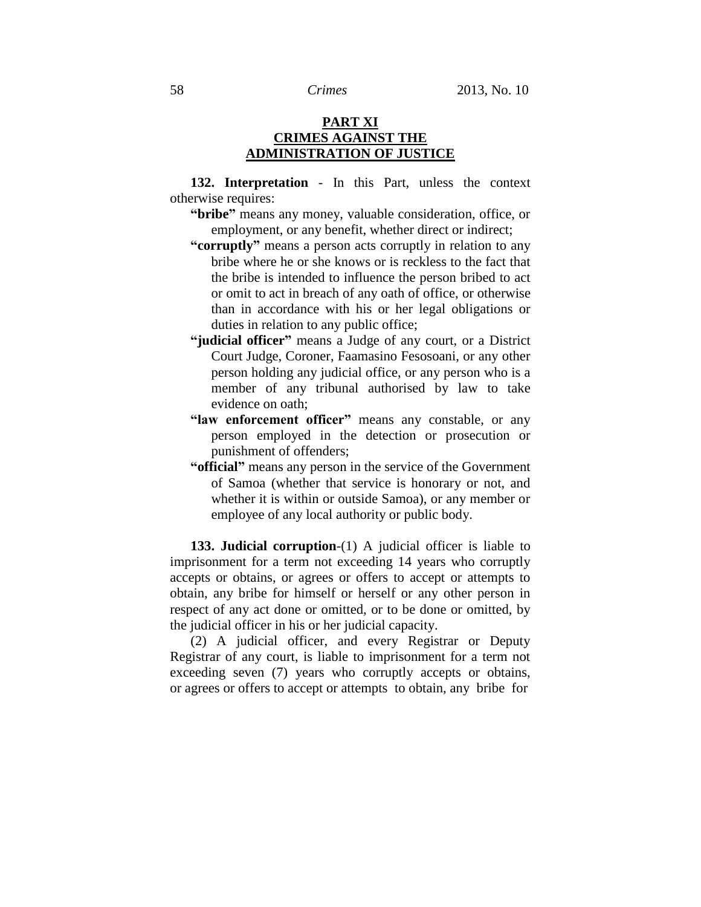# PART XI
# CRIMES AGAINST THE ADMINISTRATION OF JUSTICE

**132. Interpretation** - In this Part, unless the context otherwise requires:

**"bribe"** means any money, valuable consideration, office, or employment, or any benefit, whether direct or indirect;

**"corruptly"** means a person acts corruptly in relation to any bribe where he or she knows or is reckless to the fact that the bribe is intended to influence the person bribed to act or omit to act in breach of any oath of office, or otherwise than in accordance with his or her legal obligations or duties in relation to any public office;

**"judicial officer"** means a Judge of any court, or a District Court Judge, Coroner, Faamasino Fesosoani, or any other person holding any judicial office, or any person who is a member of any tribunal authorised by law to take evidence on oath;

**"law enforcement officer"** means any constable, or any person employed in the detection or prosecution or punishment of offenders;

**"official"** means any person in the service of the Government of Samoa (whether that service is honorary or not, and whether it is within or outside Samoa), or any member or employee of any local authority or public body.

**133. Judicial corruption**-(1) A judicial officer is liable to imprisonment for a term not exceeding 14 years who corruptly accepts or obtains, or agrees or offers to accept or attempts to obtain, any bribe for himself or herself or any other person in respect of any act done or omitted, or to be done or omitted, by the judicial officer in his or her judicial capacity.

(2) A judicial officer, and every Registrar or Deputy Registrar of any court, is liable to imprisonment for a term not exceeding seven (7) years who corruptly accepts or obtains, or agrees or offers to accept or attempts to obtain, any bribe for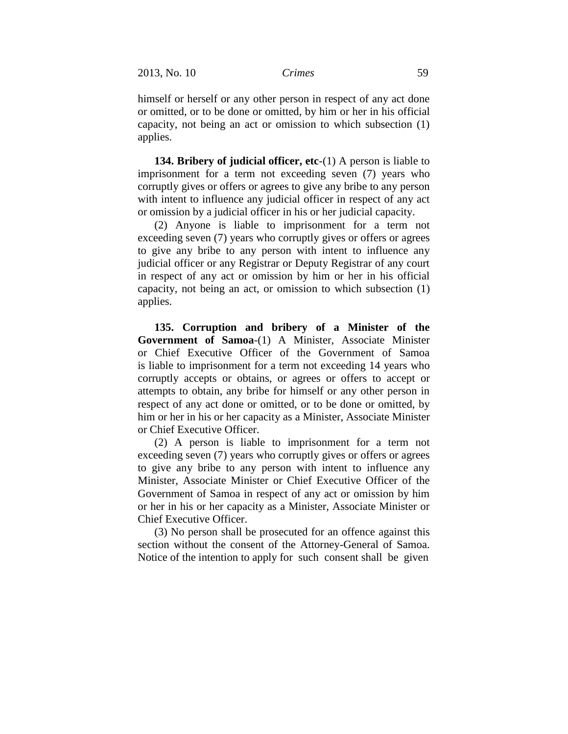himself or herself or any other person in respect of any act done or omitted, or to be done or omitted, by him or her in his official capacity, not being an act or omission to which subsection (1) applies.

**134. Bribery of judicial officer, etc**-(1) A person is liable to imprisonment for a term not exceeding seven (7) years who corruptly gives or offers or agrees to give any bribe to any person with intent to influence any judicial officer in respect of any act or omission by a judicial officer in his or her judicial capacity.

(2) Anyone is liable to imprisonment for a term not exceeding seven (7) years who corruptly gives or offers or agrees to give any bribe to any person with intent to influence any judicial officer or any Registrar or Deputy Registrar of any court in respect of any act or omission by him or her in his official capacity, not being an act, or omission to which subsection (1) applies.

**135. Corruption and bribery of a Minister of the Government of Samoa**-(1) A Minister, Associate Minister or Chief Executive Officer of the Government of Samoa is liable to imprisonment for a term not exceeding 14 years who corruptly accepts or obtains, or agrees or offers to accept or attempts to obtain, any bribe for himself or any other person in respect of any act done or omitted, or to be done or omitted, by him or her in his or her capacity as a Minister, Associate Minister or Chief Executive Officer.

(2) A person is liable to imprisonment for a term not exceeding seven (7) years who corruptly gives or offers or agrees to give any bribe to any person with intent to influence any Minister, Associate Minister or Chief Executive Officer of the Government of Samoa in respect of any act or omission by him or her in his or her capacity as a Minister, Associate Minister or Chief Executive Officer.

(3) No person shall be prosecuted for an offence against this section without the consent of the Attorney-General of Samoa. Notice of the intention to apply for such consent shall be given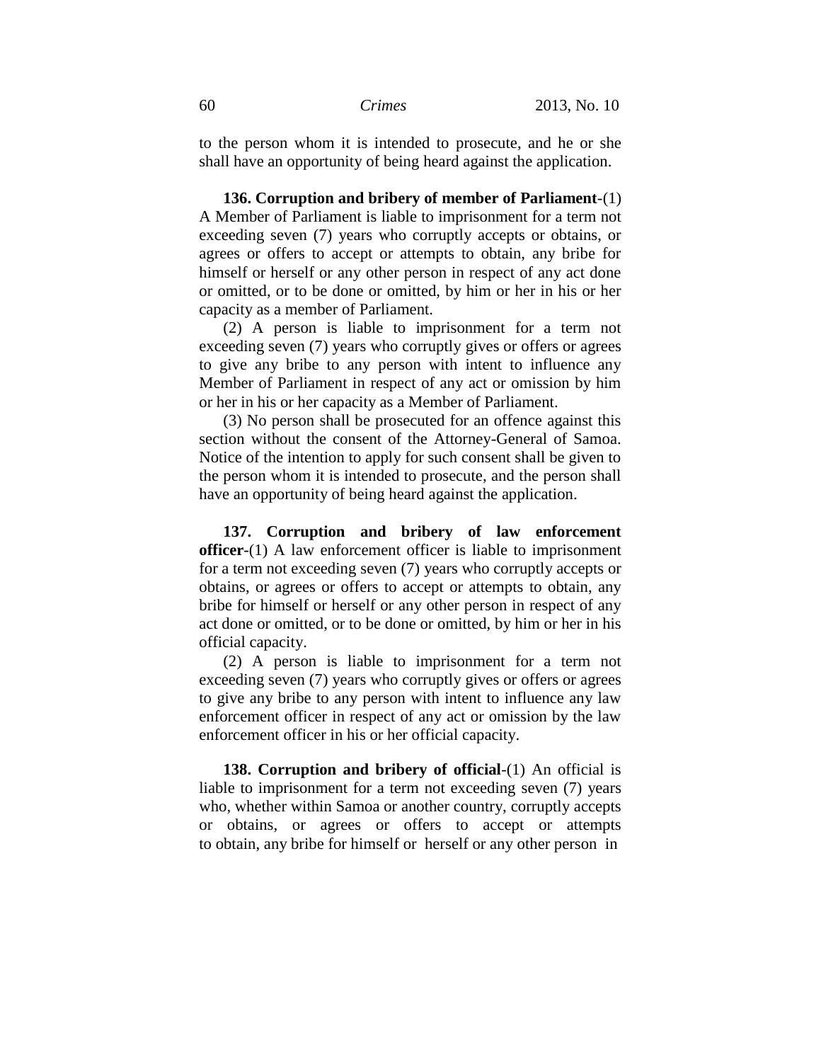to the person whom it is intended to prosecute, and he or she shall have an opportunity of being heard against the application.

**136. Corruption and bribery of member of Parliament**-(1) A Member of Parliament is liable to imprisonment for a term not exceeding seven (7) years who corruptly accepts or obtains, or agrees or offers to accept or attempts to obtain, any bribe for himself or herself or any other person in respect of any act done or omitted, or to be done or omitted, by him or her in his or her capacity as a member of Parliament.

(2) A person is liable to imprisonment for a term not exceeding seven (7) years who corruptly gives or offers or agrees to give any bribe to any person with intent to influence any Member of Parliament in respect of any act or omission by him or her in his or her capacity as a Member of Parliament.

(3) No person shall be prosecuted for an offence against this section without the consent of the Attorney-General of Samoa. Notice of the intention to apply for such consent shall be given to the person whom it is intended to prosecute, and the person shall have an opportunity of being heard against the application.

**137. Corruption and bribery of law enforcement officer**-(1) A law enforcement officer is liable to imprisonment for a term not exceeding seven (7) years who corruptly accepts or obtains, or agrees or offers to accept or attempts to obtain, any bribe for himself or herself or any other person in respect of any act done or omitted, or to be done or omitted, by him or her in his official capacity.

(2) A person is liable to imprisonment for a term not exceeding seven (7) years who corruptly gives or offers or agrees to give any bribe to any person with intent to influence any law enforcement officer in respect of any act or omission by the law enforcement officer in his or her official capacity.

**138. Corruption and bribery of official**-(1) An official is liable to imprisonment for a term not exceeding seven (7) years who, whether within Samoa or another country, corruptly accepts or obtains, or agrees or offers to accept or attempts to obtain, any bribe for himself or herself or any other person in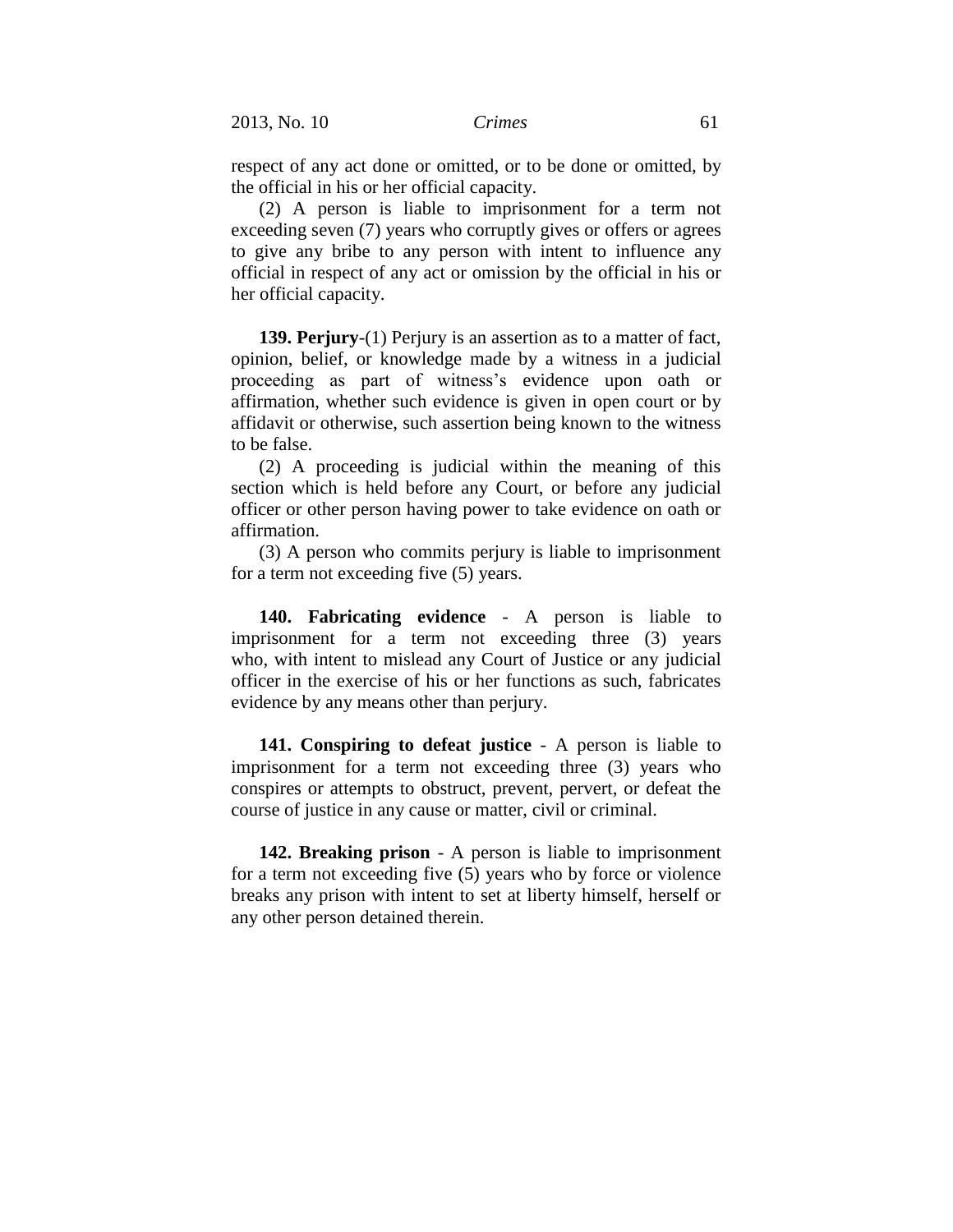respect of any act done or omitted, or to be done or omitted, by the official in his or her official capacity.

(2) A person is liable to imprisonment for a term not exceeding seven (7) years who corruptly gives or offers or agrees to give any bribe to any person with intent to influence any official in respect of any act or omission by the official in his or her official capacity.

**139. Perjury**-(1) Perjury is an assertion as to a matter of fact, opinion, belief, or knowledge made by a witness in a judicial proceeding as part of witness's evidence upon oath or affirmation, whether such evidence is given in open court or by affidavit or otherwise, such assertion being known to the witness to be false.

(2) A proceeding is judicial within the meaning of this section which is held before any Court, or before any judicial officer or other person having power to take evidence on oath or affirmation.

(3) A person who commits perjury is liable to imprisonment for a term not exceeding five (5) years.

**140. Fabricating evidence** - A person is liable to imprisonment for a term not exceeding three (3) years who, with intent to mislead any Court of Justice or any judicial officer in the exercise of his or her functions as such, fabricates evidence by any means other than perjury.

**141. Conspiring to defeat justice** - A person is liable to imprisonment for a term not exceeding three (3) years who conspires or attempts to obstruct, prevent, pervert, or defeat the course of justice in any cause or matter, civil or criminal.

**142. Breaking prison** - A person is liable to imprisonment for a term not exceeding five (5) years who by force or violence breaks any prison with intent to set at liberty himself, herself or any other person detained therein.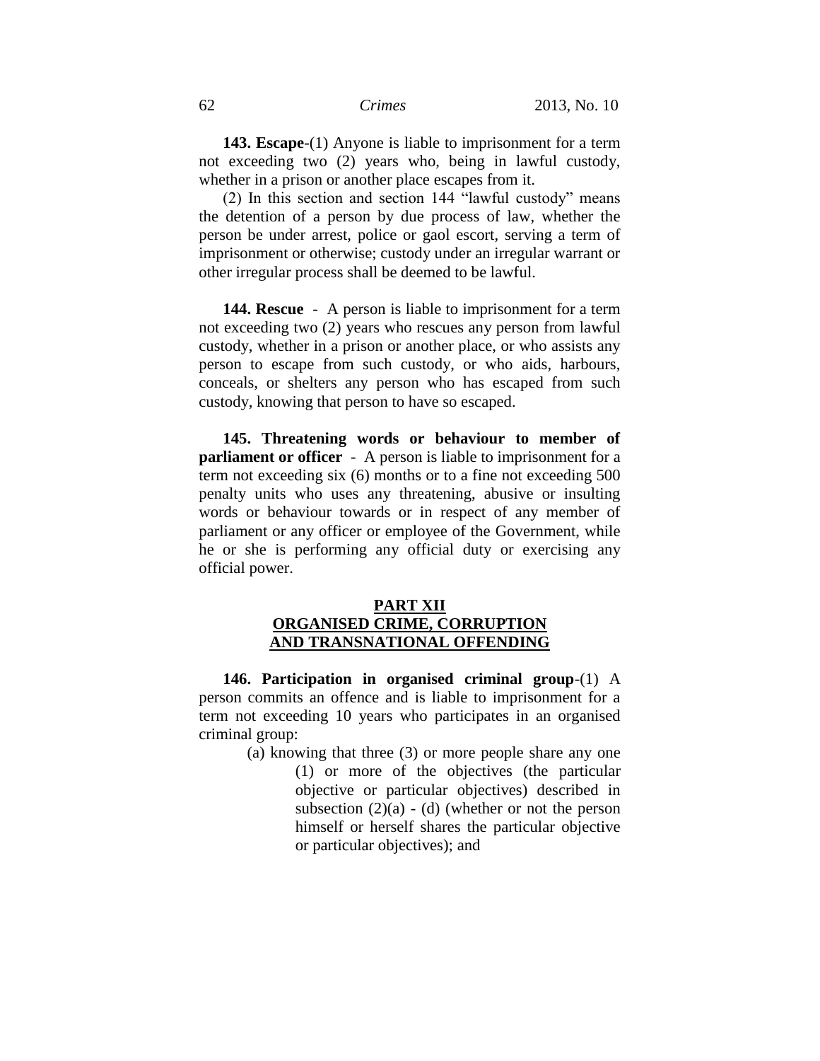**143. Escape**-(1) Anyone is liable to imprisonment for a term not exceeding two (2) years who, being in lawful custody, whether in a prison or another place escapes from it.

(2) In this section and section 144 "lawful custody" means the detention of a person by due process of law, whether the person be under arrest, police or gaol escort, serving a term of imprisonment or otherwise; custody under an irregular warrant or other irregular process shall be deemed to be lawful.

**144. Rescue** - A person is liable to imprisonment for a term not exceeding two (2) years who rescues any person from lawful custody, whether in a prison or another place, or who assists any person to escape from such custody, or who aids, harbours, conceals, or shelters any person who has escaped from such custody, knowing that person to have so escaped.

**145. Threatening words or behaviour to member of parliament or officer** - A person is liable to imprisonment for a term not exceeding six (6) months or to a fine not exceeding 500 penalty units who uses any threatening, abusive or insulting words or behaviour towards or in respect of any member of parliament or any officer or employee of the Government, while he or she is performing any official duty or exercising any official power.

## PART XII
## ORGANISED CRIME, CORRUPTION AND TRANSNATIONAL OFFENDING

**146. Participation in organised criminal group**-(1) A person commits an offence and is liable to imprisonment for a term not exceeding 10 years who participates in an organised criminal group:

(a) knowing that three (3) or more people share any one (1) or more of the objectives (the particular objective or particular objectives) described in subsection (2)(a) - (d) (whether or not the person himself or herself shares the particular objective or particular objectives); and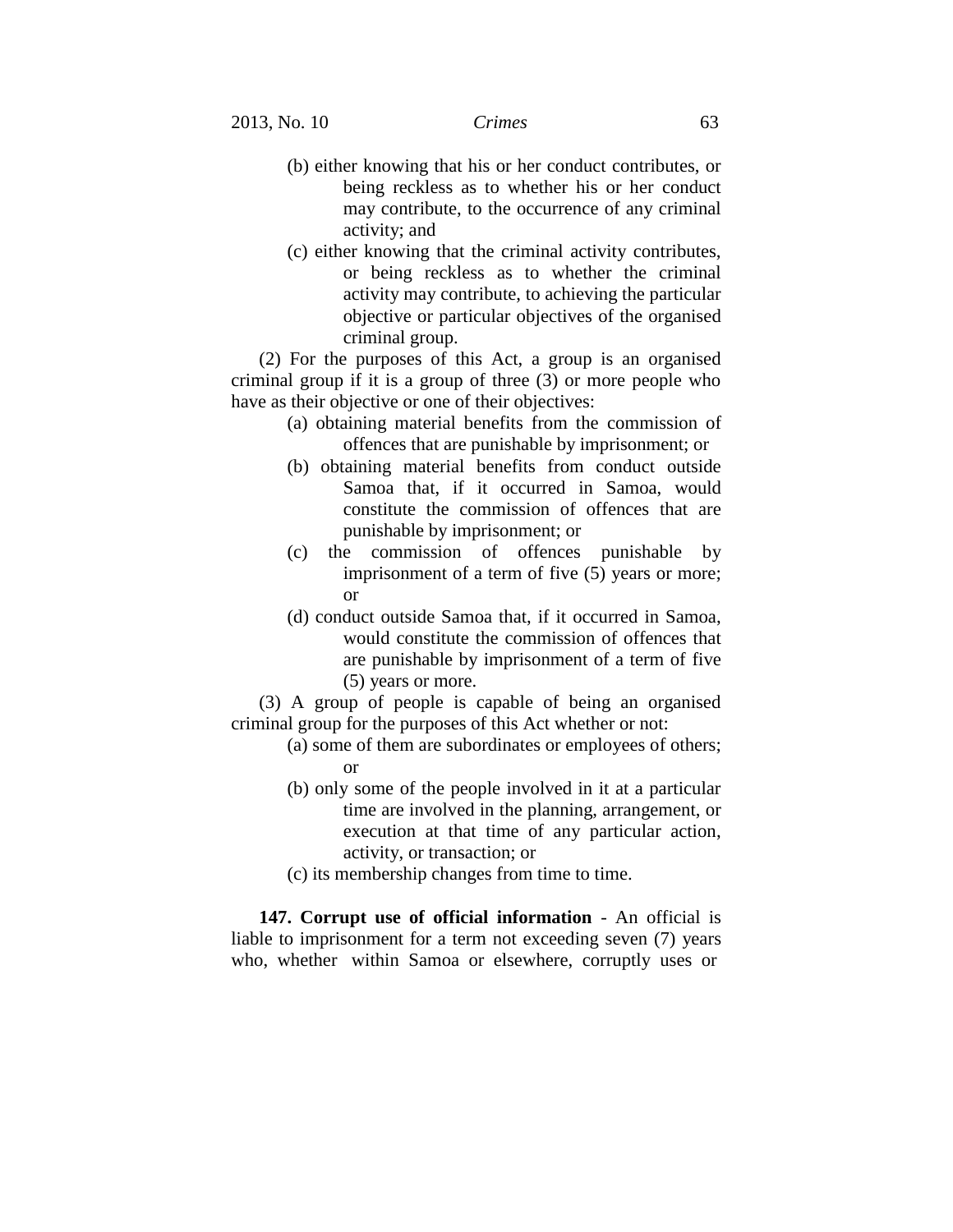(b) either knowing that his or her conduct contributes, or being reckless as to whether his or her conduct may contribute, to the occurrence of any criminal activity; and

(c) either knowing that the criminal activity contributes, or being reckless as to whether the criminal activity may contribute, to achieving the particular objective or particular objectives of the organised criminal group.

(2) For the purposes of this Act, a group is an organised criminal group if it is a group of three (3) or more people who have as their objective or one of their objectives:

(a) obtaining material benefits from the commission of offences that are punishable by imprisonment; or

(b) obtaining material benefits from conduct outside Samoa that, if it occurred in Samoa, would constitute the commission of offences that are punishable by imprisonment; or

(c) the commission of offences punishable by imprisonment of a term of five (5) years or more; or

(d) conduct outside Samoa that, if it occurred in Samoa, would constitute the commission of offences that are punishable by imprisonment of a term of five (5) years or more.

(3) A group of people is capable of being an organised criminal group for the purposes of this Act whether or not:

(a) some of them are subordinates or employees of others; or

(b) only some of the people involved in it at a particular time are involved in the planning, arrangement, or execution at that time of any particular action, activity, or transaction; or

(c) its membership changes from time to time.

**147. Corrupt use of official information** - An official is liable to imprisonment for a term not exceeding seven (7) years who, whether within Samoa or elsewhere, corruptly uses or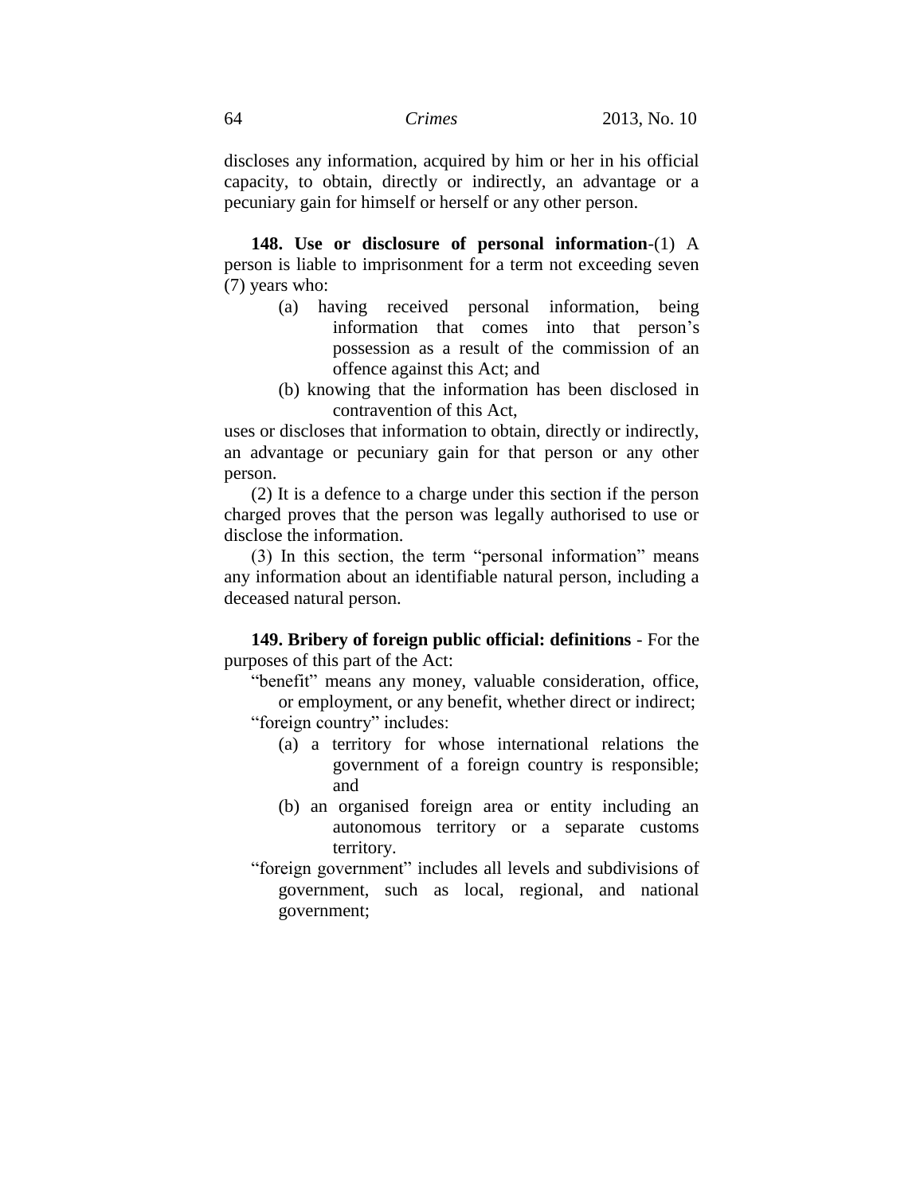discloses any information, acquired by him or her in his official capacity, to obtain, directly or indirectly, an advantage or a pecuniary gain for himself or herself or any other person.

**148. Use or disclosure of personal information**-(1) A person is liable to imprisonment for a term not exceeding seven (7) years who:

- (a) having received personal information, being information that comes into that person's possession as a result of the commission of an offence against this Act; and
- (b) knowing that the information has been disclosed in contravention of this Act,

uses or discloses that information to obtain, directly or indirectly, an advantage or pecuniary gain for that person or any other person.

(2) It is a defence to a charge under this section if the person charged proves that the person was legally authorised to use or disclose the information.

(3) In this section, the term "personal information" means any information about an identifiable natural person, including a deceased natural person.

**149. Bribery of foreign public official: definitions** - For the purposes of this part of the Act:

"benefit" means any money, valuable consideration, office, or employment, or any benefit, whether direct or indirect;

"foreign country" includes:

- (a) a territory for whose international relations the government of a foreign country is responsible; and
- (b) an organised foreign area or entity including an autonomous territory or a separate customs territory.

"foreign government" includes all levels and subdivisions of government, such as local, regional, and national government;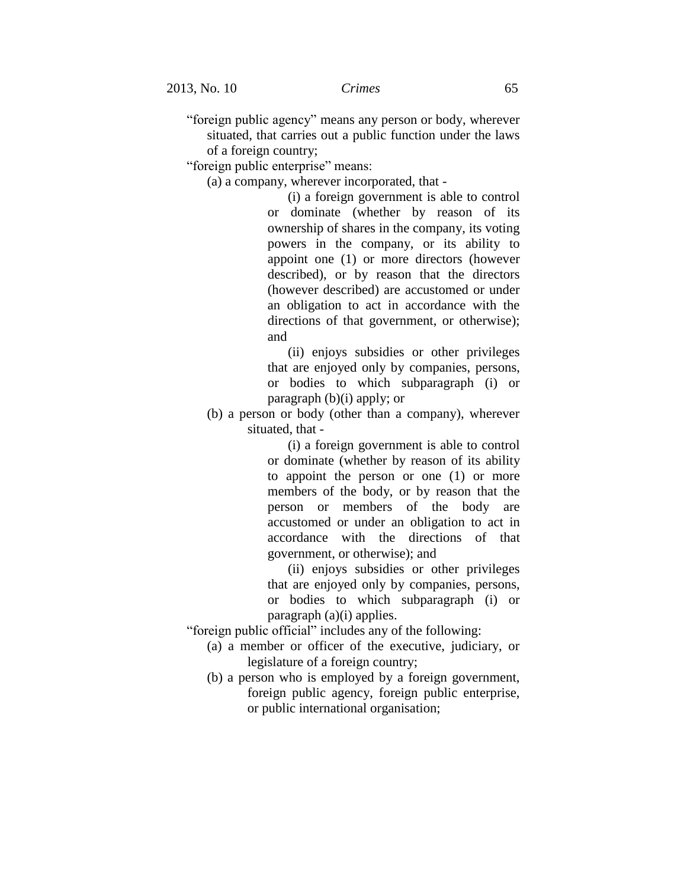"foreign public agency" means any person or body, wherever situated, that carries out a public function under the laws of a foreign country;

"foreign public enterprise" means:

(a) a company, wherever incorporated, that -

(i) a foreign government is able to control or dominate (whether by reason of its ownership of shares in the company, its voting powers in the company, or its ability to appoint one (1) or more directors (however described), or by reason that the directors (however described) are accustomed or under an obligation to act in accordance with the directions of that government, or otherwise); and

(ii) enjoys subsidies or other privileges that are enjoyed only by companies, persons, or bodies to which subparagraph (i) or paragraph (b)(i) apply; or

(b) a person or body (other than a company), wherever situated, that -

(i) a foreign government is able to control or dominate (whether by reason of its ability to appoint the person or one (1) or more members of the body, or by reason that the person or members of the body are accustomed or under an obligation to act in accordance with the directions of that government, or otherwise); and

(ii) enjoys subsidies or other privileges that are enjoyed only by companies, persons, or bodies to which subparagraph (i) or paragraph (a)(i) applies.

"foreign public official" includes any of the following:

(a) a member or officer of the executive, judiciary, or legislature of a foreign country;

(b) a person who is employed by a foreign government, foreign public agency, foreign public enterprise, or public international organisation;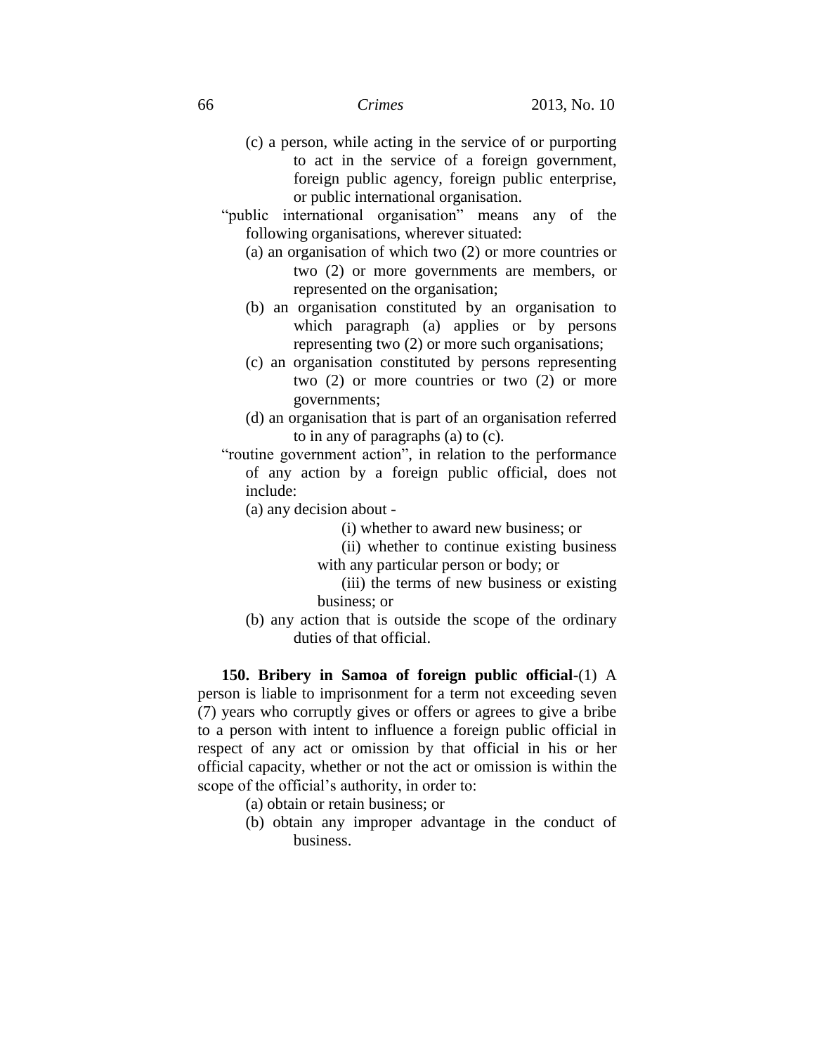(c) a person, while acting in the service of or purporting to act in the service of a foreign government, foreign public agency, foreign public enterprise, or public international organisation.

"public international organisation" means any of the following organisations, wherever situated:

(a) an organisation of which two (2) or more countries or two (2) or more governments are members, or represented on the organisation;

(b) an organisation constituted by an organisation to which paragraph (a) applies or by persons representing two (2) or more such organisations;

(c) an organisation constituted by persons representing two (2) or more countries or two (2) or more governments;

(d) an organisation that is part of an organisation referred to in any of paragraphs (a) to (c).

"routine government action", in relation to the performance of any action by a foreign public official, does not include:

(a) any decision about -

(i) whether to award new business; or

(ii) whether to continue existing business with any particular person or body; or

(iii) the terms of new business or existing business; or

(b) any action that is outside the scope of the ordinary duties of that official.

**150. Bribery in Samoa of foreign public official**-(1) A person is liable to imprisonment for a term not exceeding seven (7) years who corruptly gives or offers or agrees to give a bribe to a person with intent to influence a foreign public official in respect of any act or omission by that official in his or her official capacity, whether or not the act or omission is within the scope of the official's authority, in order to:

(a) obtain or retain business; or

(b) obtain any improper advantage in the conduct of business.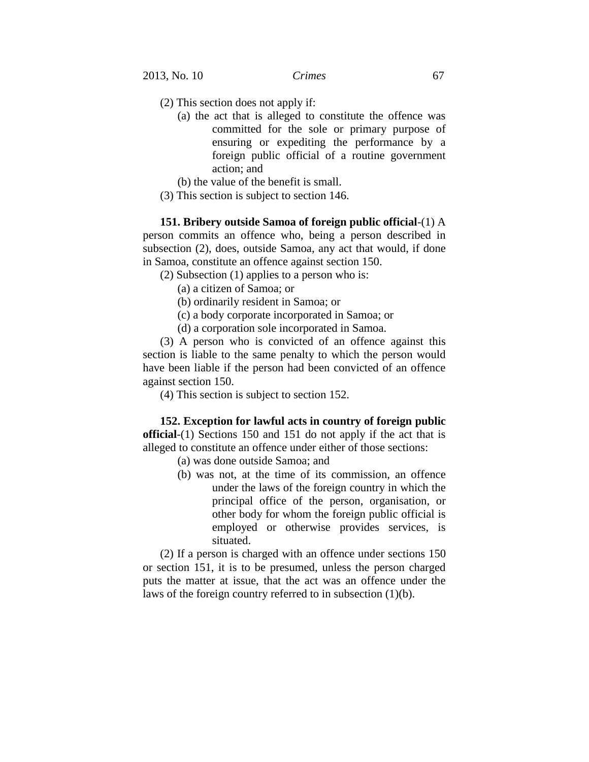(2) This section does not apply if:

(a) the act that is alleged to constitute the offence was committed for the sole or primary purpose of ensuring or expediting the performance by a foreign public official of a routine government action; and

(b) the value of the benefit is small.

(3) This section is subject to section 146.

**151. Bribery outside Samoa of foreign public official**-(1) A person commits an offence who, being a person described in subsection (2), does, outside Samoa, any act that would, if done in Samoa, constitute an offence against section 150.

(2) Subsection (1) applies to a person who is:

(a) a citizen of Samoa; or

(b) ordinarily resident in Samoa; or

(c) a body corporate incorporated in Samoa; or

(d) a corporation sole incorporated in Samoa.

(3) A person who is convicted of an offence against this section is liable to the same penalty to which the person would have been liable if the person had been convicted of an offence against section 150.

(4) This section is subject to section 152.

**152. Exception for lawful acts in country of foreign public official**-(1) Sections 150 and 151 do not apply if the act that is alleged to constitute an offence under either of those sections:

(a) was done outside Samoa; and

(b) was not, at the time of its commission, an offence under the laws of the foreign country in which the principal office of the person, organisation, or other body for whom the foreign public official is employed or otherwise provides services, is situated.

(2) If a person is charged with an offence under sections 150 or section 151, it is to be presumed, unless the person charged puts the matter at issue, that the act was an offence under the laws of the foreign country referred to in subsection (1)(b).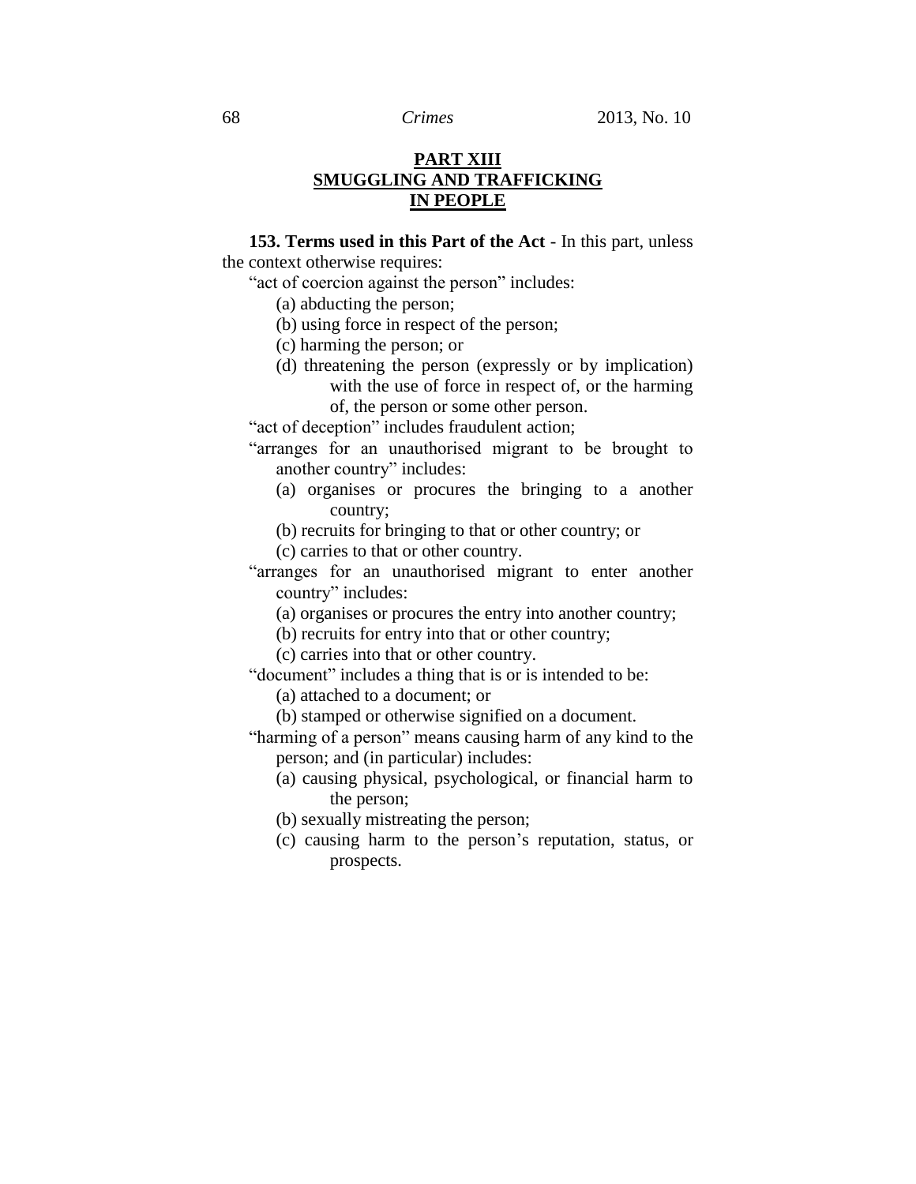## PART XIII
## SMUGGLING AND TRAFFICKING IN PEOPLE

**153. Terms used in this Part of the Act** - In this part, unless the context otherwise requires:

"act of coercion against the person" includes:

(a) abducting the person;

(b) using force in respect of the person;

(c) harming the person; or

(d) threatening the person (expressly or by implication) with the use of force in respect of, or the harming of, the person or some other person.

"act of deception" includes fraudulent action;

"arranges for an unauthorised migrant to be brought to another country" includes:

(a) organises or procures the bringing to a another country;

(b) recruits for bringing to that or other country; or

(c) carries to that or other country.

"arranges for an unauthorised migrant to enter another country" includes:

(a) organises or procures the entry into another country;

(b) recruits for entry into that or other country;

(c) carries into that or other country.

"document" includes a thing that is or is intended to be:

(a) attached to a document; or

(b) stamped or otherwise signified on a document.

"harming of a person" means causing harm of any kind to the person; and (in particular) includes:

(a) causing physical, psychological, or financial harm to the person;

(b) sexually mistreating the person;

(c) causing harm to the person's reputation, status, or prospects.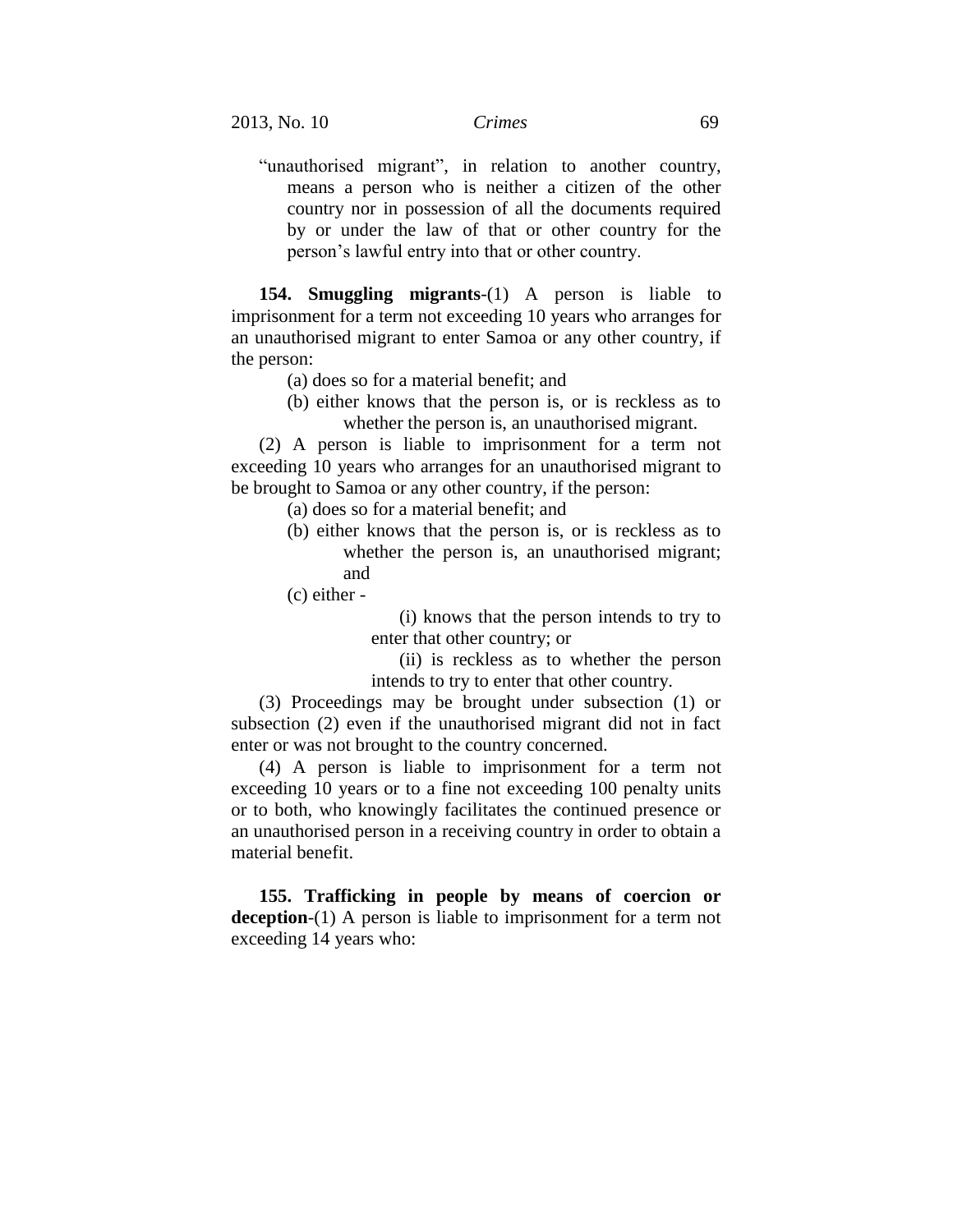"unauthorised migrant", in relation to another country, means a person who is neither a citizen of the other country nor in possession of all the documents required by or under the law of that or other country for the person's lawful entry into that or other country.

**154. Smuggling migrants**-(1) A person is liable to imprisonment for a term not exceeding 10 years who arranges for an unauthorised migrant to enter Samoa or any other country, if the person:

(a) does so for a material benefit; and

(b) either knows that the person is, or is reckless as to whether the person is, an unauthorised migrant.

(2) A person is liable to imprisonment for a term not exceeding 10 years who arranges for an unauthorised migrant to be brought to Samoa or any other country, if the person:

(a) does so for a material benefit; and

(b) either knows that the person is, or is reckless as to whether the person is, an unauthorised migrant; and

(c) either -

(i) knows that the person intends to try to enter that other country; or

(ii) is reckless as to whether the person intends to try to enter that other country.

(3) Proceedings may be brought under subsection (1) or subsection (2) even if the unauthorised migrant did not in fact enter or was not brought to the country concerned.

(4) A person is liable to imprisonment for a term not exceeding 10 years or to a fine not exceeding 100 penalty units or to both, who knowingly facilitates the continued presence or an unauthorised person in a receiving country in order to obtain a material benefit.

**155. Trafficking in people by means of coercion or deception**-(1) A person is liable to imprisonment for a term not exceeding 14 years who: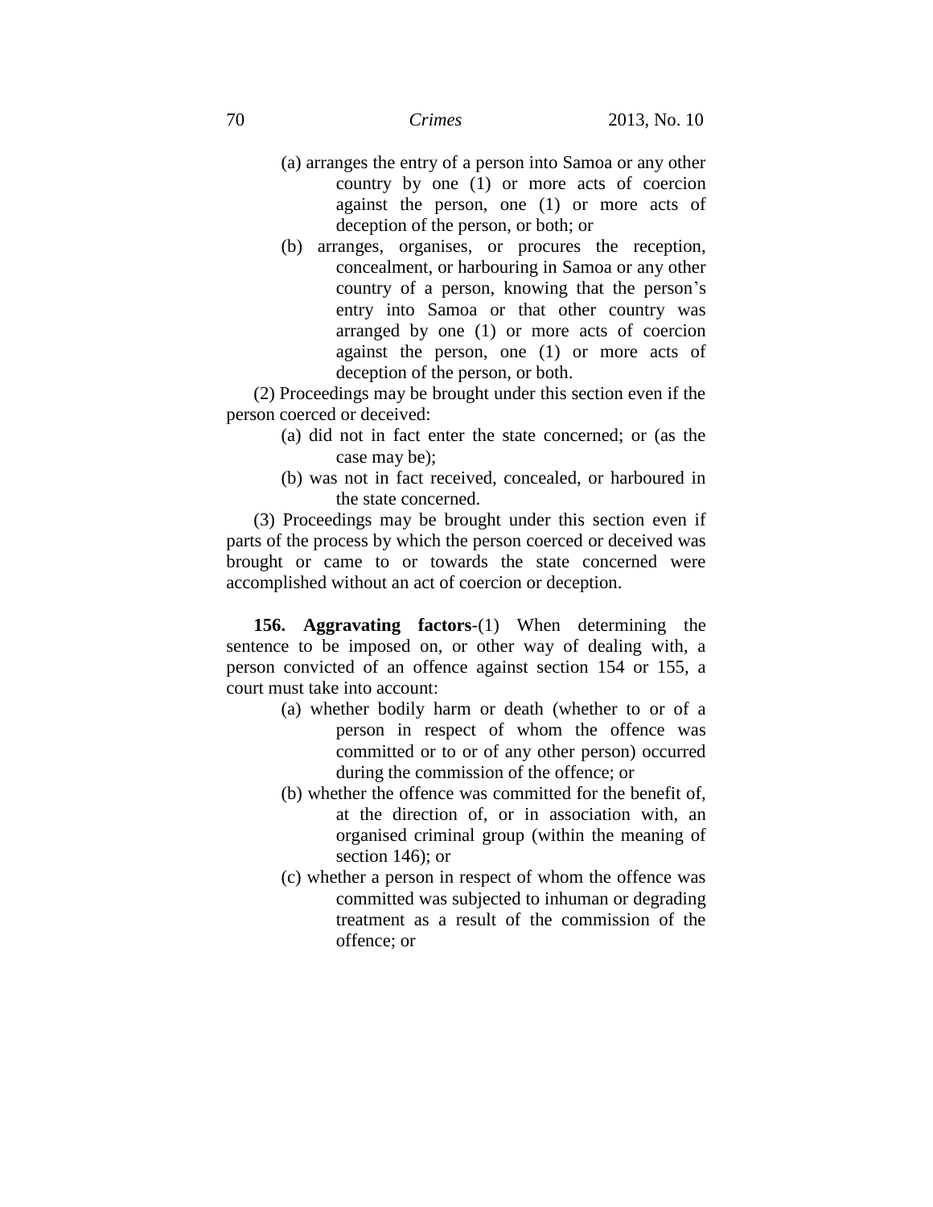(a) arranges the entry of a person into Samoa or any other country by one (1) or more acts of coercion against the person, one (1) or more acts of deception of the person, or both; or

(b) arranges, organises, or procures the reception, concealment, or harbouring in Samoa or any other country of a person, knowing that the person's entry into Samoa or that other country was arranged by one (1) or more acts of coercion against the person, one (1) or more acts of deception of the person, or both.

(2) Proceedings may be brought under this section even if the person coerced or deceived:

(a) did not in fact enter the state concerned; or (as the case may be);

(b) was not in fact received, concealed, or harboured in the state concerned.

(3) Proceedings may be brought under this section even if parts of the process by which the person coerced or deceived was brought or came to or towards the state concerned were accomplished without an act of coercion or deception.

**156. Aggravating factors**-(1) When determining the sentence to be imposed on, or other way of dealing with, a person convicted of an offence against section 154 or 155, a court must take into account:

(a) whether bodily harm or death (whether to or of a person in respect of whom the offence was committed or to or of any other person) occurred during the commission of the offence; or

(b) whether the offence was committed for the benefit of, at the direction of, or in association with, an organised criminal group (within the meaning of section 146); or

(c) whether a person in respect of whom the offence was committed was subjected to inhuman or degrading treatment as a result of the commission of the offence; or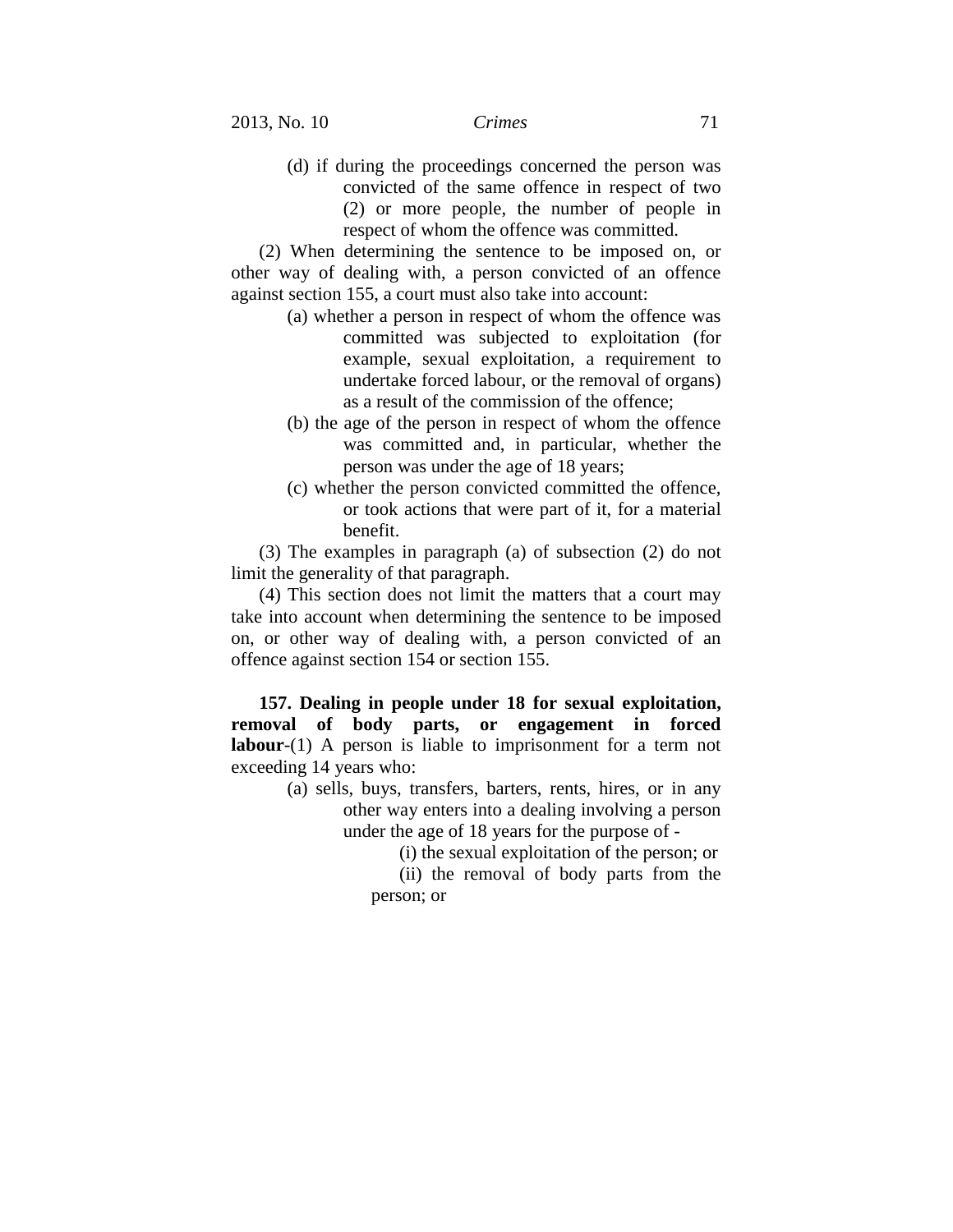(d) if during the proceedings concerned the person was convicted of the same offence in respect of two (2) or more people, the number of people in respect of whom the offence was committed.

(2) When determining the sentence to be imposed on, or other way of dealing with, a person convicted of an offence against section 155, a court must also take into account:

(a) whether a person in respect of whom the offence was committed was subjected to exploitation (for example, sexual exploitation, a requirement to undertake forced labour, or the removal of organs) as a result of the commission of the offence;

(b) the age of the person in respect of whom the offence was committed and, in particular, whether the person was under the age of 18 years;

(c) whether the person convicted committed the offence, or took actions that were part of it, for a material benefit.

(3) The examples in paragraph (a) of subsection (2) do not limit the generality of that paragraph.

(4) This section does not limit the matters that a court may take into account when determining the sentence to be imposed on, or other way of dealing with, a person convicted of an offence against section 154 or section 155.

**157. Dealing in people under 18 for sexual exploitation, removal of body parts, or engagement in forced labour**-(1) A person is liable to imprisonment for a term not exceeding 14 years who:

(a) sells, buys, transfers, barters, rents, hires, or in any other way enters into a dealing involving a person under the age of 18 years for the purpose of -

(i) the sexual exploitation of the person; or

(ii) the removal of body parts from the person; or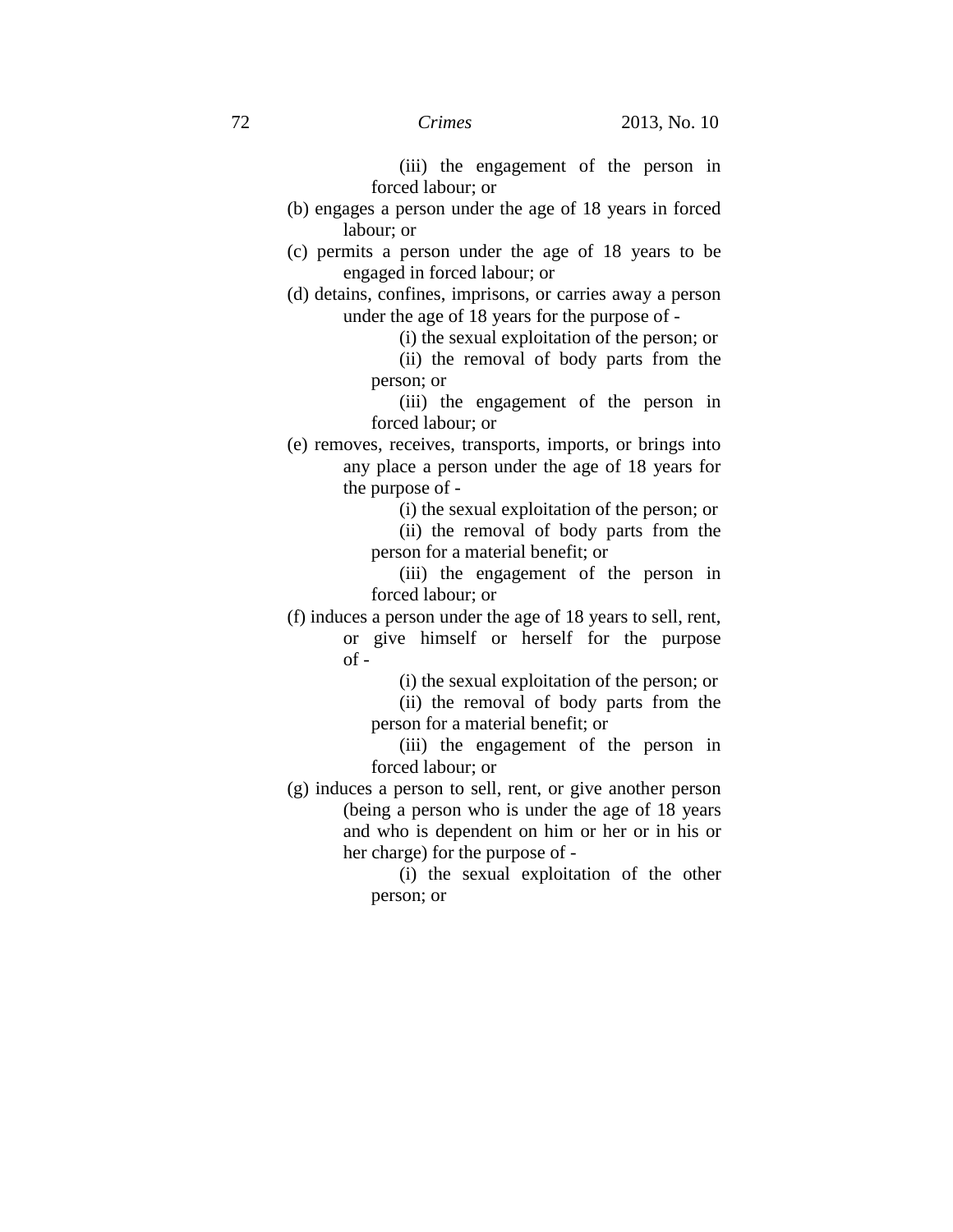(iii) the engagement of the person in forced labour; or

(b) engages a person under the age of 18 years in forced labour; or

(c) permits a person under the age of 18 years to be engaged in forced labour; or

(d) detains, confines, imprisons, or carries away a person under the age of 18 years for the purpose of -

(i) the sexual exploitation of the person; or

(ii) the removal of body parts from the person; or

(iii) the engagement of the person in forced labour; or

(e) removes, receives, transports, imports, or brings into any place a person under the age of 18 years for the purpose of -

(i) the sexual exploitation of the person; or

(ii) the removal of body parts from the person for a material benefit; or

(iii) the engagement of the person in forced labour; or

(f) induces a person under the age of 18 years to sell, rent, or give himself or herself for the purpose of -

(i) the sexual exploitation of the person; or

(ii) the removal of body parts from the person for a material benefit; or

(iii) the engagement of the person in forced labour; or

(g) induces a person to sell, rent, or give another person (being a person who is under the age of 18 years and who is dependent on him or her or in his or her charge) for the purpose of -

(i) the sexual exploitation of the other person; or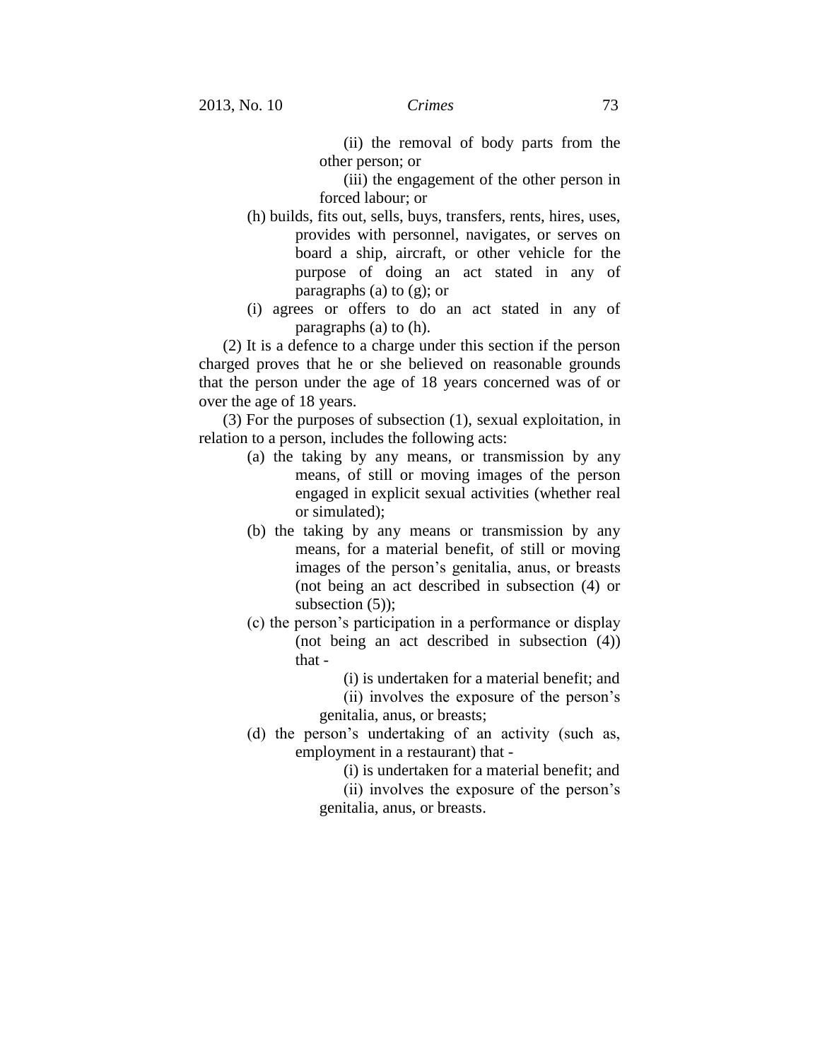(ii) the removal of body parts from the other person; or

(iii) the engagement of the other person in forced labour; or

(h) builds, fits out, sells, buys, transfers, rents, hires, uses, provides with personnel, navigates, or serves on board a ship, aircraft, or other vehicle for the purpose of doing an act stated in any of paragraphs (a) to (g); or

(i) agrees or offers to do an act stated in any of paragraphs (a) to (h).

(2) It is a defence to a charge under this section if the person charged proves that he or she believed on reasonable grounds that the person under the age of 18 years concerned was of or over the age of 18 years.

(3) For the purposes of subsection (1), sexual exploitation, in relation to a person, includes the following acts:

(a) the taking by any means, or transmission by any means, of still or moving images of the person engaged in explicit sexual activities (whether real or simulated);

(b) the taking by any means or transmission by any means, for a material benefit, of still or moving images of the person's genitalia, anus, or breasts (not being an act described in subsection (4) or subsection (5));

(c) the person's participation in a performance or display (not being an act described in subsection (4)) that -

(i) is undertaken for a material benefit; and

(ii) involves the exposure of the person's genitalia, anus, or breasts;

(d) the person's undertaking of an activity (such as, employment in a restaurant) that -

(i) is undertaken for a material benefit; and

(ii) involves the exposure of the person's genitalia, anus, or breasts.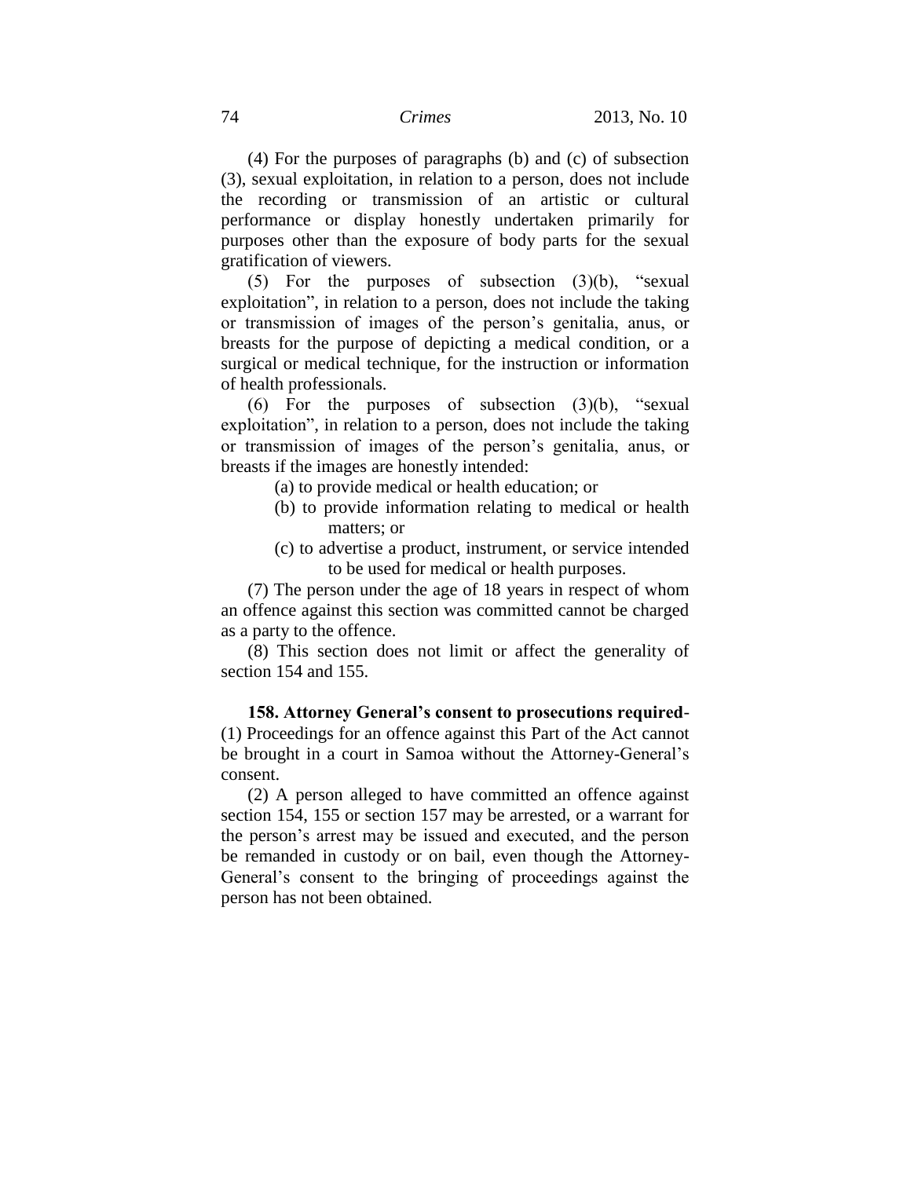(4) For the purposes of paragraphs (b) and (c) of subsection (3), sexual exploitation, in relation to a person, does not include the recording or transmission of an artistic or cultural performance or display honestly undertaken primarily for purposes other than the exposure of body parts for the sexual gratification of viewers.

(5) For the purposes of subsection (3)(b), "sexual exploitation", in relation to a person, does not include the taking or transmission of images of the person's genitalia, anus, or breasts for the purpose of depicting a medical condition, or a surgical or medical technique, for the instruction or information of health professionals.

(6) For the purposes of subsection (3)(b), "sexual exploitation", in relation to a person, does not include the taking or transmission of images of the person's genitalia, anus, or breasts if the images are honestly intended:

- (a) to provide medical or health education; or
- (b) to provide information relating to medical or health matters; or
- (c) to advertise a product, instrument, or service intended to be used for medical or health purposes.

(7) The person under the age of 18 years in respect of whom an offence against this section was committed cannot be charged as a party to the offence.

(8) This section does not limit or affect the generality of section 154 and 155.

**158. Attorney General's consent to prosecutions required**-(1) Proceedings for an offence against this Part of the Act cannot be brought in a court in Samoa without the Attorney-General's consent.

(2) A person alleged to have committed an offence against section 154, 155 or section 157 may be arrested, or a warrant for the person's arrest may be issued and executed, and the person be remanded in custody or on bail, even though the Attorney-General's consent to the bringing of proceedings against the person has not been obtained.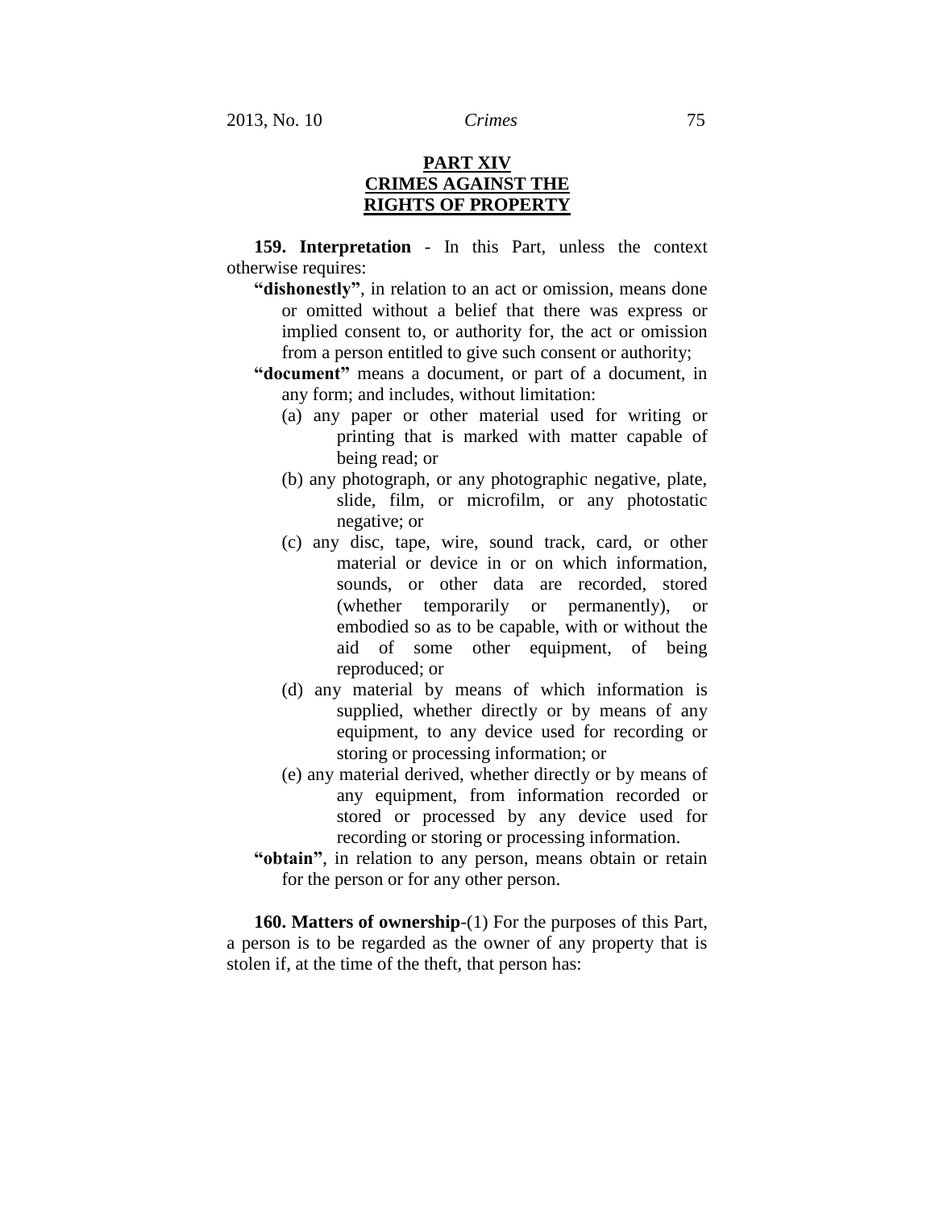## PART XIV
## CRIMES AGAINST THE RIGHTS OF PROPERTY

**159. Interpretation** - In this Part, unless the context otherwise requires:

**"dishonestly"**, in relation to an act or omission, means done or omitted without a belief that there was express or implied consent to, or authority for, the act or omission from a person entitled to give such consent or authority;

**"document"** means a document, or part of a document, in any form; and includes, without limitation:

(a) any paper or other material used for writing or printing that is marked with matter capable of being read; or

(b) any photograph, or any photographic negative, plate, slide, film, or microfilm, or any photostatic negative; or

(c) any disc, tape, wire, sound track, card, or other material or device in or on which information, sounds, or other data are recorded, stored (whether temporarily or permanently), or embodied so as to be capable, with or without the aid of some other equipment, of being reproduced; or

(d) any material by means of which information is supplied, whether directly or by means of any equipment, to any device used for recording or storing or processing information; or

(e) any material derived, whether directly or by means of any equipment, from information recorded or stored or processed by any device used for recording or storing or processing information.

**"obtain"**, in relation to any person, means obtain or retain for the person or for any other person.

**160. Matters of ownership**-(1) For the purposes of this Part, a person is to be regarded as the owner of any property that is stolen if, at the time of the theft, that person has: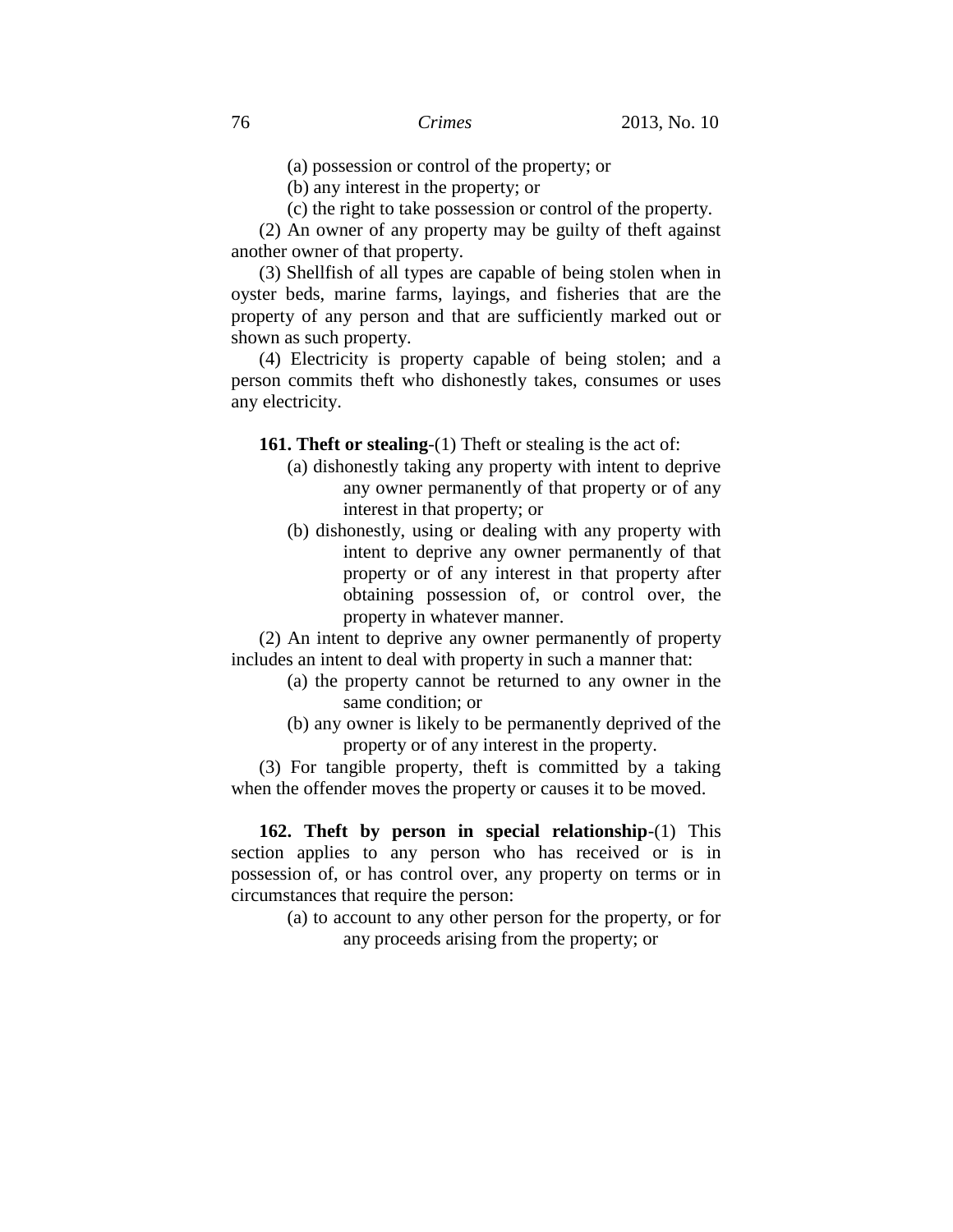(a) possession or control of the property; or

(b) any interest in the property; or

(c) the right to take possession or control of the property.

(2) An owner of any property may be guilty of theft against another owner of that property.

(3) Shellfish of all types are capable of being stolen when in oyster beds, marine farms, layings, and fisheries that are the property of any person and that are sufficiently marked out or shown as such property.

(4) Electricity is property capable of being stolen; and a person commits theft who dishonestly takes, consumes or uses any electricity.

**161. Theft or stealing**-(1) Theft or stealing is the act of:

(a) dishonestly taking any property with intent to deprive any owner permanently of that property or of any interest in that property; or

(b) dishonestly, using or dealing with any property with intent to deprive any owner permanently of that property or of any interest in that property after obtaining possession of, or control over, the property in whatever manner.

(2) An intent to deprive any owner permanently of property includes an intent to deal with property in such a manner that:

(a) the property cannot be returned to any owner in the same condition; or

(b) any owner is likely to be permanently deprived of the property or of any interest in the property.

(3) For tangible property, theft is committed by a taking when the offender moves the property or causes it to be moved.

**162. Theft by person in special relationship**-(1) This section applies to any person who has received or is in possession of, or has control over, any property on terms or in circumstances that require the person:

(a) to account to any other person for the property, or for any proceeds arising from the property; or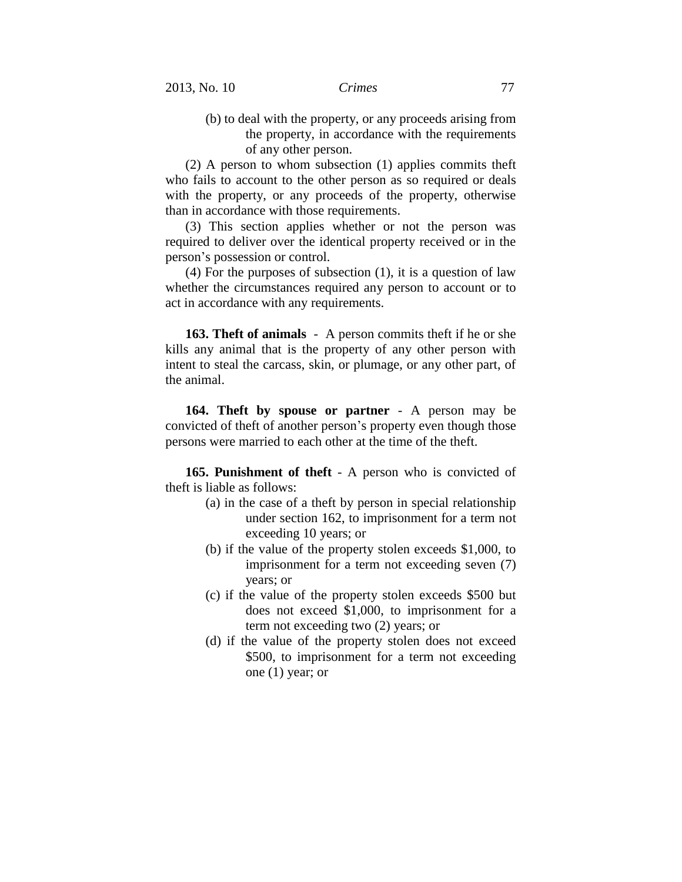(b) to deal with the property, or any proceeds arising from the property, in accordance with the requirements of any other person.

(2) A person to whom subsection (1) applies commits theft who fails to account to the other person as so required or deals with the property, or any proceeds of the property, otherwise than in accordance with those requirements.

(3) This section applies whether or not the person was required to deliver over the identical property received or in the person's possession or control.

(4) For the purposes of subsection (1), it is a question of law whether the circumstances required any person to account or to act in accordance with any requirements.

**163. Theft of animals** - A person commits theft if he or she kills any animal that is the property of any other person with intent to steal the carcass, skin, or plumage, or any other part, of the animal.

**164. Theft by spouse or partner** - A person may be convicted of theft of another person's property even though those persons were married to each other at the time of the theft.

**165. Punishment of theft** - A person who is convicted of theft is liable as follows:

(a) in the case of a theft by person in special relationship under section 162, to imprisonment for a term not exceeding 10 years; or

(b) if the value of the property stolen exceeds $1,000, to imprisonment for a term not exceeding seven (7) years; or

(c) if the value of the property stolen exceeds $500 but does not exceed $1,000, to imprisonment for a term not exceeding two (2) years; or

(d) if the value of the property stolen does not exceed $500, to imprisonment for a term not exceeding one (1) year; or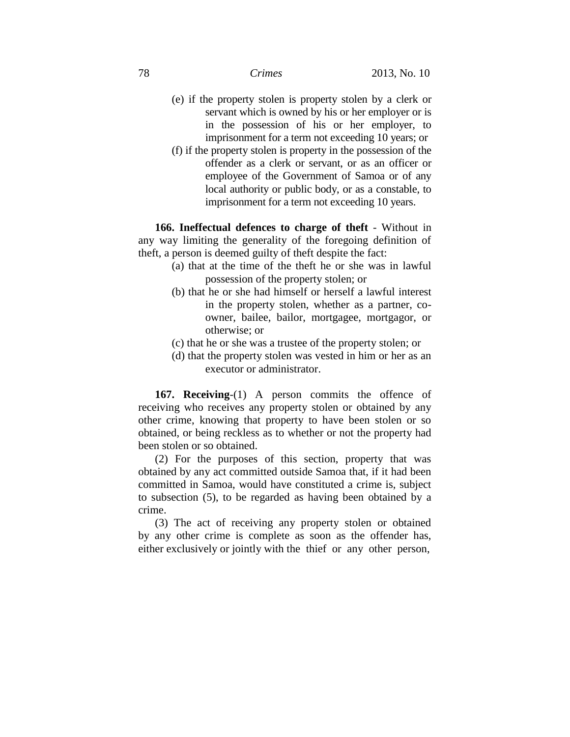(e) if the property stolen is property stolen by a clerk or servant which is owned by his or her employer or is in the possession of his or her employer, to imprisonment for a term not exceeding 10 years; or

(f) if the property stolen is property in the possession of the offender as a clerk or servant, or as an officer or employee of the Government of Samoa or of any local authority or public body, or as a constable, to imprisonment for a term not exceeding 10 years.

**166. Ineffectual defences to charge of theft** - Without in any way limiting the generality of the foregoing definition of theft, a person is deemed guilty of theft despite the fact:

(a) that at the time of the theft he or she was in lawful possession of the property stolen; or

(b) that he or she had himself or herself a lawful interest in the property stolen, whether as a partner, co-owner, bailee, bailor, mortgagee, mortgagor, or otherwise; or

(c) that he or she was a trustee of the property stolen; or

(d) that the property stolen was vested in him or her as an executor or administrator.

**167. Receiving**-(1) A person commits the offence of receiving who receives any property stolen or obtained by any other crime, knowing that property to have been stolen or so obtained, or being reckless as to whether or not the property had been stolen or so obtained.

(2) For the purposes of this section, property that was obtained by any act committed outside Samoa that, if it had been committed in Samoa, would have constituted a crime is, subject to subsection (5), to be regarded as having been obtained by a crime.

(3) The act of receiving any property stolen or obtained by any other crime is complete as soon as the offender has, either exclusively or jointly with the thief or any other person,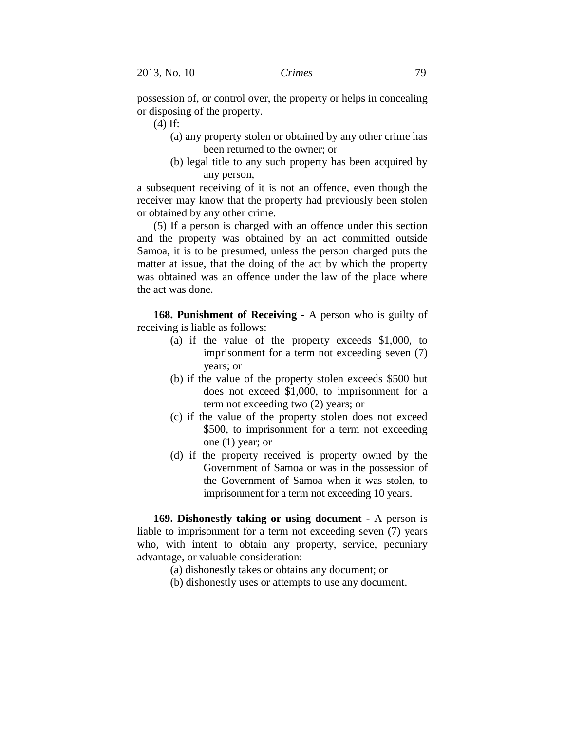possession of, or control over, the property or helps in concealing or disposing of the property.

(4) If:

(a) any property stolen or obtained by any other crime has been returned to the owner; or

(b) legal title to any such property has been acquired by any person,

a subsequent receiving of it is not an offence, even though the receiver may know that the property had previously been stolen or obtained by any other crime.

(5) If a person is charged with an offence under this section and the property was obtained by an act committed outside Samoa, it is to be presumed, unless the person charged puts the matter at issue, that the doing of the act by which the property was obtained was an offence under the law of the place where the act was done.

**168. Punishment of Receiving** - A person who is guilty of receiving is liable as follows:

(a) if the value of the property exceeds $1,000, to imprisonment for a term not exceeding seven (7) years; or

(b) if the value of the property stolen exceeds $500 but does not exceed $1,000, to imprisonment for a term not exceeding two (2) years; or

(c) if the value of the property stolen does not exceed $500, to imprisonment for a term not exceeding one (1) year; or

(d) if the property received is property owned by the Government of Samoa or was in the possession of the Government of Samoa when it was stolen, to imprisonment for a term not exceeding 10 years.

**169. Dishonestly taking or using document** - A person is liable to imprisonment for a term not exceeding seven (7) years who, with intent to obtain any property, service, pecuniary advantage, or valuable consideration:

(a) dishonestly takes or obtains any document; or

(b) dishonestly uses or attempts to use any document.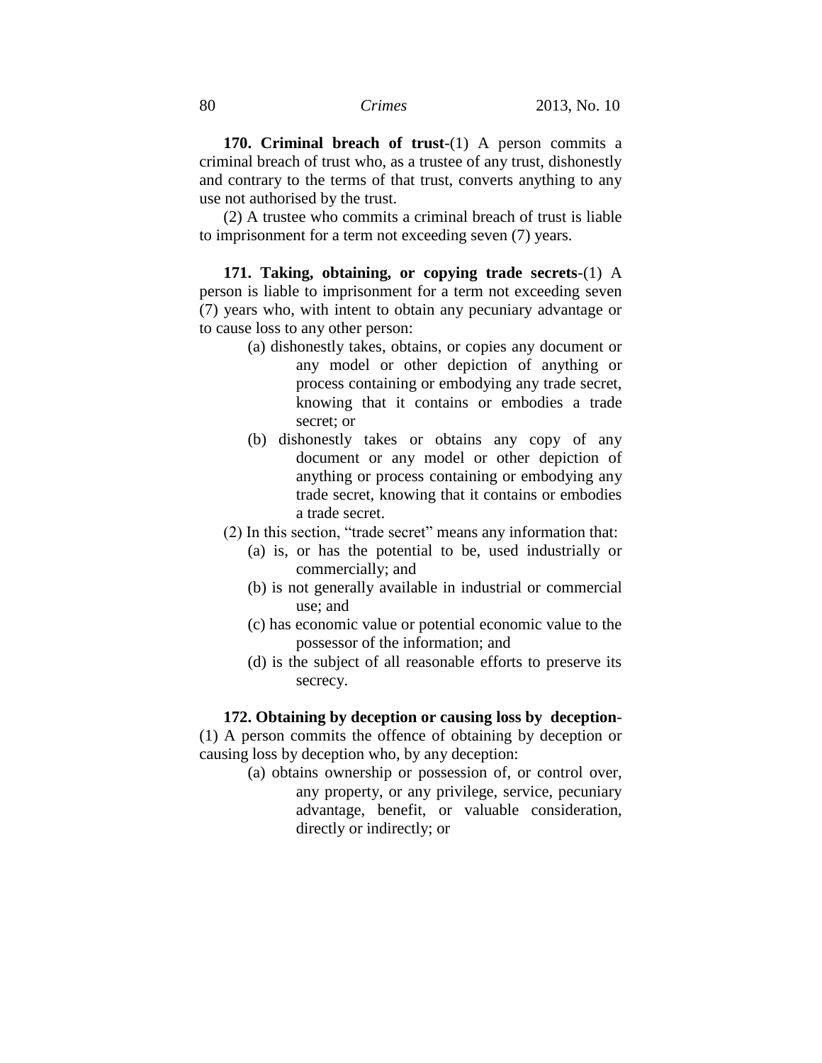**170. Criminal breach of trust**-(1) A person commits a criminal breach of trust who, as a trustee of any trust, dishonestly and contrary to the terms of that trust, converts anything to any use not authorised by the trust.

(2) A trustee who commits a criminal breach of trust is liable to imprisonment for a term not exceeding seven (7) years.

**171. Taking, obtaining, or copying trade secrets**-(1) A person is liable to imprisonment for a term not exceeding seven (7) years who, with intent to obtain any pecuniary advantage or to cause loss to any other person:

- (a) dishonestly takes, obtains, or copies any document or any model or other depiction of anything or process containing or embodying any trade secret, knowing that it contains or embodies a trade secret; or
- (b) dishonestly takes or obtains any copy of any document or any model or other depiction of anything or process containing or embodying any trade secret, knowing that it contains or embodies a trade secret.

(2) In this section, "trade secret" means any information that:

- (a) is, or has the potential to be, used industrially or commercially; and
- (b) is not generally available in industrial or commercial use; and
- (c) has economic value or potential economic value to the possessor of the information; and
- (d) is the subject of all reasonable efforts to preserve its secrecy.

**172. Obtaining by deception or causing loss by deception**-(1) A person commits the offence of obtaining by deception or causing loss by deception who, by any deception:

- (a) obtains ownership or possession of, or control over, any property, or any privilege, service, pecuniary advantage, benefit, or valuable consideration, directly or indirectly; or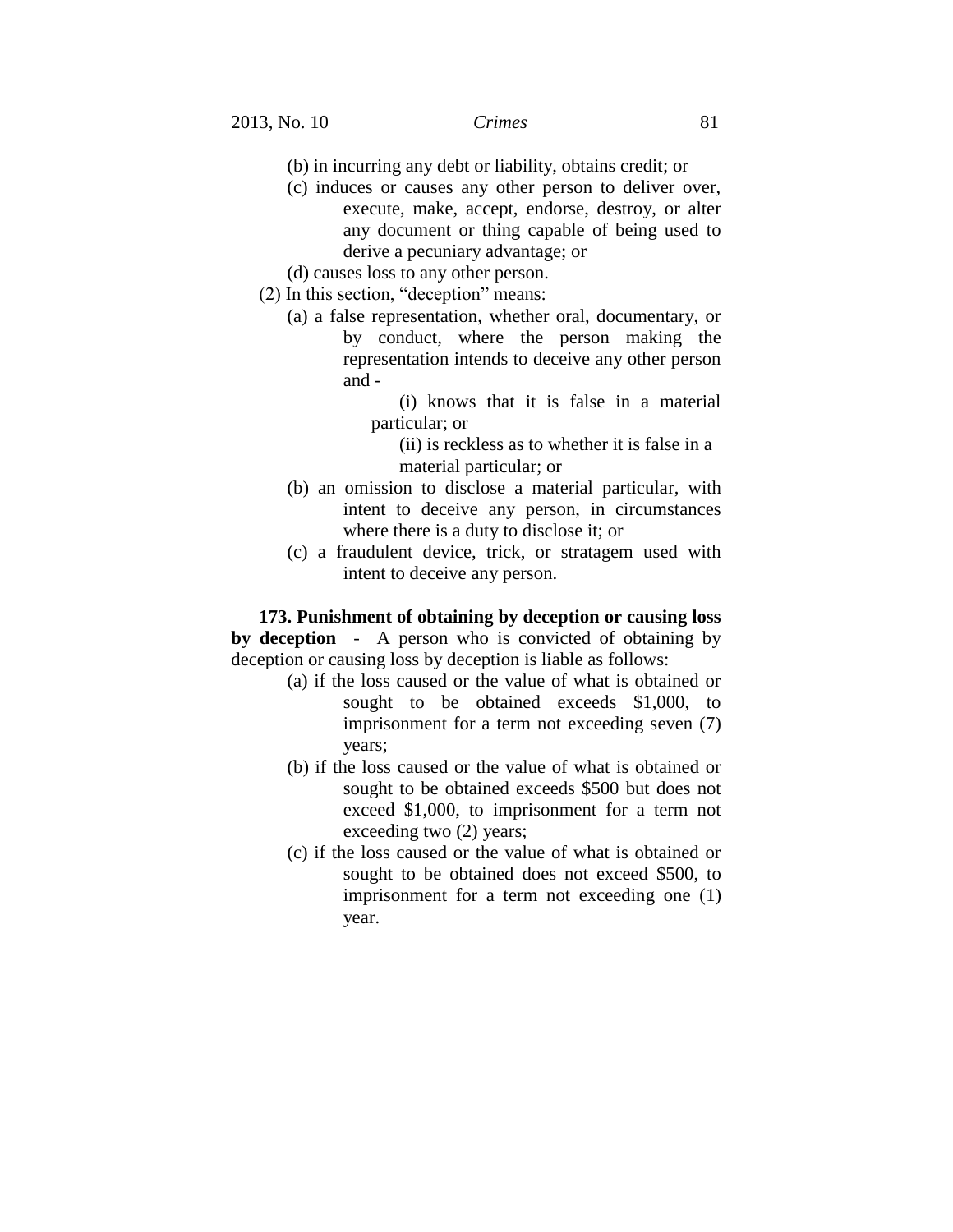(b) in incurring any debt or liability, obtains credit; or

(c) induces or causes any other person to deliver over, execute, make, accept, endorse, destroy, or alter any document or thing capable of being used to derive a pecuniary advantage; or

(d) causes loss to any other person.

(2) In this section, "deception" means:

(a) a false representation, whether oral, documentary, or by conduct, where the person making the representation intends to deceive any other person and -

(i) knows that it is false in a material particular; or

(ii) is reckless as to whether it is false in a material particular; or

(b) an omission to disclose a material particular, with intent to deceive any person, in circumstances where there is a duty to disclose it; or

(c) a fraudulent device, trick, or stratagem used with intent to deceive any person.

**173. Punishment of obtaining by deception or causing loss by deception** - A person who is convicted of obtaining by deception or causing loss by deception is liable as follows:

(a) if the loss caused or the value of what is obtained or sought to be obtained exceeds $1,000, to imprisonment for a term not exceeding seven (7) years;

(b) if the loss caused or the value of what is obtained or sought to be obtained exceeds $500 but does not exceed $1,000, to imprisonment for a term not exceeding two (2) years;

(c) if the loss caused or the value of what is obtained or sought to be obtained does not exceed $500, to imprisonment for a term not exceeding one (1) year.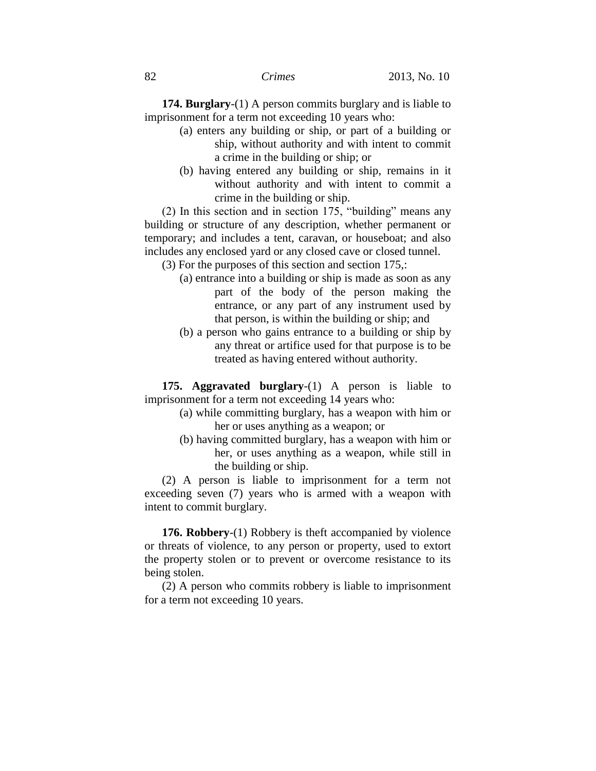**174. Burglary**-(1) A person commits burglary and is liable to imprisonment for a term not exceeding 10 years who:

(a) enters any building or ship, or part of a building or ship, without authority and with intent to commit a crime in the building or ship; or

(b) having entered any building or ship, remains in it without authority and with intent to commit a crime in the building or ship.

(2) In this section and in section 175, "building" means any building or structure of any description, whether permanent or temporary; and includes a tent, caravan, or houseboat; and also includes any enclosed yard or any closed cave or closed tunnel.

(3) For the purposes of this section and section 175,:

(a) entrance into a building or ship is made as soon as any part of the body of the person making the entrance, or any part of any instrument used by that person, is within the building or ship; and

(b) a person who gains entrance to a building or ship by any threat or artifice used for that purpose is to be treated as having entered without authority.

**175. Aggravated burglary**-(1) A person is liable to imprisonment for a term not exceeding 14 years who:

(a) while committing burglary, has a weapon with him or her or uses anything as a weapon; or

(b) having committed burglary, has a weapon with him or her, or uses anything as a weapon, while still in the building or ship.

(2) A person is liable to imprisonment for a term not exceeding seven (7) years who is armed with a weapon with intent to commit burglary.

**176. Robbery**-(1) Robbery is theft accompanied by violence or threats of violence, to any person or property, used to extort the property stolen or to prevent or overcome resistance to its being stolen.

(2) A person who commits robbery is liable to imprisonment for a term not exceeding 10 years.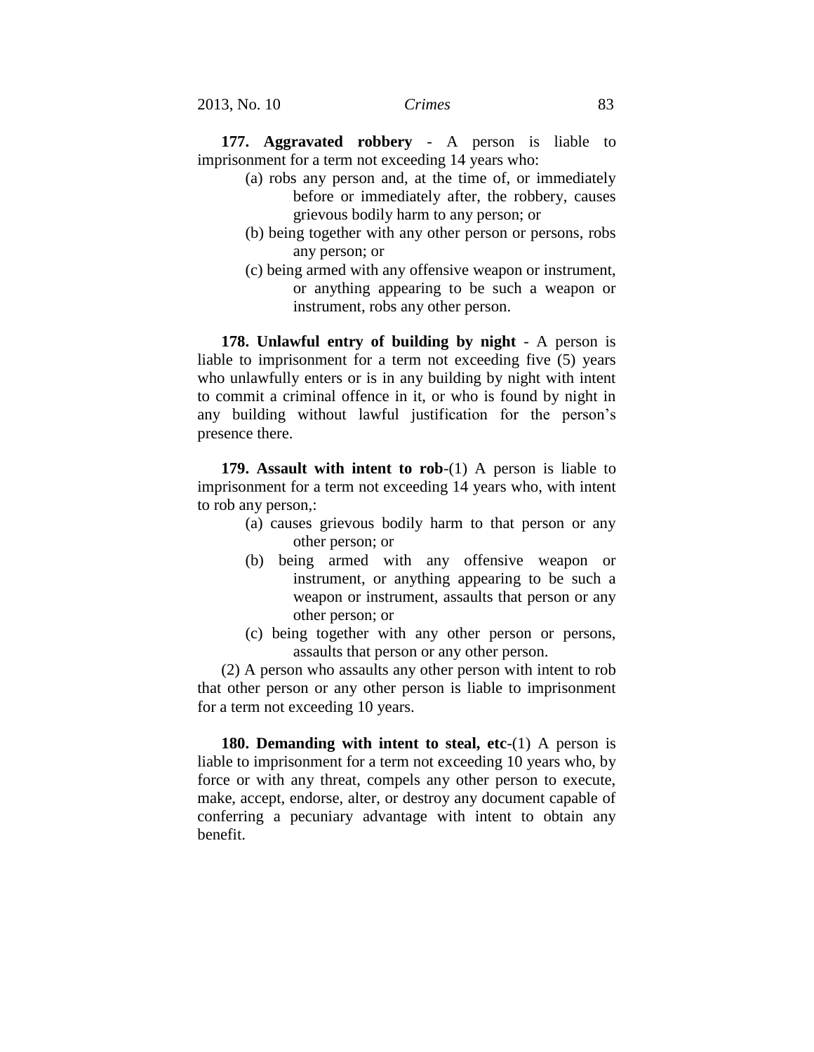**177. Aggravated robbery** - A person is liable to imprisonment for a term not exceeding 14 years who:

(a) robs any person and, at the time of, or immediately before or immediately after, the robbery, causes grievous bodily harm to any person; or

(b) being together with any other person or persons, robs any person; or

(c) being armed with any offensive weapon or instrument, or anything appearing to be such a weapon or instrument, robs any other person.

**178. Unlawful entry of building by night** - A person is liable to imprisonment for a term not exceeding five (5) years who unlawfully enters or is in any building by night with intent to commit a criminal offence in it, or who is found by night in any building without lawful justification for the person's presence there.

**179. Assault with intent to rob**-(1) A person is liable to imprisonment for a term not exceeding 14 years who, with intent to rob any person,:

(a) causes grievous bodily harm to that person or any other person; or

(b) being armed with any offensive weapon or instrument, or anything appearing to be such a weapon or instrument, assaults that person or any other person; or

(c) being together with any other person or persons, assaults that person or any other person.

(2) A person who assaults any other person with intent to rob that other person or any other person is liable to imprisonment for a term not exceeding 10 years.

**180. Demanding with intent to steal, etc**-(1) A person is liable to imprisonment for a term not exceeding 10 years who, by force or with any threat, compels any other person to execute, make, accept, endorse, alter, or destroy any document capable of conferring a pecuniary advantage with intent to obtain any benefit.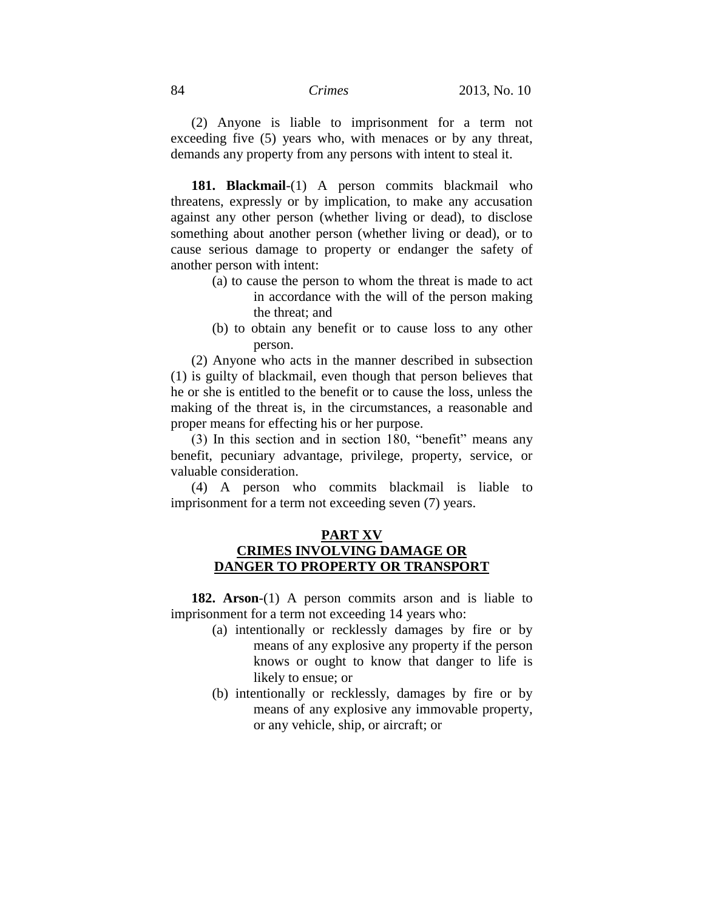(2) Anyone is liable to imprisonment for a term not exceeding five (5) years who, with menaces or by any threat, demands any property from any persons with intent to steal it.

**181. Blackmail**-(1) A person commits blackmail who threatens, expressly or by implication, to make any accusation against any other person (whether living or dead), to disclose something about another person (whether living or dead), or to cause serious damage to property or endanger the safety of another person with intent:

- (a) to cause the person to whom the threat is made to act in accordance with the will of the person making the threat; and
- (b) to obtain any benefit or to cause loss to any other person.

(2) Anyone who acts in the manner described in subsection (1) is guilty of blackmail, even though that person believes that he or she is entitled to the benefit or to cause the loss, unless the making of the threat is, in the circumstances, a reasonable and proper means for effecting his or her purpose.

(3) In this section and in section 180, "benefit" means any benefit, pecuniary advantage, privilege, property, service, or valuable consideration.

(4) A person who commits blackmail is liable to imprisonment for a term not exceeding seven (7) years.

## PART XV
## CRIMES INVOLVING DAMAGE OR DANGER TO PROPERTY OR TRANSPORT

**182. Arson**-(1) A person commits arson and is liable to imprisonment for a term not exceeding 14 years who:

- (a) intentionally or recklessly damages by fire or by means of any explosive any property if the person knows or ought to know that danger to life is likely to ensue; or
- (b) intentionally or recklessly, damages by fire or by means of any explosive any immovable property, or any vehicle, ship, or aircraft; or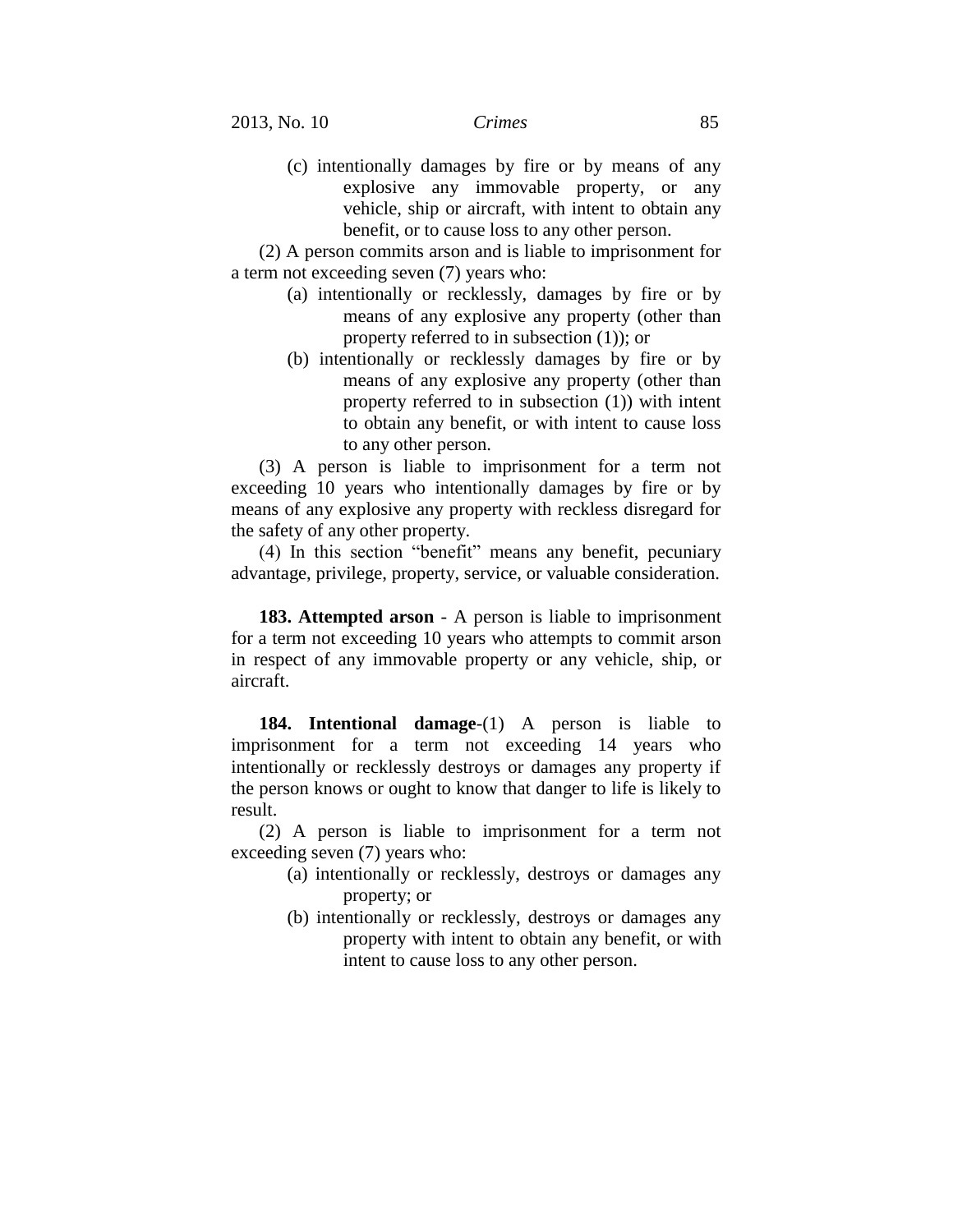(c) intentionally damages by fire or by means of any explosive any immovable property, or any vehicle, ship or aircraft, with intent to obtain any benefit, or to cause loss to any other person.

(2) A person commits arson and is liable to imprisonment for a term not exceeding seven (7) years who:

(a) intentionally or recklessly, damages by fire or by means of any explosive any property (other than property referred to in subsection (1)); or

(b) intentionally or recklessly damages by fire or by means of any explosive any property (other than property referred to in subsection (1)) with intent to obtain any benefit, or with intent to cause loss to any other person.

(3) A person is liable to imprisonment for a term not exceeding 10 years who intentionally damages by fire or by means of any explosive any property with reckless disregard for the safety of any other property.

(4) In this section "benefit" means any benefit, pecuniary advantage, privilege, property, service, or valuable consideration.

**183. Attempted arson** - A person is liable to imprisonment for a term not exceeding 10 years who attempts to commit arson in respect of any immovable property or any vehicle, ship, or aircraft.

**184. Intentional damage**-(1) A person is liable to imprisonment for a term not exceeding 14 years who intentionally or recklessly destroys or damages any property if the person knows or ought to know that danger to life is likely to result.

(2) A person is liable to imprisonment for a term not exceeding seven (7) years who:

(a) intentionally or recklessly, destroys or damages any property; or

(b) intentionally or recklessly, destroys or damages any property with intent to obtain any benefit, or with intent to cause loss to any other person.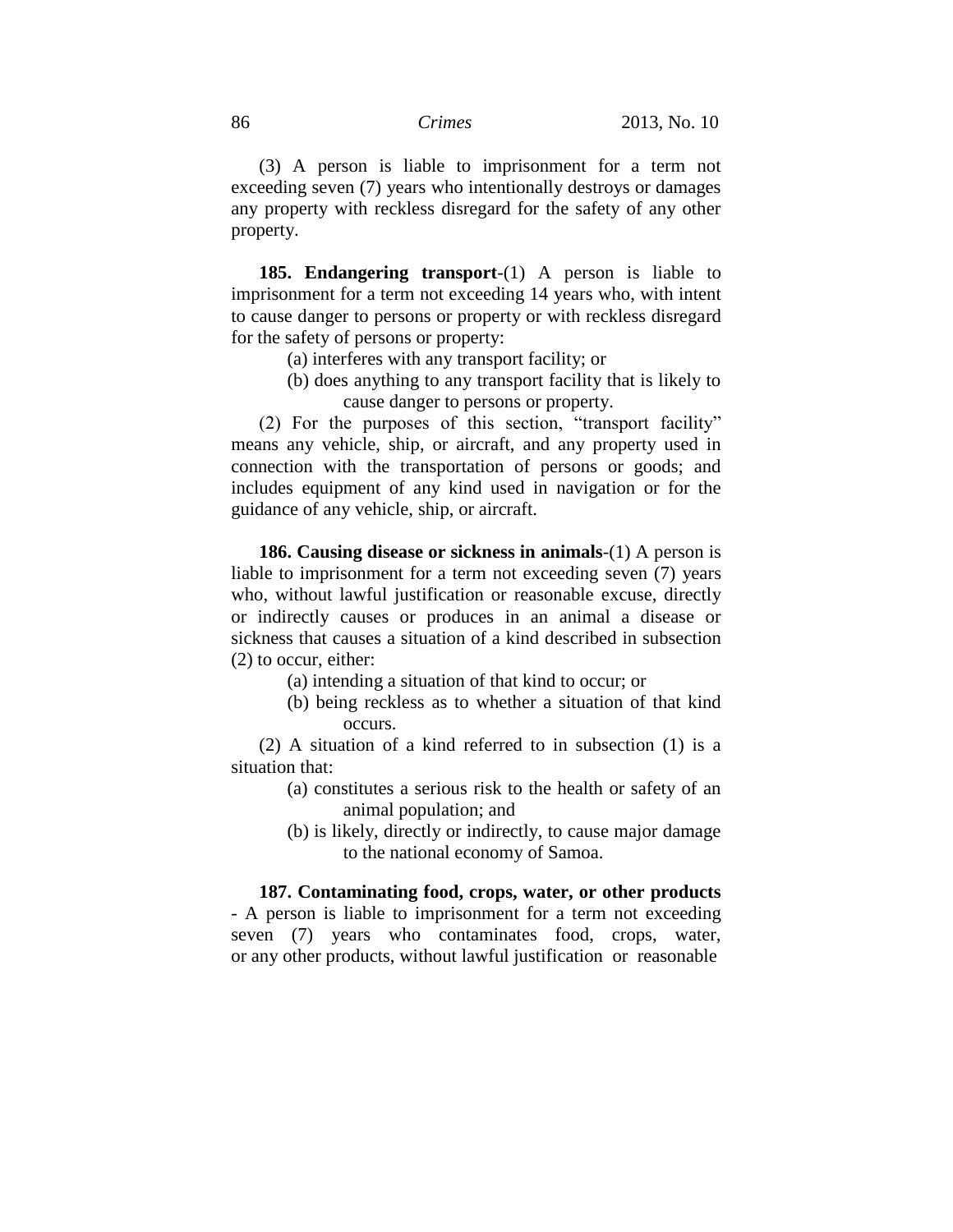(3) A person is liable to imprisonment for a term not exceeding seven (7) years who intentionally destroys or damages any property with reckless disregard for the safety of any other property.

**185. Endangering transport**-(1) A person is liable to imprisonment for a term not exceeding 14 years who, with intent to cause danger to persons or property or with reckless disregard for the safety of persons or property:

(a) interferes with any transport facility; or

(b) does anything to any transport facility that is likely to cause danger to persons or property.

(2) For the purposes of this section, "transport facility" means any vehicle, ship, or aircraft, and any property used in connection with the transportation of persons or goods; and includes equipment of any kind used in navigation or for the guidance of any vehicle, ship, or aircraft.

**186. Causing disease or sickness in animals**-(1) A person is liable to imprisonment for a term not exceeding seven (7) years who, without lawful justification or reasonable excuse, directly or indirectly causes or produces in an animal a disease or sickness that causes a situation of a kind described in subsection (2) to occur, either:

(a) intending a situation of that kind to occur; or

(b) being reckless as to whether a situation of that kind occurs.

(2) A situation of a kind referred to in subsection (1) is a situation that:

(a) constitutes a serious risk to the health or safety of an animal population; and

(b) is likely, directly or indirectly, to cause major damage to the national economy of Samoa.

**187. Contaminating food, crops, water, or other products** - A person is liable to imprisonment for a term not exceeding seven (7) years who contaminates food, crops, water, or any other products, without lawful justification or reasonable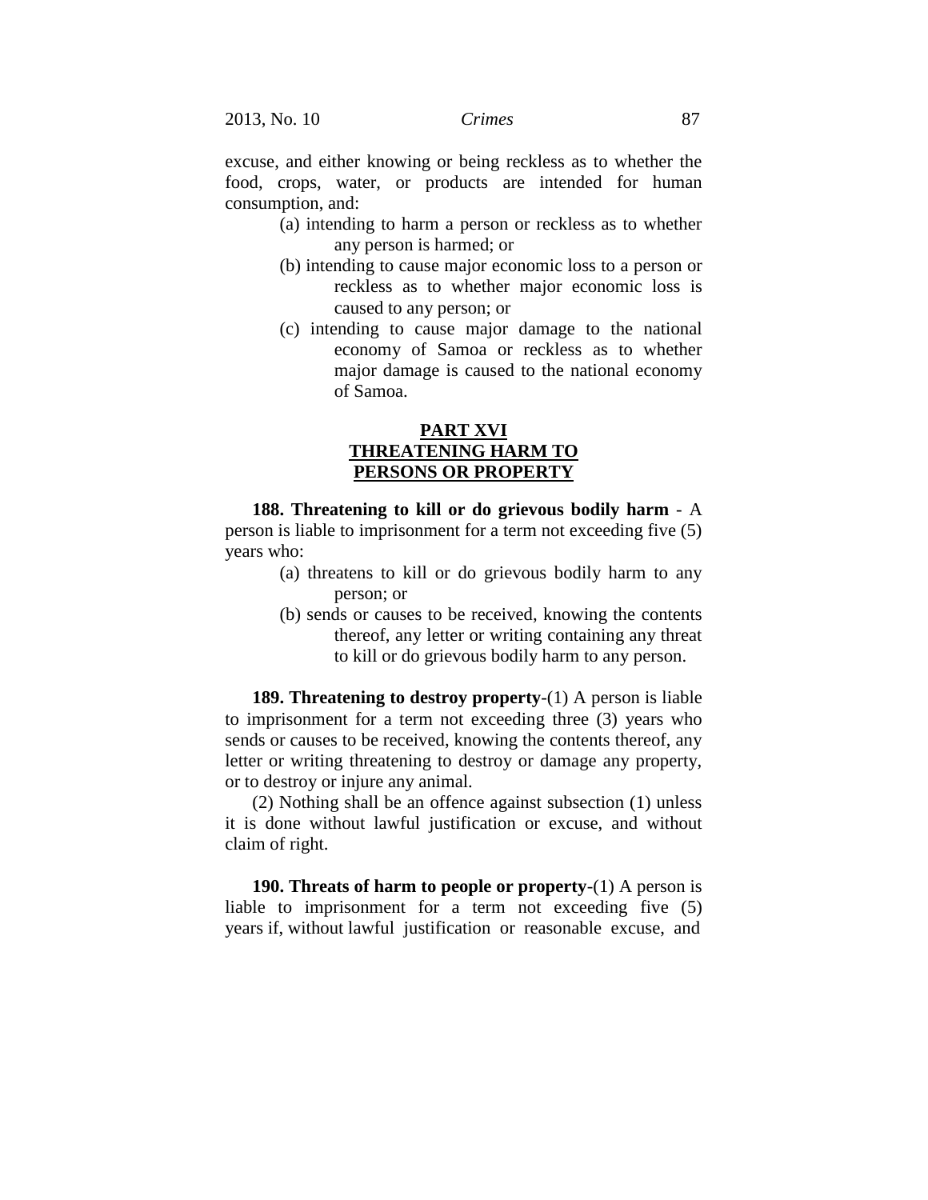excuse, and either knowing or being reckless as to whether the food, crops, water, or products are intended for human consumption, and:

(a) intending to harm a person or reckless as to whether any person is harmed; or

(b) intending to cause major economic loss to a person or reckless as to whether major economic loss is caused to any person; or

(c) intending to cause major damage to the national economy of Samoa or reckless as to whether major damage is caused to the national economy of Samoa.

## PART XVI
## THREATENING HARM TO PERSONS OR PROPERTY

**188. Threatening to kill or do grievous bodily harm** - A person is liable to imprisonment for a term not exceeding five (5) years who:

(a) threatens to kill or do grievous bodily harm to any person; or

(b) sends or causes to be received, knowing the contents thereof, any letter or writing containing any threat to kill or do grievous bodily harm to any person.

**189. Threatening to destroy property**-(1) A person is liable to imprisonment for a term not exceeding three (3) years who sends or causes to be received, knowing the contents thereof, any letter or writing threatening to destroy or damage any property, or to destroy or injure any animal.

(2) Nothing shall be an offence against subsection (1) unless it is done without lawful justification or excuse, and without claim of right.

**190. Threats of harm to people or property**-(1) A person is liable to imprisonment for a term not exceeding five (5) years if, without lawful justification or reasonable excuse, and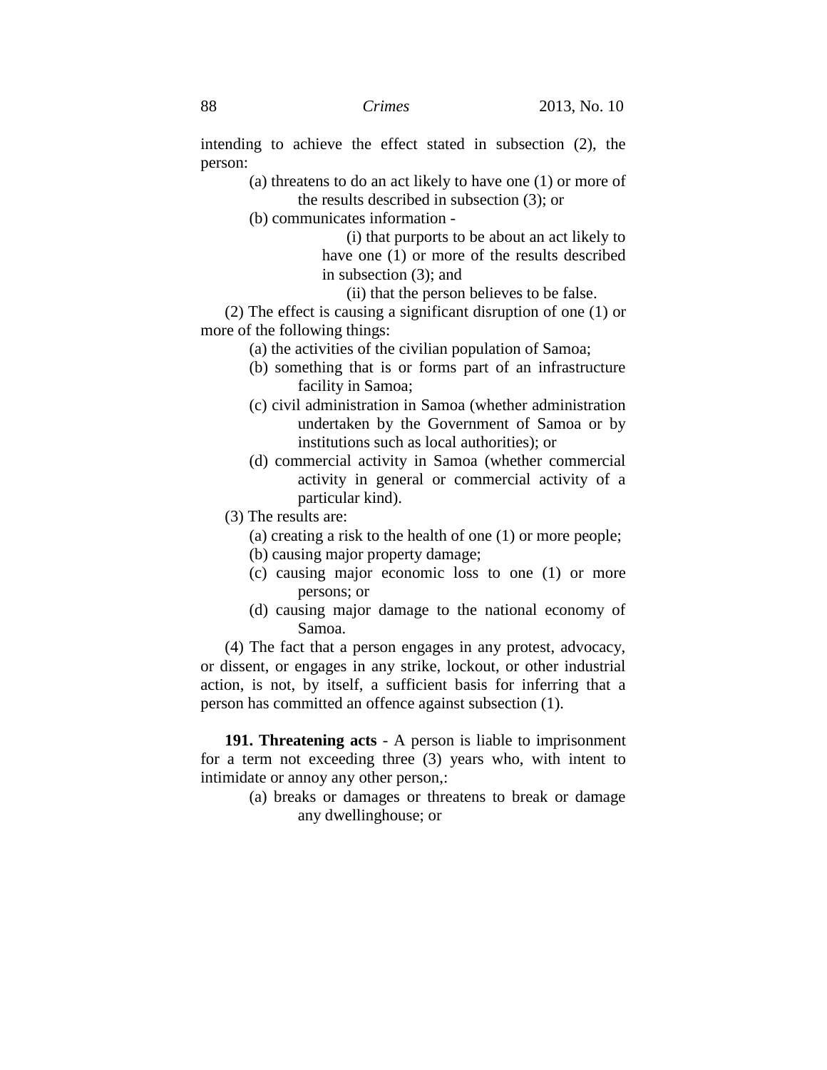intending to achieve the effect stated in subsection (2), the person:

(a) threatens to do an act likely to have one (1) or more of the results described in subsection (3); or

(b) communicates information -

(i) that purports to be about an act likely to have one (1) or more of the results described in subsection (3); and

(ii) that the person believes to be false.

(2) The effect is causing a significant disruption of one (1) or more of the following things:

(a) the activities of the civilian population of Samoa;

(b) something that is or forms part of an infrastructure facility in Samoa;

(c) civil administration in Samoa (whether administration undertaken by the Government of Samoa or by institutions such as local authorities); or

(d) commercial activity in Samoa (whether commercial activity in general or commercial activity of a particular kind).

(3) The results are:

(a) creating a risk to the health of one (1) or more people;

(b) causing major property damage;

(c) causing major economic loss to one (1) or more persons; or

(d) causing major damage to the national economy of Samoa.

(4) The fact that a person engages in any protest, advocacy, or dissent, or engages in any strike, lockout, or other industrial action, is not, by itself, a sufficient basis for inferring that a person has committed an offence against subsection (1).

**191. Threatening acts** - A person is liable to imprisonment for a term not exceeding three (3) years who, with intent to intimidate or annoy any other person,:

(a) breaks or damages or threatens to break or damage any dwellinghouse; or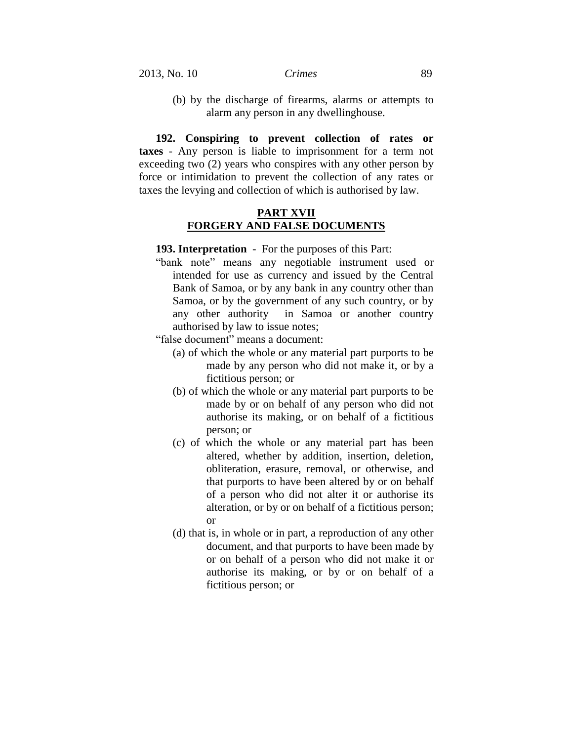(b) by the discharge of firearms, alarms or attempts to alarm any person in any dwellinghouse.

**192. Conspiring to prevent collection of rates or taxes** - Any person is liable to imprisonment for a term not exceeding two (2) years who conspires with any other person by force or intimidation to prevent the collection of any rates or taxes the levying and collection of which is authorised by law.

## PART XVII
## FORGERY AND FALSE DOCUMENTS

**193. Interpretation** - For the purposes of this Part:

"bank note" means any negotiable instrument used or intended for use as currency and issued by the Central Bank of Samoa, or by any bank in any country other than Samoa, or by the government of any such country, or by any other authority in Samoa or another country authorised by law to issue notes;

"false document" means a document:

(a) of which the whole or any material part purports to be made by any person who did not make it, or by a fictitious person; or

(b) of which the whole or any material part purports to be made by or on behalf of any person who did not authorise its making, or on behalf of a fictitious person; or

(c) of which the whole or any material part has been altered, whether by addition, insertion, deletion, obliteration, erasure, removal, or otherwise, and that purports to have been altered by or on behalf of a person who did not alter it or authorise its alteration, or by or on behalf of a fictitious person; or

(d) that is, in whole or in part, a reproduction of any other document, and that purports to have been made by or on behalf of a person who did not make it or authorise its making, or by or on behalf of a fictitious person; or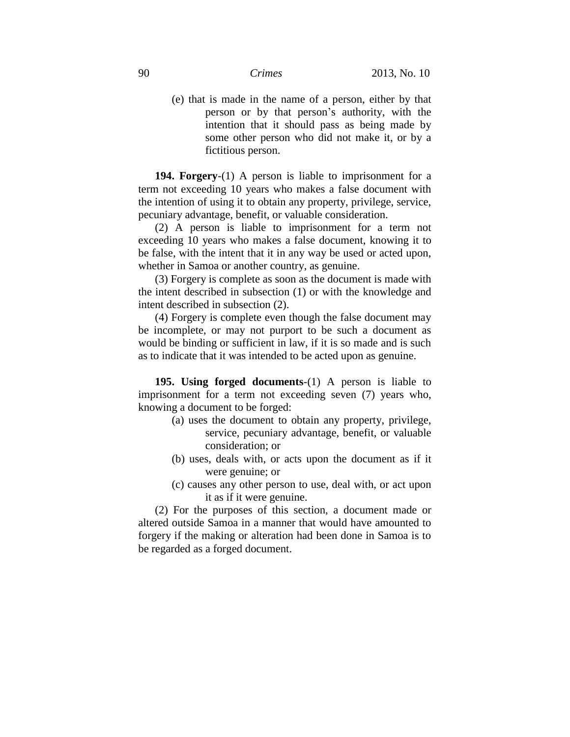(e) that is made in the name of a person, either by that person or by that person's authority, with the intention that it should pass as being made by some other person who did not make it, or by a fictitious person.

**194. Forgery**-(1) A person is liable to imprisonment for a term not exceeding 10 years who makes a false document with the intention of using it to obtain any property, privilege, service, pecuniary advantage, benefit, or valuable consideration.

(2) A person is liable to imprisonment for a term not exceeding 10 years who makes a false document, knowing it to be false, with the intent that it in any way be used or acted upon, whether in Samoa or another country, as genuine.

(3) Forgery is complete as soon as the document is made with the intent described in subsection (1) or with the knowledge and intent described in subsection (2).

(4) Forgery is complete even though the false document may be incomplete, or may not purport to be such a document as would be binding or sufficient in law, if it is so made and is such as to indicate that it was intended to be acted upon as genuine.

**195. Using forged documents**-(1) A person is liable to imprisonment for a term not exceeding seven (7) years who, knowing a document to be forged:

(a) uses the document to obtain any property, privilege, service, pecuniary advantage, benefit, or valuable consideration; or

(b) uses, deals with, or acts upon the document as if it were genuine; or

(c) causes any other person to use, deal with, or act upon it as if it were genuine.

(2) For the purposes of this section, a document made or altered outside Samoa in a manner that would have amounted to forgery if the making or alteration had been done in Samoa is to be regarded as a forged document.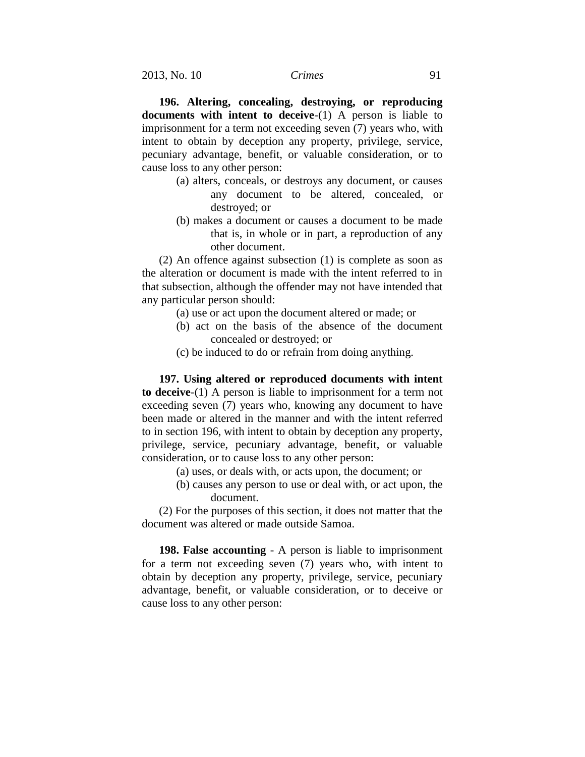**196. Altering, concealing, destroying, or reproducing documents with intent to deceive**-(1) A person is liable to imprisonment for a term not exceeding seven (7) years who, with intent to obtain by deception any property, privilege, service, pecuniary advantage, benefit, or valuable consideration, or to cause loss to any other person:

(a) alters, conceals, or destroys any document, or causes any document to be altered, concealed, or destroyed; or

(b) makes a document or causes a document to be made that is, in whole or in part, a reproduction of any other document.

(2) An offence against subsection (1) is complete as soon as the alteration or document is made with the intent referred to in that subsection, although the offender may not have intended that any particular person should:

(a) use or act upon the document altered or made; or

(b) act on the basis of the absence of the document concealed or destroyed; or

(c) be induced to do or refrain from doing anything.

**197. Using altered or reproduced documents with intent to deceive**-(1) A person is liable to imprisonment for a term not exceeding seven (7) years who, knowing any document to have been made or altered in the manner and with the intent referred to in section 196, with intent to obtain by deception any property, privilege, service, pecuniary advantage, benefit, or valuable consideration, or to cause loss to any other person:

(a) uses, or deals with, or acts upon, the document; or

(b) causes any person to use or deal with, or act upon, the document.

(2) For the purposes of this section, it does not matter that the document was altered or made outside Samoa.

**198. False accounting** - A person is liable to imprisonment for a term not exceeding seven (7) years who, with intent to obtain by deception any property, privilege, service, pecuniary advantage, benefit, or valuable consideration, or to deceive or cause loss to any other person: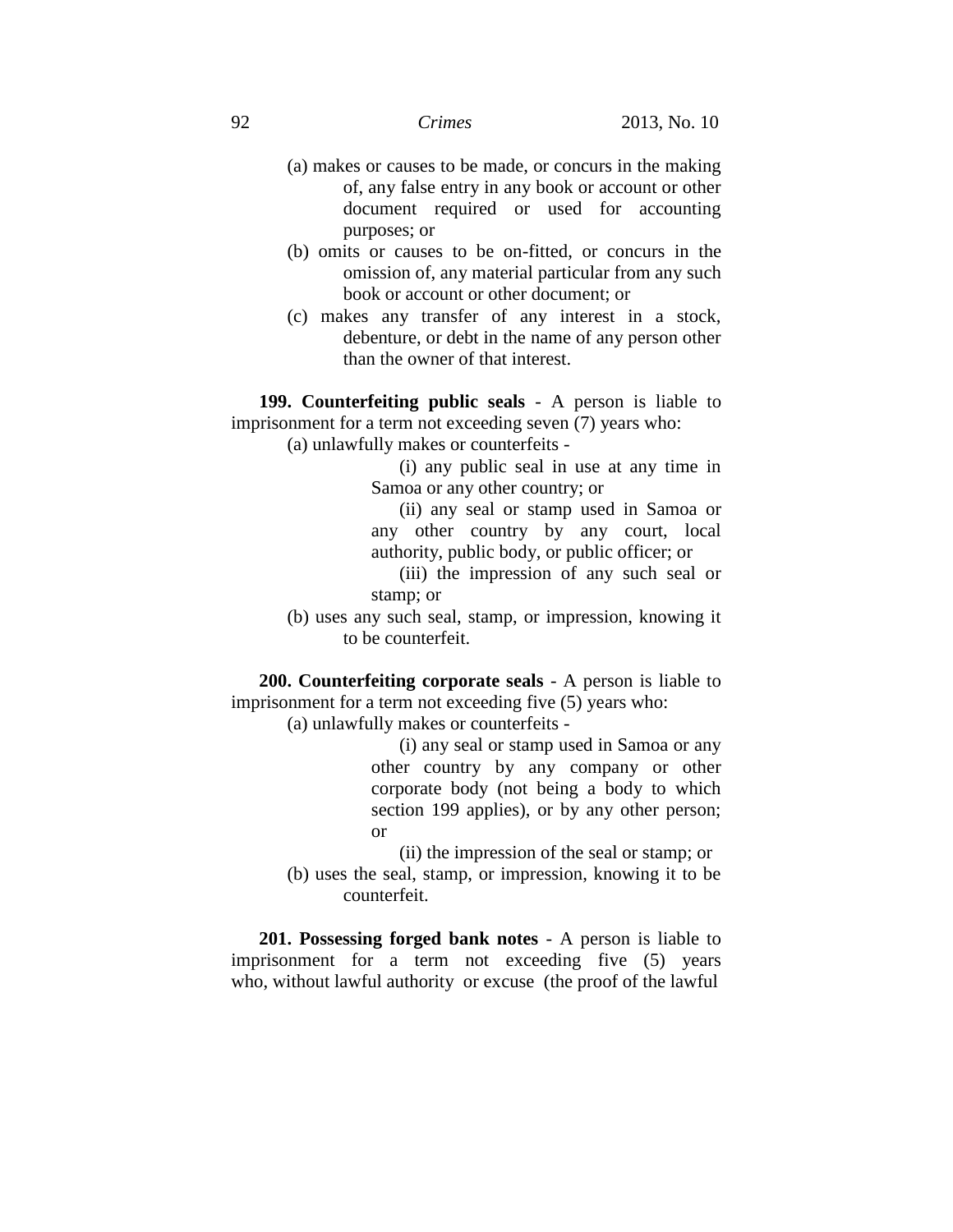(a) makes or causes to be made, or concurs in the making of, any false entry in any book or account or other document required or used for accounting purposes; or

(b) omits or causes to be on-fitted, or concurs in the omission of, any material particular from any such book or account or other document; or

(c) makes any transfer of any interest in a stock, debenture, or debt in the name of any person other than the owner of that interest.

**199. Counterfeiting public seals** - A person is liable to imprisonment for a term not exceeding seven (7) years who:

(a) unlawfully makes or counterfeits -

(i) any public seal in use at any time in Samoa or any other country; or

(ii) any seal or stamp used in Samoa or any other country by any court, local authority, public body, or public officer; or

(iii) the impression of any such seal or stamp; or

(b) uses any such seal, stamp, or impression, knowing it to be counterfeit.

**200. Counterfeiting corporate seals** - A person is liable to imprisonment for a term not exceeding five (5) years who:

(a) unlawfully makes or counterfeits -

(i) any seal or stamp used in Samoa or any other country by any company or other corporate body (not being a body to which section 199 applies), or by any other person; or

(ii) the impression of the seal or stamp; or

(b) uses the seal, stamp, or impression, knowing it to be counterfeit.

**201. Possessing forged bank notes** - A person is liable to imprisonment for a term not exceeding five (5) years who, without lawful authority or excuse (the proof of the lawful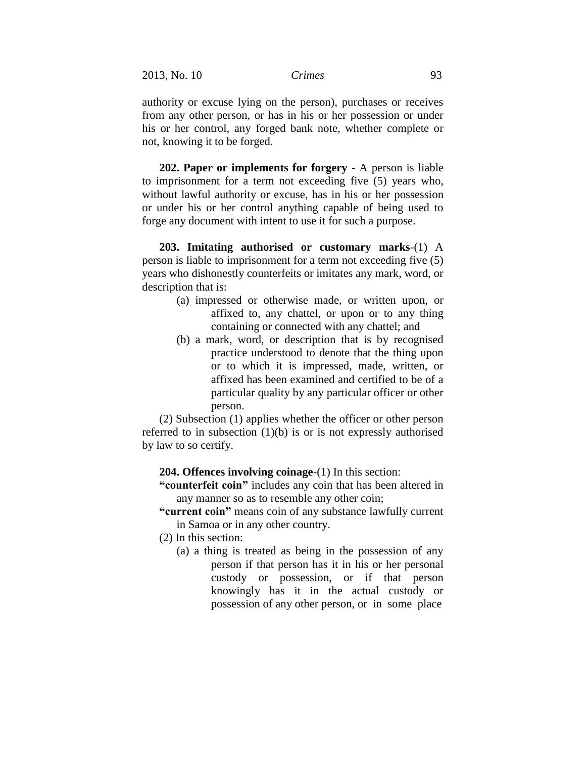authority or excuse lying on the person), purchases or receives from any other person, or has in his or her possession or under his or her control, any forged bank note, whether complete or not, knowing it to be forged.

**202. Paper or implements for forgery** - A person is liable to imprisonment for a term not exceeding five (5) years who, without lawful authority or excuse, has in his or her possession or under his or her control anything capable of being used to forge any document with intent to use it for such a purpose.

**203. Imitating authorised or customary marks**-(1) A person is liable to imprisonment for a term not exceeding five (5) years who dishonestly counterfeits or imitates any mark, word, or description that is:

- (a) impressed or otherwise made, or written upon, or affixed to, any chattel, or upon or to any thing containing or connected with any chattel; and
- (b) a mark, word, or description that is by recognised practice understood to denote that the thing upon or to which it is impressed, made, written, or affixed has been examined and certified to be of a particular quality by any particular officer or other person.

(2) Subsection (1) applies whether the officer or other person referred to in subsection (1)(b) is or is not expressly authorised by law to so certify.

**204. Offences involving coinage**-(1) In this section:

**"counterfeit coin"** includes any coin that has been altered in any manner so as to resemble any other coin;

**"current coin"** means coin of any substance lawfully current in Samoa or in any other country.

(2) In this section:

- (a) a thing is treated as being in the possession of any person if that person has it in his or her personal custody or possession, or if that person knowingly has it in the actual custody or possession of any other person, or in some place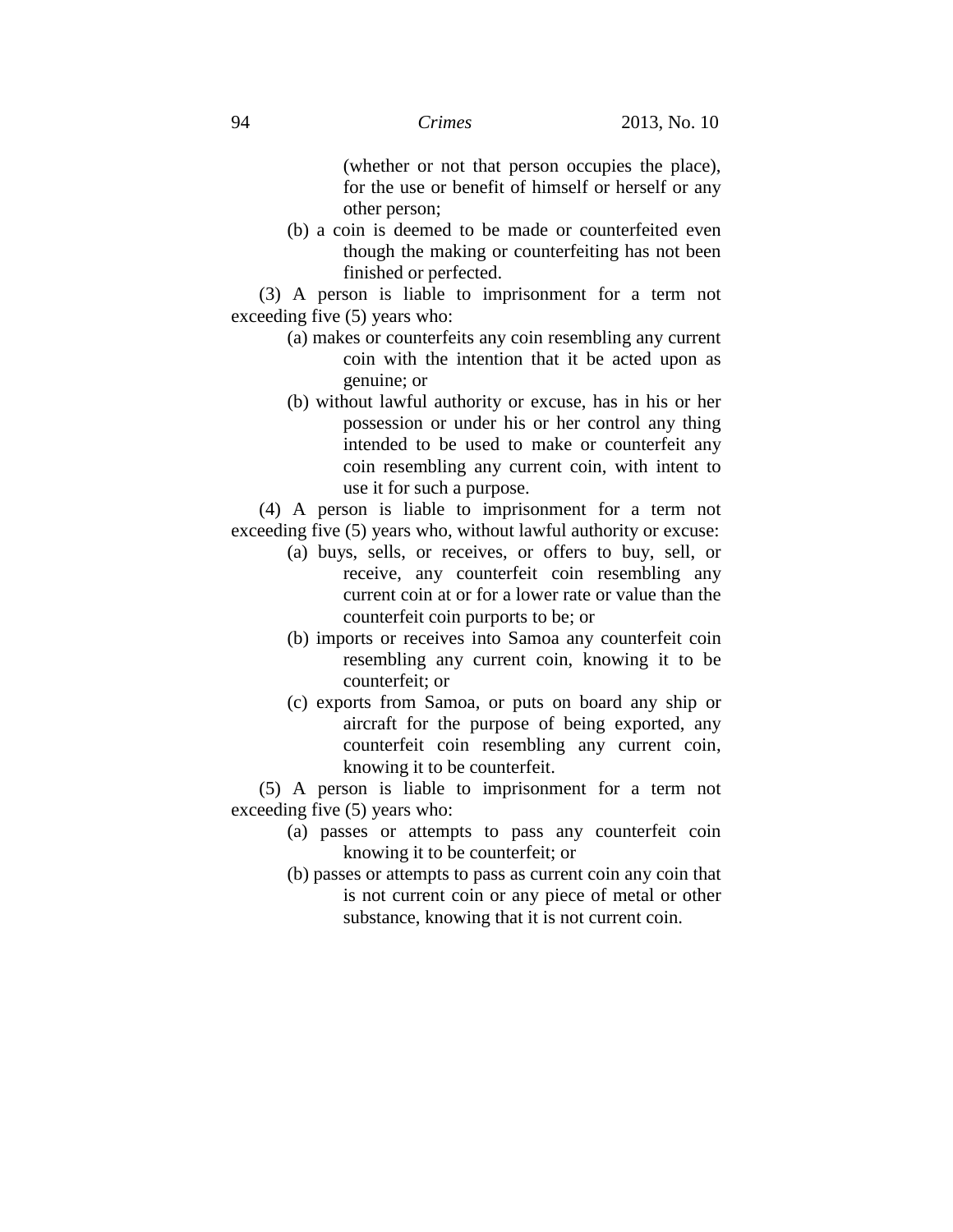(whether or not that person occupies the place), for the use or benefit of himself or herself or any other person;

(b) a coin is deemed to be made or counterfeited even though the making or counterfeiting has not been finished or perfected.

(3) A person is liable to imprisonment for a term not exceeding five (5) years who:

(a) makes or counterfeits any coin resembling any current coin with the intention that it be acted upon as genuine; or

(b) without lawful authority or excuse, has in his or her possession or under his or her control any thing intended to be used to make or counterfeit any coin resembling any current coin, with intent to use it for such a purpose.

(4) A person is liable to imprisonment for a term not exceeding five (5) years who, without lawful authority or excuse:

(a) buys, sells, or receives, or offers to buy, sell, or receive, any counterfeit coin resembling any current coin at or for a lower rate or value than the counterfeit coin purports to be; or

(b) imports or receives into Samoa any counterfeit coin resembling any current coin, knowing it to be counterfeit; or

(c) exports from Samoa, or puts on board any ship or aircraft for the purpose of being exported, any counterfeit coin resembling any current coin, knowing it to be counterfeit.

(5) A person is liable to imprisonment for a term not exceeding five (5) years who:

(a) passes or attempts to pass any counterfeit coin knowing it to be counterfeit; or

(b) passes or attempts to pass as current coin any coin that is not current coin or any piece of metal or other substance, knowing that it is not current coin.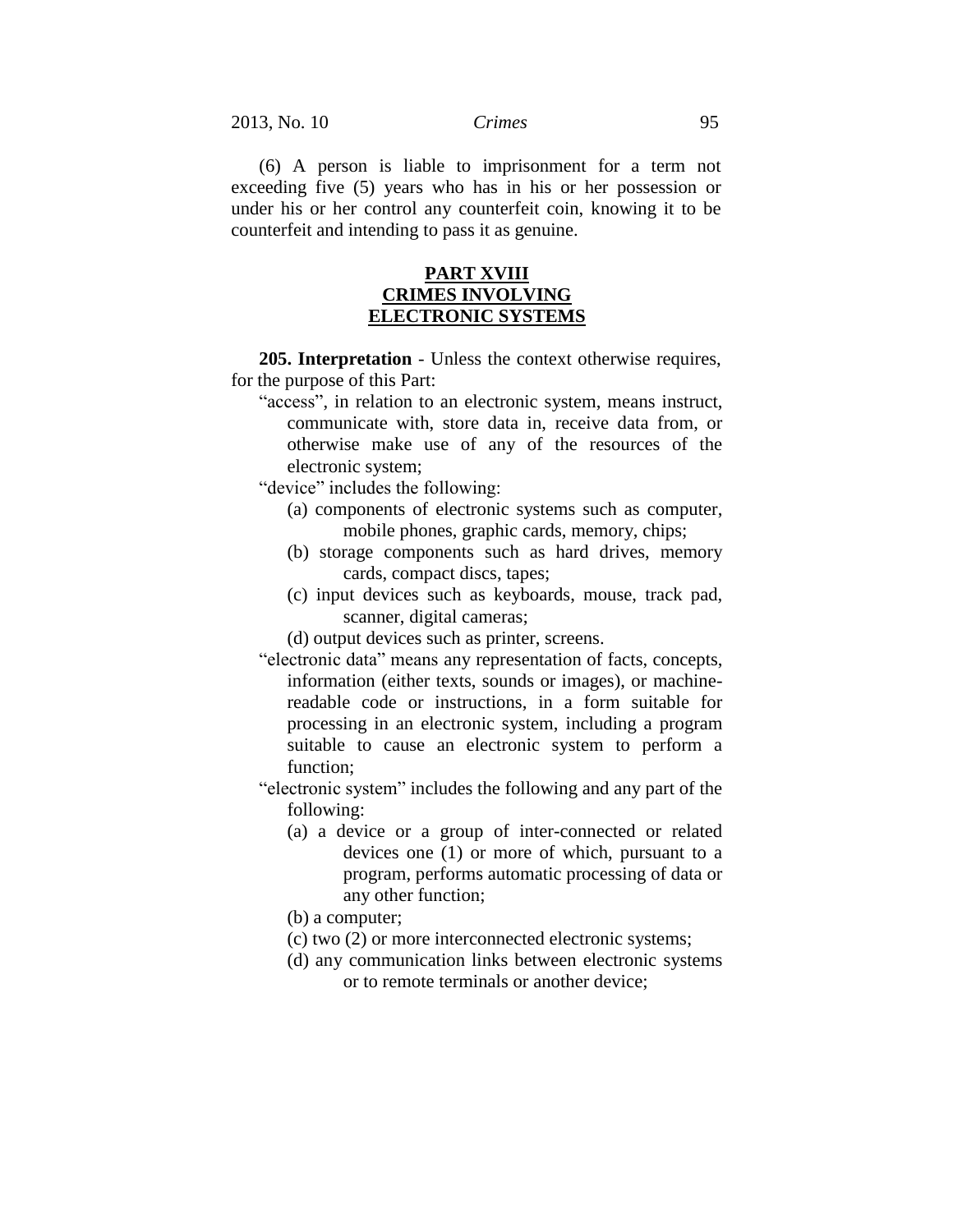(6) A person is liable to imprisonment for a term not exceeding five (5) years who has in his or her possession or under his or her control any counterfeit coin, knowing it to be counterfeit and intending to pass it as genuine.

## PART XVIII
## CRIMES INVOLVING ELECTRONIC SYSTEMS

**205. Interpretation** - Unless the context otherwise requires, for the purpose of this Part:

"access", in relation to an electronic system, means instruct, communicate with, store data in, receive data from, or otherwise make use of any of the resources of the electronic system;

"device" includes the following:

(a) components of electronic systems such as computer, mobile phones, graphic cards, memory, chips;

(b) storage components such as hard drives, memory cards, compact discs, tapes;

(c) input devices such as keyboards, mouse, track pad, scanner, digital cameras;

(d) output devices such as printer, screens.

"electronic data" means any representation of facts, concepts, information (either texts, sounds or images), or machine-readable code or instructions, in a form suitable for processing in an electronic system, including a program suitable to cause an electronic system to perform a function;

"electronic system" includes the following and any part of the following:

(a) a device or a group of inter-connected or related devices one (1) or more of which, pursuant to a program, performs automatic processing of data or any other function;

(b) a computer;

(c) two (2) or more interconnected electronic systems;

(d) any communication links between electronic systems or to remote terminals or another device;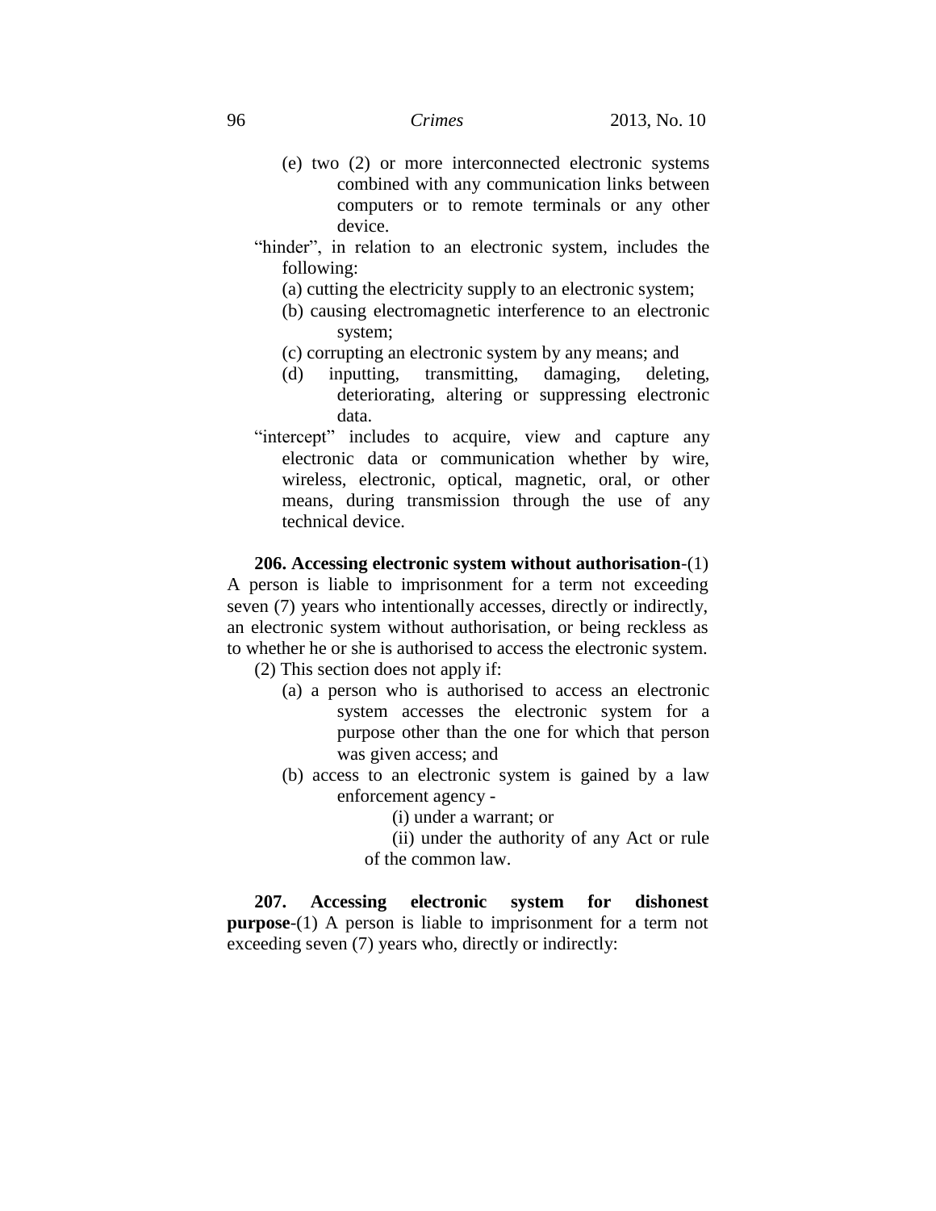(e) two (2) or more interconnected electronic systems combined with any communication links between computers or to remote terminals or any other device.

"hinder", in relation to an electronic system, includes the following:

(a) cutting the electricity supply to an electronic system;

(b) causing electromagnetic interference to an electronic system;

(c) corrupting an electronic system by any means; and

(d) inputting, transmitting, damaging, deleting, deteriorating, altering or suppressing electronic data.

"intercept" includes to acquire, view and capture any electronic data or communication whether by wire, wireless, electronic, optical, magnetic, oral, or other means, during transmission through the use of any technical device.

**206. Accessing electronic system without authorisation**-(1) A person is liable to imprisonment for a term not exceeding seven (7) years who intentionally accesses, directly or indirectly, an electronic system without authorisation, or being reckless as to whether he or she is authorised to access the electronic system.

(2) This section does not apply if:

(a) a person who is authorised to access an electronic system accesses the electronic system for a purpose other than the one for which that person was given access; and

(b) access to an electronic system is gained by a law enforcement agency -

(i) under a warrant; or

(ii) under the authority of any Act or rule of the common law.

**207. Accessing electronic system for dishonest purpose**-(1) A person is liable to imprisonment for a term not exceeding seven (7) years who, directly or indirectly: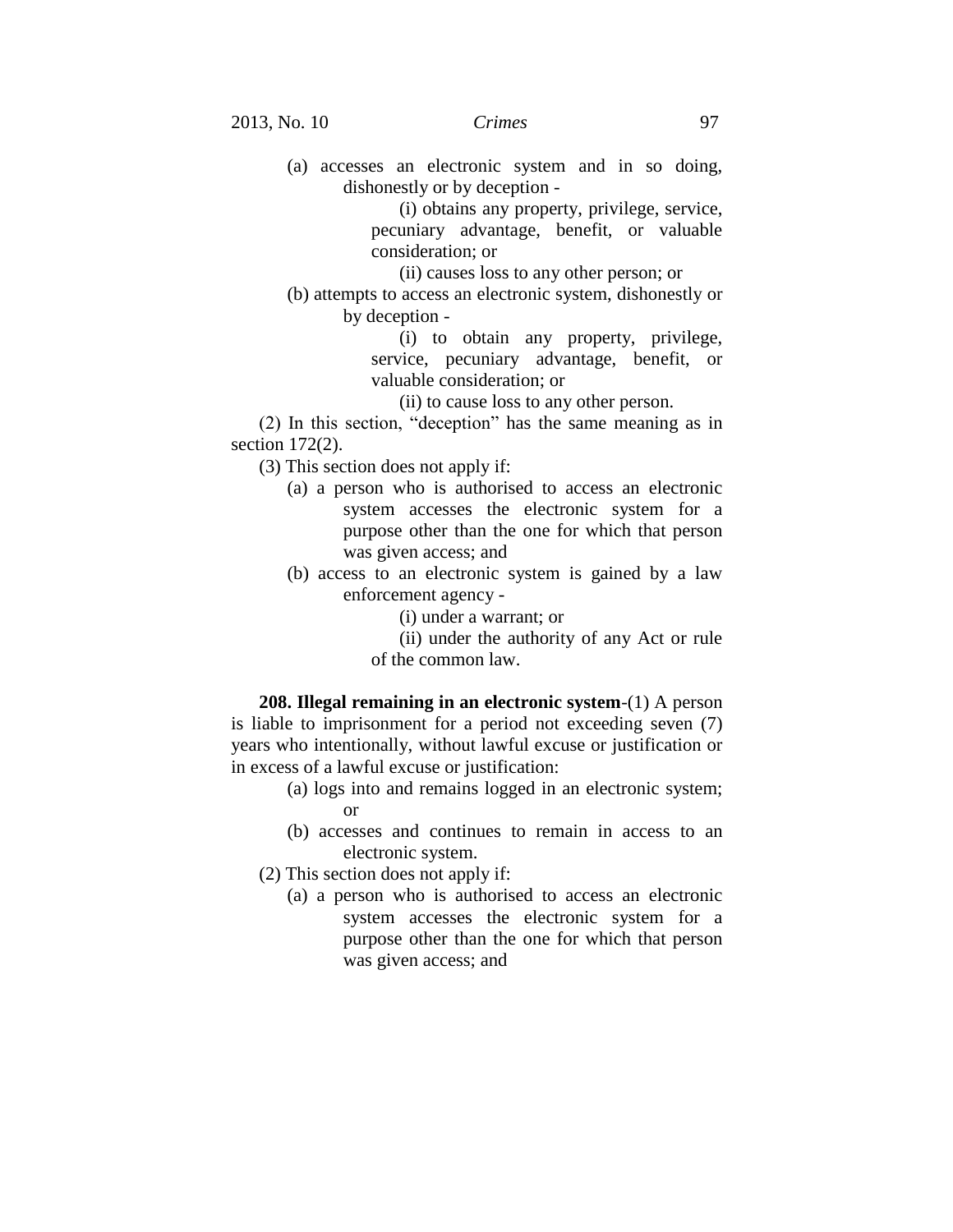(a) accesses an electronic system and in so doing, dishonestly or by deception -

(i) obtains any property, privilege, service, pecuniary advantage, benefit, or valuable consideration; or

(ii) causes loss to any other person; or

(b) attempts to access an electronic system, dishonestly or by deception -

(i) to obtain any property, privilege, service, pecuniary advantage, benefit, or valuable consideration; or

(ii) to cause loss to any other person.

(2) In this section, "deception" has the same meaning as in section 172(2).

(3) This section does not apply if:

(a) a person who is authorised to access an electronic system accesses the electronic system for a purpose other than the one for which that person was given access; and

(b) access to an electronic system is gained by a law enforcement agency -

(i) under a warrant; or

(ii) under the authority of any Act or rule of the common law.

**208. Illegal remaining in an electronic system**-(1) A person is liable to imprisonment for a period not exceeding seven (7) years who intentionally, without lawful excuse or justification or in excess of a lawful excuse or justification:

(a) logs into and remains logged in an electronic system; or

(b) accesses and continues to remain in access to an electronic system.

(2) This section does not apply if:

(a) a person who is authorised to access an electronic system accesses the electronic system for a purpose other than the one for which that person was given access; and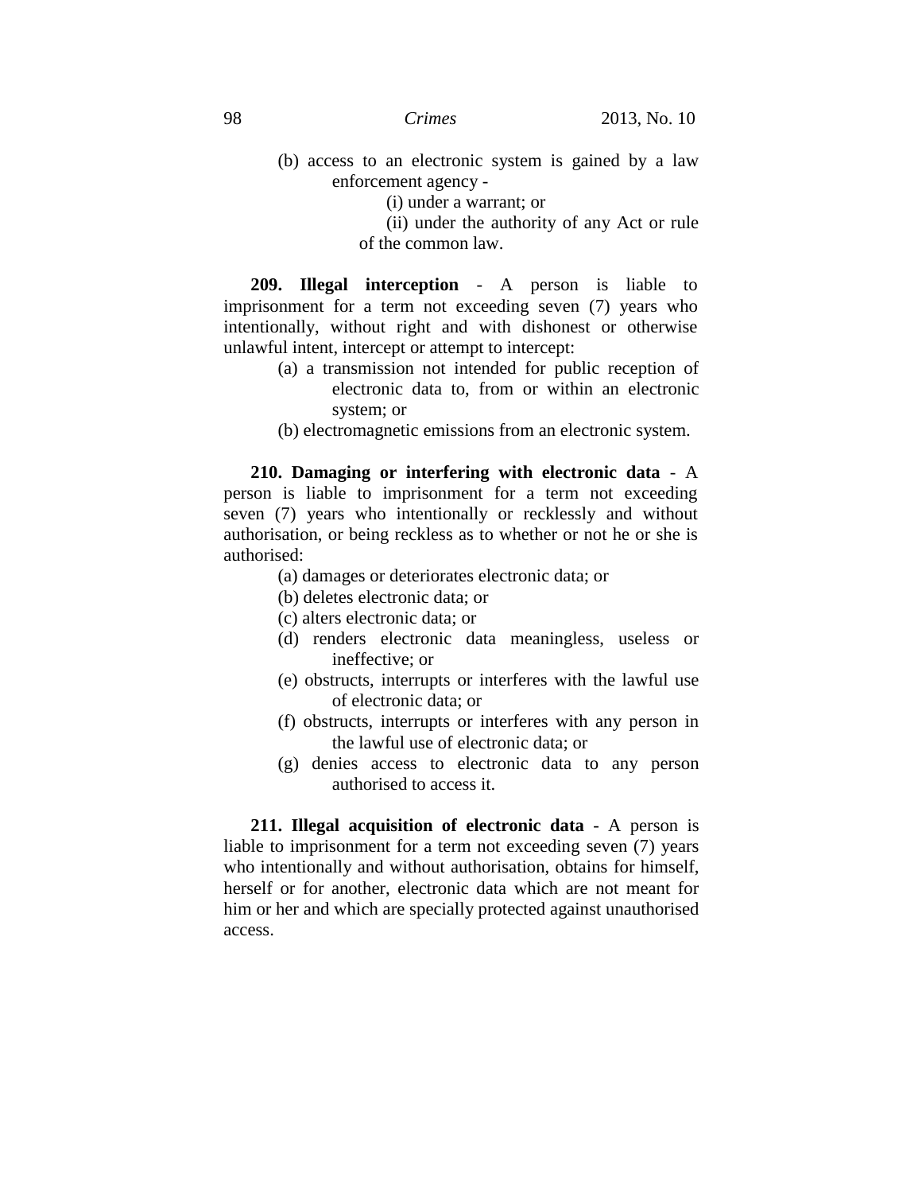(b) access to an electronic system is gained by a law enforcement agency -

(i) under a warrant; or

(ii) under the authority of any Act or rule of the common law.

**209. Illegal interception** - A person is liable to imprisonment for a term not exceeding seven (7) years who intentionally, without right and with dishonest or otherwise unlawful intent, intercept or attempt to intercept:

(a) a transmission not intended for public reception of electronic data to, from or within an electronic system; or

(b) electromagnetic emissions from an electronic system.

**210. Damaging or interfering with electronic data** - A person is liable to imprisonment for a term not exceeding seven (7) years who intentionally or recklessly and without authorisation, or being reckless as to whether or not he or she is authorised:

(a) damages or deteriorates electronic data; or

(b) deletes electronic data; or

(c) alters electronic data; or

(d) renders electronic data meaningless, useless or ineffective; or

(e) obstructs, interrupts or interferes with the lawful use of electronic data; or

(f) obstructs, interrupts or interferes with any person in the lawful use of electronic data; or

(g) denies access to electronic data to any person authorised to access it.

**211. Illegal acquisition of electronic data** - A person is liable to imprisonment for a term not exceeding seven (7) years who intentionally and without authorisation, obtains for himself, herself or for another, electronic data which are not meant for him or her and which are specially protected against unauthorised access.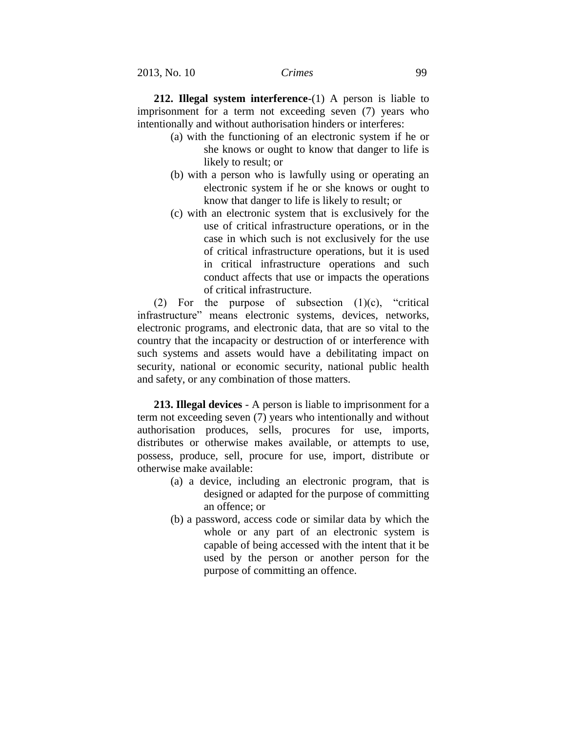**212. Illegal system interference**-(1) A person is liable to imprisonment for a term not exceeding seven (7) years who intentionally and without authorisation hinders or interferes:

(a) with the functioning of an electronic system if he or she knows or ought to know that danger to life is likely to result; or

(b) with a person who is lawfully using or operating an electronic system if he or she knows or ought to know that danger to life is likely to result; or

(c) with an electronic system that is exclusively for the use of critical infrastructure operations, or in the case in which such is not exclusively for the use of critical infrastructure operations, but it is used in critical infrastructure operations and such conduct affects that use or impacts the operations of critical infrastructure.

(2) For the purpose of subsection (1)(c), "critical infrastructure" means electronic systems, devices, networks, electronic programs, and electronic data, that are so vital to the country that the incapacity or destruction of or interference with such systems and assets would have a debilitating impact on security, national or economic security, national public health and safety, or any combination of those matters.

**213. Illegal devices** - A person is liable to imprisonment for a term not exceeding seven (7) years who intentionally and without authorisation produces, sells, procures for use, imports, distributes or otherwise makes available, or attempts to use, possess, produce, sell, procure for use, import, distribute or otherwise make available:

(a) a device, including an electronic program, that is designed or adapted for the purpose of committing an offence; or

(b) a password, access code or similar data by which the whole or any part of an electronic system is capable of being accessed with the intent that it be used by the person or another person for the purpose of committing an offence.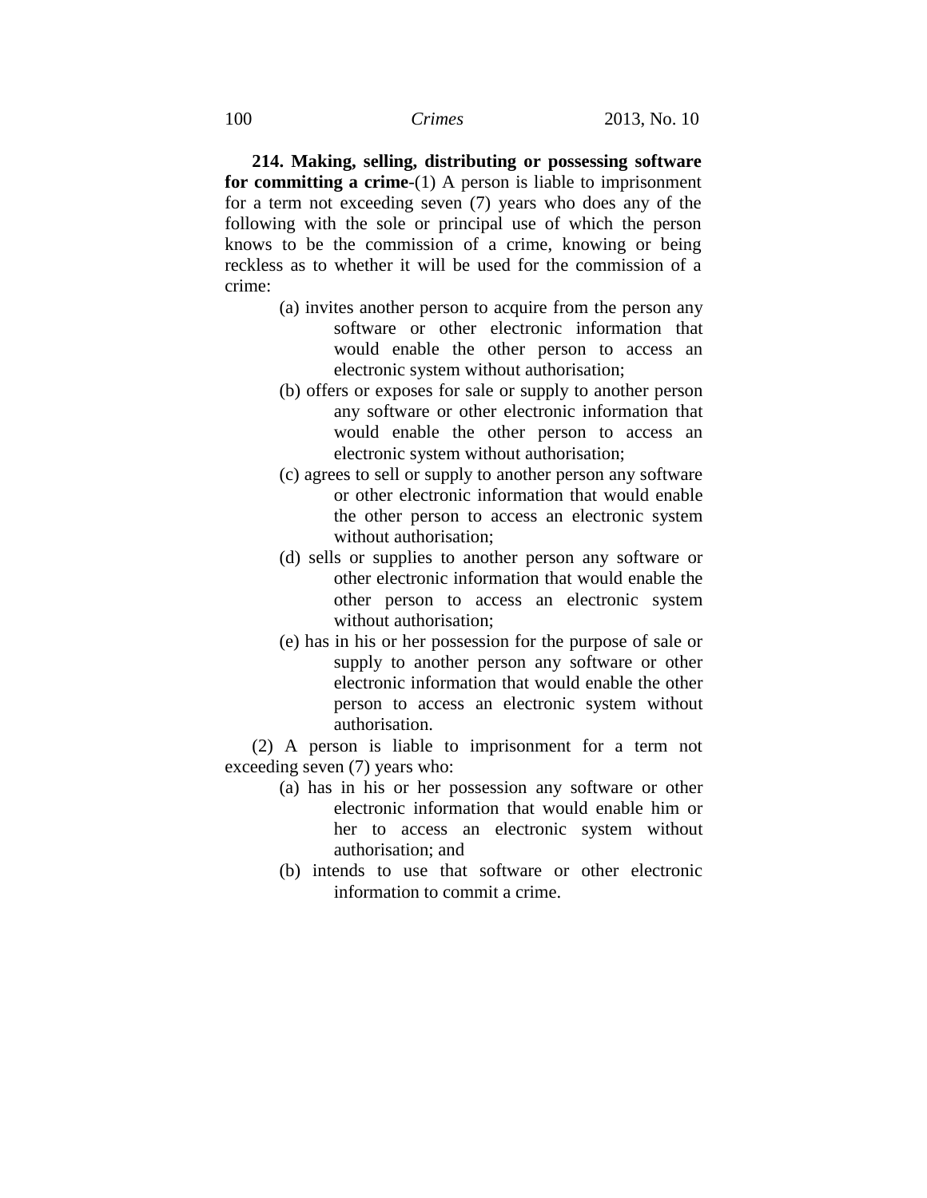**214. Making, selling, distributing or possessing software for committing a crime**-(1) A person is liable to imprisonment for a term not exceeding seven (7) years who does any of the following with the sole or principal use of which the person knows to be the commission of a crime, knowing or being reckless as to whether it will be used for the commission of a crime:

(a) invites another person to acquire from the person any software or other electronic information that would enable the other person to access an electronic system without authorisation;

(b) offers or exposes for sale or supply to another person any software or other electronic information that would enable the other person to access an electronic system without authorisation;

(c) agrees to sell or supply to another person any software or other electronic information that would enable the other person to access an electronic system without authorisation;

(d) sells or supplies to another person any software or other electronic information that would enable the other person to access an electronic system without authorisation;

(e) has in his or her possession for the purpose of sale or supply to another person any software or other electronic information that would enable the other person to access an electronic system without authorisation.

(2) A person is liable to imprisonment for a term not exceeding seven (7) years who:

(a) has in his or her possession any software or other electronic information that would enable him or her to access an electronic system without authorisation; and

(b) intends to use that software or other electronic information to commit a crime.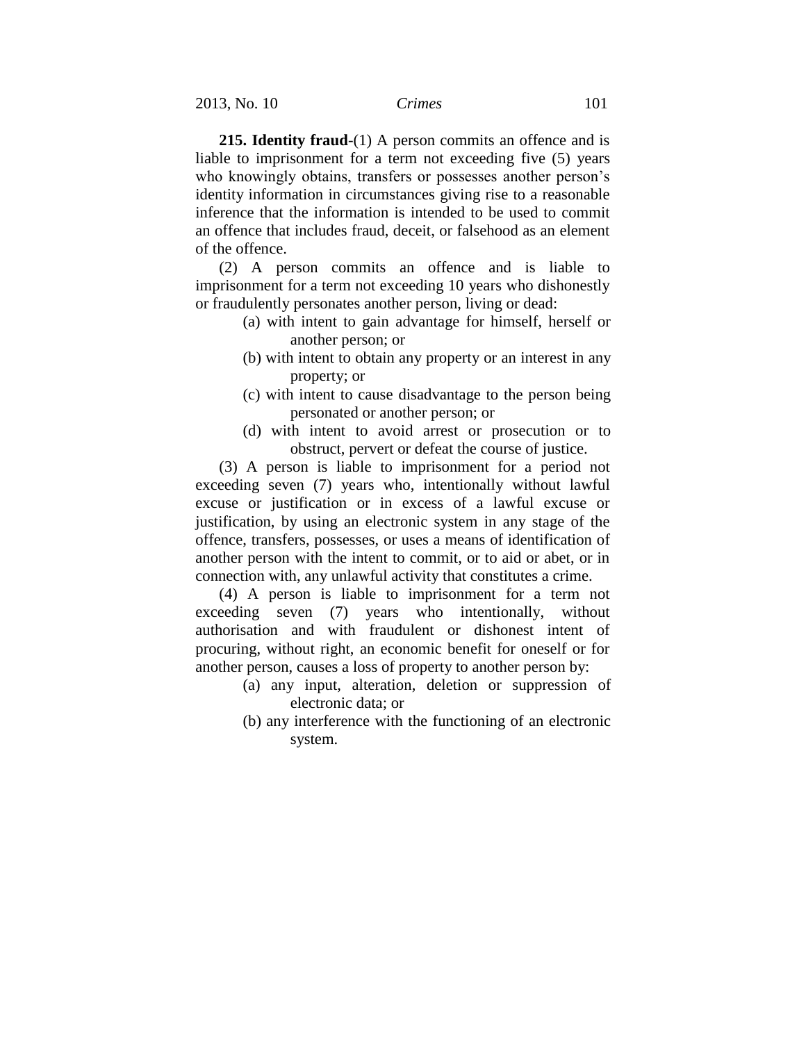**215. Identity fraud**-(1) A person commits an offence and is liable to imprisonment for a term not exceeding five (5) years who knowingly obtains, transfers or possesses another person's identity information in circumstances giving rise to a reasonable inference that the information is intended to be used to commit an offence that includes fraud, deceit, or falsehood as an element of the offence.

(2) A person commits an offence and is liable to imprisonment for a term not exceeding 10 years who dishonestly or fraudulently personates another person, living or dead:

- (a) with intent to gain advantage for himself, herself or another person; or
- (b) with intent to obtain any property or an interest in any property; or
- (c) with intent to cause disadvantage to the person being personated or another person; or
- (d) with intent to avoid arrest or prosecution or to obstruct, pervert or defeat the course of justice.

(3) A person is liable to imprisonment for a period not exceeding seven (7) years who, intentionally without lawful excuse or justification or in excess of a lawful excuse or justification, by using an electronic system in any stage of the offence, transfers, possesses, or uses a means of identification of another person with the intent to commit, or to aid or abet, or in connection with, any unlawful activity that constitutes a crime.

(4) A person is liable to imprisonment for a term not exceeding seven (7) years who intentionally, without authorisation and with fraudulent or dishonest intent of procuring, without right, an economic benefit for oneself or for another person, causes a loss of property to another person by:

- (a) any input, alteration, deletion or suppression of electronic data; or
- (b) any interference with the functioning of an electronic system.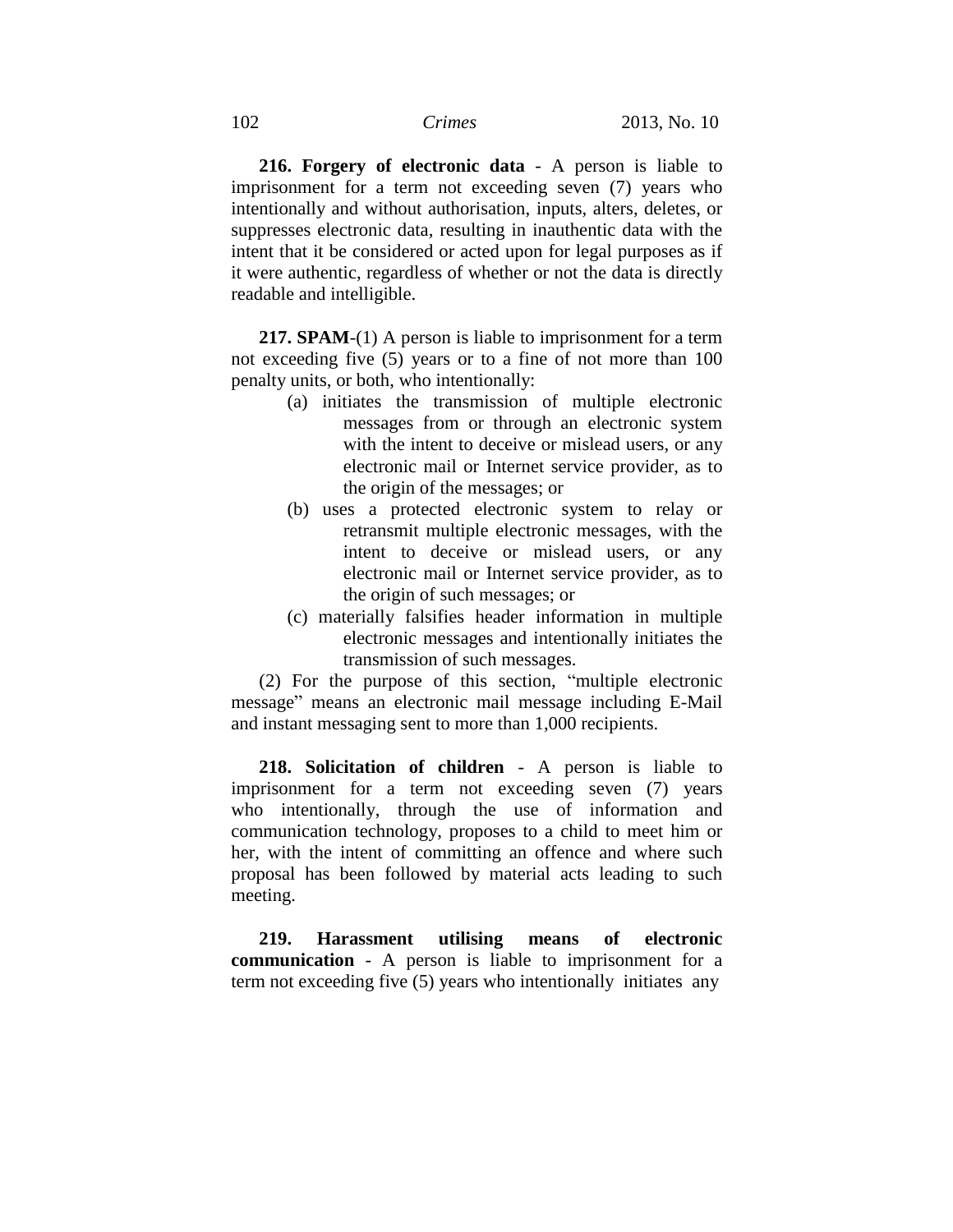**216. Forgery of electronic data** - A person is liable to imprisonment for a term not exceeding seven (7) years who intentionally and without authorisation, inputs, alters, deletes, or suppresses electronic data, resulting in inauthentic data with the intent that it be considered or acted upon for legal purposes as if it were authentic, regardless of whether or not the data is directly readable and intelligible.

**217. SPAM**-(1) A person is liable to imprisonment for a term not exceeding five (5) years or to a fine of not more than 100 penalty units, or both, who intentionally:

(a) initiates the transmission of multiple electronic messages from or through an electronic system with the intent to deceive or mislead users, or any electronic mail or Internet service provider, as to the origin of the messages; or

(b) uses a protected electronic system to relay or retransmit multiple electronic messages, with the intent to deceive or mislead users, or any electronic mail or Internet service provider, as to the origin of such messages; or

(c) materially falsifies header information in multiple electronic messages and intentionally initiates the transmission of such messages.

(2) For the purpose of this section, "multiple electronic message" means an electronic mail message including E-Mail and instant messaging sent to more than 1,000 recipients.

**218. Solicitation of children** - A person is liable to imprisonment for a term not exceeding seven (7) years who intentionally, through the use of information and communication technology, proposes to a child to meet him or her, with the intent of committing an offence and where such proposal has been followed by material acts leading to such meeting.

**219. Harassment utilising means of electronic communication** - A person is liable to imprisonment for a term not exceeding five (5) years who intentionally initiates any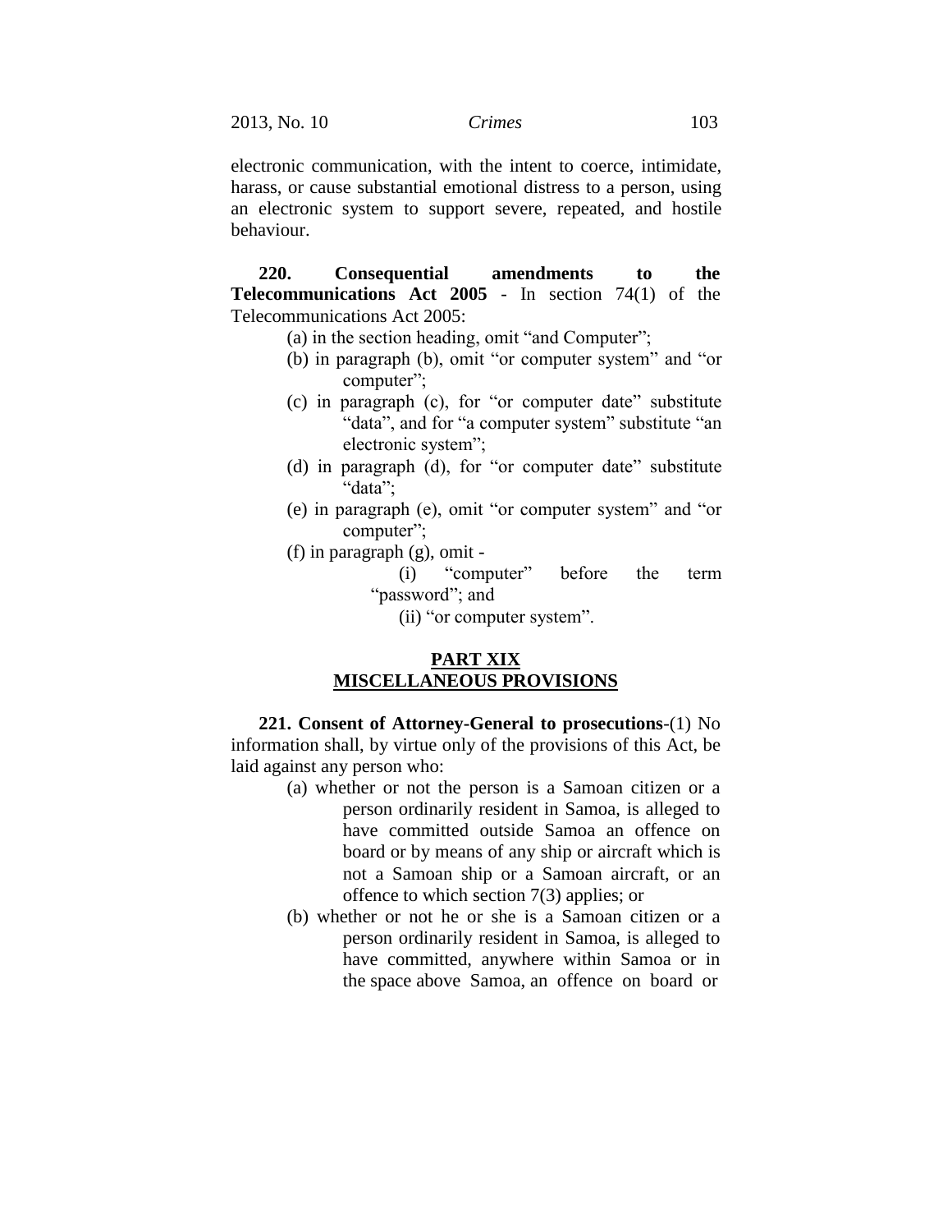electronic communication, with the intent to coerce, intimidate, harass, or cause substantial emotional distress to a person, using an electronic system to support severe, repeated, and hostile behaviour.

**220. Consequential amendments to the Telecommunications Act 2005** - In section 74(1) of the Telecommunications Act 2005:

(a) in the section heading, omit "and Computer";

(b) in paragraph (b), omit "or computer system" and "or computer";

(c) in paragraph (c), for "or computer date" substitute "data", and for "a computer system" substitute "an electronic system";

(d) in paragraph (d), for "or computer date" substitute "data";

(e) in paragraph (e), omit "or computer system" and "or computer";

(f) in paragraph (g), omit -

(i) "computer" before the term "password"; and

(ii) "or computer system".

## PART XIX
## MISCELLANEOUS PROVISIONS

**221. Consent of Attorney-General to prosecutions**-(1) No information shall, by virtue only of the provisions of this Act, be laid against any person who:

(a) whether or not the person is a Samoan citizen or a person ordinarily resident in Samoa, is alleged to have committed outside Samoa an offence on board or by means of any ship or aircraft which is not a Samoan ship or a Samoan aircraft, or an offence to which section 7(3) applies; or

(b) whether or not he or she is a Samoan citizen or a person ordinarily resident in Samoa, is alleged to have committed, anywhere within Samoa or in the space above Samoa, an offence on board or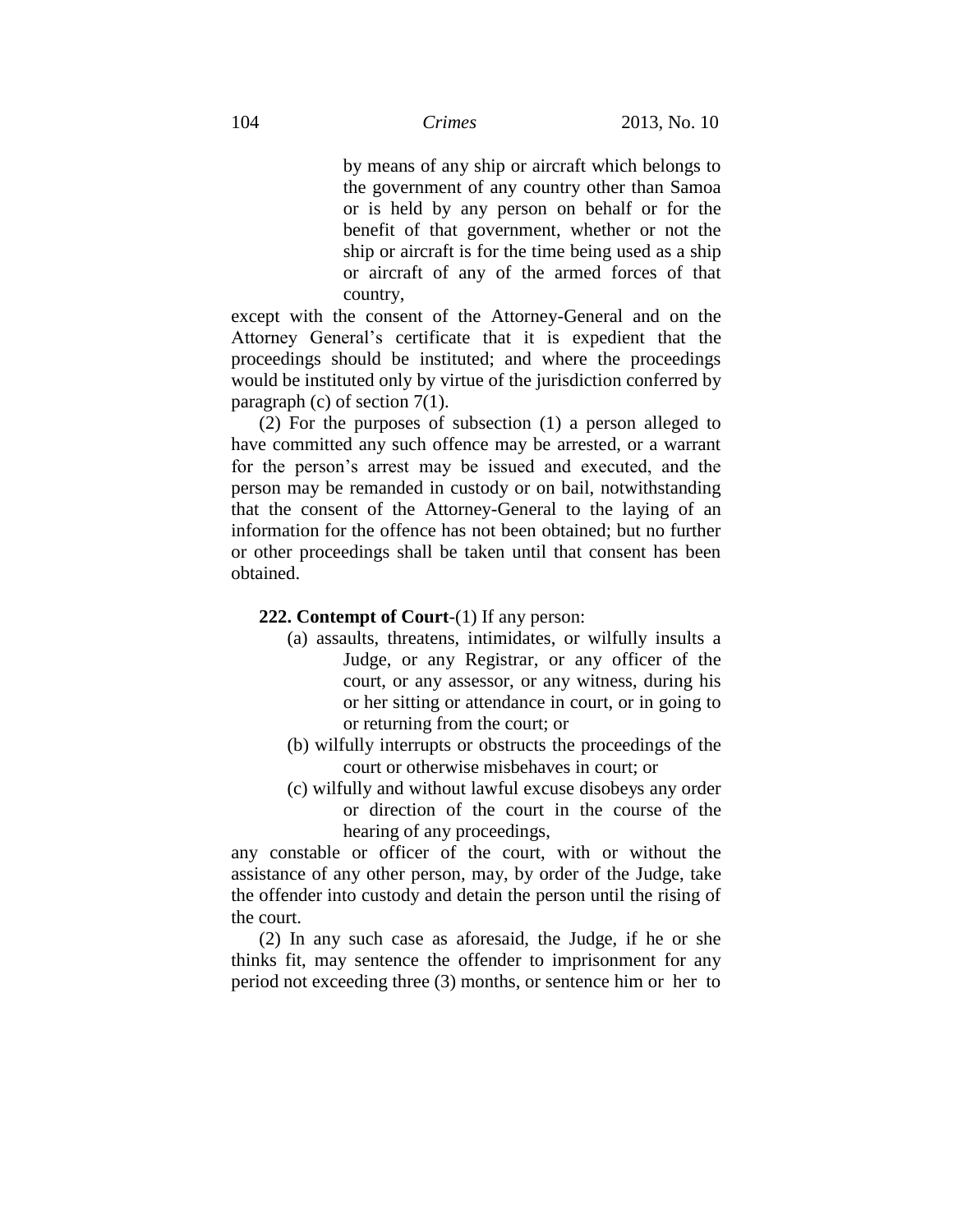by means of any ship or aircraft which belongs to the government of any country other than Samoa or is held by any person on behalf or for the benefit of that government, whether or not the ship or aircraft is for the time being used as a ship or aircraft of any of the armed forces of that country,

except with the consent of the Attorney-General and on the Attorney General's certificate that it is expedient that the proceedings should be instituted; and where the proceedings would be instituted only by virtue of the jurisdiction conferred by paragraph (c) of section 7(1).

(2) For the purposes of subsection (1) a person alleged to have committed any such offence may be arrested, or a warrant for the person's arrest may be issued and executed, and the person may be remanded in custody or on bail, notwithstanding that the consent of the Attorney-General to the laying of an information for the offence has not been obtained; but no further or other proceedings shall be taken until that consent has been obtained.

**222. Contempt of Court**-(1) If any person:

(a) assaults, threatens, intimidates, or wilfully insults a Judge, or any Registrar, or any officer of the court, or any assessor, or any witness, during his or her sitting or attendance in court, or in going to or returning from the court; or

(b) wilfully interrupts or obstructs the proceedings of the court or otherwise misbehaves in court; or

(c) wilfully and without lawful excuse disobeys any order or direction of the court in the course of the hearing of any proceedings,

any constable or officer of the court, with or without the assistance of any other person, may, by order of the Judge, take the offender into custody and detain the person until the rising of the court.

(2) In any such case as aforesaid, the Judge, if he or she thinks fit, may sentence the offender to imprisonment for any period not exceeding three (3) months, or sentence him or her to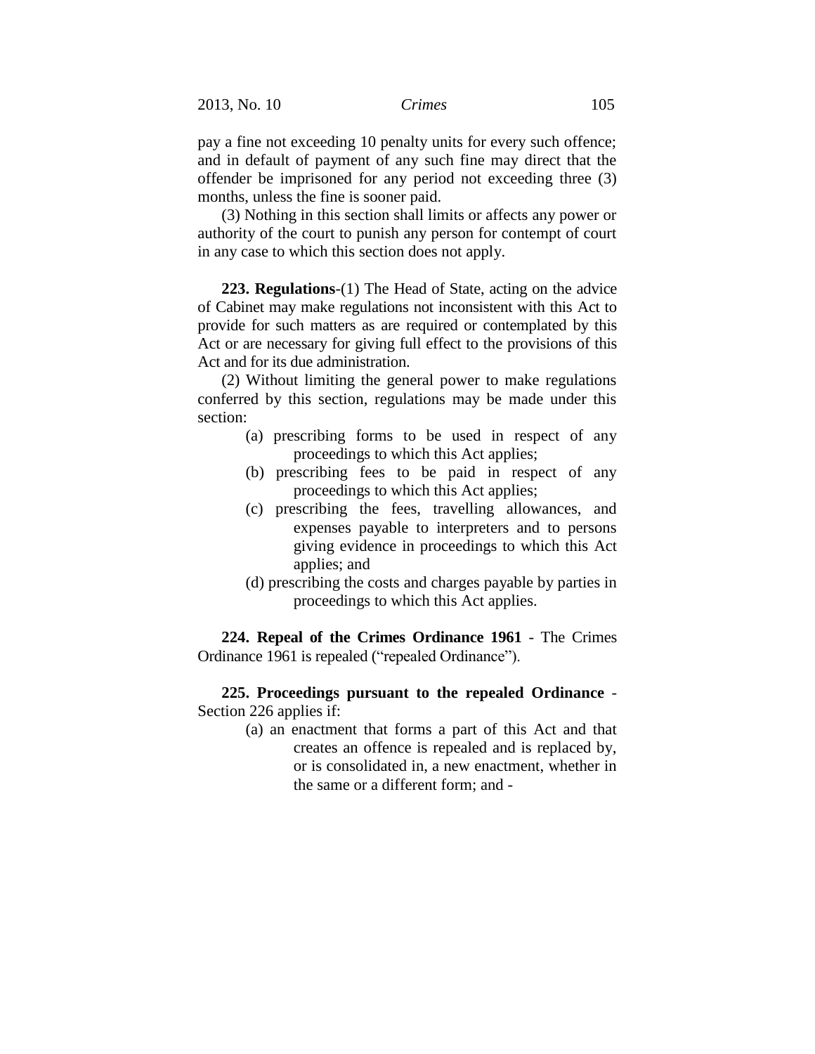pay a fine not exceeding 10 penalty units for every such offence; and in default of payment of any such fine may direct that the offender be imprisoned for any period not exceeding three (3) months, unless the fine is sooner paid.

(3) Nothing in this section shall limits or affects any power or authority of the court to punish any person for contempt of court in any case to which this section does not apply.

**223. Regulations**-(1) The Head of State, acting on the advice of Cabinet may make regulations not inconsistent with this Act to provide for such matters as are required or contemplated by this Act or are necessary for giving full effect to the provisions of this Act and for its due administration.

(2) Without limiting the general power to make regulations conferred by this section, regulations may be made under this section:

(a) prescribing forms to be used in respect of any proceedings to which this Act applies;

(b) prescribing fees to be paid in respect of any proceedings to which this Act applies;

(c) prescribing the fees, travelling allowances, and expenses payable to interpreters and to persons giving evidence in proceedings to which this Act applies; and

(d) prescribing the costs and charges payable by parties in proceedings to which this Act applies.

**224. Repeal of the Crimes Ordinance 1961** - The Crimes Ordinance 1961 is repealed ("repealed Ordinance").

**225. Proceedings pursuant to the repealed Ordinance** - Section 226 applies if:

(a) an enactment that forms a part of this Act and that creates an offence is repealed and is replaced by, or is consolidated in, a new enactment, whether in the same or a different form; and -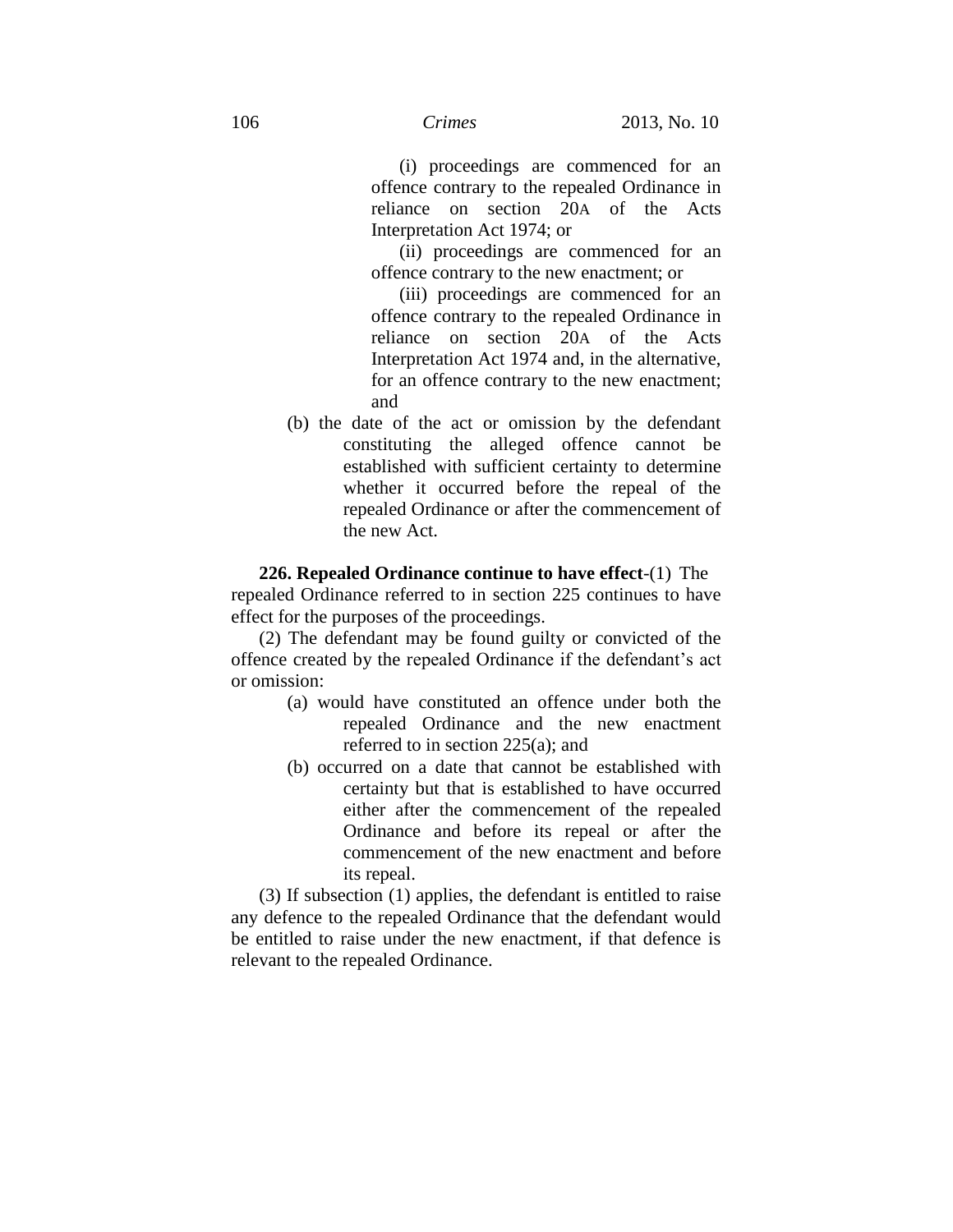(i) proceedings are commenced for an offence contrary to the repealed Ordinance in reliance on section 20A of the Acts Interpretation Act 1974; or

(ii) proceedings are commenced for an offence contrary to the new enactment; or

(iii) proceedings are commenced for an offence contrary to the repealed Ordinance in reliance on section 20A of the Acts Interpretation Act 1974 and, in the alternative, for an offence contrary to the new enactment; and

(b) the date of the act or omission by the defendant constituting the alleged offence cannot be established with sufficient certainty to determine whether it occurred before the repeal of the repealed Ordinance or after the commencement of the new Act.

**226. Repealed Ordinance continue to have effect**-(1) The repealed Ordinance referred to in section 225 continues to have effect for the purposes of the proceedings.

(2) The defendant may be found guilty or convicted of the offence created by the repealed Ordinance if the defendant's act or omission:

(a) would have constituted an offence under both the repealed Ordinance and the new enactment referred to in section 225(a); and

(b) occurred on a date that cannot be established with certainty but that is established to have occurred either after the commencement of the repealed Ordinance and before its repeal or after the commencement of the new enactment and before its repeal.

(3) If subsection (1) applies, the defendant is entitled to raise any defence to the repealed Ordinance that the defendant would be entitled to raise under the new enactment, if that defence is relevant to the repealed Ordinance.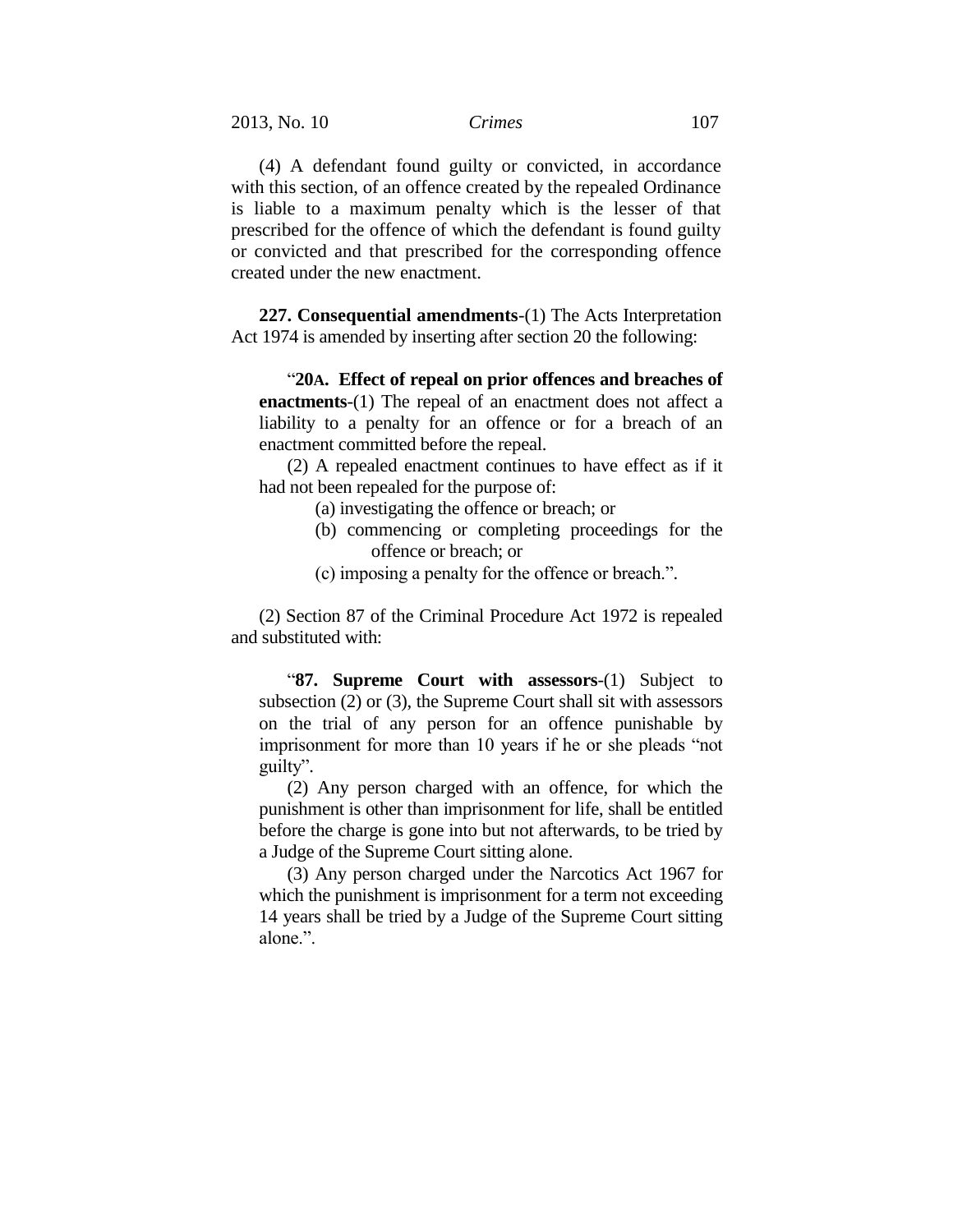(4) A defendant found guilty or convicted, in accordance with this section, of an offence created by the repealed Ordinance is liable to a maximum penalty which is the lesser of that prescribed for the offence of which the defendant is found guilty or convicted and that prescribed for the corresponding offence created under the new enactment.

**227. Consequential amendments**-(1) The Acts Interpretation Act 1974 is amended by inserting after section 20 the following:

> "**20A. Effect of repeal on prior offences and breaches of enactments**-(1) The repeal of an enactment does not affect a liability to a penalty for an offence or for a breach of an enactment committed before the repeal.
>
> (2) A repealed enactment continues to have effect as if it had not been repealed for the purpose of:
>
> (a) investigating the offence or breach; or
>
> (b) commencing or completing proceedings for the offence or breach; or
>
> (c) imposing a penalty for the offence or breach.".

(2) Section 87 of the Criminal Procedure Act 1972 is repealed and substituted with:

> "**87. Supreme Court with assessors**-(1) Subject to subsection (2) or (3), the Supreme Court shall sit with assessors on the trial of any person for an offence punishable by imprisonment for more than 10 years if he or she pleads "not guilty".
>
> (2) Any person charged with an offence, for which the punishment is other than imprisonment for life, shall be entitled before the charge is gone into but not afterwards, to be tried by a Judge of the Supreme Court sitting alone.
>
> (3) Any person charged under the Narcotics Act 1967 for which the punishment is imprisonment for a term not exceeding 14 years shall be tried by a Judge of the Supreme Court sitting alone.".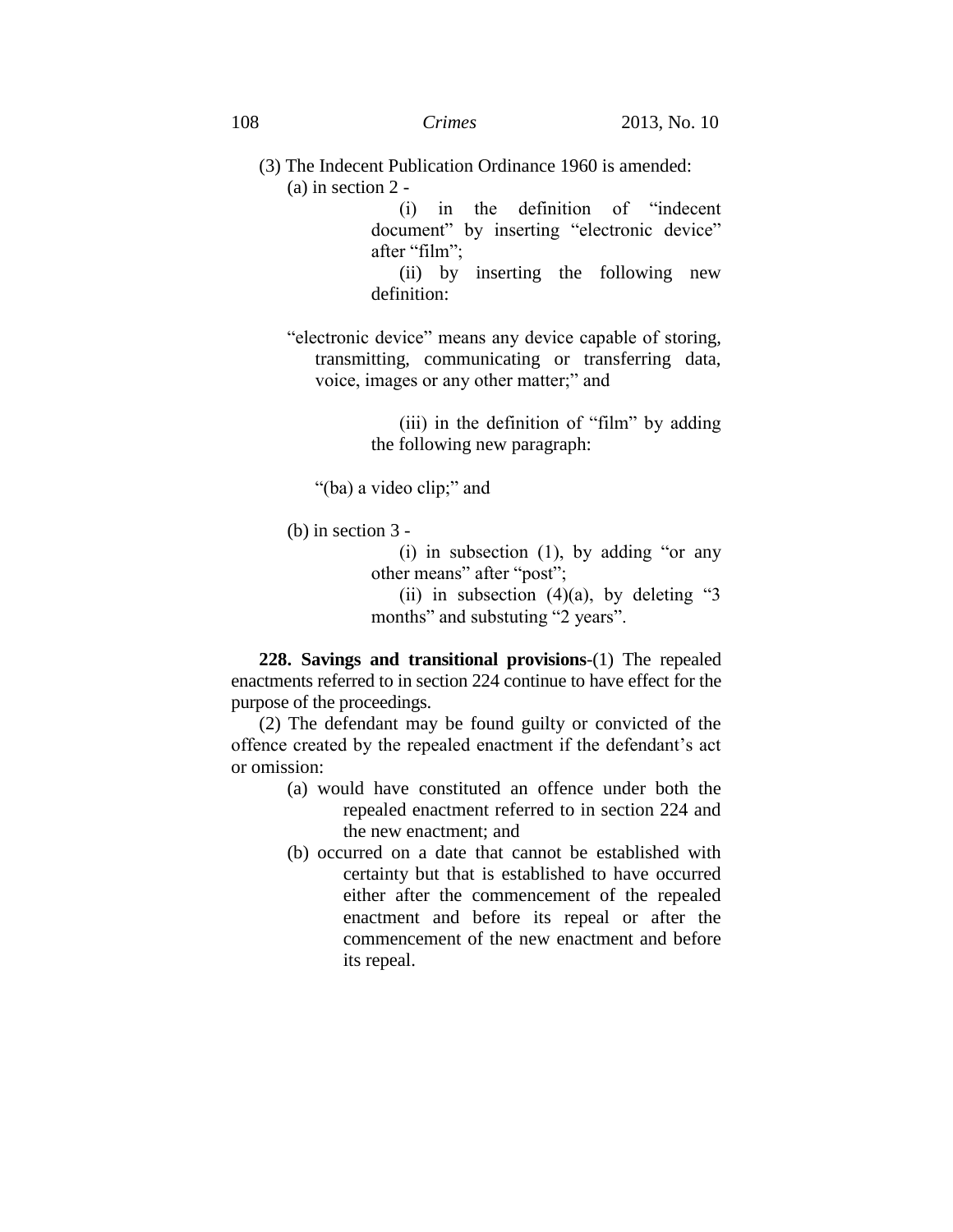(3) The Indecent Publication Ordinance 1960 is amended:

(a) in section 2 -

(i) in the definition of "indecent document" by inserting "electronic device" after "film";

(ii) by inserting the following new definition:

"electronic device" means any device capable of storing, transmitting, communicating or transferring data, voice, images or any other matter;" and

(iii) in the definition of "film" by adding the following new paragraph:

"(ba) a video clip;" and

(b) in section 3 -

(i) in subsection (1), by adding "or any other means" after "post";

(ii) in subsection (4)(a), by deleting "3 months" and substuting "2 years".

**228. Savings and transitional provisions**-(1) The repealed enactments referred to in section 224 continue to have effect for the purpose of the proceedings.

(2) The defendant may be found guilty or convicted of the offence created by the repealed enactment if the defendant's act or omission:

(a) would have constituted an offence under both the repealed enactment referred to in section 224 and the new enactment; and

(b) occurred on a date that cannot be established with certainty but that is established to have occurred either after the commencement of the repealed enactment and before its repeal or after the commencement of the new enactment and before its repeal.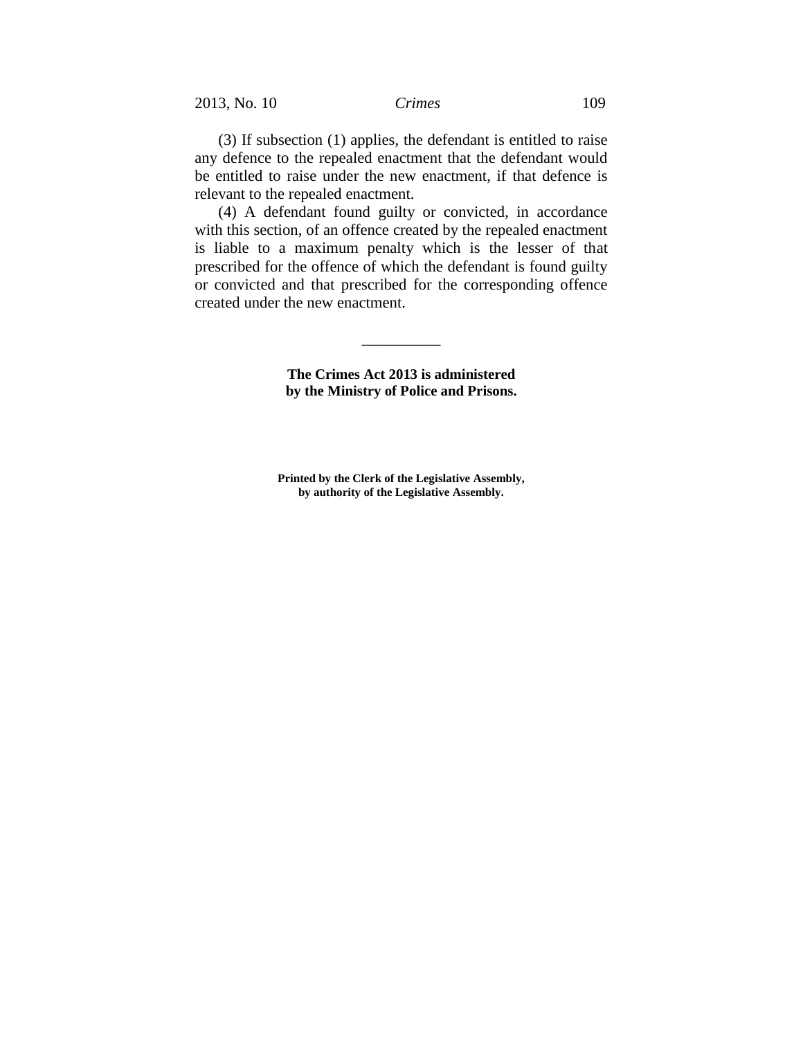(3) If subsection (1) applies, the defendant is entitled to raise any defence to the repealed enactment that the defendant would be entitled to raise under the new enactment, if that defence is relevant to the repealed enactment.

(4) A defendant found guilty or convicted, in accordance with this section, of an offence created by the repealed enactment is liable to a maximum penalty which is the lesser of that prescribed for the offence of which the defendant is found guilty or convicted and that prescribed for the corresponding offence created under the new enactment.

__________

**The Crimes Act 2013 is administered by the Ministry of Police and Prisons.**

**Printed by the Clerk of the Legislative Assembly, by authority of the Legislative Assembly.**